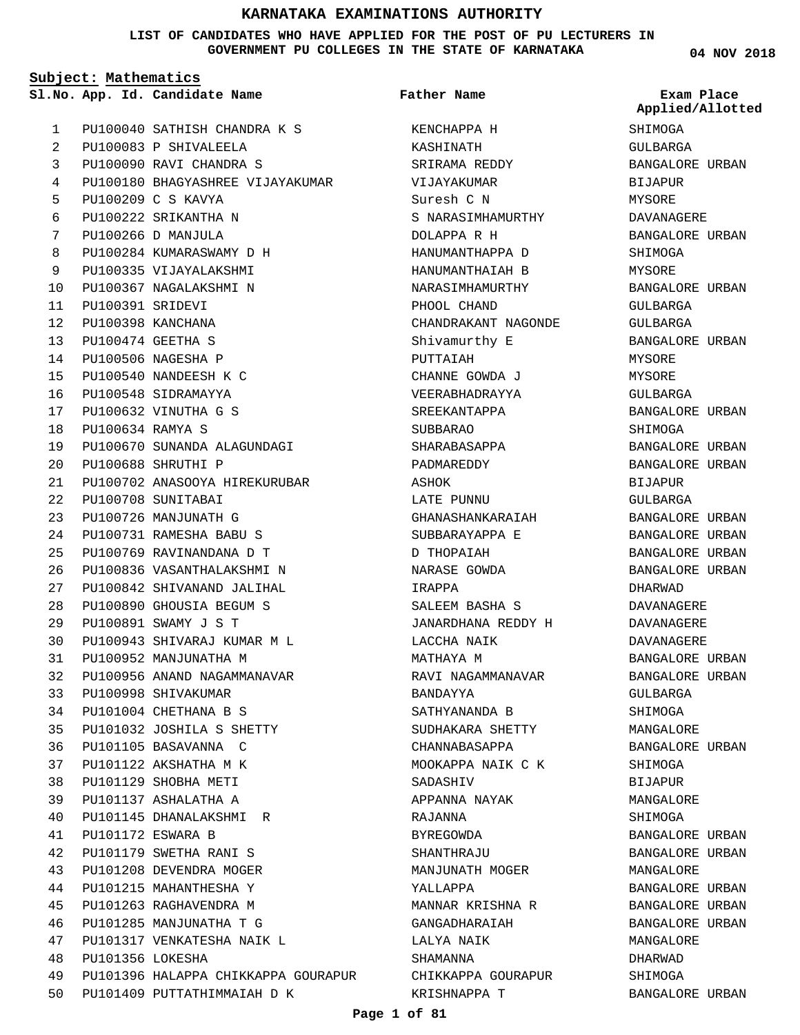# KARNATAKA EXAMINATIONS AUTHORITY

**LIST OF CANDIDATES WHO HAVE APPLIED FOR THE POST OF PU LECTURERS IN GOVERNMENT PU COLLEGES IN THE STATE OF KARNATAKA**

**04 NOV 2018**

**Subject: Mathematics**

| Sl.No. | App. Id. | Candidate Name | Father Name | Exam Place Applied/Allotted |
|---|---|---|---|---|
| 1 | PU100040 | SATHISH CHANDRA K S | KENCHAPPA H | SHIMOGA |
| 2 | PU100083 | P SHIVALEELA | KASHINATH | GULBARGA |
| 3 | PU100090 | RAVI CHANDRA S | SRIRAMA REDDY | BANGALORE URBAN |
| 4 | PU100180 | BHAGYASHREE VIJAYAKUMAR | VIJAYAKUMAR | BIJAPUR |
| 5 | PU100209 | C S KAVYA | Suresh C N | MYSORE |
| 6 | PU100222 | SRIKANTHA N | S NARASIMHAMURTHY | DAVANAGERE |
| 7 | PU100266 | D MANJULA | DOLAPPA R H | BANGALORE URBAN |
| 8 | PU100284 | KUMARASWAMY D H | HANUMANTHAPPA D | SHIMOGA |
| 9 | PU100335 | VIJAYALAKSHMI | HANUMANTHAIAH B | MYSORE |
| 10 | PU100367 | NAGALAKSHMI N | NARASIMHAMURTHY | BANGALORE URBAN |
| 11 | PU100391 | SRIDEVI | PHOOL CHAND | GULBARGA |
| 12 | PU100398 | KANCHANA | CHANDRAKANT NAGONDE | GULBARGA |
| 13 | PU100474 | GEETHA S | Shivamurthy E | BANGALORE URBAN |
| 14 | PU100506 | NAGESHA P | PUTTAIAH | MYSORE |
| 15 | PU100540 | NANDEESH K C | CHANNE GOWDA J | MYSORE |
| 16 | PU100548 | SIDRAMAYYA | VEERABHADRAYYA | GULBARGA |
| 17 | PU100632 | VINUTHA G S | SREEKANTAPPA | BANGALORE URBAN |
| 18 | PU100634 | RAMYA S | SUBBARAO | SHIMOGA |
| 19 | PU100670 | SUNANDA ALAGUNDAGI | SHARABASAPPA | BANGALORE URBAN |
| 20 | PU100688 | SHRUTHI P | PADMAREDDY | BANGALORE URBAN |
| 21 | PU100702 | ANASOOYA HIREKURUBAR | ASHOK | BIJAPUR |
| 22 | PU100708 | SUNITABAI | LATE PUNNU | GULBARGA |
| 23 | PU100726 | MANJUNATH G | GHANASHANKARAIAH | BANGALORE URBAN |
| 24 | PU100731 | RAMESHA BABU S | SUBBARAYAPPA E | BANGALORE URBAN |
| 25 | PU100769 | RAVINANDANA D T | D THOPAIAH | BANGALORE URBAN |
| 26 | PU100836 | VASANTHALAKSHMI N | NARASE GOWDA | BANGALORE URBAN |
| 27 | PU100842 | SHIVANAND JALIHAL | IRAPPA | DHARWAD |
| 28 | PU100890 | GHOUSIA BEGUM S | SALEEM BASHA S | DAVANAGERE |
| 29 | PU100891 | SWAMY J S T | JANARDHANA REDDY H | DAVANAGERE |
| 30 | PU100943 | SHIVARAJ KUMAR M L | LACCHA NAIK | DAVANAGERE |
| 31 | PU100952 | MANJUNATHA M | MATHAYA M | BANGALORE URBAN |
| 32 | PU100956 | ANAND NAGAMMANAVAR | RAVI NAGAMMANAVAR | BANGALORE URBAN |
| 33 | PU100998 | SHIVAKUMAR | BANDAYYA | GULBARGA |
| 34 | PU101004 | CHETHANA B S | SATHYANANDA B | SHIMOGA |
| 35 | PU101032 | JOSHILA S SHETTY | SUDHAKARA SHETTY | MANGALORE |
| 36 | PU101105 | BASAVANNA C | CHANNABASAPPA | BANGALORE URBAN |
| 37 | PU101122 | AKSHATHA M K | MOOKAPPA NAIK C K | SHIMOGA |
| 38 | PU101129 | SHOBHA METI | SADASHIV | BIJAPUR |
| 39 | PU101137 | ASHALATHA A | APPANNA NAYAK | MANGALORE |
| 40 | PU101145 | DHANALAKSHMI R | RAJANNA | SHIMOGA |
| 41 | PU101172 | ESWARA B | BYREGOWDA | BANGALORE URBAN |
| 42 | PU101179 | SWETHA RANI S | SHANTHRAJU | BANGALORE URBAN |
| 43 | PU101208 | DEVENDRA MOGER | MANJUNATH MOGER | MANGALORE |
| 44 | PU101215 | MAHANTHESHA Y | YALLAPPA | BANGALORE URBAN |
| 45 | PU101263 | RAGHAVENDRA M | MANNAR KRISHNA R | BANGALORE URBAN |
| 46 | PU101285 | MANJUNATHA T G | GANGADHARAIAH | BANGALORE URBAN |
| 47 | PU101317 | VENKATESHA NAIK L | LALYA NAIK | MANGALORE |
| 48 | PU101356 | LOKESHA | SHAMANNA | DHARWAD |
| 49 | PU101396 | HALAPPA CHIKKAPPA GOURAPUR | CHIKKAPPA GOURAPUR | SHIMOGA |
| 50 | PU101409 | PUTTATHIMMAIAH D K | KRISHNAPPA T | BANGALORE URBAN |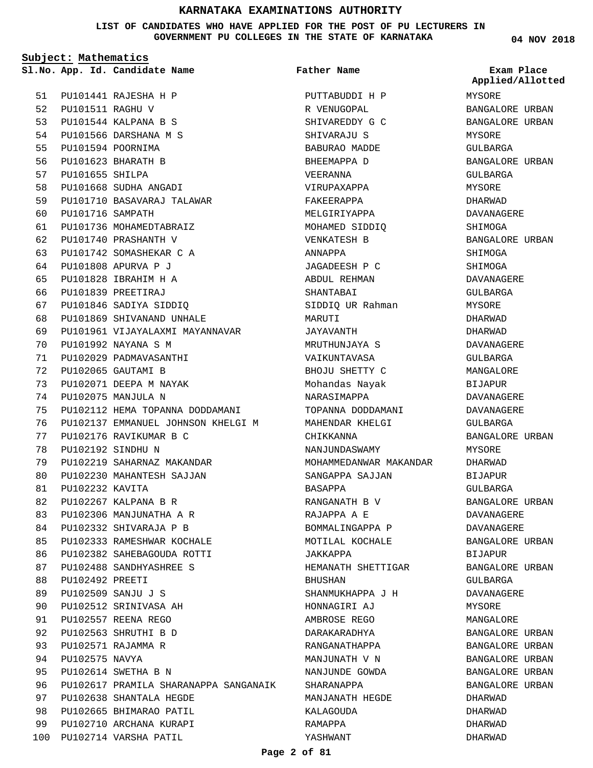# KARNATAKA EXAMINATIONS AUTHORITY

**LIST OF CANDIDATES WHO HAVE APPLIED FOR THE POST OF PU LECTURERS IN GOVERNMENT PU COLLEGES IN THE STATE OF KARNATAKA**

**04 NOV 2018**

**Subject: Mathematics**

| Sl.No. | App. Id. | Candidate Name | Father Name | Exam Place Applied/Allotted |
|---|---|---|---|---|
| 51 | PU101441 | RAJESHA H P | PUTTABUDDI H P | MYSORE |
| 52 | PU101511 | RAGHU V | R VENUGOPAL | BANGALORE URBAN |
| 53 | PU101544 | KALPANA B S | SHIVAREDDY G C | BANGALORE URBAN |
| 54 | PU101566 | DARSHANA M S | SHIVARAJU S | MYSORE |
| 55 | PU101594 | POORNIMA | BABURAO MADDE | GULBARGA |
| 56 | PU101623 | BHARATH B | BHEEMAPPA D | BANGALORE URBAN |
| 57 | PU101655 | SHILPA | VEERANNA | GULBARGA |
| 58 | PU101668 | SUDHA ANGADI | VIRUPAXAPPA | MYSORE |
| 59 | PU101710 | BASAVARAJ TALAWAR | FAKEERAPPA | DHARWAD |
| 60 | PU101716 | SAMPATH | MELGIRIYAPPA | DAVANAGERE |
| 61 | PU101736 | MOHAMEDTABRAIZ | MOHAMED SIDDIQ | SHIMOGA |
| 62 | PU101740 | PRASHANTH V | VENKATESH B | BANGALORE URBAN |
| 63 | PU101742 | SOMASHEKAR C A | ANNAPPA | SHIMOGA |
| 64 | PU101808 | APURVA P J | JAGADEESH P C | SHIMOGA |
| 65 | PU101828 | IBRAHIM H A | ABDUL REHMAN | DAVANAGERE |
| 66 | PU101839 | PREETIRAJ | SHANTABAI | GULBARGA |
| 67 | PU101846 | SADIYA SIDDIQ | SIDDIQ UR Rahman | MYSORE |
| 68 | PU101869 | SHIVANAND UNHALE | MARUTI | DHARWAD |
| 69 | PU101961 | VIJAYALAXMI MAYANNAVAR | JAYAVANTH | DHARWAD |
| 70 | PU101992 | NAYANA S M | MRUTHUNJAYA S | DAVANAGERE |
| 71 | PU102029 | PADMAVASANTHI | VAIKUNTAVASA | GULBARGA |
| 72 | PU102065 | GAUTAMI B | BHOJU SHETTY C | MANGALORE |
| 73 | PU102071 | DEEPA M NAYAK | Mohandas Nayak | BIJAPUR |
| 74 | PU102075 | MANJULA N | NARASIMAPPA | DAVANAGERE |
| 75 | PU102112 | HEMA TOPANNA DODDAMANI | TOPANNA DODDAMANI | DAVANAGERE |
| 76 | PU102137 | EMMANUEL JOHNSON KHELGI M | MAHENDAR KHELGI | GULBARGA |
| 77 | PU102176 | RAVIKUMAR B C | CHIKKANNA | BANGALORE URBAN |
| 78 | PU102192 | SINDHU N | NANJUNDASWAMY | MYSORE |
| 79 | PU102219 | SAHARNAZ MAKANDAR | MOHAMMEDANWAR MAKANDAR | DHARWAD |
| 80 | PU102230 | MAHANTESH SAJJAN | SANGAPPA SAJJAN | BIJAPUR |
| 81 | PU102232 | KAVITA | BASAPPA | GULBARGA |
| 82 | PU102267 | KALPANA B R | RANGANATH B V | BANGALORE URBAN |
| 83 | PU102306 | MANJUNATHA A R | RAJAPPA A E | DAVANAGERE |
| 84 | PU102332 | SHIVARAJA P B | BOMMALINGAPPA P | DAVANAGERE |
| 85 | PU102333 | RAMESHWAR KOCHALE | MOTILAL KOCHALE | BANGALORE URBAN |
| 86 | PU102382 | SAHEBAGOUDA ROTTI | JAKKAPPA | BIJAPUR |
| 87 | PU102488 | SANDHYASHREE S | HEMANATH SHETTIGAR | BANGALORE URBAN |
| 88 | PU102492 | PREETI | BHUSHAN | GULBARGA |
| 89 | PU102509 | SANJU J S | SHANMUKHAPPA J H | DAVANAGERE |
| 90 | PU102512 | SRINIVASA AH | HONNAGIRI AJ | MYSORE |
| 91 | PU102557 | REENA REGO | AMBROSE REGO | MANGALORE |
| 92 | PU102563 | SHRUTHI B D | DARAKARADHYA | BANGALORE URBAN |
| 93 | PU102571 | RAJAMMA R | RANGANATHAPPA | BANGALORE URBAN |
| 94 | PU102575 | NAVYA | MANJUNATH V N | BANGALORE URBAN |
| 95 | PU102614 | SWETHA B N | NANJUNDE GOWDA | BANGALORE URBAN |
| 96 | PU102617 | PRAMILA SHARANAPPA SANGANAIK | SHARANAPPA | BANGALORE URBAN |
| 97 | PU102638 | SHANTALA HEGDE | MANJANATH HEGDE | DHARWAD |
| 98 | PU102665 | BHIMARAO PATIL | KALAGOUDA | DHARWAD |
| 99 | PU102710 | ARCHANA KURAPI | RAMAPPA | DHARWAD |
| 100 | PU102714 | VARSHA PATIL | YASHWANT | DHARWAD |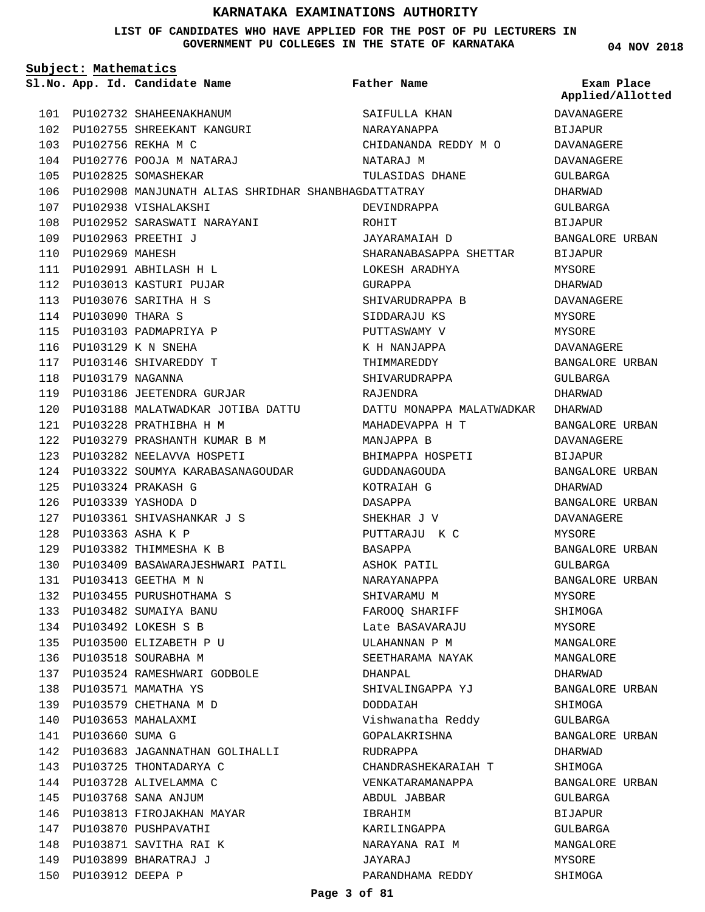# KARNATAKA EXAMINATIONS AUTHORITY

**LIST OF CANDIDATES WHO HAVE APPLIED FOR THE POST OF PU LECTURERS IN GOVERNMENT PU COLLEGES IN THE STATE OF KARNATAKA**

**04 NOV 2018**

**Subject: Mathematics**

| Sl.No. | App. Id. | Candidate Name | Father Name | Exam Place Applied/Allotted |
|---|---|---|---|---|
| 101 | PU102732 | SHAHEENAKHANUM | SAIFULLA KHAN | DAVANAGERE |
| 102 | PU102755 | SHREEKANT KANGURI | NARAYANAPPA | BIJAPUR |
| 103 | PU102756 | REKHA M C | CHIDANANDA REDDY M O | DAVANAGERE |
| 104 | PU102776 | POOJA M NATARAJ | NATARAJ M | DAVANAGERE |
| 105 | PU102825 | SOMASHEKAR | TULASIDAS DHANE | GULBARGA |
| 106 | PU102908 | MANJUNATH ALIAS SHRIDHAR SHANBHAG | DATTATRAY | DHARWAD |
| 107 | PU102938 | VISHALAKSHI | DEVINDRAPPA | GULBARGA |
| 108 | PU102952 | SARASWATI NARAYANI | ROHIT | BIJAPUR |
| 109 | PU102963 | PREETHI J | JAYARAMAIAH D | BANGALORE URBAN |
| 110 | PU102969 | MAHESH | SHARANABASAPPA SHETTAR | BIJAPUR |
| 111 | PU102991 | ABHILASH H L | LOKESH ARADHYA | MYSORE |
| 112 | PU103013 | KASTURI PUJAR | GURAPPA | DHARWAD |
| 113 | PU103076 | SARITHA H S | SHIVARUDRAPPA B | DAVANAGERE |
| 114 | PU103090 | THARA S | SIDDARAJU KS | MYSORE |
| 115 | PU103103 | PADMAPRIYA P | PUTTASWAMY V | MYSORE |
| 116 | PU103129 | K N SNEHA | K H NANJAPPA | DAVANAGERE |
| 117 | PU103146 | SHIVAREDDY T | THIMMAREDDY | BANGALORE URBAN |
| 118 | PU103179 | NAGANNA | SHIVARUDRAPPA | GULBARGA |
| 119 | PU103186 | JEETENDRA GURJAR | RAJENDRA | DHARWAD |
| 120 | PU103188 | MALATWADKAR JOTIBA DATTU | DATTU MONAPPA MALATWADKAR | DHARWAD |
| 121 | PU103228 | PRATHIBHA H M | MAHADEVAPPA H T | BANGALORE URBAN |
| 122 | PU103279 | PRASHANTH KUMAR B M | MANJAPPA B | DAVANAGERE |
| 123 | PU103282 | NEELAVVA HOSPETI | BHIMAPPA HOSPETI | BIJAPUR |
| 124 | PU103322 | SOUMYA KARABASANAGOUDAR | GUDDANAGOUDA | BANGALORE URBAN |
| 125 | PU103324 | PRAKASH G | KOTRAIAH G | DHARWAD |
| 126 | PU103339 | YASHODA D | DASAPPA | BANGALORE URBAN |
| 127 | PU103361 | SHIVASHANKAR J S | SHEKHAR J V | DAVANAGERE |
| 128 | PU103363 | ASHA K P | PUTTARAJU K C | MYSORE |
| 129 | PU103382 | THIMMESHA K B | BASAPPA | BANGALORE URBAN |
| 130 | PU103409 | BASAWARAJESHWARI PATIL | ASHOK PATIL | GULBARGA |
| 131 | PU103413 | GEETHA M N | NARAYANAPPA | BANGALORE URBAN |
| 132 | PU103455 | PURUSHOTHAMA S | SHIVARAMU M | MYSORE |
| 133 | PU103482 | SUMAIYA BANU | FAROOQ SHARIFF | SHIMOGA |
| 134 | PU103492 | LOKESH S B | Late BASAVARAJU | MYSORE |
| 135 | PU103500 | ELIZABETH P U | ULAHANNAN P M | MANGALORE |
| 136 | PU103518 | SOURABHA M | SEETHARAMA NAYAK | MANGALORE |
| 137 | PU103524 | RAMESHWARI GODBOLE | DHANPAL | DHARWAD |
| 138 | PU103571 | MAMATHA YS | SHIVALINGAPPA YJ | BANGALORE URBAN |
| 139 | PU103579 | CHETHANA M D | DODDAIAH | SHIMOGA |
| 140 | PU103653 | MAHALAXMI | Vishwanatha Reddy | GULBARGA |
| 141 | PU103660 | SUMA G | GOPALAKRISHNA | BANGALORE URBAN |
| 142 | PU103683 | JAGANNATHAN GOLIHALLI | RUDRAPPA | DHARWAD |
| 143 | PU103725 | THONTADARYA C | CHANDRASHEKARAIAH T | SHIMOGA |
| 144 | PU103728 | ALIVELAMMA C | VENKATARAMANAPPA | BANGALORE URBAN |
| 145 | PU103768 | SANA ANJUM | ABDUL JABBAR | GULBARGA |
| 146 | PU103813 | FIROJAKHAN MAYAR | IBRAHIM | BIJAPUR |
| 147 | PU103870 | PUSHPAVATHI | KARILINGAPPA | GULBARGA |
| 148 | PU103871 | SAVITHA RAI K | NARAYANA RAI M | MANGALORE |
| 149 | PU103899 | BHARATRAJ J | JAYARAJ | MYSORE |
| 150 | PU103912 | DEEPA P | PARANDHAMA REDDY | SHIMOGA |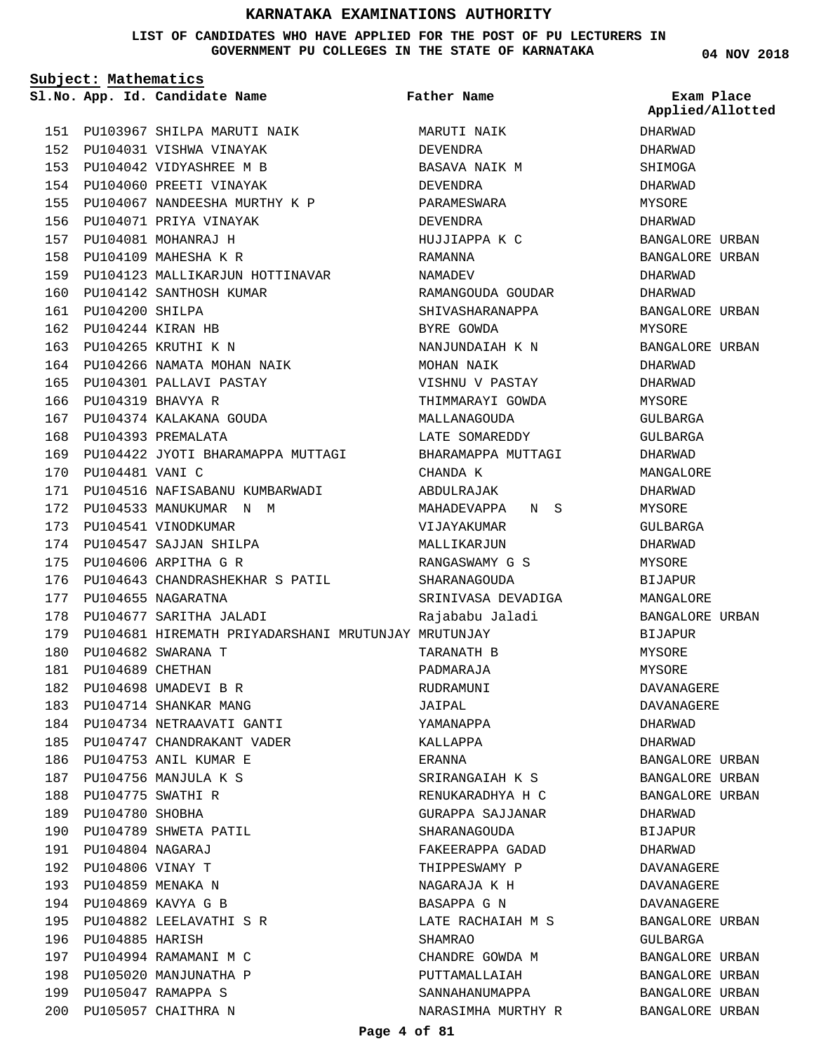# KARNATAKA EXAMINATIONS AUTHORITY

**LIST OF CANDIDATES WHO HAVE APPLIED FOR THE POST OF PU LECTURERS IN GOVERNMENT PU COLLEGES IN THE STATE OF KARNATAKA**

04 NOV 2018

**Subject: Mathematics**

| Sl.No. | App. Id. | Candidate Name | Father Name | Exam Place Applied/Allotted |
|---|---|---|---|---|
| 151 | PU103967 | SHILPA MARUTI NAIK | MARUTI NAIK | DHARWAD |
| 152 | PU104031 | VISHWA VINAYAK | DEVENDRA | DHARWAD |
| 153 | PU104042 | VIDYASHREE M B | BASAVA NAIK M | SHIMOGA |
| 154 | PU104060 | PREETI VINAYAK | DEVENDRA | DHARWAD |
| 155 | PU104067 | NANDEESHA MURTHY K P | PARAMESWARA | MYSORE |
| 156 | PU104071 | PRIYA VINAYAK | DEVENDRA | DHARWAD |
| 157 | PU104081 | MOHANRAJ H | HUJJIAPPA K C | BANGALORE URBAN |
| 158 | PU104109 | MAHESHA K R | RAMANNA | BANGALORE URBAN |
| 159 | PU104123 | MALLIKARJUN HOTTINAVAR | NAMADEV | DHARWAD |
| 160 | PU104142 | SANTHOSH KUMAR | RAMANGOUDA GOUDAR | DHARWAD |
| 161 | PU104200 | SHILPA | SHIVASHARANAPPA | BANGALORE URBAN |
| 162 | PU104244 | KIRAN HB | BYRE GOWDA | MYSORE |
| 163 | PU104265 | KRUTHI K N | NANJUNDAIAH K N | BANGALORE URBAN |
| 164 | PU104266 | NAMATA MOHAN NAIK | MOHAN NAIK | DHARWAD |
| 165 | PU104301 | PALLAVI PASTAY | VISHNU V PASTAY | DHARWAD |
| 166 | PU104319 | BHAVYA R | THIMMARAYI GOWDA | MYSORE |
| 167 | PU104374 | KALAKANA GOUDA | MALLANAGOUDA | GULBARGA |
| 168 | PU104393 | PREMALATA | LATE SOMAREDDY | GULBARGA |
| 169 | PU104422 | JYOTI BHARAMAPPA MUTTAGI | BHARAMAPPA MUTTAGI | DHARWAD |
| 170 | PU104481 | VANI C | CHANDA K | MANGALORE |
| 171 | PU104516 | NAFISABANU KUMBARWADI | ABDULRAJAK | DHARWAD |
| 172 | PU104533 | MANUKUMAR N M | MAHADEVAPPA N S | MYSORE |
| 173 | PU104541 | VINODKUMAR | VIJAYAKUMAR | GULBARGA |
| 174 | PU104547 | SAJJAN SHILPA | MALLIKARJUN | DHARWAD |
| 175 | PU104606 | ARPITHA G R | RANGASWAMY G S | MYSORE |
| 176 | PU104643 | CHANDRASHEKHAR S PATIL | SHARANAGOUDA | BIJAPUR |
| 177 | PU104655 | NAGARATNA | SRINIVASA DEVADIGA | MANGALORE |
| 178 | PU104677 | SARITHA JALADI | Rajababu Jaladi | BANGALORE URBAN |
| 179 | PU104681 | HIREMATH PRIYADARSHANI MRUTUNJAY | MRUTUNJAY | BIJAPUR |
| 180 | PU104682 | SWARANA T | TARANATH B | MYSORE |
| 181 | PU104689 | CHETHAN | PADMARAJA | MYSORE |
| 182 | PU104698 | UMADEVI B R | RUDRAMUNI | DAVANAGERE |
| 183 | PU104714 | SHANKAR MANG | JAIPAL | DAVANAGERE |
| 184 | PU104734 | NETRAAVATI GANTI | YAMANAPPA | DHARWAD |
| 185 | PU104747 | CHANDRAKANT VADER | KALLAPPA | DHARWAD |
| 186 | PU104753 | ANIL KUMAR E | ERANNA | BANGALORE URBAN |
| 187 | PU104756 | MANJULA K S | SRIRANGAIAH K S | BANGALORE URBAN |
| 188 | PU104775 | SWATHI R | RENUKARADHYA H C | BANGALORE URBAN |
| 189 | PU104780 | SHOBHA | GURAPPA SAJJANAR | DHARWAD |
| 190 | PU104789 | SHWETA PATIL | SHARANAGOUDA | BIJAPUR |
| 191 | PU104804 | NAGARAJ | FAKEERAPPA GADAD | DHARWAD |
| 192 | PU104806 | VINAY T | THIPPESWAMY P | DAVANAGERE |
| 193 | PU104859 | MENAKA N | NAGARAJA K H | DAVANAGERE |
| 194 | PU104869 | KAVYA G B | BASAPPA G N | DAVANAGERE |
| 195 | PU104882 | LEELAVATHI S R | LATE RACHAIAH M S | BANGALORE URBAN |
| 196 | PU104885 | HARISH | SHAMRAO | GULBARGA |
| 197 | PU104994 | RAMAMANI M C | CHANDRE GOWDA M | BANGALORE URBAN |
| 198 | PU105020 | MANJUNATHA P | PUTTAMALLAIAH | BANGALORE URBAN |
| 199 | PU105047 | RAMAPPA S | SANNAHANUMAPPA | BANGALORE URBAN |
| 200 | PU105057 | CHAITHRA N | NARASIMHA MURTHY R | BANGALORE URBAN |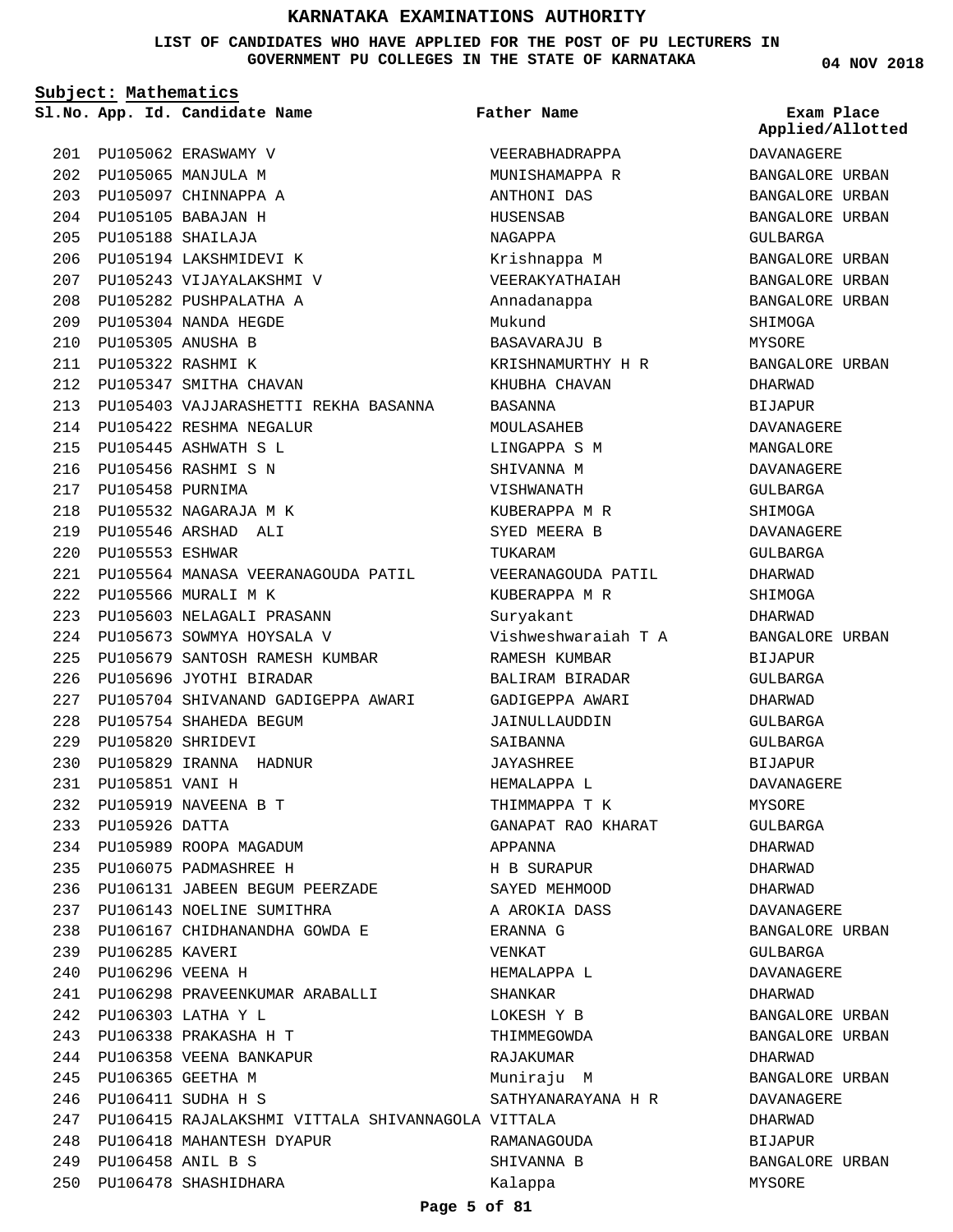# KARNATAKA EXAMINATIONS AUTHORITY

**LIST OF CANDIDATES WHO HAVE APPLIED FOR THE POST OF PU LECTURERS IN GOVERNMENT PU COLLEGES IN THE STATE OF KARNATAKA**

04 NOV 2018

**Subject: Mathematics**

| Sl.No. | App. Id. | Candidate Name | Father Name | Exam Place Applied/Allotted |
|---|---|---|---|---|
| 201 | PU105062 | ERASWAMY V | VEERABHADRAPPA | DAVANAGERE |
| 202 | PU105065 | MANJULA M | MUNISHAMAPPA R | BANGALORE URBAN |
| 203 | PU105097 | CHINNAPPA A | ANTHONI DAS | BANGALORE URBAN |
| 204 | PU105105 | BABAJAN H | HUSENSAB | BANGALORE URBAN |
| 205 | PU105188 | SHAILAJA | NAGAPPA | GULBARGA |
| 206 | PU105194 | LAKSHMIDEVI K | Krishnappa M | BANGALORE URBAN |
| 207 | PU105243 | VIJAYALAKSHMI V | VEERAKYATHAIAH | BANGALORE URBAN |
| 208 | PU105282 | PUSHPALATHA A | Annadanappa | BANGALORE URBAN |
| 209 | PU105304 | NANDA HEGDE | Mukund | SHIMOGA |
| 210 | PU105305 | ANUSHA B | BASAVARAJU B | MYSORE |
| 211 | PU105322 | RASHMI K | KRISHNAMURTHY H R | BANGALORE URBAN |
| 212 | PU105347 | SMITHA CHAVAN | KHUBHA CHAVAN | DHARWAD |
| 213 | PU105403 | VAJJARASHETTI REKHA BASANNA | BASANNA | BIJAPUR |
| 214 | PU105422 | RESHMA NEGALUR | MOULASAHEB | DAVANAGERE |
| 215 | PU105445 | ASHWATH S L | LINGAPPA S M | MANGALORE |
| 216 | PU105456 | RASHMI S N | SHIVANNA M | DAVANAGERE |
| 217 | PU105458 | PURNIMA | VISHWANATH | GULBARGA |
| 218 | PU105532 | NAGARAJA M K | KUBERAPPA M R | SHIMOGA |
| 219 | PU105546 | ARSHAD ALI | SYED MEERA B | DAVANAGERE |
| 220 | PU105553 | ESHWAR | TUKARAM | GULBARGA |
| 221 | PU105564 | MANASA VEERANAGOUDA PATIL | VEERANAGOUDA PATIL | DHARWAD |
| 222 | PU105566 | MURALI M K | KUBERAPPA M R | SHIMOGA |
| 223 | PU105603 | NELAGALI PRASANN | Suryakant | DHARWAD |
| 224 | PU105673 | SOWMYA HOYSALA V | Vishweshwaraiah T A | BANGALORE URBAN |
| 225 | PU105679 | SANTOSH RAMESH KUMBAR | RAMESH KUMBAR | BIJAPUR |
| 226 | PU105696 | JYOTHI BIRADAR | BALIRAM BIRADAR | GULBARGA |
| 227 | PU105704 | SHIVANAND GADIGEPPA AWARI | GADIGEPPA AWARI | DHARWAD |
| 228 | PU105754 | SHAHEDA BEGUM | JAINULLAUDDIN | GULBARGA |
| 229 | PU105820 | SHRIDEVI | SAIBANNA | GULBARGA |
| 230 | PU105829 | IRANNA HADNUR | JAYASHREE | BIJAPUR |
| 231 | PU105851 | VANI H | HEMALAPPA L | DAVANAGERE |
| 232 | PU105919 | NAVEENA B T | THIMMAPPA T K | MYSORE |
| 233 | PU105926 | DATTA | GANAPAT RAO KHARAT | GULBARGA |
| 234 | PU105989 | ROOPA MAGADUM | APPANNA | DHARWAD |
| 235 | PU106075 | PADMASHREE H | H B SURAPUR | DHARWAD |
| 236 | PU106131 | JABEEN BEGUM PEERZADE | SAYED MEHMOOD | DHARWAD |
| 237 | PU106143 | NOELINE SUMITHRA | A AROKIA DASS | DAVANAGERE |
| 238 | PU106167 | CHIDHANANDHA GOWDA E | ERANNA G | BANGALORE URBAN |
| 239 | PU106285 | KAVERI | VENKAT | GULBARGA |
| 240 | PU106296 | VEENA H | HEMALAPPA L | DAVANAGERE |
| 241 | PU106298 | PRAVEENKUMAR ARABALLI | SHANKAR | DHARWAD |
| 242 | PU106303 | LATHA Y L | LOKESH Y B | BANGALORE URBAN |
| 243 | PU106338 | PRAKASHA H T | THIMMEGOWDA | BANGALORE URBAN |
| 244 | PU106358 | VEENA BANKAPUR | RAJAKUMAR | DHARWAD |
| 245 | PU106365 | GEETHA M | Muniraju M | BANGALORE URBAN |
| 246 | PU106411 | SUDHA H S | SATHYANARAYANA H R | DAVANAGERE |
| 247 | PU106415 | RAJALAKSHMI VITTALA SHIVANNAGOLA | VITTALA | DHARWAD |
| 248 | PU106418 | MAHANTESH DYAPUR | RAMANAGOUDA | BIJAPUR |
| 249 | PU106458 | ANIL B S | SHIVANNA B | BANGALORE URBAN |
| 250 | PU106478 | SHASHIDHARA | Kalappa | MYSORE |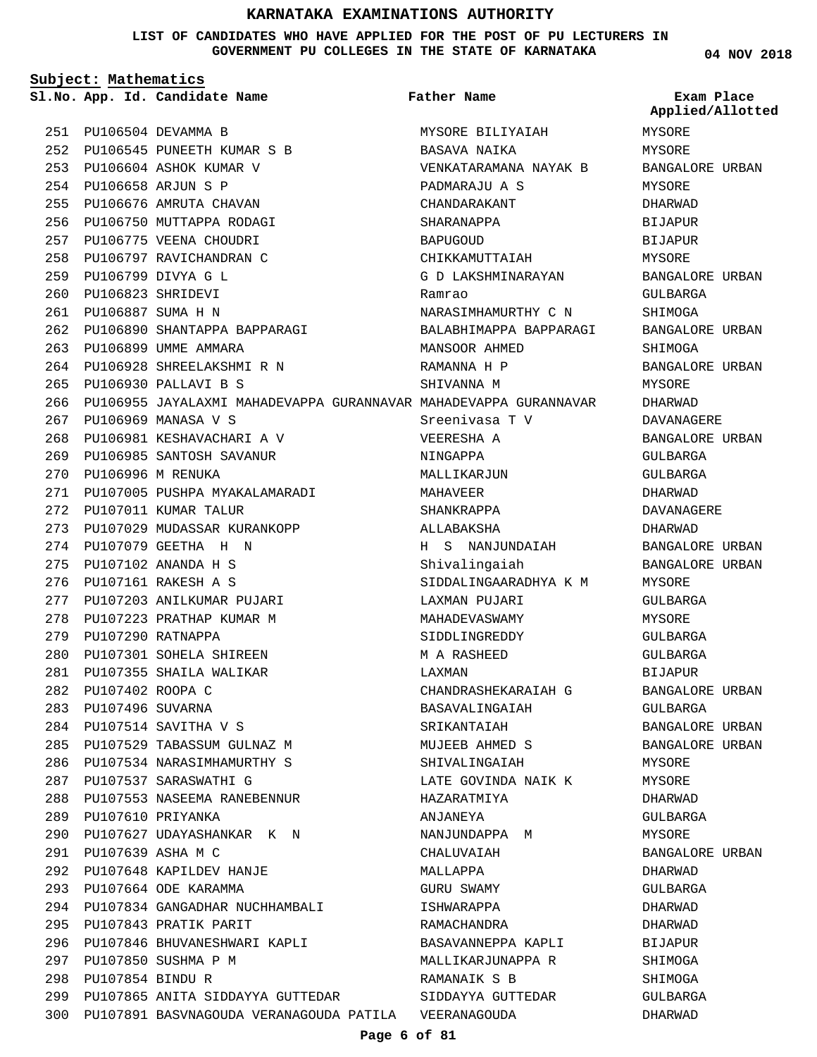# KARNATAKA EXAMINATIONS AUTHORITY

**LIST OF CANDIDATES WHO HAVE APPLIED FOR THE POST OF PU LECTURERS IN GOVERNMENT PU COLLEGES IN THE STATE OF KARNATAKA**

**04 NOV 2018**

**Subject: Mathematics**

| Sl.No. | App. Id. | Candidate Name | Father Name | Exam Place Applied/Allotted |
|---|---|---|---|---|
| 251 | PU106504 | DEVAMMA B | MYSORE BILIYAIAH | MYSORE |
| 252 | PU106545 | PUNEETH KUMAR S B | BASAVA NAIKA | MYSORE |
| 253 | PU106604 | ASHOK KUMAR V | VENKATARAMANA NAYAK B | BANGALORE URBAN |
| 254 | PU106658 | ARJUN S P | PADMARAJU A S | MYSORE |
| 255 | PU106676 | AMRUTA CHAVAN | CHANDARAKANT | DHARWAD |
| 256 | PU106750 | MUTTAPPA RODAGI | SHARANAPPA | BIJAPUR |
| 257 | PU106775 | VEENA CHOUDRI | BAPUGOUD | BIJAPUR |
| 258 | PU106797 | RAVICHANDRAN C | CHIKKAMUTTAIAH | MYSORE |
| 259 | PU106799 | DIVYA G L | G D LAKSHMINARAYAN | BANGALORE URBAN |
| 260 | PU106823 | SHRIDEVI | Ramrao | GULBARGA |
| 261 | PU106887 | SUMA H N | NARASIMHAMURTHY C N | SHIMOGA |
| 262 | PU106890 | SHANTAPPA BAPPARAGI | BALABHIMAPPA BAPPARAGI | BANGALORE URBAN |
| 263 | PU106899 | UMME AMMARA | MANSOOR AHMED | SHIMOGA |
| 264 | PU106928 | SHREELAKSHMI R N | RAMANNA H P | BANGALORE URBAN |
| 265 | PU106930 | PALLAVI B S | SHIVANNA M | MYSORE |
| 266 | PU106955 | JAYALAXMI MAHADEVAPPA GURANNAVAR | MAHADEVAPPA GURANNAVAR | DHARWAD |
| 267 | PU106969 | MANASA V S | Sreenivasa T V | DAVANAGERE |
| 268 | PU106981 | KESHAVACHARI A V | VEERESHA A | BANGALORE URBAN |
| 269 | PU106985 | SANTOSH SAVANUR | NINGAPPA | GULBARGA |
| 270 | PU106996 | M RENUKA | MALLIKARJUN | GULBARGA |
| 271 | PU107005 | PUSHPA MYAKALAMARADI | MAHAVEER | DHARWAD |
| 272 | PU107011 | KUMAR TALUR | SHANKRAPPA | DAVANAGERE |
| 273 | PU107029 | MUDASSAR KURANKOPP | ALLABAKSHA | DHARWAD |
| 274 | PU107079 | GEETHA H N | H S NANJUNDAIAH | BANGALORE URBAN |
| 275 | PU107102 | ANANDA H S | Shivalingaiah | BANGALORE URBAN |
| 276 | PU107161 | RAKESH A S | SIDDALINGAARADHYA K M | MYSORE |
| 277 | PU107203 | ANILKUMAR PUJARI | LAXMAN PUJARI | GULBARGA |
| 278 | PU107223 | PRATHAP KUMAR M | MAHADEVASWAMY | MYSORE |
| 279 | PU107290 | RATNAPPA | SIDDLINGREDDY | GULBARGA |
| 280 | PU107301 | SOHELA SHIREEN | M A RASHEED | GULBARGA |
| 281 | PU107355 | SHAILA WALIKAR | LAXMAN | BIJAPUR |
| 282 | PU107402 | ROOPA C | CHANDRASHEKARAIAH G | BANGALORE URBAN |
| 283 | PU107496 | SUVARNA | BASAVALINGAIAH | GULBARGA |
| 284 | PU107514 | SAVITHA V S | SRIKANTAIAH | BANGALORE URBAN |
| 285 | PU107529 | TABASSUM GULNAZ M | MUJEEB AHMED S | BANGALORE URBAN |
| 286 | PU107534 | NARASIMHAMURTHY S | SHIVALINGAIAH | MYSORE |
| 287 | PU107537 | SARASWATHI G | LATE GOVINDA NAIK K | MYSORE |
| 288 | PU107553 | NASEEMA RANEBENNUR | HAZARATMIYA | DHARWAD |
| 289 | PU107610 | PRIYANKA | ANJANEYA | GULBARGA |
| 290 | PU107627 | UDAYASHANKAR K N | NANJUNDAPPA M | MYSORE |
| 291 | PU107639 | ASHA M C | CHALUVAIAH | BANGALORE URBAN |
| 292 | PU107648 | KAPILDEV HANJE | MALLAPPA | DHARWAD |
| 293 | PU107664 | ODE KARAMMA | GURU SWAMY | GULBARGA |
| 294 | PU107834 | GANGADHAR NUCHHAMBALI | ISHWARAPPA | DHARWAD |
| 295 | PU107843 | PRATIK PARIT | RAMACHANDRA | DHARWAD |
| 296 | PU107846 | BHUVANESHWARI KAPLI | BASAVANNEPPA KAPLI | BIJAPUR |
| 297 | PU107850 | SUSHMA P M | MALLIKARJUNAPPA R | SHIMOGA |
| 298 | PU107854 | BINDU R | RAMANAIK S B | SHIMOGA |
| 299 | PU107865 | ANITA SIDDAYYA GUTTEDAR | SIDDAYYA GUTTEDAR | GULBARGA |
| 300 | PU107891 | BASVNAGOUDA VERANAGOUDA PATILA | VEERANAGOUDA | DHARWAD |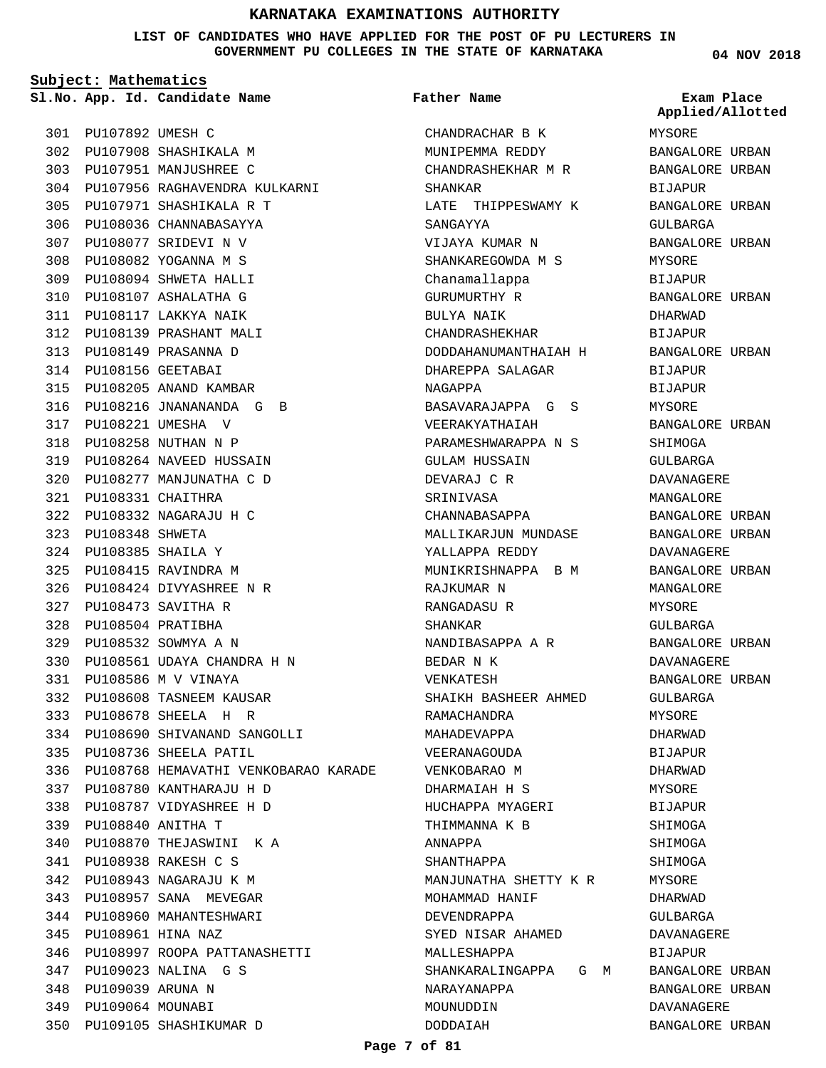# KARNATAKA EXAMINATIONS AUTHORITY

**LIST OF CANDIDATES WHO HAVE APPLIED FOR THE POST OF PU LECTURERS IN GOVERNMENT PU COLLEGES IN THE STATE OF KARNATAKA**

04 NOV 2018

**Subject: Mathematics**

| Sl.No. | App. Id. | Candidate Name | Father Name | Exam Place Applied/Allotted |
|---|---|---|---|---|
| 301 | PU107892 | UMESH C | CHANDRACHAR B K | MYSORE |
| 302 | PU107908 | SHASHIKALA M | MUNIPEMMA REDDY | BANGALORE URBAN |
| 303 | PU107951 | MANJUSHREE C | CHANDRASHEKHAR M R | BANGALORE URBAN |
| 304 | PU107956 | RAGHAVENDRA KULKARNI | SHANKAR | BIJAPUR |
| 305 | PU107971 | SHASHIKALA R T | LATE THIPPESWAMY K | BANGALORE URBAN |
| 306 | PU108036 | CHANNABASAYYA | SANGAYYA | GULBARGA |
| 307 | PU108077 | SRIDEVI N V | VIJAYA KUMAR N | BANGALORE URBAN |
| 308 | PU108082 | YOGANNA M S | SHANKAREGOWDA M S | MYSORE |
| 309 | PU108094 | SHWETA HALLI | Chanamallappa | BIJAPUR |
| 310 | PU108107 | ASHALATHA G | GURUMURTHY R | BANGALORE URBAN |
| 311 | PU108117 | LAKKYA NAIK | BULYA NAIK | DHARWAD |
| 312 | PU108139 | PRASHANT MALI | CHANDRASHEKHAR | BIJAPUR |
| 313 | PU108149 | PRASANNA D | DODDAHANUMANTHAIAH H | BANGALORE URBAN |
| 314 | PU108156 | GEETABAI | DHAREPPA SALAGAR | BIJAPUR |
| 315 | PU108205 | ANAND KAMBAR | NAGAPPA | BIJAPUR |
| 316 | PU108216 | JNANANANDA G B | BASAVARAJAPPA G S | MYSORE |
| 317 | PU108221 | UMESHA V | VEERAKYATHAIAH | BANGALORE URBAN |
| 318 | PU108258 | NUTHAN N P | PARAMESHWARAPPA N S | SHIMOGA |
| 319 | PU108264 | NAVEED HUSSAIN | GULAM HUSSAIN | GULBARGA |
| 320 | PU108277 | MANJUNATHA C D | DEVARAJ C R | DAVANAGERE |
| 321 | PU108331 | CHAITHRA | SRINIVASA | MANGALORE |
| 322 | PU108332 | NAGARAJU H C | CHANNABASAPPA | BANGALORE URBAN |
| 323 | PU108348 | SHWETA | MALLIKARJUN MUNDASE | BANGALORE URBAN |
| 324 | PU108385 | SHAILA Y | YALLAPPA REDDY | DAVANAGERE |
| 325 | PU108415 | RAVINDRA M | MUNIKRISHNAPPA B M | BANGALORE URBAN |
| 326 | PU108424 | DIVYASHREE N R | RAJKUMAR N | MANGALORE |
| 327 | PU108473 | SAVITHA R | RANGADASU R | MYSORE |
| 328 | PU108504 | PRATIBHA | SHANKAR | GULBARGA |
| 329 | PU108532 | SOWMYA A N | NANDIBASAPPA A R | BANGALORE URBAN |
| 330 | PU108561 | UDAYA CHANDRA H N | BEDAR N K | DAVANAGERE |
| 331 | PU108586 | M V VINAYA | VENKATESH | BANGALORE URBAN |
| 332 | PU108608 | TASNEEM KAUSAR | SHAIKH BASHEER AHMED | GULBARGA |
| 333 | PU108678 | SHEELA H R | RAMACHANDRA | MYSORE |
| 334 | PU108690 | SHIVANAND SANGOLLI | MAHADEVAPPA | DHARWAD |
| 335 | PU108736 | SHEELA PATIL | VEERANAGOUDA | BIJAPUR |
| 336 | PU108768 | HEMAVATHI VENKOBARAO KARADE | VENKOBARAO M | DHARWAD |
| 337 | PU108780 | KANTHARAJU H D | DHARMAIAH H S | MYSORE |
| 338 | PU108787 | VIDYASHREE H D | HUCHAPPA MYAGERI | BIJAPUR |
| 339 | PU108840 | ANITHA T | THIMMANNA K B | SHIMOGA |
| 340 | PU108870 | THEJASWINI K A | ANNAPPA | SHIMOGA |
| 341 | PU108938 | RAKESH C S | SHANTHAPPA | SHIMOGA |
| 342 | PU108943 | NAGARAJU K M | MANJUNATHA SHETTY K R | MYSORE |
| 343 | PU108957 | SANA MEVEGAR | MOHAMMAD HANIF | DHARWAD |
| 344 | PU108960 | MAHANTESHWARI | DEVENDRAPPA | GULBARGA |
| 345 | PU108961 | HINA NAZ | SYED NISAR AHAMED | DAVANAGERE |
| 346 | PU108997 | ROOPA PATTANASHETTI | MALLESHAPPA | BIJAPUR |
| 347 | PU109023 | NALINA G S | SHANKARALINGAPPA G M | BANGALORE URBAN |
| 348 | PU109039 | ARUNA N | NARAYANAPPA | BANGALORE URBAN |
| 349 | PU109064 | MOUNABI | MOUNUDDIN | DAVANAGERE |
| 350 | PU109105 | SHASHIKUMAR D | DODDAIAH | BANGALORE URBAN |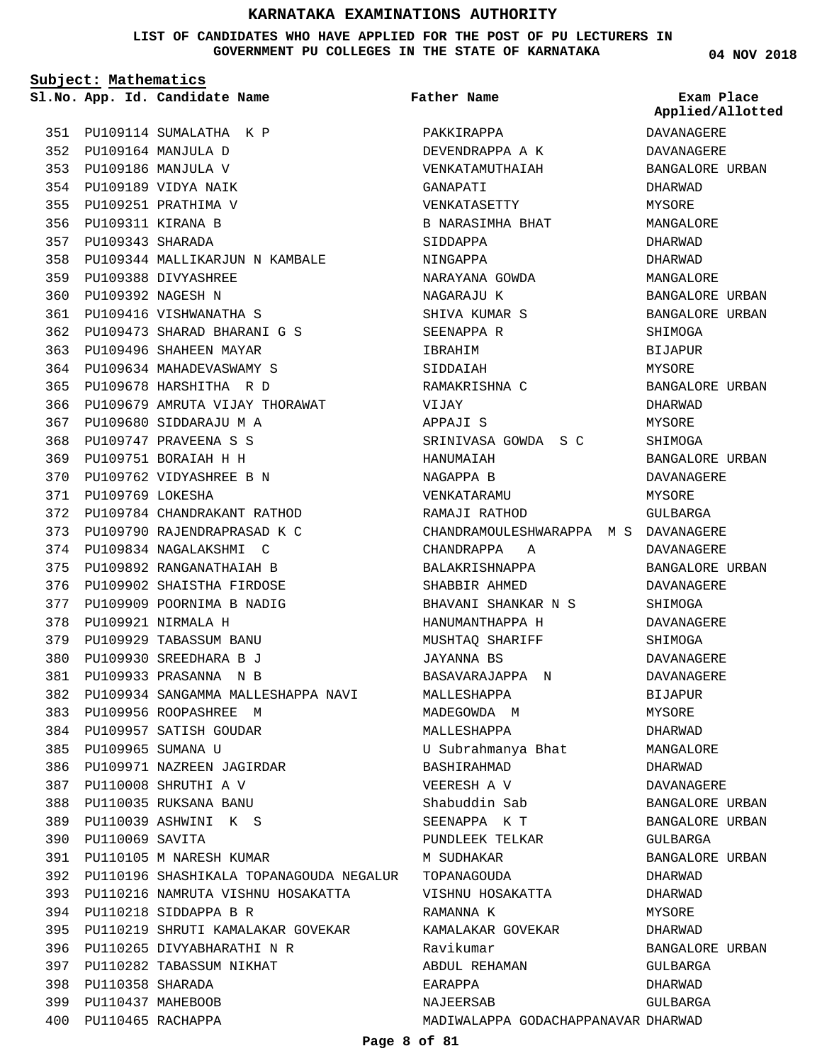# KARNATAKA EXAMINATIONS AUTHORITY

**LIST OF CANDIDATES WHO HAVE APPLIED FOR THE POST OF PU LECTURERS IN GOVERNMENT PU COLLEGES IN THE STATE OF KARNATAKA**

**04 NOV 2018**

**Subject: Mathematics**

| Sl.No. | App. Id. | Candidate Name | Father Name | Exam Place Applied/Allotted |
|---|---|---|---|---|
| 351 | PU109114 | SUMALATHA K P | PAKKIRAPPA | DAVANAGERE |
| 352 | PU109164 | MANJULA D | DEVENDRAPPA A K | DAVANAGERE |
| 353 | PU109186 | MANJULA V | VENKATAMUTHAIAH | BANGALORE URBAN |
| 354 | PU109189 | VIDYA NAIK | GANAPATI | DHARWAD |
| 355 | PU109251 | PRATHIMA V | VENKATASETTY | MYSORE |
| 356 | PU109311 | KIRANA B | B NARASIMHA BHAT | MANGALORE |
| 357 | PU109343 | SHARADA | SIDDAPPA | DHARWAD |
| 358 | PU109344 | MALLIKARJUN N KAMBALE | NINGAPPA | DHARWAD |
| 359 | PU109388 | DIVYASHREE | NARAYANA GOWDA | MANGALORE |
| 360 | PU109392 | NAGESH N | NAGARAJU K | BANGALORE URBAN |
| 361 | PU109416 | VISHWANATHA S | SHIVA KUMAR S | BANGALORE URBAN |
| 362 | PU109473 | SHARAD BHARANI G S | SEENAPPA R | SHIMOGA |
| 363 | PU109496 | SHAHEEN MAYAR | IBRAHIM | BIJAPUR |
| 364 | PU109634 | MAHADEVASWAMY S | SIDDAIAH | MYSORE |
| 365 | PU109678 | HARSHITHA R D | RAMAKRISHNA C | BANGALORE URBAN |
| 366 | PU109679 | AMRUTA VIJAY THORAWAT | VIJAY | DHARWAD |
| 367 | PU109680 | SIDDARAJU M A | APPAJI S | MYSORE |
| 368 | PU109747 | PRAVEENA S S | SRINIVASA GOWDA S C | SHIMOGA |
| 369 | PU109751 | BORAIAH H H | HANUMAIAH | BANGALORE URBAN |
| 370 | PU109762 | VIDYASHREE B N | NAGAPPA B | DAVANAGERE |
| 371 | PU109769 | LOKESHA | VENKATARAMU | MYSORE |
| 372 | PU109784 | CHANDRAKANT RATHOD | RAMAJI RATHOD | GULBARGA |
| 373 | PU109790 | RAJENDRAPRASAD K C | CHANDRAMOULESHWARAPPA M S | DAVANAGERE |
| 374 | PU109834 | NAGALAKSHMI C | CHANDRAPPA A | DAVANAGERE |
| 375 | PU109892 | RANGANATHAIAH B | BALAKRISHNAPPA | BANGALORE URBAN |
| 376 | PU109902 | SHAISTHA FIRDOSE | SHABBIR AHMED | DAVANAGERE |
| 377 | PU109909 | POORNIMA B NADIG | BHAVANI SHANKAR N S | SHIMOGA |
| 378 | PU109921 | NIRMALA H | HANUMANTHAPPA H | DAVANAGERE |
| 379 | PU109929 | TABASSUM BANU | MUSHTAQ SHARIFF | SHIMOGA |
| 380 | PU109930 | SREEDHARA B J | JAYANNA BS | DAVANAGERE |
| 381 | PU109933 | PRASANNA N B | BASAVARAJAPPA N | DAVANAGERE |
| 382 | PU109934 | SANGAMMA MALLESHAPPA NAVI | MALLESHAPPA | BIJAPUR |
| 383 | PU109956 | ROOPASHREE M | MADEGOWDA M | MYSORE |
| 384 | PU109957 | SATISH GOUDAR | MALLESHAPPA | DHARWAD |
| 385 | PU109965 | SUMANA U | U Subrahmanya Bhat | MANGALORE |
| 386 | PU109971 | NAZREEN JAGIRDAR | BASHIRAHMAD | DHARWAD |
| 387 | PU110008 | SHRUTHI A V | VEERESH A V | DAVANAGERE |
| 388 | PU110035 | RUKSANA BANU | Shabuddin Sab | BANGALORE URBAN |
| 389 | PU110039 | ASHWINI K S | SEENAPPA K T | BANGALORE URBAN |
| 390 | PU110069 | SAVITA | PUNDLEEK TELKAR | GULBARGA |
| 391 | PU110105 | M NARESH KUMAR | M SUDHAKAR | BANGALORE URBAN |
| 392 | PU110196 | SHASHIKALA TOPANAGOUDA NEGALUR | TOPANAGOUDA | DHARWAD |
| 393 | PU110216 | NAMRUTA VISHNU HOSAKATTA | VISHNU HOSAKATTA | DHARWAD |
| 394 | PU110218 | SIDDAPPA B R | RAMANNA K | MYSORE |
| 395 | PU110219 | SHRUTI KAMALAKAR GOVEKAR | KAMALAKAR GOVEKAR | DHARWAD |
| 396 | PU110265 | DIVYABHARATHI N R | Ravikumar | BANGALORE URBAN |
| 397 | PU110282 | TABASSUM NIKHAT | ABDUL REHAMAN | GULBARGA |
| 398 | PU110358 | SHARADA | EARAPPA | DHARWAD |
| 399 | PU110437 | MAHEBOOB | NAJEERSAB | GULBARGA |
| 400 | PU110465 | RACHAPPA | MADIWALAPPA GODACHAPPANAVAR | DHARWAD |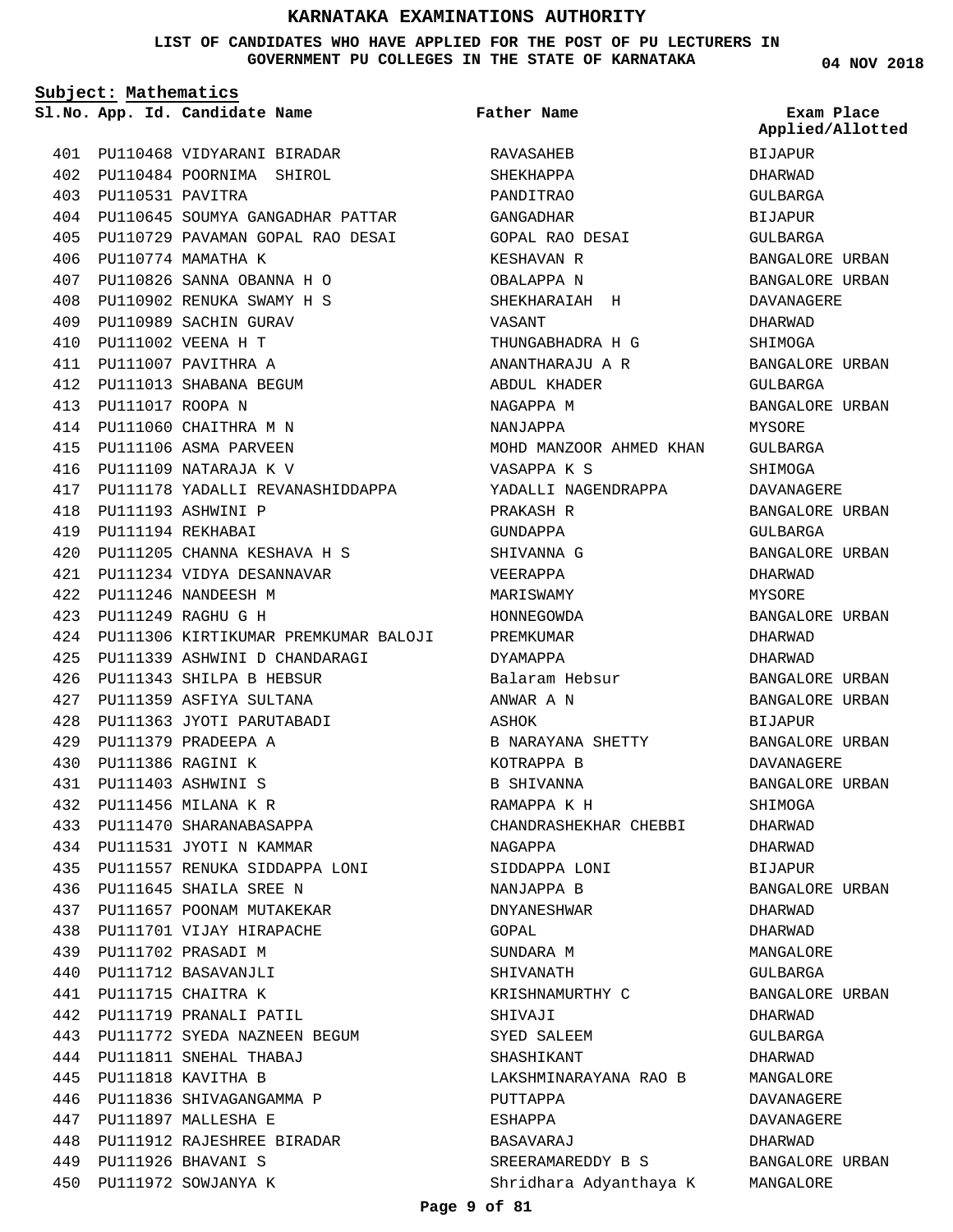# KARNATAKA EXAMINATIONS AUTHORITY

**LIST OF CANDIDATES WHO HAVE APPLIED FOR THE POST OF PU LECTURERS IN GOVERNMENT PU COLLEGES IN THE STATE OF KARNATAKA**

04 NOV 2018

**Subject: Mathematics**

| Sl.No. | App. Id. | Candidate Name | Father Name | Exam Place Applied/Allotted |
|---|---|---|---|---|
| 401 | PU110468 | VIDYARANI BIRADAR | RAVASAHEB | BIJAPUR |
| 402 | PU110484 | POORNIMA SHIROL | SHEKHAPPA | DHARWAD |
| 403 | PU110531 | PAVITRA | PANDITRAO | GULBARGA |
| 404 | PU110645 | SOUMYA GANGADHAR PATTAR | GANGADHAR | BIJAPUR |
| 405 | PU110729 | PAVAMAN GOPAL RAO DESAI | GOPAL RAO DESAI | GULBARGA |
| 406 | PU110774 | MAMATHA K | KESHAVAN R | BANGALORE URBAN |
| 407 | PU110826 | SANNA OBANNA H O | OBALAPPA N | BANGALORE URBAN |
| 408 | PU110902 | RENUKA SWAMY H S | SHEKHARAIAH H | DAVANAGERE |
| 409 | PU110989 | SACHIN GURAV | VASANT | DHARWAD |
| 410 | PU111002 | VEENA H T | THUNGABHADRA H G | SHIMOGA |
| 411 | PU111007 | PAVITHRA A | ANANTHARAJU A R | BANGALORE URBAN |
| 412 | PU111013 | SHABANA BEGUM | ABDUL KHADER | GULBARGA |
| 413 | PU111017 | ROOPA N | NAGAPPA M | BANGALORE URBAN |
| 414 | PU111060 | CHAITHRA M N | NANJAPPA | MYSORE |
| 415 | PU111106 | ASMA PARVEEN | MOHD MANZOOR AHMED KHAN | GULBARGA |
| 416 | PU111109 | NATARAJA K V | VASAPPA K S | SHIMOGA |
| 417 | PU111178 | YADALLI REVANASHIDDAPPA | YADALLI NAGENDRAPPA | DAVANAGERE |
| 418 | PU111193 | ASHWINI P | PRAKASH R | BANGALORE URBAN |
| 419 | PU111194 | REKHABAI | GUNDAPPA | GULBARGA |
| 420 | PU111205 | CHANNA KESHAVA H S | SHIVANNA G | BANGALORE URBAN |
| 421 | PU111234 | VIDYA DESANNAVAR | VEERAPPA | DHARWAD |
| 422 | PU111246 | NANDEESH M | MARISWAMY | MYSORE |
| 423 | PU111249 | RAGHU G H | HONNEGOWDA | BANGALORE URBAN |
| 424 | PU111306 | KIRTIKUMAR PREMKUMAR BALOJI | PREMKUMAR | DHARWAD |
| 425 | PU111339 | ASHWINI D CHANDARAGI | DYAMAPPA | DHARWAD |
| 426 | PU111343 | SHILPA B HEBSUR | Balaram Hebsur | BANGALORE URBAN |
| 427 | PU111359 | ASFIYA SULTANA | ANWAR A N | BANGALORE URBAN |
| 428 | PU111363 | JYOTI PARUTABADI | ASHOK | BIJAPUR |
| 429 | PU111379 | PRADEEPA A | B NARAYANA SHETTY | BANGALORE URBAN |
| 430 | PU111386 | RAGINI K | KOTRAPPA B | DAVANAGERE |
| 431 | PU111403 | ASHWINI S | B SHIVANNA | BANGALORE URBAN |
| 432 | PU111456 | MILANA K R | RAMAPPA K H | SHIMOGA |
| 433 | PU111470 | SHARANABASAPPA | CHANDRASHEKHAR CHEBBI | DHARWAD |
| 434 | PU111531 | JYOTI N KAMMAR | NAGAPPA | DHARWAD |
| 435 | PU111557 | RENUKA SIDDAPPA LONI | SIDDAPPA LONI | BIJAPUR |
| 436 | PU111645 | SHAILA SREE N | NANJAPPA B | BANGALORE URBAN |
| 437 | PU111657 | POONAM MUTAKEKAR | DNYANESHWAR | DHARWAD |
| 438 | PU111701 | VIJAY HIRAPACHE | GOPAL | DHARWAD |
| 439 | PU111702 | PRASADI M | SUNDARA M | MANGALORE |
| 440 | PU111712 | BASAVANJLI | SHIVANATH | GULBARGA |
| 441 | PU111715 | CHAITRA K | KRISHNAMURTHY C | BANGALORE URBAN |
| 442 | PU111719 | PRANALI PATIL | SHIVAJI | DHARWAD |
| 443 | PU111772 | SYEDA NAZNEEN BEGUM | SYED SALEEM | GULBARGA |
| 444 | PU111811 | SNEHAL THABAJ | SHASHIKANT | DHARWAD |
| 445 | PU111818 | KAVITHA B | LAKSHMINARAYANA RAO B | MANGALORE |
| 446 | PU111836 | SHIVAGANGAMMA P | PUTTAPPA | DAVANAGERE |
| 447 | PU111897 | MALLESHA E | ESHAPPA | DAVANAGERE |
| 448 | PU111912 | RAJESHREE BIRADAR | BASAVARAJ | DHARWAD |
| 449 | PU111926 | BHAVANI S | SREERAMAREDDY B S | BANGALORE URBAN |
| 450 | PU111972 | SOWJANYA K | Shridhara Adyanthaya K | MANGALORE |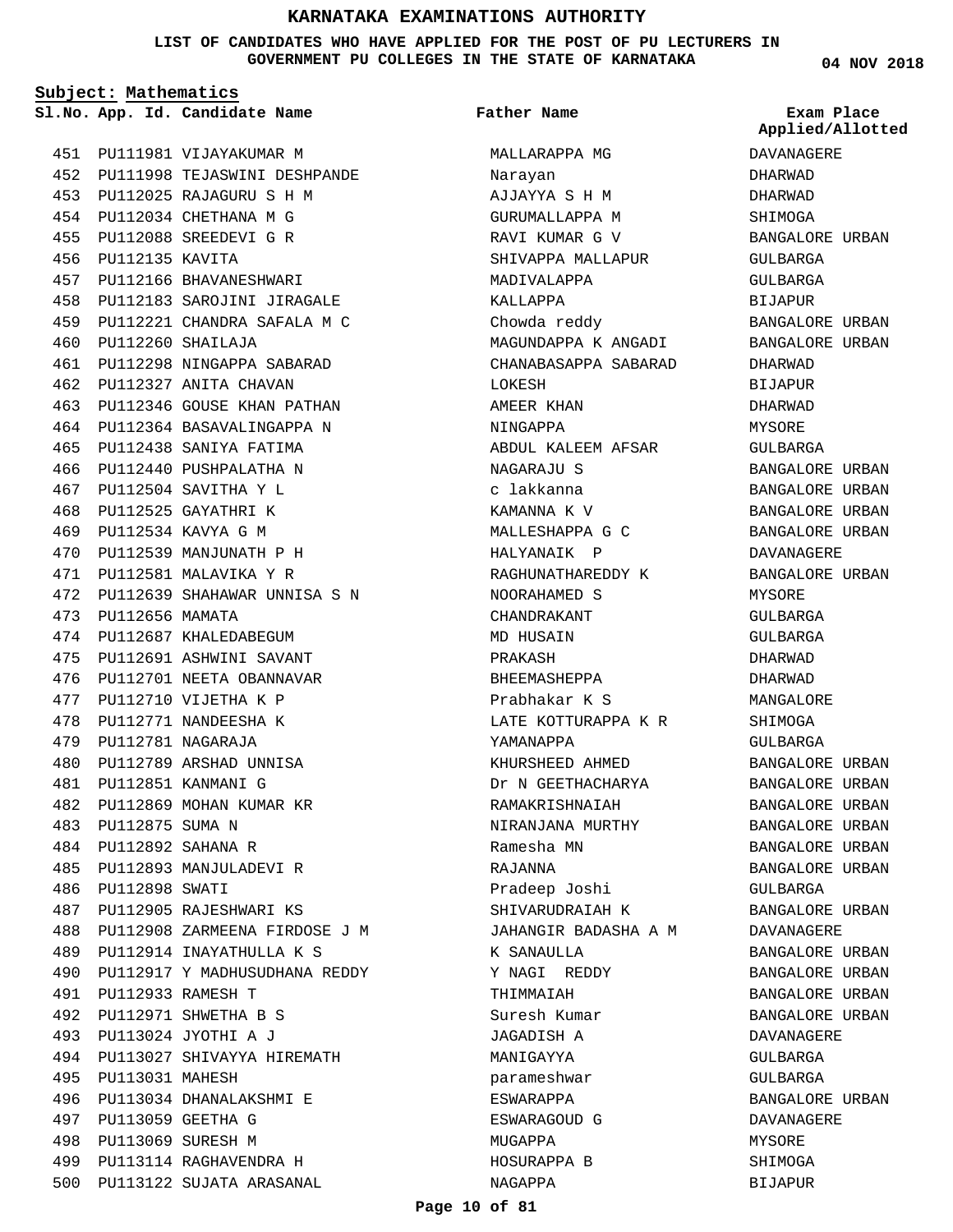# KARNATAKA EXAMINATIONS AUTHORITY

**LIST OF CANDIDATES WHO HAVE APPLIED FOR THE POST OF PU LECTURERS IN GOVERNMENT PU COLLEGES IN THE STATE OF KARNATAKA**

**04 NOV 2018**

**Subject: Mathematics**

| Sl.No. | App. Id. | Candidate Name | Father Name | Exam Place Applied/Allotted |
|---|---|---|---|---|
| 451 | PU111981 | VIJAYAKUMAR M | MALLARAPPA MG | DAVANAGERE |
| 452 | PU111998 | TEJASWINI DESHPANDE | Narayan | DHARWAD |
| 453 | PU112025 | RAJAGURU S H M | AJJAYYA S H M | DHARWAD |
| 454 | PU112034 | CHETHANA M G | GURUMALLAPPA M | SHIMOGA |
| 455 | PU112088 | SREEDEVI G R | RAVI KUMAR G V | BANGALORE URBAN |
| 456 | PU112135 | KAVITA | SHIVAPPA MALLAPUR | GULBARGA |
| 457 | PU112166 | BHAVANESHWARI | MADIVALAPPA | GULBARGA |
| 458 | PU112183 | SAROJINI JIRAGALE | KALLAPPA | BIJAPUR |
| 459 | PU112221 | CHANDRA SAFALA M C | Chowda reddy | BANGALORE URBAN |
| 460 | PU112260 | SHAILAJA | MAGUNDAPPA K ANGADI | BANGALORE URBAN |
| 461 | PU112298 | NINGAPPA SABARAD | CHANABASAPPA SABARAD | DHARWAD |
| 462 | PU112327 | ANITA CHAVAN | LOKESH | BIJAPUR |
| 463 | PU112346 | GOUSE KHAN PATHAN | AMEER KHAN | DHARWAD |
| 464 | PU112364 | BASAVALINGAPPA N | NINGAPPA | MYSORE |
| 465 | PU112438 | SANIYA FATIMA | ABDUL KALEEM AFSAR | GULBARGA |
| 466 | PU112440 | PUSHPALATHA N | NAGARAJU S | BANGALORE URBAN |
| 467 | PU112504 | SAVITHA Y L | c lakkanna | BANGALORE URBAN |
| 468 | PU112525 | GAYATHRI K | KAMANNA K V | BANGALORE URBAN |
| 469 | PU112534 | KAVYA G M | MALLESHAPPA G C | BANGALORE URBAN |
| 470 | PU112539 | MANJUNATH P H | HALYANAIK P | DAVANAGERE |
| 471 | PU112581 | MALAVIKA Y R | RAGHUNATHAREDDY K | BANGALORE URBAN |
| 472 | PU112639 | SHAHAWAR UNNISA S N | NOORAHAMED S | MYSORE |
| 473 | PU112656 | MAMATA | CHANDRAKANT | GULBARGA |
| 474 | PU112687 | KHALEDABEGUM | MD HUSAIN | GULBARGA |
| 475 | PU112691 | ASHWINI SAVANT | PRAKASH | DHARWAD |
| 476 | PU112701 | NEETA OBANNAVAR | BHEEMASHEPPA | DHARWAD |
| 477 | PU112710 | VIJETHA K P | Prabhakar K S | MANGALORE |
| 478 | PU112771 | NANDEESHA K | LATE KOTTURAPPA K R | SHIMOGA |
| 479 | PU112781 | NAGARAJA | YAMANAPPA | GULBARGA |
| 480 | PU112789 | ARSHAD UNNISA | KHURSHEED AHMED | BANGALORE URBAN |
| 481 | PU112851 | KANMANI G | Dr N GEETHACHARYA | BANGALORE URBAN |
| 482 | PU112869 | MOHAN KUMAR KR | RAMAKRISHNAIAH | BANGALORE URBAN |
| 483 | PU112875 | SUMA N | NIRANJANA MURTHY | BANGALORE URBAN |
| 484 | PU112892 | SAHANA R | Ramesha MN | BANGALORE URBAN |
| 485 | PU112893 | MANJULADEVI R | RAJANNA | BANGALORE URBAN |
| 486 | PU112898 | SWATI | Pradeep Joshi | GULBARGA |
| 487 | PU112905 | RAJESHWARI KS | SHIVARUDRAIAH K | BANGALORE URBAN |
| 488 | PU112908 | ZARMEENA FIRDOSE J M | JAHANGIR BADASHA A M | DAVANAGERE |
| 489 | PU112914 | INAYATHULLA K S | K SANAULLA | BANGALORE URBAN |
| 490 | PU112917 | Y MADHUSUDHANA REDDY | Y NAGI REDDY | BANGALORE URBAN |
| 491 | PU112933 | RAMESH T | THIMMAIAH | BANGALORE URBAN |
| 492 | PU112971 | SHWETHA B S | Suresh Kumar | BANGALORE URBAN |
| 493 | PU113024 | JYOTHI A J | JAGADISH A | DAVANAGERE |
| 494 | PU113027 | SHIVAYYA HIREMATH | MANIGAYYA | GULBARGA |
| 495 | PU113031 | MAHESH | parameshwar | GULBARGA |
| 496 | PU113034 | DHANALAKSHMI E | ESWARAPPA | BANGALORE URBAN |
| 497 | PU113059 | GEETHA G | ESWARAGOUD G | DAVANAGERE |
| 498 | PU113069 | SURESH M | MUGAPPA | MYSORE |
| 499 | PU113114 | RAGHAVENDRA H | HOSURAPPA B | SHIMOGA |
| 500 | PU113122 | SUJATA ARASANAL | NAGAPPA | BIJAPUR |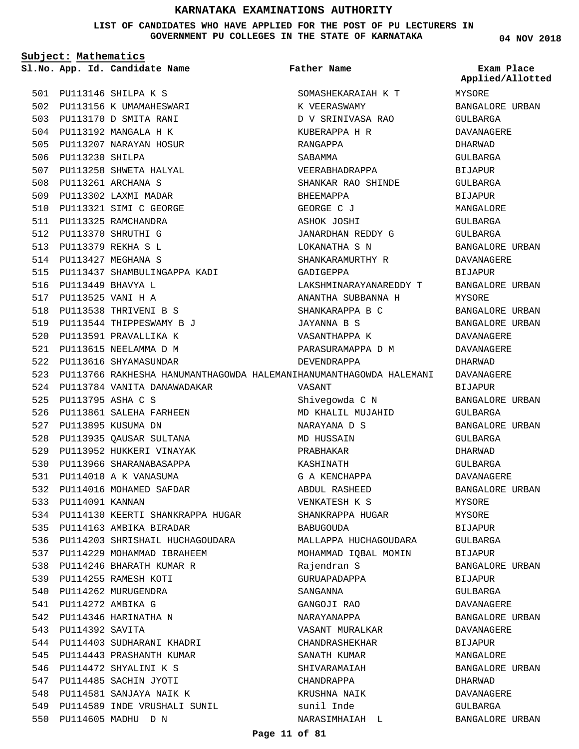# KARNATAKA EXAMINATIONS AUTHORITY

**LIST OF CANDIDATES WHO HAVE APPLIED FOR THE POST OF PU LECTURERS IN GOVERNMENT PU COLLEGES IN THE STATE OF KARNATAKA**

**04 NOV 2018**

**Subject: Mathematics**

| Sl.No. | App. Id. | Candidate Name | Father Name | Exam Place Applied/Allotted |
|---|---|---|---|---|
| 501 | PU113146 | SHILPA K S | SOMASHEKARAIAH K T | MYSORE |
| 502 | PU113156 | K UMAMAHESWARI | K VEERASWAMY | BANGALORE URBAN |
| 503 | PU113170 | D SMITA RANI | D V SRINIVASA RAO | GULBARGA |
| 504 | PU113192 | MANGALA H K | KUBERAPPA H R | DAVANAGERE |
| 505 | PU113207 | NARAYAN HOSUR | RANGAPPA | DHARWAD |
| 506 | PU113230 | SHILPA | SABAMMA | GULBARGA |
| 507 | PU113258 | SHWETA HALYAL | VEERABHADRAPPA | BIJAPUR |
| 508 | PU113261 | ARCHANA S | SHANKAR RAO SHINDE | GULBARGA |
| 509 | PU113302 | LAXMI MADAR | BHEEMAPPA | BIJAPUR |
| 510 | PU113321 | SIMI C GEORGE | GEORGE C J | MANGALORE |
| 511 | PU113325 | RAMCHANDRA | ASHOK JOSHI | GULBARGA |
| 512 | PU113370 | SHRUTHI G | JANARDHAN REDDY G | GULBARGA |
| 513 | PU113379 | REKHA S L | LOKANATHA S N | BANGALORE URBAN |
| 514 | PU113427 | MEGHANA S | SHANKARAMURTHY R | DAVANAGERE |
| 515 | PU113437 | SHAMBULINGAPPA KADI | GADIGEPPA | BIJAPUR |
| 516 | PU113449 | BHAVYA L | LAKSHMINARAYANAREDDY T | BANGALORE URBAN |
| 517 | PU113525 | VANI H A | ANANTHA SUBBANNA H | MYSORE |
| 518 | PU113538 | THRIVENI B S | SHANKARAPPA B C | BANGALORE URBAN |
| 519 | PU113544 | THIPPESWAMY B J | JAYANNA B S | BANGALORE URBAN |
| 520 | PU113591 | PRAVALLIKA K | VASANTHAPPA K | DAVANAGERE |
| 521 | PU113615 | NEELAMMA D M | PARASURAMAPPA D M | DAVANAGERE |
| 522 | PU113616 | SHYAMASUNDAR | DEVENDRAPPA | DHARWAD |
| 523 | PU113766 | RAKHESHA HANUMANTHAGOWDA HALEMANI | HANUMANTHAGOWDA HALEMANI | DAVANAGERE |
| 524 | PU113784 | VANITA DANAWADAKAR | VASANT | BIJAPUR |
| 525 | PU113795 | ASHA C S | Shivegowda C N | BANGALORE URBAN |
| 526 | PU113861 | SALEHA FARHEEN | MD KHALIL MUJAHID | GULBARGA |
| 527 | PU113895 | KUSUMA DN | NARAYANA D S | BANGALORE URBAN |
| 528 | PU113935 | QAUSAR SULTANA | MD HUSSAIN | GULBARGA |
| 529 | PU113952 | HUKKERI VINAYAK | PRABHAKAR | DHARWAD |
| 530 | PU113966 | SHARANABASAPPA | KASHINATH | GULBARGA |
| 531 | PU114010 | A K VANASUMA | G A KENCHAPPA | DAVANAGERE |
| 532 | PU114016 | MOHAMED SAFDAR | ABDUL RASHEED | BANGALORE URBAN |
| 533 | PU114091 | KANNAN | VENKATESH K S | MYSORE |
| 534 | PU114130 | KEERTI SHANKRAPPA HUGAR | SHANKRAPPA HUGAR | MYSORE |
| 535 | PU114163 | AMBIKA BIRADAR | BABUGOUDA | BIJAPUR |
| 536 | PU114203 | SHRISHAIL HUCHAGOUDARA | MALLAPPA HUCHAGOUDARA | GULBARGA |
| 537 | PU114229 | MOHAMMAD IBRAHEEM | MOHAMMAD IQBAL MOMIN | BIJAPUR |
| 538 | PU114246 | BHARATH KUMAR R | Rajendran S | BANGALORE URBAN |
| 539 | PU114255 | RAMESH KOTI | GURUAPADAPPA | BIJAPUR |
| 540 | PU114262 | MURUGENDRA | SANGANNA | GULBARGA |
| 541 | PU114272 | AMBIKA G | GANGOJI RAO | DAVANAGERE |
| 542 | PU114346 | HARINATHA N | NARAYANAPPA | BANGALORE URBAN |
| 543 | PU114392 | SAVITA | VASANT MURALKAR | DAVANAGERE |
| 544 | PU114403 | SUDHARANI KHADRI | CHANDRASHEKHAR | BIJAPUR |
| 545 | PU114443 | PRASHANTH KUMAR | SANATH KUMAR | MANGALORE |
| 546 | PU114472 | SHYALINI K S | SHIVARAMAIAH | BANGALORE URBAN |
| 547 | PU114485 | SACHIN JYOTI | CHANDRAPPA | DHARWAD |
| 548 | PU114581 | SANJAYA NAIK K | KRUSHNA NAIK | DAVANAGERE |
| 549 | PU114589 | INDE VRUSHALI SUNIL | sunil Inde | GULBARGA |
| 550 | PU114605 | MADHU D N | NARASIMHAIAH L | BANGALORE URBAN |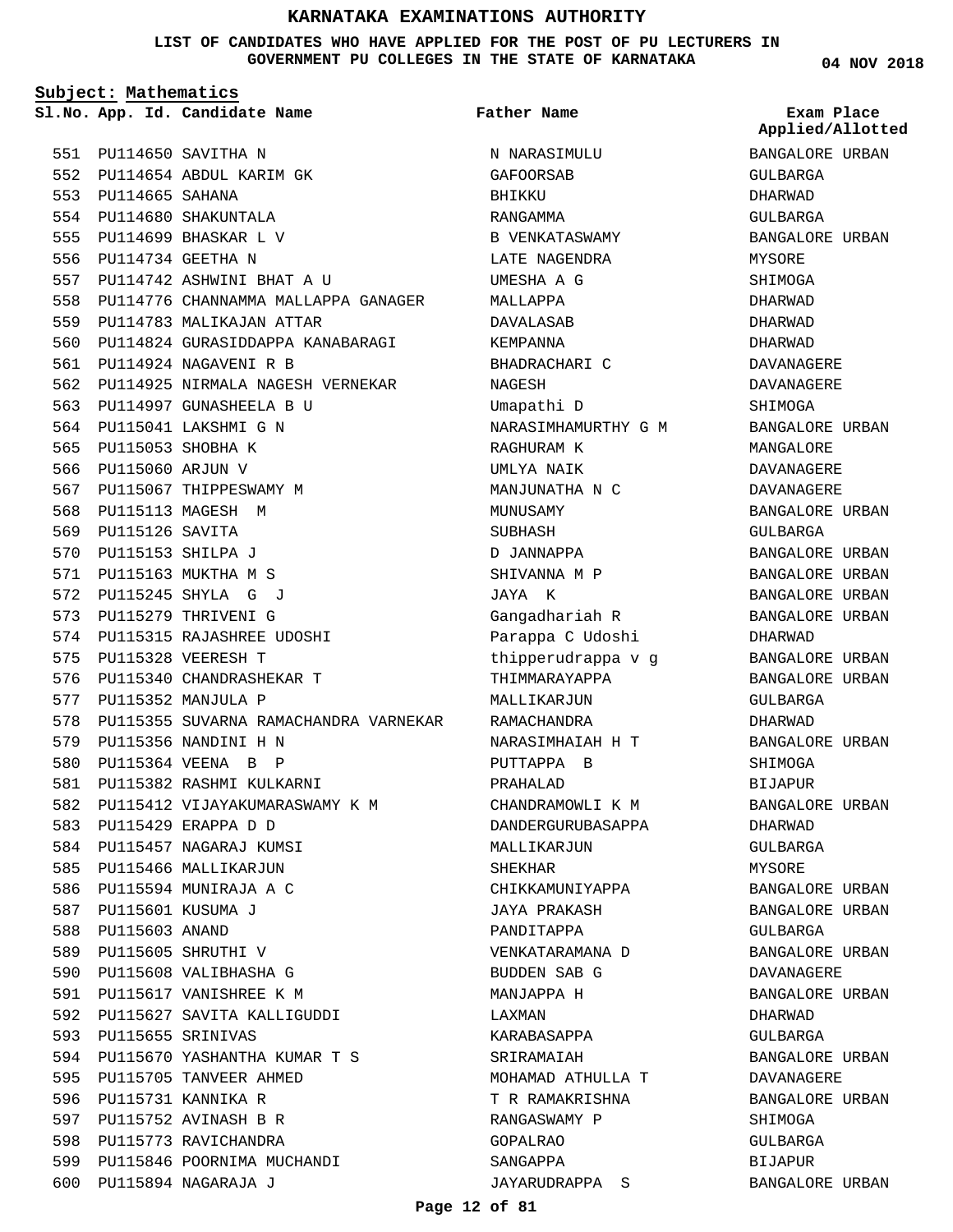# KARNATAKA EXAMINATIONS AUTHORITY

**LIST OF CANDIDATES WHO HAVE APPLIED FOR THE POST OF PU LECTURERS IN GOVERNMENT PU COLLEGES IN THE STATE OF KARNATAKA**

**04 NOV 2018**

**Subject: Mathematics**

| Sl.No. | App. Id. | Candidate Name | Father Name | Exam Place Applied/Allotted |
|---|---|---|---|---|
| 551 | PU114650 | SAVITHA N | N NARASIMULU | BANGALORE URBAN |
| 552 | PU114654 | ABDUL KARIM GK | GAFOORSAB | GULBARGA |
| 553 | PU114665 | SAHANA | BHIKKU | DHARWAD |
| 554 | PU114680 | SHAKUNTALA | RANGAMMA | GULBARGA |
| 555 | PU114699 | BHASKAR L V | B VENKATASWAMY | BANGALORE URBAN |
| 556 | PU114734 | GEETHA N | LATE NAGENDRA | MYSORE |
| 557 | PU114742 | ASHWINI BHAT A U | UMESHA A G | SHIMOGA |
| 558 | PU114776 | CHANNAMMA MALLAPPA GANAGER | MALLAPPA | DHARWAD |
| 559 | PU114783 | MALIKAJAN ATTAR | DAVALASAB | DHARWAD |
| 560 | PU114824 | GURASIDDAPPA KANABARAGI | KEMPANNA | DHARWAD |
| 561 | PU114924 | NAGAVENI R B | BHADRACHARI C | DAVANAGERE |
| 562 | PU114925 | NIRMALA NAGESH VERNEKAR | NAGESH | DAVANAGERE |
| 563 | PU114997 | GUNASHEELA B U | Umapathi D | SHIMOGA |
| 564 | PU115041 | LAKSHMI G N | NARASIMHAMURTHY G M | BANGALORE URBAN |
| 565 | PU115053 | SHOBHA K | RAGHURAM K | MANGALORE |
| 566 | PU115060 | ARJUN V | UMLYA NAIK | DAVANAGERE |
| 567 | PU115067 | THIPPESWAMY M | MANJUNATHA N C | DAVANAGERE |
| 568 | PU115113 | MAGESH M | MUNUSAMY | BANGALORE URBAN |
| 569 | PU115126 | SAVITA | SUBHASH | GULBARGA |
| 570 | PU115153 | SHILPA J | D JANNAPPA | BANGALORE URBAN |
| 571 | PU115163 | MUKTHA M S | SHIVANNA M P | BANGALORE URBAN |
| 572 | PU115245 | SHYLA G J | JAYA K | BANGALORE URBAN |
| 573 | PU115279 | THRIVENI G | Gangadhariah R | BANGALORE URBAN |
| 574 | PU115315 | RAJASHREE UDOSHI | Parappa C Udoshi | DHARWAD |
| 575 | PU115328 | VEERESH T | thipperudrappa v g | BANGALORE URBAN |
| 576 | PU115340 | CHANDRASHEKAR T | THIMMARAYAPPA | BANGALORE URBAN |
| 577 | PU115352 | MANJULA P | MALLIKARJUN | GULBARGA |
| 578 | PU115355 | SUVARNA RAMACHANDRA VARNEKAR | RAMACHANDRA | DHARWAD |
| 579 | PU115356 | NANDINI H N | NARASIMHAIAH H T | BANGALORE URBAN |
| 580 | PU115364 | VEENA B P | PUTTAPPA B | SHIMOGA |
| 581 | PU115382 | RASHMI KULKARNI | PRAHALAD | BIJAPUR |
| 582 | PU115412 | VIJAYAKUMARASWAMY K M | CHANDRAMOWLI K M | BANGALORE URBAN |
| 583 | PU115429 | ERAPPA D D | DANDERGURUBASAPPA | DHARWAD |
| 584 | PU115457 | NAGARAJ KUMSI | MALLIKARJUN | GULBARGA |
| 585 | PU115466 | MALLIKARJUN | SHEKHAR | MYSORE |
| 586 | PU115594 | MUNIRAJA A C | CHIKKAMUNIYAPPA | BANGALORE URBAN |
| 587 | PU115601 | KUSUMA J | JAYA PRAKASH | BANGALORE URBAN |
| 588 | PU115603 | ANAND | PANDITAPPA | GULBARGA |
| 589 | PU115605 | SHRUTHI V | VENKATARAMANA D | BANGALORE URBAN |
| 590 | PU115608 | VALIBHASHA G | BUDDEN SAB G | DAVANAGERE |
| 591 | PU115617 | VANISHREE K M | MANJAPPA H | BANGALORE URBAN |
| 592 | PU115627 | SAVITA KALLIGUDDI | LAXMAN | DHARWAD |
| 593 | PU115655 | SRINIVAS | KARABASAPPA | GULBARGA |
| 594 | PU115670 | YASHANTHA KUMAR T S | SRIRAMAIAH | BANGALORE URBAN |
| 595 | PU115705 | TANVEER AHMED | MOHAMAD ATHULLA T | DAVANAGERE |
| 596 | PU115731 | KANNIKA R | T R RAMAKRISHNA | BANGALORE URBAN |
| 597 | PU115752 | AVINASH B R | RANGASWAMY P | SHIMOGA |
| 598 | PU115773 | RAVICHANDRA | GOPALRAO | GULBARGA |
| 599 | PU115846 | POORNIMA MUCHANDI | SANGAPPA | BIJAPUR |
| 600 | PU115894 | NAGARAJA J | JAYARUDRAPPA S | BANGALORE URBAN |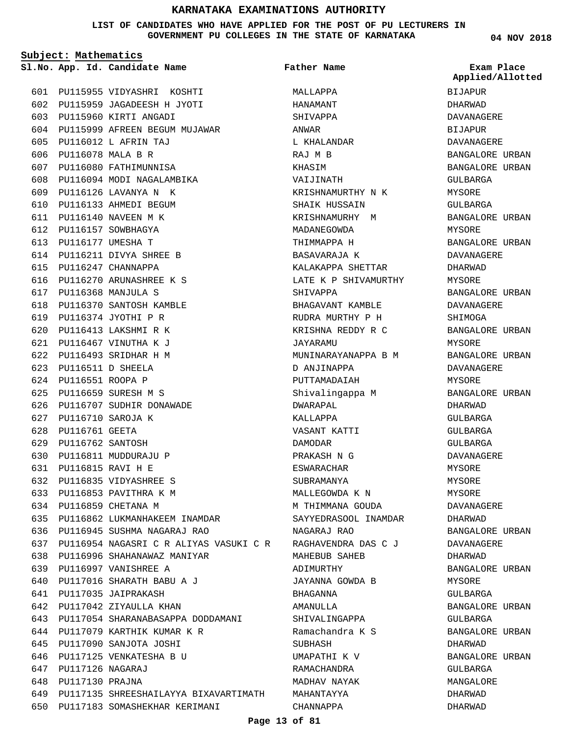# KARNATAKA EXAMINATIONS AUTHORITY

**LIST OF CANDIDATES WHO HAVE APPLIED FOR THE POST OF PU LECTURERS IN GOVERNMENT PU COLLEGES IN THE STATE OF KARNATAKA**

**04 NOV 2018**

**Subject: Mathematics**

| Sl.No. | App. Id. | Candidate Name | Father Name | Exam Place Applied/Allotted |
|---|---|---|---|---|
| 601 | PU115955 | VIDYASHRI KOSHTI | MALLAPPA | BIJAPUR |
| 602 | PU115959 | JAGADEESH H JYOTI | HANAMANT | DHARWAD |
| 603 | PU115960 | KIRTI ANGADI | SHIVAPPA | DAVANAGERE |
| 604 | PU115999 | AFREEN BEGUM MUJAWAR | ANWAR | BIJAPUR |
| 605 | PU116012 | L AFRIN TAJ | L KHALANDAR | DAVANAGERE |
| 606 | PU116078 | MALA B R | RAJ M B | BANGALORE URBAN |
| 607 | PU116080 | FATHIMUNNISA | KHASIM | BANGALORE URBAN |
| 608 | PU116094 | MODI NAGALAMBIKA | VAIJINATH | GULBARGA |
| 609 | PU116126 | LAVANYA N K | KRISHNAMURTHY N K | MYSORE |
| 610 | PU116133 | AHMEDI BEGUM | SHAIK HUSSAIN | GULBARGA |
| 611 | PU116140 | NAVEEN M K | KRISHNAMURHY M | BANGALORE URBAN |
| 612 | PU116157 | SOWBHAGYA | MADANEGOWDA | MYSORE |
| 613 | PU116177 | UMESHA T | THIMMAPPA H | BANGALORE URBAN |
| 614 | PU116211 | DIVYA SHREE B | BASAVARAJA K | DAVANAGERE |
| 615 | PU116247 | CHANNAPPA | KALAKAPPA SHETTAR | DHARWAD |
| 616 | PU116270 | ARUNASHREE K S | LATE K P SHIVAMURTHY | MYSORE |
| 617 | PU116368 | MANJULA S | SHIVAPPA | BANGALORE URBAN |
| 618 | PU116370 | SANTOSH KAMBLE | BHAGAVANT KAMBLE | DAVANAGERE |
| 619 | PU116374 | JYOTHI P R | RUDRA MURTHY P H | SHIMOGA |
| 620 | PU116413 | LAKSHMI R K | KRISHNA REDDY R C | BANGALORE URBAN |
| 621 | PU116467 | VINUTHA K J | JAYARAMU | MYSORE |
| 622 | PU116493 | SRIDHAR H M | MUNINARAYANAPPA B M | BANGALORE URBAN |
| 623 | PU116511 | D SHEELA | D ANJINAPPA | DAVANAGERE |
| 624 | PU116551 | ROOPA P | PUTTAMADAIAH | MYSORE |
| 625 | PU116659 | SURESH M S | Shivalingappa M | BANGALORE URBAN |
| 626 | PU116707 | SUDHIR DONAWADE | DWARAPAL | DHARWAD |
| 627 | PU116710 | SAROJA K | KALLAPPA | GULBARGA |
| 628 | PU116761 | GEETA | VASANT KATTI | GULBARGA |
| 629 | PU116762 | SANTOSH | DAMODAR | GULBARGA |
| 630 | PU116811 | MUDDURAJU P | PRAKASH N G | DAVANAGERE |
| 631 | PU116815 | RAVI H E | ESWARACHAR | MYSORE |
| 632 | PU116835 | VIDYASHREE S | SUBRAMANYA | MYSORE |
| 633 | PU116853 | PAVITHRA K M | MALLEGOWDA K N | MYSORE |
| 634 | PU116859 | CHETANA M | M THIMMANA GOUDA | DAVANAGERE |
| 635 | PU116862 | LUKMANHAKEEM INAMDAR | SAYYEDRASOOL INAMDAR | DHARWAD |
| 636 | PU116945 | SUSHMA NAGARAJ RAO | NAGARAJ RAO | BANGALORE URBAN |
| 637 | PU116954 | NAGASRI C R ALIYAS VASUKI C R | RAGHAVENDRA DAS C J | DAVANAGERE |
| 638 | PU116996 | SHAHANAWAZ MANIYAR | MAHEBUB SAHEB | DHARWAD |
| 639 | PU116997 | VANISHREE A | ADIMURTHY | BANGALORE URBAN |
| 640 | PU117016 | SHARATH BABU A J | JAYANNA GOWDA B | MYSORE |
| 641 | PU117035 | JAIPRAKASH | BHAGANNA | GULBARGA |
| 642 | PU117042 | ZIYAULLA KHAN | AMANULLA | BANGALORE URBAN |
| 643 | PU117054 | SHARANABASAPPA DODDAMANI | SHIVALINGAPPA | GULBARGA |
| 644 | PU117079 | KARTHIK KUMAR K R | Ramachandra K S | BANGALORE URBAN |
| 645 | PU117090 | SANJOTA JOSHI | SUBHASH | DHARWAD |
| 646 | PU117125 | VENKATESHA B U | UMAPATHI K V | BANGALORE URBAN |
| 647 | PU117126 | NAGARAJ | RAMACHANDRA | GULBARGA |
| 648 | PU117130 | PRAJNA | MADHAV NAYAK | MANGALORE |
| 649 | PU117135 | SHREESHAILAYYA BIXAVARTIMATH | MAHANTAYYA | DHARWAD |
| 650 | PU117183 | SOMASHEKHAR KERIMANI | CHANNAPPA | DHARWAD |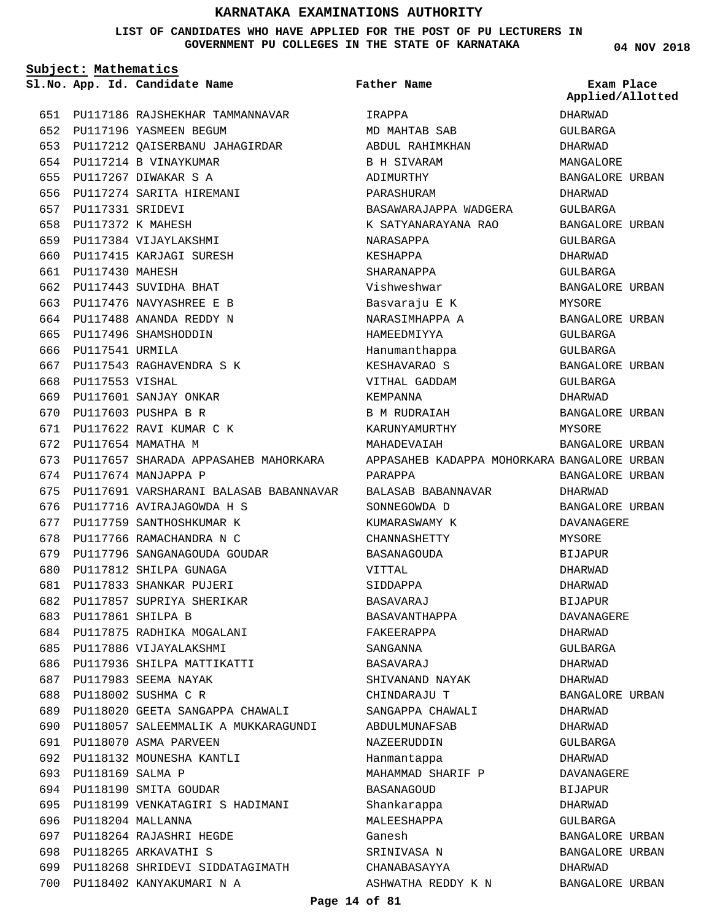# KARNATAKA EXAMINATIONS AUTHORITY

**LIST OF CANDIDATES WHO HAVE APPLIED FOR THE POST OF PU LECTURERS IN GOVERNMENT PU COLLEGES IN THE STATE OF KARNATAKA**

04 NOV 2018

**Subject: Mathematics**

| Sl.No. | App. Id. | Candidate Name | Father Name | Exam Place Applied/Allotted |
|---|---|---|---|---|
| 651 | PU117186 | RAJSHEKHAR TAMMANNAVAR | IRAPPA | DHARWAD |
| 652 | PU117196 | YASMEEN BEGUM | MD MAHTAB SAB | GULBARGA |
| 653 | PU117212 | QAISERBANU JAHAGIRDAR | ABDUL RAHIMKHAN | DHARWAD |
| 654 | PU117214 | B VINAYKUMAR | B H SIVARAM | MANGALORE |
| 655 | PU117267 | DIWAKAR S A | ADIMURTHY | BANGALORE URBAN |
| 656 | PU117274 | SARITA HIREMANI | PARASHURAM | DHARWAD |
| 657 | PU117331 | SRIDEVI | BASAWARAJAPPA WADGERA | GULBARGA |
| 658 | PU117372 | K MAHESH | K SATYANARAYANA RAO | BANGALORE URBAN |
| 659 | PU117384 | VIJAYLAKSHMI | NARASAPPA | GULBARGA |
| 660 | PU117415 | KARJAGI SURESH | KESHAPPA | DHARWAD |
| 661 | PU117430 | MAHESH | SHARANAPPA | GULBARGA |
| 662 | PU117443 | SUVIDHA BHAT | Vishweshwar | BANGALORE URBAN |
| 663 | PU117476 | NAVYASHREE E B | Basvaraju E K | MYSORE |
| 664 | PU117488 | ANANDA REDDY N | NARASIMHAPPA A | BANGALORE URBAN |
| 665 | PU117496 | SHAMSHODDIN | HAMEEDMIYYA | GULBARGA |
| 666 | PU117541 | URMILA | Hanumanthappa | GULBARGA |
| 667 | PU117543 | RAGHAVENDRA S K | KESHAVARAO S | BANGALORE URBAN |
| 668 | PU117553 | VISHAL | VITHAL GADDAM | GULBARGA |
| 669 | PU117601 | SANJAY ONKAR | KEMPANNA | DHARWAD |
| 670 | PU117603 | PUSHPA B R | B M RUDRAIAH | BANGALORE URBAN |
| 671 | PU117622 | RAVI KUMAR C K | KARUNYAMURTHY | MYSORE |
| 672 | PU117654 | MAMATHA M | MAHADEVAIAH | BANGALORE URBAN |
| 673 | PU117657 | SHARADA APPASAHEB MAHORKARA | APPASAHEB KADAPPA MOHORKARA | BANGALORE URBAN |
| 674 | PU117674 | MANJAPPA P | PARAPPA | BANGALORE URBAN |
| 675 | PU117691 | VARSHARANI BALASAB BABANNAVAR | BALASAB BABANNAVAR | DHARWAD |
| 676 | PU117716 | AVIRAJAGOWDA H S | SONNEGOWDA D | BANGALORE URBAN |
| 677 | PU117759 | SANTHOSHKUMAR K | KUMARASWAMY K | DAVANAGERE |
| 678 | PU117766 | RAMACHANDRA N C | CHANNASHETTY | MYSORE |
| 679 | PU117796 | SANGANAGOUDA GOUDAR | BASANAGOUDA | BIJAPUR |
| 680 | PU117812 | SHILPA GUNAGA | VITTAL | DHARWAD |
| 681 | PU117833 | SHANKAR PUJERI | SIDDAPPA | DHARWAD |
| 682 | PU117857 | SUPRIYA SHERIKAR | BASAVARAJ | BIJAPUR |
| 683 | PU117861 | SHILPA B | BASAVANTHAPPA | DAVANAGERE |
| 684 | PU117875 | RADHIKA MOGALANI | FAKEERAPPA | DHARWAD |
| 685 | PU117886 | VIJAYALAKSHMI | SANGANNA | GULBARGA |
| 686 | PU117936 | SHILPA MATTIKATTI | BASAVARAJ | DHARWAD |
| 687 | PU117983 | SEEMA NAYAK | SHIVANAND NAYAK | DHARWAD |
| 688 | PU118002 | SUSHMA C R | CHINDARAJU T | BANGALORE URBAN |
| 689 | PU118020 | GEETA SANGAPPA CHAWALI | SANGAPPA CHAWALI | DHARWAD |
| 690 | PU118057 | SALEEMMALIK A MUKKARAGUNDI | ABDULMUNAFSAB | DHARWAD |
| 691 | PU118070 | ASMA PARVEEN | NAZEERUDDIN | GULBARGA |
| 692 | PU118132 | MOUNESHA KANTLI | Hanmantappa | DHARWAD |
| 693 | PU118169 | SALMA P | MAHAMMAD SHARIF P | DAVANAGERE |
| 694 | PU118190 | SMITA GOUDAR | BASANAGOUD | BIJAPUR |
| 695 | PU118199 | VENKATAGIRI S HADIMANI | Shankarappa | DHARWAD |
| 696 | PU118204 | MALLANNA | MALEESHAPPA | GULBARGA |
| 697 | PU118264 | RAJASHRI HEGDE | Ganesh | BANGALORE URBAN |
| 698 | PU118265 | ARKAVATHI S | SRINIVASA N | BANGALORE URBAN |
| 699 | PU118268 | SHRIDEVI SIDDATAGIMATH | CHANABASAYYA | DHARWAD |
| 700 | PU118402 | KANYAKUMARI N A | ASHWATHA REDDY K N | BANGALORE URBAN |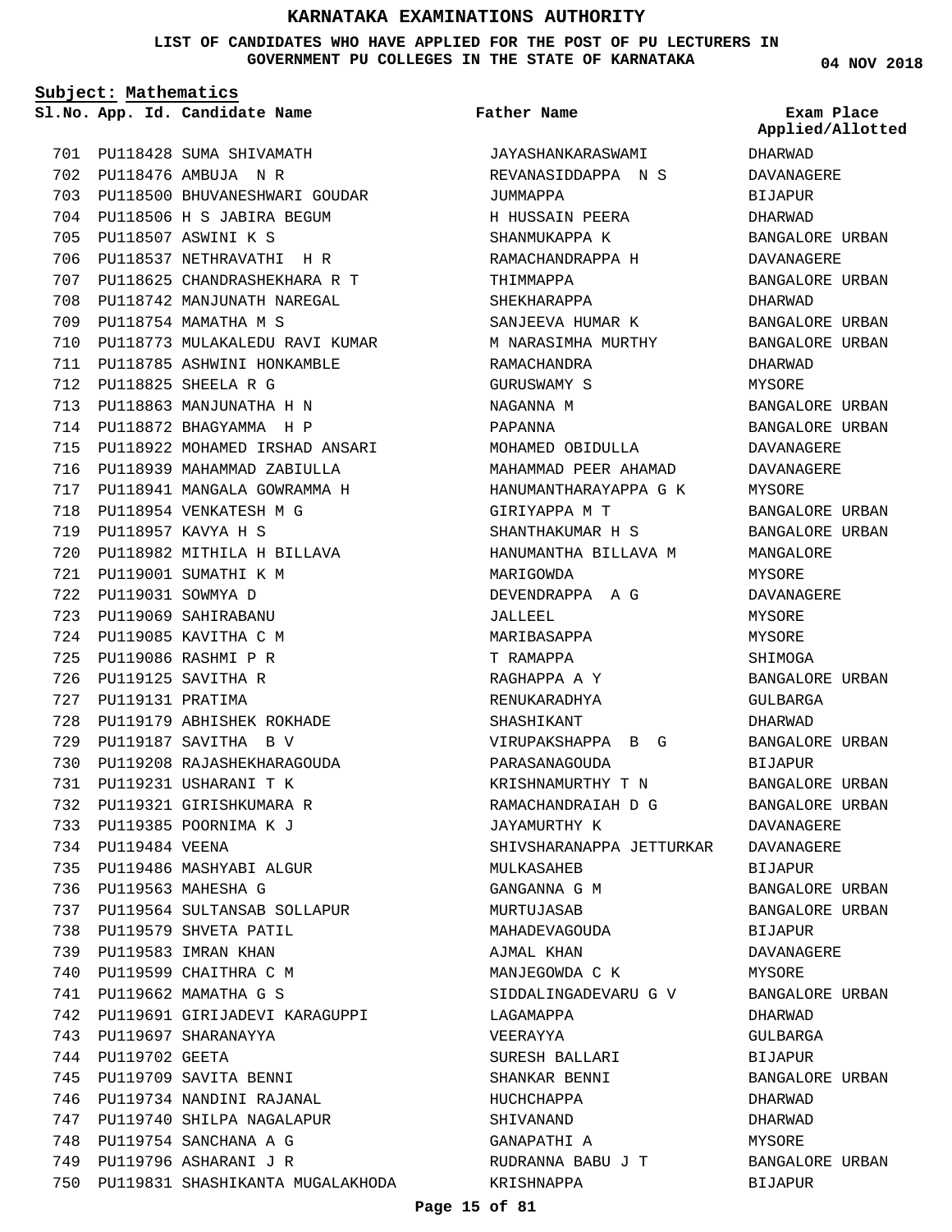# KARNATAKA EXAMINATIONS AUTHORITY

**LIST OF CANDIDATES WHO HAVE APPLIED FOR THE POST OF PU LECTURERS IN GOVERNMENT PU COLLEGES IN THE STATE OF KARNATAKA**

**04 NOV 2018**

**Subject: Mathematics**

| Sl.No. | App. Id. | Candidate Name | Father Name | Exam Place Applied/Allotted |
|---|---|---|---|---|
| 701 | PU118428 | SUMA SHIVAMATH | JAYASHANKARASWAMI | DHARWAD |
| 702 | PU118476 | AMBUJA N R | REVANASIDDAPPA N S | DAVANAGERE |
| 703 | PU118500 | BHUVANESHWARI GOUDAR | JUMMAPPA | BIJAPUR |
| 704 | PU118506 | H S JABIRA BEGUM | H HUSSAIN PEERA | DHARWAD |
| 705 | PU118507 | ASWINI K S | SHANMUKAPPA K | BANGALORE URBAN |
| 706 | PU118537 | NETHRAVATHI H R | RAMACHANDRAPPA H | DAVANAGERE |
| 707 | PU118625 | CHANDRASHEKHARA R T | THIMMAPPA | BANGALORE URBAN |
| 708 | PU118742 | MANJUNATH NAREGAL | SHEKHARAPPA | DHARWAD |
| 709 | PU118754 | MAMATHA M S | SANJEEVA HUMAR K | BANGALORE URBAN |
| 710 | PU118773 | MULAKALEDU RAVI KUMAR | M NARASIMHA MURTHY | BANGALORE URBAN |
| 711 | PU118785 | ASHWINI HONKAMBLE | RAMACHANDRA | DHARWAD |
| 712 | PU118825 | SHEELA R G | GURUSWAMY S | MYSORE |
| 713 | PU118863 | MANJUNATHA H N | NAGANNA M | BANGALORE URBAN |
| 714 | PU118872 | BHAGYAMMA H P | PAPANNA | BANGALORE URBAN |
| 715 | PU118922 | MOHAMED IRSHAD ANSARI | MOHAMED OBIDULLA | DAVANAGERE |
| 716 | PU118939 | MAHAMMAD ZABIULLA | MAHAMMAD PEER AHAMAD | DAVANAGERE |
| 717 | PU118941 | MANGALA GOWRAMMA H | HANUMANTHARAYAPPA G K | MYSORE |
| 718 | PU118954 | VENKATESH M G | GIRIYAPPA M T | BANGALORE URBAN |
| 719 | PU118957 | KAVYA H S | SHANTHAKUMAR H S | BANGALORE URBAN |
| 720 | PU118982 | MITHILA H BILLAVA | HANUMANTHA BILLAVA M | MANGALORE |
| 721 | PU119001 | SUMATHI K M | MARIGOWDA | MYSORE |
| 722 | PU119031 | SOWMYA D | DEVENDRAPPA A G | DAVANAGERE |
| 723 | PU119069 | SAHIRABANU | JALLEEL | MYSORE |
| 724 | PU119085 | KAVITHA C M | MARIBASAPPA | MYSORE |
| 725 | PU119086 | RASHMI P R | T RAMAPPA | SHIMOGA |
| 726 | PU119125 | SAVITHA R | RAGHAPPA A Y | BANGALORE URBAN |
| 727 | PU119131 | PRATIMA | RENUKARADHYA | GULBARGA |
| 728 | PU119179 | ABHISHEK ROKHADE | SHASHIKANT | DHARWAD |
| 729 | PU119187 | SAVITHA B V | VIRUPAKSHAPPA B G | BANGALORE URBAN |
| 730 | PU119208 | RAJASHEKHARAGOUDA | PARASANAGOUDA | BIJAPUR |
| 731 | PU119231 | USHARANI T K | KRISHNAMURTHY T N | BANGALORE URBAN |
| 732 | PU119321 | GIRISHKUMARA R | RAMACHANDRAIAH D G | BANGALORE URBAN |
| 733 | PU119385 | POORNIMA K J | JAYAMURTHY K | DAVANAGERE |
| 734 | PU119484 | VEENA | SHIVSHARANAPPA JETTURKAR | DAVANAGERE |
| 735 | PU119486 | MASHYABI ALGUR | MULKASAHEB | BIJAPUR |
| 736 | PU119563 | MAHESHA G | GANGANNA G M | BANGALORE URBAN |
| 737 | PU119564 | SULTANSAB SOLLAPUR | MURTUJASAB | BANGALORE URBAN |
| 738 | PU119579 | SHVETA PATIL | MAHADEVAGOUDA | BIJAPUR |
| 739 | PU119583 | IMRAN KHAN | AJMAL KHAN | DAVANAGERE |
| 740 | PU119599 | CHAITHRA C M | MANJEGOWDA C K | MYSORE |
| 741 | PU119662 | MAMATHA G S | SIDDALINGADEVARU G V | BANGALORE URBAN |
| 742 | PU119691 | GIRIJADEVI KARAGUPPI | LAGAMAPPA | DHARWAD |
| 743 | PU119697 | SHARANAYYA | VEERAYYA | GULBARGA |
| 744 | PU119702 | GEETA | SURESH BALLARI | BIJAPUR |
| 745 | PU119709 | SAVITA BENNI | SHANKAR BENNI | BANGALORE URBAN |
| 746 | PU119734 | NANDINI RAJANAL | HUCHCHAPPA | DHARWAD |
| 747 | PU119740 | SHILPA NAGALAPUR | SHIVANAND | DHARWAD |
| 748 | PU119754 | SANCHANA A G | GANAPATHI A | MYSORE |
| 749 | PU119796 | ASHARANI J R | RUDRANNA BABU J T | BANGALORE URBAN |
| 750 | PU119831 | SHASHIKANTA MUGALAKHODA | KRISHNAPPA | BIJAPUR |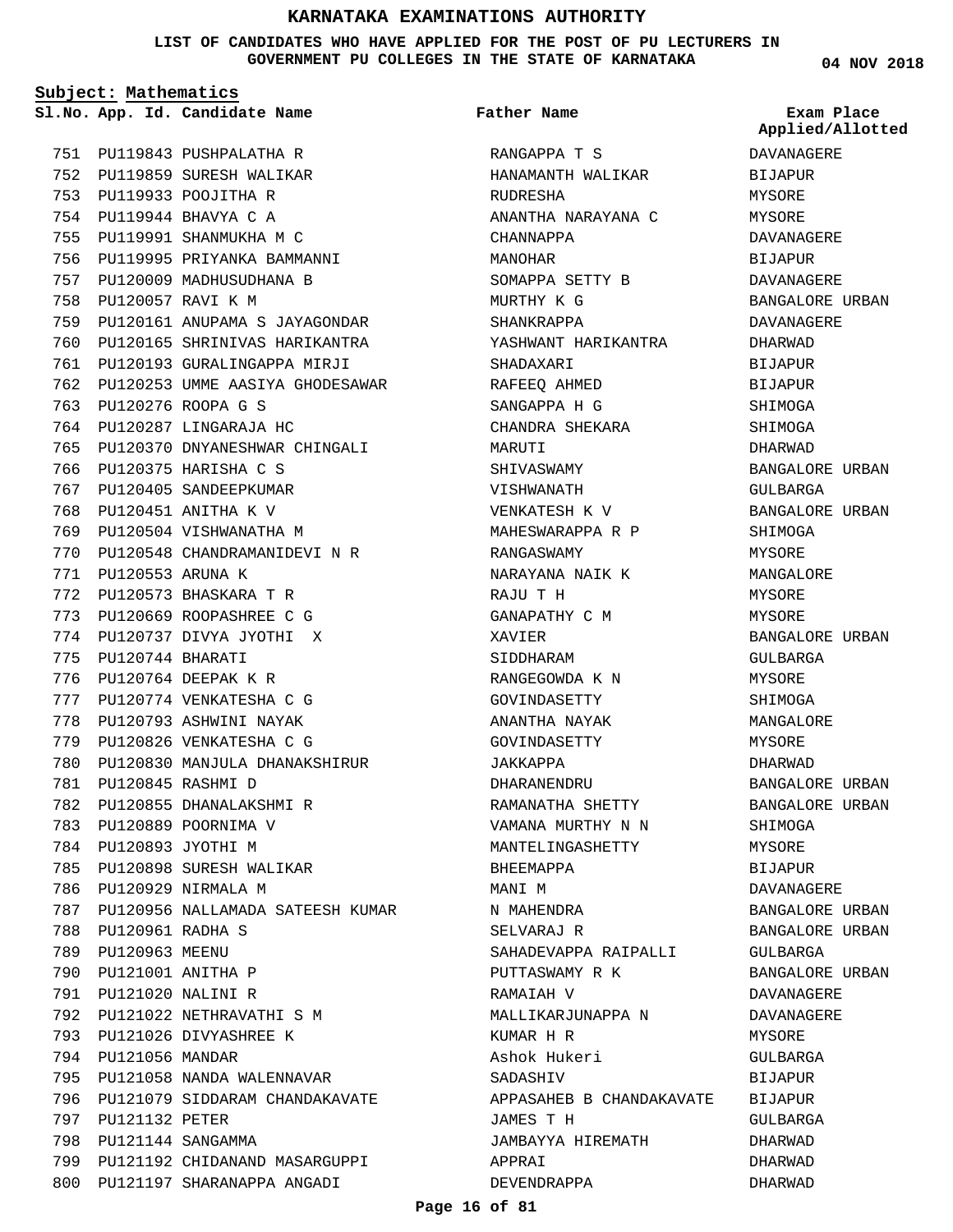# KARNATAKA EXAMINATIONS AUTHORITY

**LIST OF CANDIDATES WHO HAVE APPLIED FOR THE POST OF PU LECTURERS IN GOVERNMENT PU COLLEGES IN THE STATE OF KARNATAKA**

**04 NOV 2018**

**Subject: Mathematics**

| Sl.No. | App. Id. | Candidate Name | Father Name | Exam Place Applied/Allotted |
|---|---|---|---|---|
| 751 | PU119843 | PUSHPALATHA R | RANGAPPA T S | DAVANAGERE |
| 752 | PU119859 | SURESH WALIKAR | HANAMANTH WALIKAR | BIJAPUR |
| 753 | PU119933 | POOJITHA R | RUDRESHA | MYSORE |
| 754 | PU119944 | BHAVYA C A | ANANTHA NARAYANA C | MYSORE |
| 755 | PU119991 | SHANMUKHA M C | CHANNAPPA | DAVANAGERE |
| 756 | PU119995 | PRIYANKA BAMMANNI | MANOHAR | BIJAPUR |
| 757 | PU120009 | MADHUSUDHANA B | SOMAPPA SETTY B | DAVANAGERE |
| 758 | PU120057 | RAVI K M | MURTHY K G | BANGALORE URBAN |
| 759 | PU120161 | ANUPAMA S JAYAGONDAR | SHANKRAPPA | DAVANAGERE |
| 760 | PU120165 | SHRINIVAS HARIKANTRA | YASHWANT HARIKANTRA | DHARWAD |
| 761 | PU120193 | GURALINGAPPA MIRJI | SHADAXARI | BIJAPUR |
| 762 | PU120253 | UMME AASIYA GHODESAWAR | RAFEEQ AHMED | BIJAPUR |
| 763 | PU120276 | ROOPA G S | SANGAPPA H G | SHIMOGA |
| 764 | PU120287 | LINGARAJA HC | CHANDRA SHEKARA | SHIMOGA |
| 765 | PU120370 | DNYANESHWAR CHINGALI | MARUTI | DHARWAD |
| 766 | PU120375 | HARISHA C S | SHIVASWAMY | BANGALORE URBAN |
| 767 | PU120405 | SANDEEPKUMAR | VISHWANATH | GULBARGA |
| 768 | PU120451 | ANITHA K V | VENKATESH K V | BANGALORE URBAN |
| 769 | PU120504 | VISHWANATHA M | MAHESWARAPPA R P | SHIMOGA |
| 770 | PU120548 | CHANDRAMANIDEVI N R | RANGASWAMY | MYSORE |
| 771 | PU120553 | ARUNA K | NARAYANA NAIK K | MANGALORE |
| 772 | PU120573 | BHASKARA T R | RAJU T H | MYSORE |
| 773 | PU120669 | ROOPASHREE C G | GANAPATHY C M | MYSORE |
| 774 | PU120737 | DIVYA JYOTHI X | XAVIER | BANGALORE URBAN |
| 775 | PU120744 | BHARATI | SIDDHARAM | GULBARGA |
| 776 | PU120764 | DEEPAK K R | RANGEGOWDA K N | MYSORE |
| 777 | PU120774 | VENKATESHA C G | GOVINDASETTY | SHIMOGA |
| 778 | PU120793 | ASHWINI NAYAK | ANANTHA NAYAK | MANGALORE |
| 779 | PU120826 | VENKATESHA C G | GOVINDASETTY | MYSORE |
| 780 | PU120830 | MANJULA DHANAKSHIRUR | JAKKAPPA | DHARWAD |
| 781 | PU120845 | RASHMI D | DHARANENDRU | BANGALORE URBAN |
| 782 | PU120855 | DHANALAKSHMI R | RAMANATHA SHETTY | BANGALORE URBAN |
| 783 | PU120889 | POORNIMA V | VAMANA MURTHY N N | SHIMOGA |
| 784 | PU120893 | JYOTHI M | MANTELINGASHETTY | MYSORE |
| 785 | PU120898 | SURESH WALIKAR | BHEEMAPPA | BIJAPUR |
| 786 | PU120929 | NIRMALA M | MANI M | DAVANAGERE |
| 787 | PU120956 | NALLAMADA SATEESH KUMAR | N MAHENDRA | BANGALORE URBAN |
| 788 | PU120961 | RADHA S | SELVARAJ R | BANGALORE URBAN |
| 789 | PU120963 | MEENU | SAHADEVAPPA RAIPALLI | GULBARGA |
| 790 | PU121001 | ANITHA P | PUTTASWAMY R K | BANGALORE URBAN |
| 791 | PU121020 | NALINI R | RAMAIAH V | DAVANAGERE |
| 792 | PU121022 | NETHRAVATHI S M | MALLIKARJUNAPPA N | DAVANAGERE |
| 793 | PU121026 | DIVYASHREE K | KUMAR H R | MYSORE |
| 794 | PU121056 | MANDAR | Ashok Hukeri | GULBARGA |
| 795 | PU121058 | NANDA WALENNAVAR | SADASHIV | BIJAPUR |
| 796 | PU121079 | SIDDARAM CHANDAKAVATE | APPASAHEB B CHANDAKAVATE | BIJAPUR |
| 797 | PU121132 | PETER | JAMES T H | GULBARGA |
| 798 | PU121144 | SANGAMMA | JAMBAYYA HIREMATH | DHARWAD |
| 799 | PU121192 | CHIDANAND MASARGUPPI | APPRAI | DHARWAD |
| 800 | PU121197 | SHARANAPPA ANGADI | DEVENDRAPPA | DHARWAD |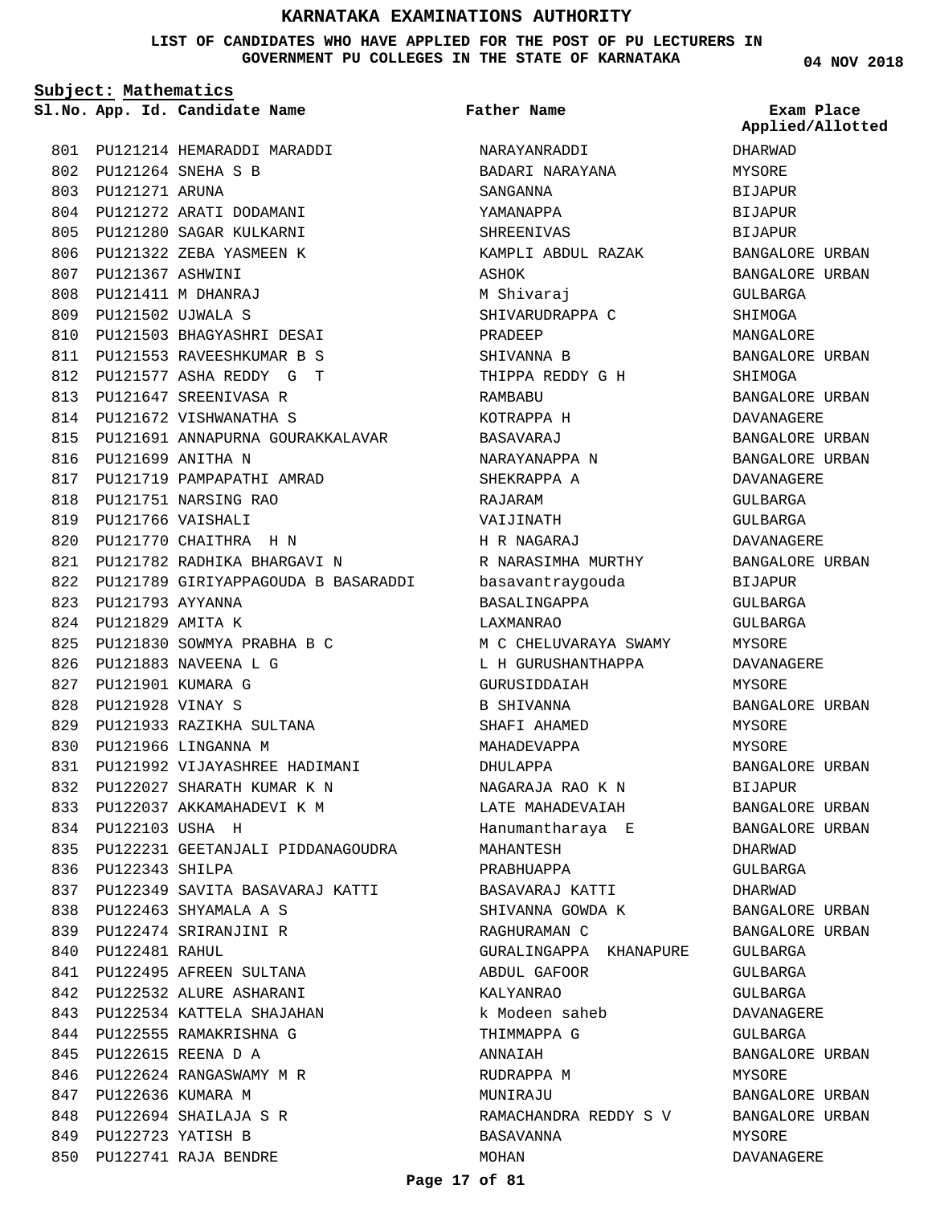# KARNATAKA EXAMINATIONS AUTHORITY

**LIST OF CANDIDATES WHO HAVE APPLIED FOR THE POST OF PU LECTURERS IN GOVERNMENT PU COLLEGES IN THE STATE OF KARNATAKA**

04 NOV 2018

**Subject: Mathematics**

| Sl.No. | App. Id. | Candidate Name | Father Name | Exam Place Applied/Allotted |
|---|---|---|---|---|
| 801 | PU121214 | HEMARADDI MARADDI | NARAYANRADDI | DHARWAD |
| 802 | PU121264 | SNEHA S B | BADARI NARAYANA | MYSORE |
| 803 | PU121271 | ARUNA | SANGANNA | BIJAPUR |
| 804 | PU121272 | ARATI DODAMANI | YAMANAPPA | BIJAPUR |
| 805 | PU121280 | SAGAR KULKARNI | SHREENIVAS | BIJAPUR |
| 806 | PU121322 | ZEBA YASMEEN K | KAMPLI ABDUL RAZAK | BANGALORE URBAN |
| 807 | PU121367 | ASHWINI | ASHOK | BANGALORE URBAN |
| 808 | PU121411 | M DHANRAJ | M Shivaraj | GULBARGA |
| 809 | PU121502 | UJWALA S | SHIVARUDRAPPA C | SHIMOGA |
| 810 | PU121503 | BHAGYASHRI DESAI | PRADEEP | MANGALORE |
| 811 | PU121553 | RAVEESHKUMAR B S | SHIVANNA B | BANGALORE URBAN |
| 812 | PU121577 | ASHA REDDY G T | THIPPA REDDY G H | SHIMOGA |
| 813 | PU121647 | SREENIVASA R | RAMBABU | BANGALORE URBAN |
| 814 | PU121672 | VISHWANATHA S | KOTRAPPA H | DAVANAGERE |
| 815 | PU121691 | ANNAPURNA GOURAKKALAVAR | BASAVARAJ | BANGALORE URBAN |
| 816 | PU121699 | ANITHA N | NARAYANAPPA N | BANGALORE URBAN |
| 817 | PU121719 | PAMPAPATHI AMRAD | SHEKRAPPA A | DAVANAGERE |
| 818 | PU121751 | NARSING RAO | RAJARAM | GULBARGA |
| 819 | PU121766 | VAISHALI | VAIJINATH | GULBARGA |
| 820 | PU121770 | CHAITHRA H N | H R NAGARAJ | DAVANAGERE |
| 821 | PU121782 | RADHIKA BHARGAVI N | R NARASIMHA MURTHY | BANGALORE URBAN |
| 822 | PU121789 | GIRIYAPPAGOUDA B BASARADDI | basavantraygouda | BIJAPUR |
| 823 | PU121793 | AYYANNA | BASALINGAPPA | GULBARGA |
| 824 | PU121829 | AMITA K | LAXMANRAO | GULBARGA |
| 825 | PU121830 | SOWMYA PRABHA B C | M C CHELUVARAYA SWAMY | MYSORE |
| 826 | PU121883 | NAVEENA L G | L H GURUSHANTHAPPA | DAVANAGERE |
| 827 | PU121901 | KUMARA G | GURUSIDDAIAH | MYSORE |
| 828 | PU121928 | VINAY S | B SHIVANNA | BANGALORE URBAN |
| 829 | PU121933 | RAZIKHA SULTANA | SHAFI AHAMED | MYSORE |
| 830 | PU121966 | LINGANNA M | MAHADEVAPPA | MYSORE |
| 831 | PU121992 | VIJAYASHREE HADIMANI | DHULAPPA | BANGALORE URBAN |
| 832 | PU122027 | SHARATH KUMAR K N | NAGARAJA RAO K N | BIJAPUR |
| 833 | PU122037 | AKKAMAHADEVI K M | LATE MAHADEVAIAH | BANGALORE URBAN |
| 834 | PU122103 | USHA H | Hanumantharaya E | BANGALORE URBAN |
| 835 | PU122231 | GEETANJALI PIDDANAGOUDRA | MAHANTESH | DHARWAD |
| 836 | PU122343 | SHILPA | PRABHUAPPA | GULBARGA |
| 837 | PU122349 | SAVITA BASAVARAJ KATTI | BASAVARAJ KATTI | DHARWAD |
| 838 | PU122463 | SHYAMALA A S | SHIVANNA GOWDA K | BANGALORE URBAN |
| 839 | PU122474 | SRIRANJINI R | RAGHURAMAN C | BANGALORE URBAN |
| 840 | PU122481 | RAHUL | GURALINGAPPA KHANAPURE | GULBARGA |
| 841 | PU122495 | AFREEN SULTANA | ABDUL GAFOOR | GULBARGA |
| 842 | PU122532 | ALURE ASHARANI | KALYANRAO | GULBARGA |
| 843 | PU122534 | KATTELA SHAJAHAN | k Modeen saheb | DAVANAGERE |
| 844 | PU122555 | RAMAKRISHNA G | THIMMAPPA G | GULBARGA |
| 845 | PU122615 | REENA D A | ANNAIAH | BANGALORE URBAN |
| 846 | PU122624 | RANGASWAMY M R | RUDRAPPA M | MYSORE |
| 847 | PU122636 | KUMARA M | MUNIRAJU | BANGALORE URBAN |
| 848 | PU122694 | SHAILAJA S R | RAMACHANDRA REDDY S V | BANGALORE URBAN |
| 849 | PU122723 | YATISH B | BASAVANNA | MYSORE |
| 850 | PU122741 | RAJA BENDRE | MOHAN | DAVANAGERE |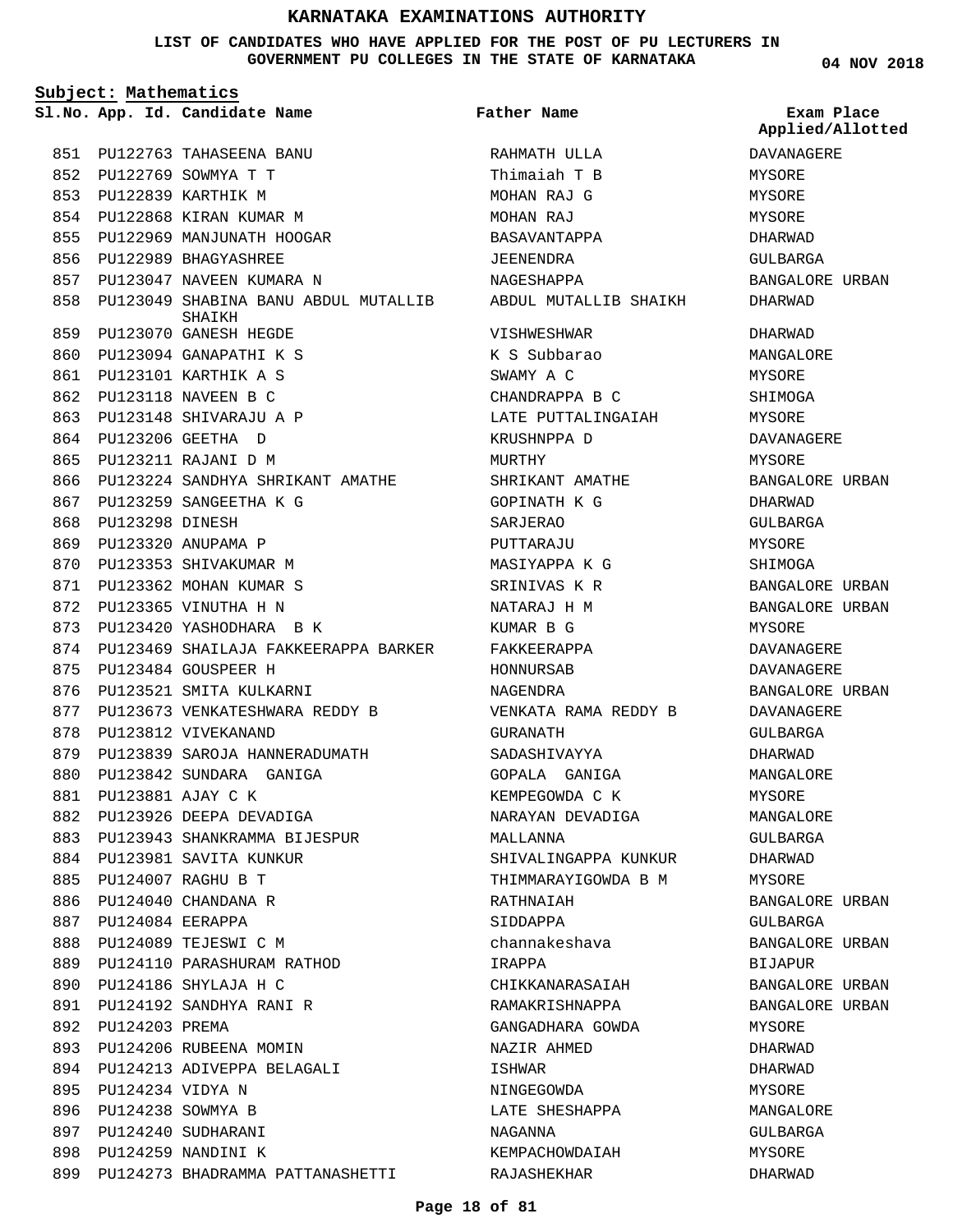# KARNATAKA EXAMINATIONS AUTHORITY

**LIST OF CANDIDATES WHO HAVE APPLIED FOR THE POST OF PU LECTURERS IN GOVERNMENT PU COLLEGES IN THE STATE OF KARNATAKA**

**04 NOV 2018**

**Subject: Mathematics**

| Sl.No. | App. Id. | Candidate Name | Father Name | Exam Place Applied/Allotted |
|---|---|---|---|---|
| 851 | PU122763 | TAHASEENA BANU | RAHMATH ULLA | DAVANAGERE |
| 852 | PU122769 | SOWMYA T T | Thimaiah T B | MYSORE |
| 853 | PU122839 | KARTHIK M | MOHAN RAJ G | MYSORE |
| 854 | PU122868 | KIRAN KUMAR M | MOHAN RAJ | MYSORE |
| 855 | PU122969 | MANJUNATH HOOGAR | BASAVANTAPPA | DHARWAD |
| 856 | PU122989 | BHAGYASHREE | JEENENDRA | GULBARGA |
| 857 | PU123047 | NAVEEN KUMARA N | NAGESHAPPA | BANGALORE URBAN |
| 858 | PU123049 | SHABINA BANU ABDUL MUTALLIB SHAIKH | ABDUL MUTALLIB SHAIKH | DHARWAD |
| 859 | PU123070 | GANESH HEGDE | VISHWESHWAR | DHARWAD |
| 860 | PU123094 | GANAPATHI K S | K S Subbarao | MANGALORE |
| 861 | PU123101 | KARTHIK A S | SWAMY A C | MYSORE |
| 862 | PU123118 | NAVEEN B C | CHANDRAPPA B C | SHIMOGA |
| 863 | PU123148 | SHIVARAJU A P | LATE PUTTALINGAIAH | MYSORE |
| 864 | PU123206 | GEETHA D | KRUSHNPPA D | DAVANAGERE |
| 865 | PU123211 | RAJANI D M | MURTHY | MYSORE |
| 866 | PU123224 | SANDHYA SHRIKANT AMATHE | SHRIKANT AMATHE | BANGALORE URBAN |
| 867 | PU123259 | SANGEETHA K G | GOPINATH K G | DHARWAD |
| 868 | PU123298 | DINESH | SARJERAO | GULBARGA |
| 869 | PU123320 | ANUPAMA P | PUTTARAJU | MYSORE |
| 870 | PU123353 | SHIVAKUMAR M | MASIYAPPA K G | SHIMOGA |
| 871 | PU123362 | MOHAN KUMAR S | SRINIVAS K R | BANGALORE URBAN |
| 872 | PU123365 | VINUTHA H N | NATARAJ H M | BANGALORE URBAN |
| 873 | PU123420 | YASHODHARA B K | KUMAR B G | MYSORE |
| 874 | PU123469 | SHAILAJA FAKKEERAPPA BARKER | FAKKEERAPPA | DAVANAGERE |
| 875 | PU123484 | GOUSPEER H | HONNURSAB | DAVANAGERE |
| 876 | PU123521 | SMITA KULKARNI | NAGENDRA | BANGALORE URBAN |
| 877 | PU123673 | VENKATESHWARA REDDY B | VENKATA RAMA REDDY B | DAVANAGERE |
| 878 | PU123812 | VIVEKANAND | GURANATH | GULBARGA |
| 879 | PU123839 | SAROJA HANNERADUMATH | SADASHIVAYYA | DHARWAD |
| 880 | PU123842 | SUNDARA GANIGA | GOPALA GANIGA | MANGALORE |
| 881 | PU123881 | AJAY C K | KEMPEGOWDA C K | MYSORE |
| 882 | PU123926 | DEEPA DEVADIGA | NARAYAN DEVADIGA | MANGALORE |
| 883 | PU123943 | SHANKRAMMA BIJESPUR | MALLANNA | GULBARGA |
| 884 | PU123981 | SAVITA KUNKUR | SHIVALINGAPPA KUNKUR | DHARWAD |
| 885 | PU124007 | RAGHU B T | THIMMARAYIGOWDA B M | MYSORE |
| 886 | PU124040 | CHANDANA R | RATHNAIAH | BANGALORE URBAN |
| 887 | PU124084 | EERAPPA | SIDDAPPA | GULBARGA |
| 888 | PU124089 | TEJESWI C M | channakeshava | BANGALORE URBAN |
| 889 | PU124110 | PARASHURAM RATHOD | IRAPPA | BIJAPUR |
| 890 | PU124186 | SHYLAJA H C | CHIKKANARASAIAH | BANGALORE URBAN |
| 891 | PU124192 | SANDHYA RANI R | RAMAKRISHNAPPA | BANGALORE URBAN |
| 892 | PU124203 | PREMA | GANGADHARA GOWDA | MYSORE |
| 893 | PU124206 | RUBEENA MOMIN | NAZIR AHMED | DHARWAD |
| 894 | PU124213 | ADIVEPPA BELAGALI | ISHWAR | DHARWAD |
| 895 | PU124234 | VIDYA N | NINGEGOWDA | MYSORE |
| 896 | PU124238 | SOWMYA B | LATE SHESHAPPA | MANGALORE |
| 897 | PU124240 | SUDHARANI | NAGANNA | GULBARGA |
| 898 | PU124259 | NANDINI K | KEMPACHOWDAIAH | MYSORE |
| 899 | PU124273 | BHADRAMMA PATTANASHETTI | RAJASHEKHAR | DHARWAD |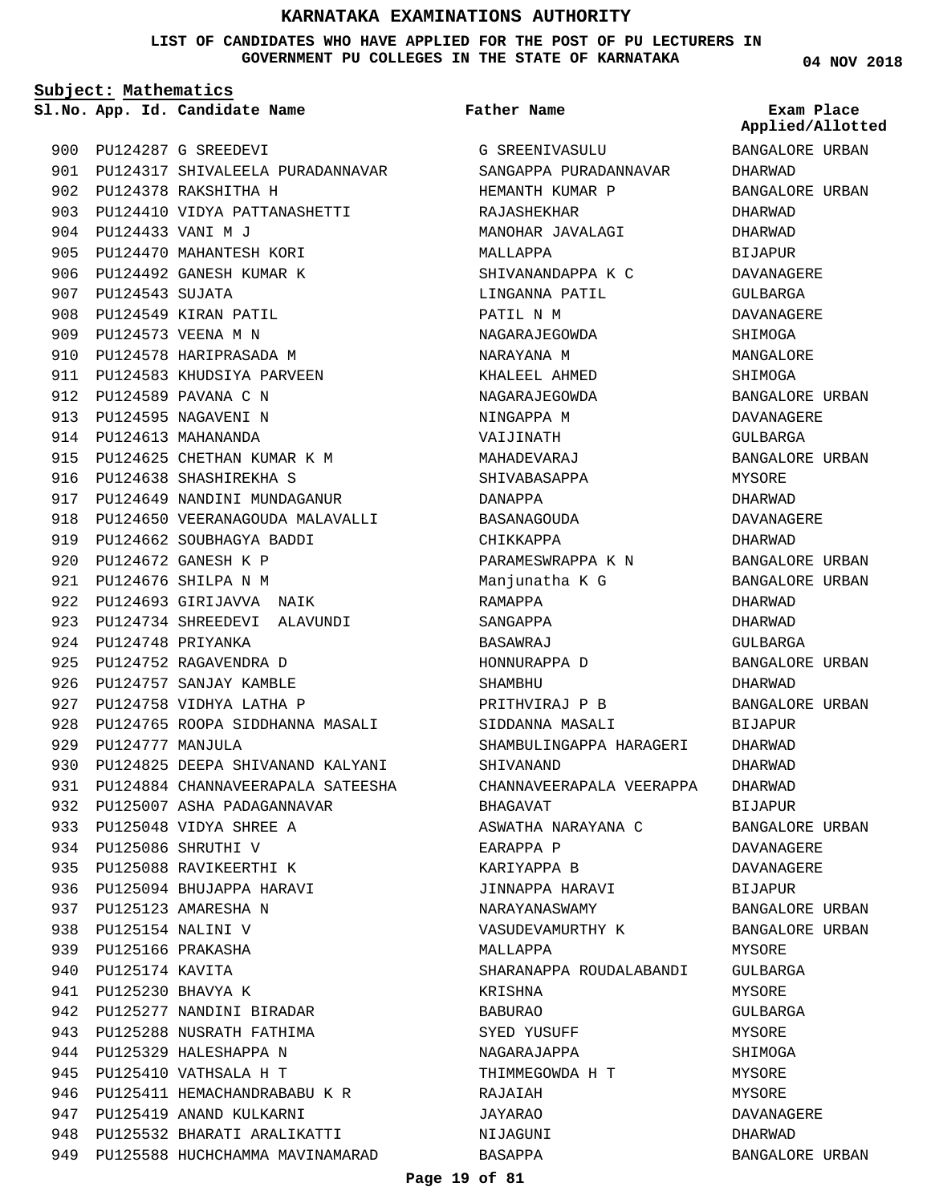# KARNATAKA EXAMINATIONS AUTHORITY

**LIST OF CANDIDATES WHO HAVE APPLIED FOR THE POST OF PU LECTURERS IN GOVERNMENT PU COLLEGES IN THE STATE OF KARNATAKA**

**04 NOV 2018**

**Subject: Mathematics**

| Sl.No. | App. Id. | Candidate Name | Father Name | Exam Place Applied/Allotted |
|---|---|---|---|---|
| 900 | PU124287 | G SREEDEVI | G SREENIVASULU | BANGALORE URBAN |
| 901 | PU124317 | SHIVALEELA PURADANNAVAR | SANGAPPA PURADANNAVAR | DHARWAD |
| 902 | PU124378 | RAKSHITHA H | HEMANTH KUMAR P | BANGALORE URBAN |
| 903 | PU124410 | VIDYA PATTANASHETTI | RAJASHEKHAR | DHARWAD |
| 904 | PU124433 | VANI M J | MANOHAR JAVALAGI | DHARWAD |
| 905 | PU124470 | MAHANTESH KORI | MALLAPPA | BIJAPUR |
| 906 | PU124492 | GANESH KUMAR K | SHIVANANDAPPA K C | DAVANAGERE |
| 907 | PU124543 | SUJATA | LINGANNA PATIL | GULBARGA |
| 908 | PU124549 | KIRAN PATIL | PATIL N M | DAVANAGERE |
| 909 | PU124573 | VEENA M N | NAGARAJEGOWDA | SHIMOGA |
| 910 | PU124578 | HARIPRASADA M | NARAYANA M | MANGALORE |
| 911 | PU124583 | KHUDSIYA PARVEEN | KHALEEL AHMED | SHIMOGA |
| 912 | PU124589 | PAVANA C N | NAGARAJEGOWDA | BANGALORE URBAN |
| 913 | PU124595 | NAGAVENI N | NINGAPPA M | DAVANAGERE |
| 914 | PU124613 | MAHANANDA | VAIJINATH | GULBARGA |
| 915 | PU124625 | CHETHAN KUMAR K M | MAHADEVARAJ | BANGALORE URBAN |
| 916 | PU124638 | SHASHIREKHA S | SHIVABASAPPA | MYSORE |
| 917 | PU124649 | NANDINI MUNDAGANUR | DANAPPA | DHARWAD |
| 918 | PU124650 | VEERANAGOUDA MALAVALLI | BASANAGOUDA | DAVANAGERE |
| 919 | PU124662 | SOUBHAGYA BADDI | CHIKKAPPA | DHARWAD |
| 920 | PU124672 | GANESH K P | PARAMESWRAPPA K N | BANGALORE URBAN |
| 921 | PU124676 | SHILPA N M | Manjunatha K G | BANGALORE URBAN |
| 922 | PU124693 | GIRIJAVVA NAIK | RAMAPPA | DHARWAD |
| 923 | PU124734 | SHREEDEVI ALAVUNDI | SANGAPPA | DHARWAD |
| 924 | PU124748 | PRIYANKA | BASAWRAJ | GULBARGA |
| 925 | PU124752 | RAGAVENDRA D | HONNURAPPA D | BANGALORE URBAN |
| 926 | PU124757 | SANJAY KAMBLE | SHAMBHU | DHARWAD |
| 927 | PU124758 | VIDHYA LATHA P | PRITHVIRAJ P B | BANGALORE URBAN |
| 928 | PU124765 | ROOPA SIDDHANNA MASALI | SIDDANNA MASALI | BIJAPUR |
| 929 | PU124777 | MANJULA | SHAMBULINGAPPA HARAGERI | DHARWAD |
| 930 | PU124825 | DEEPA SHIVANAND KALYANI | SHIVANAND | DHARWAD |
| 931 | PU124884 | CHANNAVEERAPALA SATEESHA | CHANNAVEERAPALA VEERAPPA | DHARWAD |
| 932 | PU125007 | ASHA PADAGANNAVAR | BHAGAVAT | BIJAPUR |
| 933 | PU125048 | VIDYA SHREE A | ASWATHA NARAYANA C | BANGALORE URBAN |
| 934 | PU125086 | SHRUTHI V | EARAPPA P | DAVANAGERE |
| 935 | PU125088 | RAVIKEERTHI K | KARIYAPPA B | DAVANAGERE |
| 936 | PU125094 | BHUJAPPA HARAVI | JINNAPPA HARAVI | BIJAPUR |
| 937 | PU125123 | AMARESHA N | NARAYANASWAMY | BANGALORE URBAN |
| 938 | PU125154 | NALINI V | VASUDEVAMURTHY K | BANGALORE URBAN |
| 939 | PU125166 | PRAKASHA | MALLAPPA | MYSORE |
| 940 | PU125174 | KAVITA | SHARANAPPA ROUDALABANDI | GULBARGA |
| 941 | PU125230 | BHAVYA K | KRISHNA | MYSORE |
| 942 | PU125277 | NANDINI BIRADAR | BABURAO | GULBARGA |
| 943 | PU125288 | NUSRATH FATHIMA | SYED YUSUFF | MYSORE |
| 944 | PU125329 | HALESHAPPA N | NAGARAJAPPA | SHIMOGA |
| 945 | PU125410 | VATHSALA H T | THIMMEGOWDA H T | MYSORE |
| 946 | PU125411 | HEMACHANDRABABU K R | RAJAIAH | MYSORE |
| 947 | PU125419 | ANAND KULKARNI | JAYARAO | DAVANAGERE |
| 948 | PU125532 | BHARATI ARALIKATTI | NIJAGUNI | DHARWAD |
| 949 | PU125588 | HUCHCHAMMA MAVINAMARAD | BASAPPA | BANGALORE URBAN |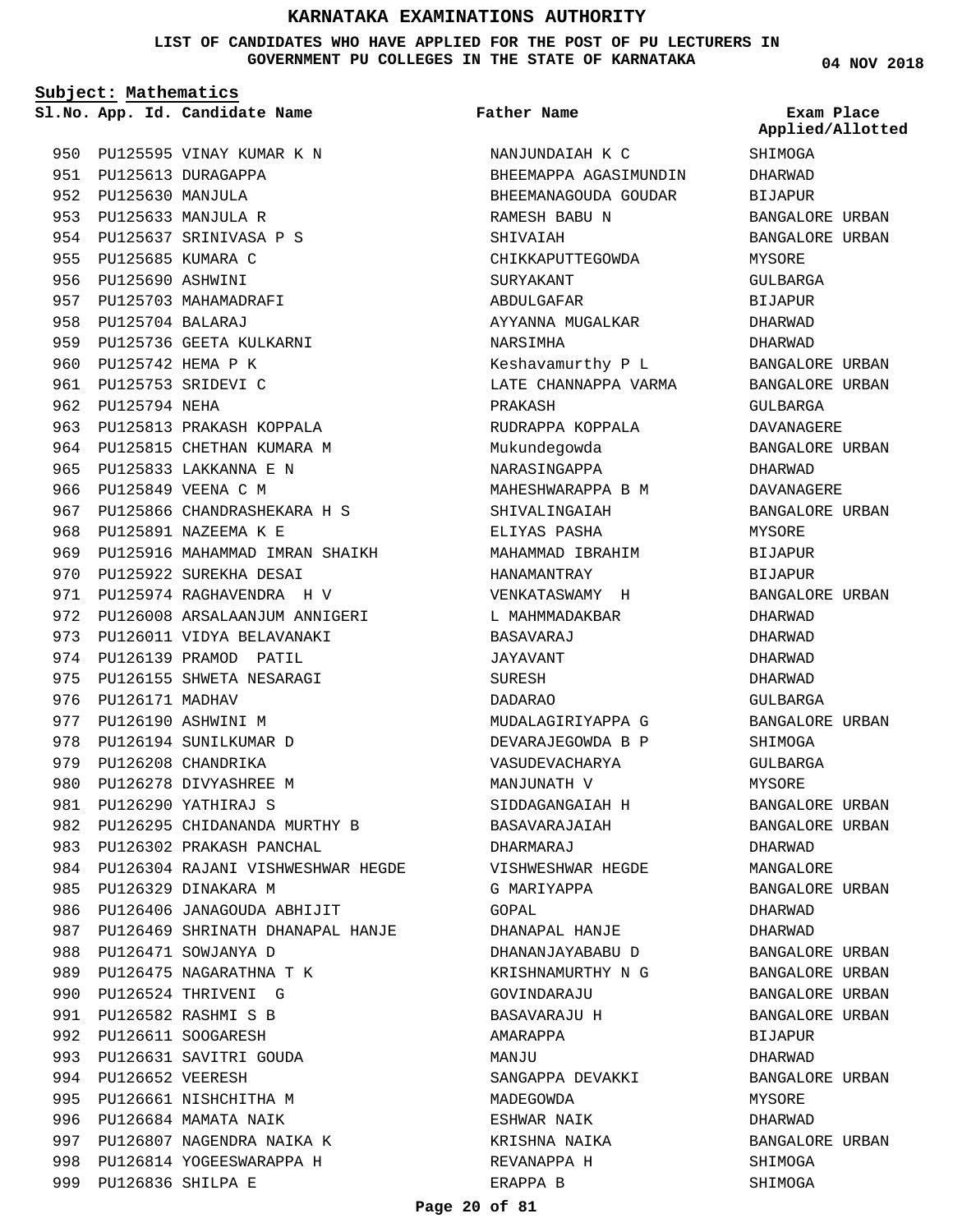# KARNATAKA EXAMINATIONS AUTHORITY

**LIST OF CANDIDATES WHO HAVE APPLIED FOR THE POST OF PU LECTURERS IN GOVERNMENT PU COLLEGES IN THE STATE OF KARNATAKA**

**04 NOV 2018**

**Subject: Mathematics**

| Sl.No. | App. Id. | Candidate Name | Father Name | Exam Place Applied/Allotted |
|---|---|---|---|---|
| 950 | PU125595 | VINAY KUMAR K N | NANJUNDAIAH K C | SHIMOGA |
| 951 | PU125613 | DURAGAPPA | BHEEMAPPA AGASIMUNDIN | DHARWAD |
| 952 | PU125630 | MANJULA | BHEEMANAGOUDA GOUDAR | BIJAPUR |
| 953 | PU125633 | MANJULA R | RAMESH BABU N | BANGALORE URBAN |
| 954 | PU125637 | SRINIVASA P S | SHIVAIAH | BANGALORE URBAN |
| 955 | PU125685 | KUMARA C | CHIKKAPUTTEGOWDA | MYSORE |
| 956 | PU125690 | ASHWINI | SURYAKANT | GULBARGA |
| 957 | PU125703 | MAHAMADRAFI | ABDULGAFAR | BIJAPUR |
| 958 | PU125704 | BALARAJ | AYYANNA MUGALKAR | DHARWAD |
| 959 | PU125736 | GEETA KULKARNI | NARSIMHA | DHARWAD |
| 960 | PU125742 | HEMA P K | Keshavamurthy P L | BANGALORE URBAN |
| 961 | PU125753 | SRIDEVI C | LATE CHANNAPPA VARMA | BANGALORE URBAN |
| 962 | PU125794 | NEHA | PRAKASH | GULBARGA |
| 963 | PU125813 | PRAKASH KOPPALA | RUDRAPPA KOPPALA | DAVANAGERE |
| 964 | PU125815 | CHETHAN KUMARA M | Mukundegowda | BANGALORE URBAN |
| 965 | PU125833 | LAKKANNA E N | NARASINGAPPA | DHARWAD |
| 966 | PU125849 | VEENA C M | MAHESHWARAPPA B M | DAVANAGERE |
| 967 | PU125866 | CHANDRASHEKARA H S | SHIVALINGAIAH | BANGALORE URBAN |
| 968 | PU125891 | NAZEEMA K E | ELIYAS PASHA | MYSORE |
| 969 | PU125916 | MAHAMMAD IMRAN SHAIKH | MAHAMMAD IBRAHIM | BIJAPUR |
| 970 | PU125922 | SUREKHA DESAI | HANAMANTRAY | BIJAPUR |
| 971 | PU125974 | RAGHAVENDRA H V | VENKATASWAMY H | BANGALORE URBAN |
| 972 | PU126008 | ARSALAANJUM ANNIGERI | L MAHMMADAKBAR | DHARWAD |
| 973 | PU126011 | VIDYA BELAVANAKI | BASAVARAJ | DHARWAD |
| 974 | PU126139 | PRAMOD PATIL | JAYAVANT | DHARWAD |
| 975 | PU126155 | SHWETA NESARAGI | SURESH | DHARWAD |
| 976 | PU126171 | MADHAV | DADARAO | GULBARGA |
| 977 | PU126190 | ASHWINI M | MUDALAGIRIYAPPA G | BANGALORE URBAN |
| 978 | PU126194 | SUNILKUMAR D | DEVARAJEGOWDA B P | SHIMOGA |
| 979 | PU126208 | CHANDRIKA | VASUDEVACHARYA | GULBARGA |
| 980 | PU126278 | DIVYASHREE M | MANJUNATH V | MYSORE |
| 981 | PU126290 | YATHIRAJ S | SIDDAGANGAIAH H | BANGALORE URBAN |
| 982 | PU126295 | CHIDANANDA MURTHY B | BASAVARAJAIAH | BANGALORE URBAN |
| 983 | PU126302 | PRAKASH PANCHAL | DHARMARAJ | DHARWAD |
| 984 | PU126304 | RAJANI VISHWESHWAR HEGDE | VISHWESHWAR HEGDE | MANGALORE |
| 985 | PU126329 | DINAKARA M | G MARIYAPPA | BANGALORE URBAN |
| 986 | PU126406 | JANAGOUDA ABHIJIT | GOPAL | DHARWAD |
| 987 | PU126469 | SHRINATH DHANAPAL HANJE | DHANAPAL HANJE | DHARWAD |
| 988 | PU126471 | SOWJANYA D | DHANANJAYABABU D | BANGALORE URBAN |
| 989 | PU126475 | NAGARATHNA T K | KRISHNAMURTHY N G | BANGALORE URBAN |
| 990 | PU126524 | THRIVENI G | GOVINDARAJU | BANGALORE URBAN |
| 991 | PU126582 | RASHMI S B | BASAVARAJU H | BANGALORE URBAN |
| 992 | PU126611 | SOOGARESH | AMARAPPA | BIJAPUR |
| 993 | PU126631 | SAVITRI GOUDA | MANJU | DHARWAD |
| 994 | PU126652 | VEERESH | SANGAPPA DEVAKKI | BANGALORE URBAN |
| 995 | PU126661 | NISHCHITHA M | MADEGOWDA | MYSORE |
| 996 | PU126684 | MAMATA NAIK | ESHWAR NAIK | DHARWAD |
| 997 | PU126807 | NAGENDRA NAIKA K | KRISHNA NAIKA | BANGALORE URBAN |
| 998 | PU126814 | YOGEESWARAPPA H | REVANAPPA H | SHIMOGA |
| 999 | PU126836 | SHILPA E | ERAPPA B | SHIMOGA |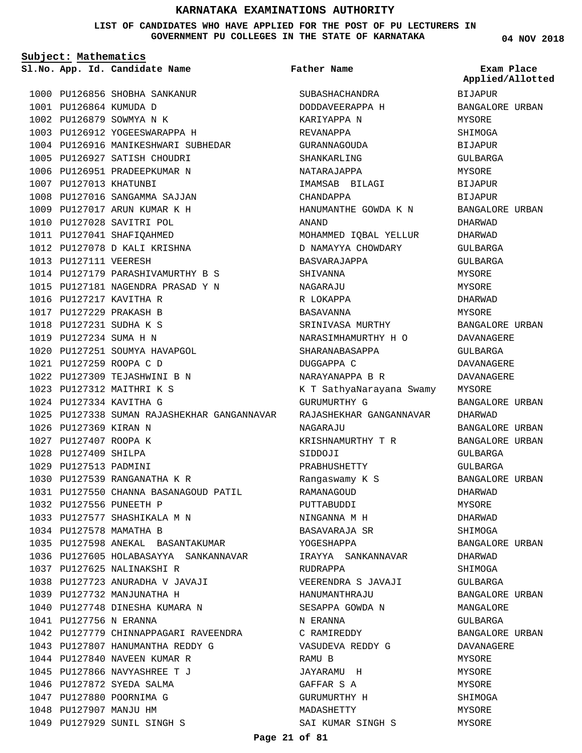# KARNATAKA EXAMINATIONS AUTHORITY

**LIST OF CANDIDATES WHO HAVE APPLIED FOR THE POST OF PU LECTURERS IN GOVERNMENT PU COLLEGES IN THE STATE OF KARNATAKA**

04 NOV 2018

**Subject: Mathematics**

| Sl.No. | App. Id. | Candidate Name | Father Name | Exam Place Applied/Allotted |
|---|---|---|---|---|
| 1000 | PU126856 | SHOBHA SANKANUR | SUBASHACHANDRA | BIJAPUR |
| 1001 | PU126864 | KUMUDA D | DODDAVEERAPPA H | BANGALORE URBAN |
| 1002 | PU126879 | SOWMYA N K | KARIYAPPA N | MYSORE |
| 1003 | PU126912 | YOGEESWARAPPA H | REVANAPPA | SHIMOGA |
| 1004 | PU126916 | MANIKESHWARI SUBHEDAR | GURANNAGOUDA | BIJAPUR |
| 1005 | PU126927 | SATISH CHOUDRI | SHANKARLING | GULBARGA |
| 1006 | PU126951 | PRADEEPKUMAR N | NATARAJAPPA | MYSORE |
| 1007 | PU127013 | KHATUNBI | IMAMSAB BILAGI | BIJAPUR |
| 1008 | PU127016 | SANGAMMA SAJJAN | CHANDAPPA | BIJAPUR |
| 1009 | PU127017 | ARUN KUMAR K H | HANUMANTHE GOWDA K N | BANGALORE URBAN |
| 1010 | PU127028 | SAVITRI POL | ANAND | DHARWAD |
| 1011 | PU127041 | SHAFIQAHMED | MOHAMMED IQBAL YELLUR | DHARWAD |
| 1012 | PU127078 | D KALI KRISHNA | D NAMAYYA CHOWDARY | GULBARGA |
| 1013 | PU127111 | VEERESH | BASVARAJAPPA | GULBARGA |
| 1014 | PU127179 | PARASHIVAMURTHY B S | SHIVANNA | MYSORE |
| 1015 | PU127181 | NAGENDRA PRASAD Y N | NAGARAJU | MYSORE |
| 1016 | PU127217 | KAVITHA R | R LOKAPPA | DHARWAD |
| 1017 | PU127229 | PRAKASH B | BASAVANNA | MYSORE |
| 1018 | PU127231 | SUDHA K S | SRINIVASA MURTHY | BANGALORE URBAN |
| 1019 | PU127234 | SUMA H N | NARASIMHAMURTHY H O | DAVANAGERE |
| 1020 | PU127251 | SOUMYA HAVAPGOL | SHARANABASAPPA | GULBARGA |
| 1021 | PU127259 | ROOPA C D | DUGGAPPA C | DAVANAGERE |
| 1022 | PU127309 | TEJASHWINI B N | NARAYANAPPA B R | DAVANAGERE |
| 1023 | PU127312 | MAITHRI K S | K T SathyaNarayana Swamy | MYSORE |
| 1024 | PU127334 | KAVITHA G | GURUMURTHY G | BANGALORE URBAN |
| 1025 | PU127338 | SUMAN RAJASHEKHAR GANGANNAVAR | RAJASHEKHAR GANGANNAVAR | DHARWAD |
| 1026 | PU127369 | KIRAN N | NAGARAJU | BANGALORE URBAN |
| 1027 | PU127407 | ROOPA K | KRISHNAMURTHY T R | BANGALORE URBAN |
| 1028 | PU127409 | SHILPA | SIDDOJI | GULBARGA |
| 1029 | PU127513 | PADMINI | PRABHUSHETTY | GULBARGA |
| 1030 | PU127539 | RANGANATHA K R | Rangaswamy K S | BANGALORE URBAN |
| 1031 | PU127550 | CHANNA BASANAGOUD PATIL | RAMANAGOUD | DHARWAD |
| 1032 | PU127556 | PUNEETH P | PUTTABUDDI | MYSORE |
| 1033 | PU127577 | SHASHIKALA M N | NINGANNA M H | DHARWAD |
| 1034 | PU127578 | MAMATHA B | BASAVARAJA SR | SHIMOGA |
| 1035 | PU127598 | ANEKAL BASANTAKUMAR | YOGESHAPPA | BANGALORE URBAN |
| 1036 | PU127605 | HOLABASAYYA SANKANNAVAR | IRAYYA SANKANNAVAR | DHARWAD |
| 1037 | PU127625 | NALINAKSHI R | RUDRAPPA | SHIMOGA |
| 1038 | PU127723 | ANURADHA V JAVAJI | VEERENDRA S JAVAJI | GULBARGA |
| 1039 | PU127732 | MANJUNATHA H | HANUMANTHRAJU | BANGALORE URBAN |
| 1040 | PU127748 | DINESHA KUMARA N | SESAPPA GOWDA N | MANGALORE |
| 1041 | PU127756 | N ERANNA | N ERANNA | GULBARGA |
| 1042 | PU127779 | CHINNAPPAGARI RAVEENDRA | C RAMIREDDY | BANGALORE URBAN |
| 1043 | PU127807 | HANUMANTHA REDDY G | VASUDEVA REDDY G | DAVANAGERE |
| 1044 | PU127840 | NAVEEN KUMAR R | RAMU B | MYSORE |
| 1045 | PU127866 | NAVYASHREE T J | JAYARAMU H | MYSORE |
| 1046 | PU127872 | SYEDA SALMA | GAFFAR S A | MYSORE |
| 1047 | PU127880 | POORNIMA G | GURUMURTHY H | SHIMOGA |
| 1048 | PU127907 | MANJU HM | MADASHETTY | MYSORE |
| 1049 | PU127929 | SUNIL SINGH S | SAI KUMAR SINGH S | MYSORE |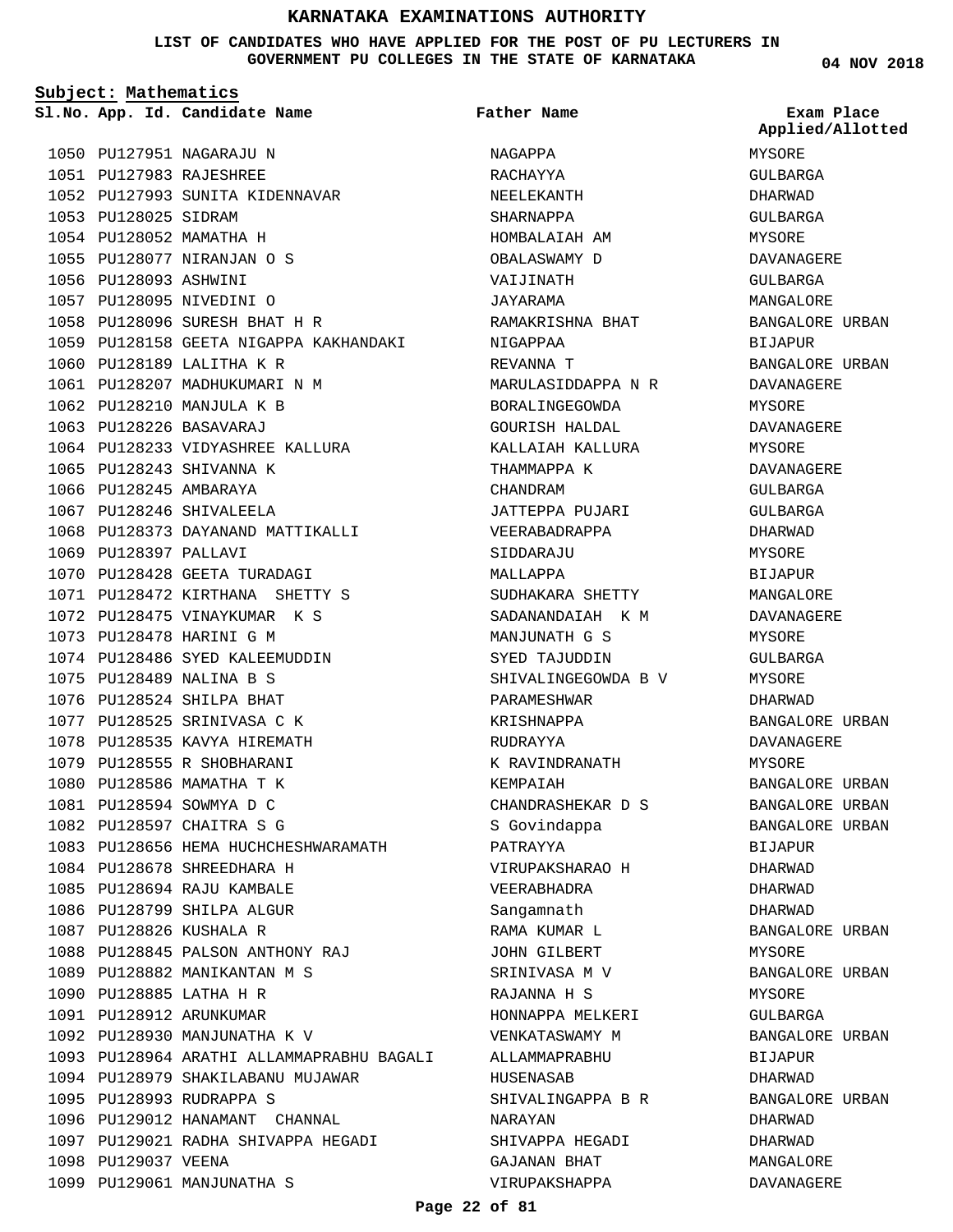# KARNATAKA EXAMINATIONS AUTHORITY

**LIST OF CANDIDATES WHO HAVE APPLIED FOR THE POST OF PU LECTURERS IN GOVERNMENT PU COLLEGES IN THE STATE OF KARNATAKA**

04 NOV 2018

**Subject: Mathematics**

| Sl.No. | App. Id. | Candidate Name | Father Name | Exam Place Applied/Allotted |
|---|---|---|---|---|
| 1050 | PU127951 | NAGARAJU N | NAGAPPA | MYSORE |
| 1051 | PU127983 | RAJESHREE | RACHAYYA | GULBARGA |
| 1052 | PU127993 | SUNITA KIDENNAVAR | NEELEKANTH | DHARWAD |
| 1053 | PU128025 | SIDRAM | SHARNAPPA | GULBARGA |
| 1054 | PU128052 | MAMATHA H | HOMBALAIAH AM | MYSORE |
| 1055 | PU128077 | NIRANJAN O S | OBALASWAMY D | DAVANAGERE |
| 1056 | PU128093 | ASHWINI | VAIJINATH | GULBARGA |
| 1057 | PU128095 | NIVEDINI O | JAYARAMA | MANGALORE |
| 1058 | PU128096 | SURESH BHAT H R | RAMAKRISHNA BHAT | BANGALORE URBAN |
| 1059 | PU128158 | GEETA NIGAPPA KAKHANDAKI | NIGAPPAA | BIJAPUR |
| 1060 | PU128189 | LALITHA K R | REVANNA T | BANGALORE URBAN |
| 1061 | PU128207 | MADHUKUMARI N M | MARULASIDDAPPA N R | DAVANAGERE |
| 1062 | PU128210 | MANJULA K B | BORALINGEGOWDA | MYSORE |
| 1063 | PU128226 | BASAVARAJ | GOURISH HALDAL | DAVANAGERE |
| 1064 | PU128233 | VIDYASHREE KALLURA | KALLAIAH KALLURA | MYSORE |
| 1065 | PU128243 | SHIVANNA K | THAMMAPPA K | DAVANAGERE |
| 1066 | PU128245 | AMBARAYA | CHANDRAM | GULBARGA |
| 1067 | PU128246 | SHIVALEELA | JATTEPPA PUJARI | GULBARGA |
| 1068 | PU128373 | DAYANAND MATTIKALLI | VEERABADRAPPA | DHARWAD |
| 1069 | PU128397 | PALLAVI | SIDDARAJU | MYSORE |
| 1070 | PU128428 | GEETA TURADAGI | MALLAPPA | BIJAPUR |
| 1071 | PU128472 | KIRTHANA SHETTY S | SUDHAKARA SHETTY | MANGALORE |
| 1072 | PU128475 | VINAYKUMAR K S | SADANANDAIAH K M | DAVANAGERE |
| 1073 | PU128478 | HARINI G M | MANJUNATH G S | MYSORE |
| 1074 | PU128486 | SYED KALEEMUDDIN | SYED TAJUDDIN | GULBARGA |
| 1075 | PU128489 | NALINA B S | SHIVALINGEGOWDA B V | MYSORE |
| 1076 | PU128524 | SHILPA BHAT | PARAMESHWAR | DHARWAD |
| 1077 | PU128525 | SRINIVASA C K | KRISHNAPPA | BANGALORE URBAN |
| 1078 | PU128535 | KAVYA HIREMATH | RUDRAYYA | DAVANAGERE |
| 1079 | PU128555 | R SHOBHARANI | K RAVINDRANATH | MYSORE |
| 1080 | PU128586 | MAMATHA T K | KEMPAIAH | BANGALORE URBAN |
| 1081 | PU128594 | SOWMYA D C | CHANDRASHEKAR D S | BANGALORE URBAN |
| 1082 | PU128597 | CHAITRA S G | S Govindappa | BANGALORE URBAN |
| 1083 | PU128656 | HEMA HUCHCHESHWARAMATH | PATRAYYA | BIJAPUR |
| 1084 | PU128678 | SHREEDHARA H | VIRUPAKSHARAO H | DHARWAD |
| 1085 | PU128694 | RAJU KAMBALE | VEERABHADRA | DHARWAD |
| 1086 | PU128799 | SHILPA ALGUR | Sangamnath | DHARWAD |
| 1087 | PU128826 | KUSHALA R | RAMA KUMAR L | BANGALORE URBAN |
| 1088 | PU128845 | PALSON ANTHONY RAJ | JOHN GILBERT | MYSORE |
| 1089 | PU128882 | MANIKANTAN M S | SRINIVASA M V | BANGALORE URBAN |
| 1090 | PU128885 | LATHA H R | RAJANNA H S | MYSORE |
| 1091 | PU128912 | ARUNKUMAR | HONNAPPA MELKERI | GULBARGA |
| 1092 | PU128930 | MANJUNATHA K V | VENKATASWAMY M | BANGALORE URBAN |
| 1093 | PU128964 | ARATHI ALLAMMAPRABHU BAGALI | ALLAMMAPRABHU | BIJAPUR |
| 1094 | PU128979 | SHAKILABANU MUJAWAR | HUSENASAB | DHARWAD |
| 1095 | PU128993 | RUDRAPPA S | SHIVALINGAPPA B R | BANGALORE URBAN |
| 1096 | PU129012 | HANAMANT CHANNAL | NARAYAN | DHARWAD |
| 1097 | PU129021 | RADHA SHIVAPPA HEGADI | SHIVAPPA HEGADI | DHARWAD |
| 1098 | PU129037 | VEENA | GAJANAN BHAT | MANGALORE |
| 1099 | PU129061 | MANJUNATHA S | VIRUPAKSHAPPA | DAVANAGERE |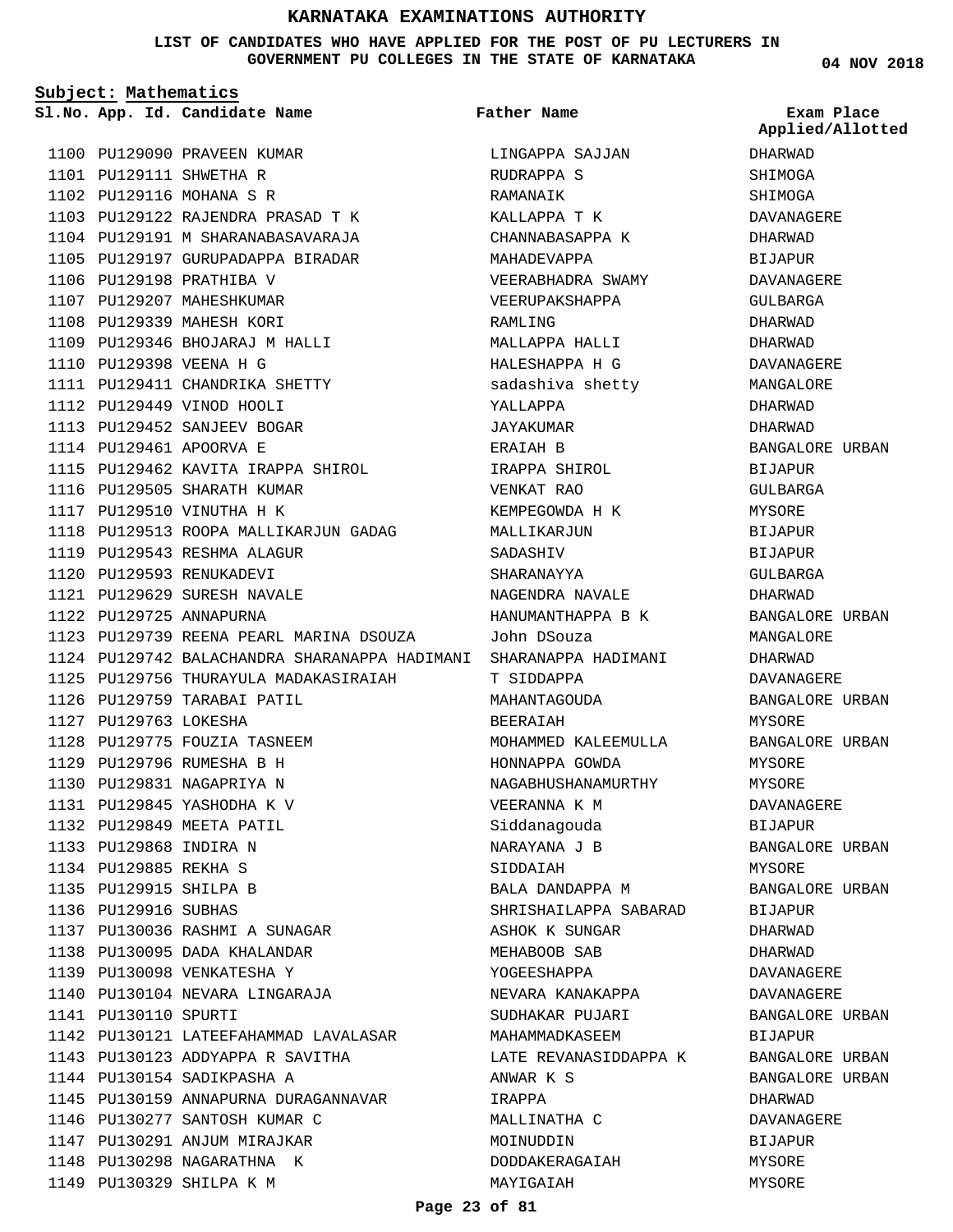# KARNATAKA EXAMINATIONS AUTHORITY

**LIST OF CANDIDATES WHO HAVE APPLIED FOR THE POST OF PU LECTURERS IN GOVERNMENT PU COLLEGES IN THE STATE OF KARNATAKA**

**04 NOV 2018**

**Subject: Mathematics**

| Sl.No. | App. Id. | Candidate Name | Father Name | Exam Place Applied/Allotted |
|---|---|---|---|---|
| 1100 | PU129090 | PRAVEEN KUMAR | LINGAPPA SAJJAN | DHARWAD |
| 1101 | PU129111 | SHWETHA R | RUDRAPPA S | SHIMOGA |
| 1102 | PU129116 | MOHANA S R | RAMANAIK | SHIMOGA |
| 1103 | PU129122 | RAJENDRA PRASAD T K | KALLAPPA T K | DAVANAGERE |
| 1104 | PU129191 | M SHARANABASAVARAJA | CHANNABASAPPA K | DHARWAD |
| 1105 | PU129197 | GURUPADAPPA BIRADAR | MAHADEVAPPA | BIJAPUR |
| 1106 | PU129198 | PRATHIBA V | VEERABHADRA SWAMY | DAVANAGERE |
| 1107 | PU129207 | MAHESHKUMAR | VEERUPAKSHAPPA | GULBARGA |
| 1108 | PU129339 | MAHESH KORI | RAMLING | DHARWAD |
| 1109 | PU129346 | BHOJARAJ M HALLI | MALLAPPA HALLI | DHARWAD |
| 1110 | PU129398 | VEENA H G | HALESHAPPA H G | DAVANAGERE |
| 1111 | PU129411 | CHANDRIKA SHETTY | sadashiva shetty | MANGALORE |
| 1112 | PU129449 | VINOD HOOLI | YALLAPPA | DHARWAD |
| 1113 | PU129452 | SANJEEV BOGAR | JAYAKUMAR | DHARWAD |
| 1114 | PU129461 | APOORVA E | ERAIAH B | BANGALORE URBAN |
| 1115 | PU129462 | KAVITA IRAPPA SHIROL | IRAPPA SHIROL | BIJAPUR |
| 1116 | PU129505 | SHARATH KUMAR | VENKAT RAO | GULBARGA |
| 1117 | PU129510 | VINUTHA H K | KEMPEGOWDA H K | MYSORE |
| 1118 | PU129513 | ROOPA MALLIKARJUN GADAG | MALLIKARJUN | BIJAPUR |
| 1119 | PU129543 | RESHMA ALAGUR | SADASHIV | BIJAPUR |
| 1120 | PU129593 | RENUKADEVI | SHARANAYYA | GULBARGA |
| 1121 | PU129629 | SURESH NAVALE | NAGENDRA NAVALE | DHARWAD |
| 1122 | PU129725 | ANNAPURNA | HANUMANTHAPPA B K | BANGALORE URBAN |
| 1123 | PU129739 | REENA PEARL MARINA DSOUZA | John DSouza | MANGALORE |
| 1124 | PU129742 | BALACHANDRA SHARANAPPA HADIMANI | SHARANAPPA HADIMANI | DHARWAD |
| 1125 | PU129756 | THURAYULA MADAKASIRAIAH | T SIDDAPPA | DAVANAGERE |
| 1126 | PU129759 | TARABAI PATIL | MAHANTAGOUDA | BANGALORE URBAN |
| 1127 | PU129763 | LOKESHA | BEERAIAH | MYSORE |
| 1128 | PU129775 | FOUZIA TASNEEM | MOHAMMED KALEEMULLA | BANGALORE URBAN |
| 1129 | PU129796 | RUMESHA B H | HONNAPPA GOWDA | MYSORE |
| 1130 | PU129831 | NAGAPRIYA N | NAGABHUSHANAMURTHY | MYSORE |
| 1131 | PU129845 | YASHODHA K V | VEERANNA K M | DAVANAGERE |
| 1132 | PU129849 | MEETA PATIL | Siddanagouda | BIJAPUR |
| 1133 | PU129868 | INDIRA N | NARAYANA J B | BANGALORE URBAN |
| 1134 | PU129885 | REKHA S | SIDDAIAH | MYSORE |
| 1135 | PU129915 | SHILPA B | BALA DANDAPPA M | BANGALORE URBAN |
| 1136 | PU129916 | SUBHAS | SHRISHAILAPPA SABARAD | BIJAPUR |
| 1137 | PU130036 | RASHMI A SUNAGAR | ASHOK K SUNGAR | DHARWAD |
| 1138 | PU130095 | DADA KHALANDAR | MEHABOOB SAB | DHARWAD |
| 1139 | PU130098 | VENKATESHA Y | YOGEESHAPPA | DAVANAGERE |
| 1140 | PU130104 | NEVARA LINGARAJA | NEVARA KANAKAPPA | DAVANAGERE |
| 1141 | PU130110 | SPURTI | SUDHAKAR PUJARI | BANGALORE URBAN |
| 1142 | PU130121 | LATEEFAHAMMAD LAVALASAR | MAHAMMADKASEEM | BIJAPUR |
| 1143 | PU130123 | ADDYAPPA R SAVITHA | LATE REVANASIDDAPPA K | BANGALORE URBAN |
| 1144 | PU130154 | SADIKPASHA A | ANWAR K S | BANGALORE URBAN |
| 1145 | PU130159 | ANNAPURNA DURAGANNAVAR | IRAPPA | DHARWAD |
| 1146 | PU130277 | SANTOSH KUMAR C | MALLINATHA C | DAVANAGERE |
| 1147 | PU130291 | ANJUM MIRAJKAR | MOINUDDIN | BIJAPUR |
| 1148 | PU130298 | NAGARATHNA K | DODDAKERAGAIAH | MYSORE |
| 1149 | PU130329 | SHILPA K M | MAYIGAIAH | MYSORE |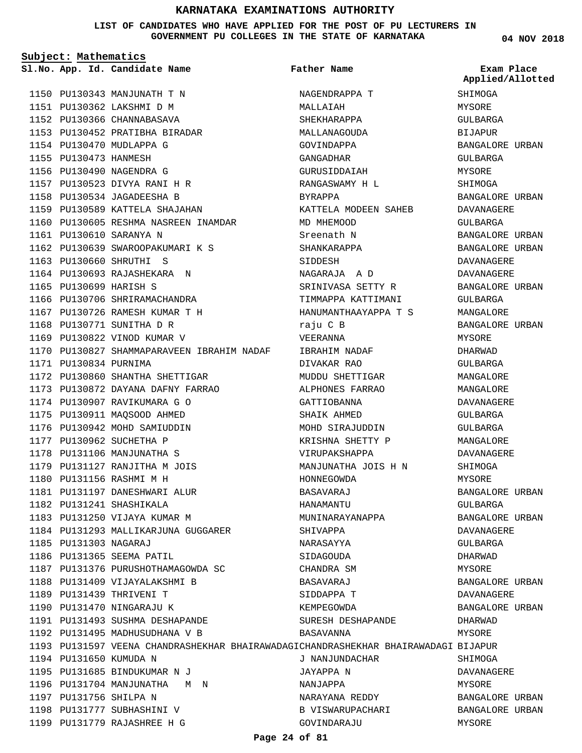# KARNATAKA EXAMINATIONS AUTHORITY

**LIST OF CANDIDATES WHO HAVE APPLIED FOR THE POST OF PU LECTURERS IN GOVERNMENT PU COLLEGES IN THE STATE OF KARNATAKA**

04 NOV 2018

**Subject: Mathematics**

| Sl.No. | App. Id. | Candidate Name | Father Name | Exam Place Applied/Allotted |
|---|---|---|---|---|
| 1150 | PU130343 | MANJUNATH T N | NAGENDRAPPA T | SHIMOGA |
| 1151 | PU130362 | LAKSHMI D M | MALLAIAH | MYSORE |
| 1152 | PU130366 | CHANNABASAVA | SHEKHARAPPA | GULBARGA |
| 1153 | PU130452 | PRATIBHA BIRADAR | MALLANAGOUDA | BIJAPUR |
| 1154 | PU130470 | MUDLAPPA G | GOVINDAPPA | BANGALORE URBAN |
| 1155 | PU130473 | HANMESH | GANGADHAR | GULBARGA |
| 1156 | PU130490 | NAGENDRA G | GURUSIDDAIAH | MYSORE |
| 1157 | PU130523 | DIVYA RANI H R | RANGASWAMY H L | SHIMOGA |
| 1158 | PU130534 | JAGADEESHA B | BYRAPPA | BANGALORE URBAN |
| 1159 | PU130589 | KATTELA SHAJAHAN | KATTELA MODEEN SAHEB | DAVANAGERE |
| 1160 | PU130605 | RESHMA NASREEN INAMDAR | MD MHEMOOD | GULBARGA |
| 1161 | PU130610 | SARANYA N | Sreenath N | BANGALORE URBAN |
| 1162 | PU130639 | SWAROOPAKUMARI K S | SHANKARAPPA | BANGALORE URBAN |
| 1163 | PU130660 | SHRUTHI S | SIDDESH | DAVANAGERE |
| 1164 | PU130693 | RAJASHEKARA N | NAGARAJA A D | DAVANAGERE |
| 1165 | PU130699 | HARISH S | SRINIVASA SETTY R | BANGALORE URBAN |
| 1166 | PU130706 | SHRIRAMACHANDRA | TIMMAPPA KATTIMANI | GULBARGA |
| 1167 | PU130726 | RAMESH KUMAR T H | HANUMANTHAAYAPPA T S | MANGALORE |
| 1168 | PU130771 | SUNITHA D R | raju C B | BANGALORE URBAN |
| 1169 | PU130822 | VINOD KUMAR V | VEERANNA | MYSORE |
| 1170 | PU130827 | SHAMMAPARAVEEN IBRAHIM NADAF | IBRAHIM NADAF | DHARWAD |
| 1171 | PU130834 | PURNIMA | DIVAKAR RAO | GULBARGA |
| 1172 | PU130860 | SHANTHA SHETTIGAR | MUDDU SHETTIGAR | MANGALORE |
| 1173 | PU130872 | DAYANA DAFNY FARRAO | ALPHONES FARRAO | MANGALORE |
| 1174 | PU130907 | RAVIKUMARA G O | GATTIOBANNA | DAVANAGERE |
| 1175 | PU130911 | MAQSOOD AHMED | SHAIK AHMED | GULBARGA |
| 1176 | PU130942 | MOHD SAMIUDDIN | MOHD SIRAJUDDIN | GULBARGA |
| 1177 | PU130962 | SUCHETHA P | KRISHNA SHETTY P | MANGALORE |
| 1178 | PU131106 | MANJUNATHA S | VIRUPAKSHAPPA | DAVANAGERE |
| 1179 | PU131127 | RANJITHA M JOIS | MANJUNATHA JOIS H N | SHIMOGA |
| 1180 | PU131156 | RASHMI M H | HONNEGOWDA | MYSORE |
| 1181 | PU131197 | DANESHWARI ALUR | BASAVARAJ | BANGALORE URBAN |
| 1182 | PU131241 | SHASHIKALA | HANAMANTU | GULBARGA |
| 1183 | PU131250 | VIJAYA KUMAR M | MUNINARAYANAPPA | BANGALORE URBAN |
| 1184 | PU131293 | MALLIKARJUNA GUGGARER | SHIVAPPA | DAVANAGERE |
| 1185 | PU131303 | NAGARAJ | NARASAYYA | GULBARGA |
| 1186 | PU131365 | SEEMA PATIL | SIDAGOUDA | DHARWAD |
| 1187 | PU131376 | PURUSHOTHAMAGOWDA SC | CHANDRA SM | MYSORE |
| 1188 | PU131409 | VIJAYALAKSHMI B | BASAVARAJ | BANGALORE URBAN |
| 1189 | PU131439 | THRIVENI T | SIDDAPPA T | DAVANAGERE |
| 1190 | PU131470 | NINGARAJU K | KEMPEGOWDA | BANGALORE URBAN |
| 1191 | PU131493 | SUSHMA DESHAPANDE | SURESH DESHAPANDE | DHARWAD |
| 1192 | PU131495 | MADHUSUDHANA V B | BASAVANNA | MYSORE |
| 1193 | PU131597 | VEENA CHANDRASHEKHAR BHAIRAWADAGI | CHANDRASHEKHAR BHAIRAWADAGI | BIJAPUR |
| 1194 | PU131650 | KUMUDA N | J NANJUNDACHAR | SHIMOGA |
| 1195 | PU131685 | BINDUKUMAR N J | JAYAPPA N | DAVANAGERE |
| 1196 | PU131704 | MANJUNATHA M N | NANJAPPA | MYSORE |
| 1197 | PU131756 | SHILPA N | NARAYANA REDDY | BANGALORE URBAN |
| 1198 | PU131777 | SUBHASHINI V | B VISWARUPACHARI | BANGALORE URBAN |
| 1199 | PU131779 | RAJASHREE H G | GOVINDARAJU | MYSORE |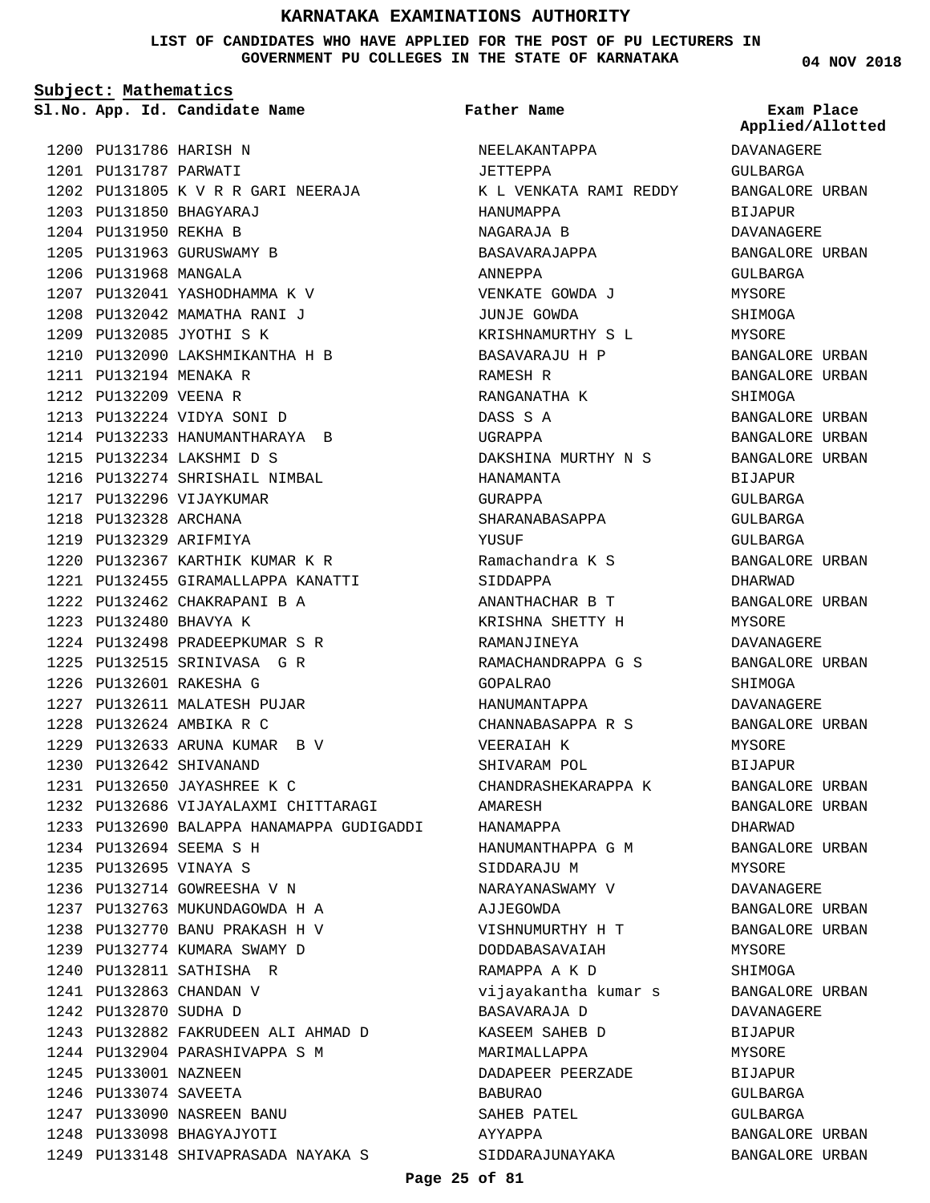# KARNATAKA EXAMINATIONS AUTHORITY

**LIST OF CANDIDATES WHO HAVE APPLIED FOR THE POST OF PU LECTURERS IN GOVERNMENT PU COLLEGES IN THE STATE OF KARNATAKA**

04 NOV 2018

**Subject: Mathematics**

| Sl.No. | App. Id. | Candidate Name | Father Name | Exam Place Applied/Allotted |
|---|---|---|---|---|
| 1200 | PU131786 | HARISH N | NEELAKANTAPPA | DAVANAGERE |
| 1201 | PU131787 | PARWATI | JETTEPPA | GULBARGA |
| 1202 | PU131805 | K V R R GARI NEERAJA | K L VENKATA RAMI REDDY | BANGALORE URBAN |
| 1203 | PU131850 | BHAGYARAJ | HANUMAPPA | BIJAPUR |
| 1204 | PU131950 | REKHA B | NAGARAJA B | DAVANAGERE |
| 1205 | PU131963 | GURUSWAMY B | BASAVARAJAPPA | BANGALORE URBAN |
| 1206 | PU131968 | MANGALA | ANNEPPA | GULBARGA |
| 1207 | PU132041 | YASHODHAMMA K V | VENKATE GOWDA J | MYSORE |
| 1208 | PU132042 | MAMATHA RANI J | JUNJE GOWDA | SHIMOGA |
| 1209 | PU132085 | JYOTHI S K | KRISHNAMURTHY S L | MYSORE |
| 1210 | PU132090 | LAKSHMIKANTHA H B | BASAVARAJU H P | BANGALORE URBAN |
| 1211 | PU132194 | MENAKA R | RAMESH R | BANGALORE URBAN |
| 1212 | PU132209 | VEENA R | RANGANATHA K | SHIMOGA |
| 1213 | PU132224 | VIDYA SONI D | DASS S A | BANGALORE URBAN |
| 1214 | PU132233 | HANUMANTHARAYA B | UGRAPPA | BANGALORE URBAN |
| 1215 | PU132234 | LAKSHMI D S | DAKSHINA MURTHY N S | BANGALORE URBAN |
| 1216 | PU132274 | SHRISHAIL NIMBAL | HANAMANTA | BIJAPUR |
| 1217 | PU132296 | VIJAYKUMAR | GURAPPA | GULBARGA |
| 1218 | PU132328 | ARCHANA | SHARANABASAPPA | GULBARGA |
| 1219 | PU132329 | ARIFMIYA | YUSUF | GULBARGA |
| 1220 | PU132367 | KARTHIK KUMAR K R | Ramachandra K S | BANGALORE URBAN |
| 1221 | PU132455 | GIRAMALLAPPA KANATTI | SIDDAPPA | DHARWAD |
| 1222 | PU132462 | CHAKRAPANI B A | ANANTHACHAR B T | BANGALORE URBAN |
| 1223 | PU132480 | BHAVYA K | KRISHNA SHETTY H | MYSORE |
| 1224 | PU132498 | PRADEEPKUMAR S R | RAMANJINEYA | DAVANAGERE |
| 1225 | PU132515 | SRINIVASA G R | RAMACHANDRAPPA G S | BANGALORE URBAN |
| 1226 | PU132601 | RAKESHA G | GOPALRAO | SHIMOGA |
| 1227 | PU132611 | MALATESH PUJAR | HANUMANTAPPA | DAVANAGERE |
| 1228 | PU132624 | AMBIKA R C | CHANNABASAPPA R S | BANGALORE URBAN |
| 1229 | PU132633 | ARUNA KUMAR B V | VEERAIAH K | MYSORE |
| 1230 | PU132642 | SHIVANAND | SHIVARAM POL | BIJAPUR |
| 1231 | PU132650 | JAYASHREE K C | CHANDRASHEKARAPPA K | BANGALORE URBAN |
| 1232 | PU132686 | VIJAYALAXMI CHITTARAGI | AMARESH | BANGALORE URBAN |
| 1233 | PU132690 | BALAPPA HANAMAPPA GUDIGADDI | HANAMAPPA | DHARWAD |
| 1234 | PU132694 | SEEMA S H | HANUMANTHAPPA G M | BANGALORE URBAN |
| 1235 | PU132695 | VINAYA S | SIDDARAJU M | MYSORE |
| 1236 | PU132714 | GOWREESHA V N | NARAYANASWAMY V | DAVANAGERE |
| 1237 | PU132763 | MUKUNDAGOWDA H A | AJJEGOWDA | BANGALORE URBAN |
| 1238 | PU132770 | BANU PRAKASH H V | VISHNUMURTHY H T | BANGALORE URBAN |
| 1239 | PU132774 | KUMARA SWAMY D | DODDABASAVAIAH | MYSORE |
| 1240 | PU132811 | SATHISHA R | RAMAPPA A K D | SHIMOGA |
| 1241 | PU132863 | CHANDAN V | vijayakantha kumar s | BANGALORE URBAN |
| 1242 | PU132870 | SUDHA D | BASAVARAJA D | DAVANAGERE |
| 1243 | PU132882 | FAKRUDEEN ALI AHMAD D | KASEEM SAHEB D | BIJAPUR |
| 1244 | PU132904 | PARASHIVAPPA S M | MARIMALLAPPA | MYSORE |
| 1245 | PU133001 | NAZNEEN | DADAPEER PEERZADE | BIJAPUR |
| 1246 | PU133074 | SAVEETA | BABURAO | GULBARGA |
| 1247 | PU133090 | NASREEN BANU | SAHEB PATEL | GULBARGA |
| 1248 | PU133098 | BHAGYAJYOTI | AYYAPPA | BANGALORE URBAN |
| 1249 | PU133148 | SHIVAPRASADA NAYAKA S | SIDDARAJUNAYAKA | BANGALORE URBAN |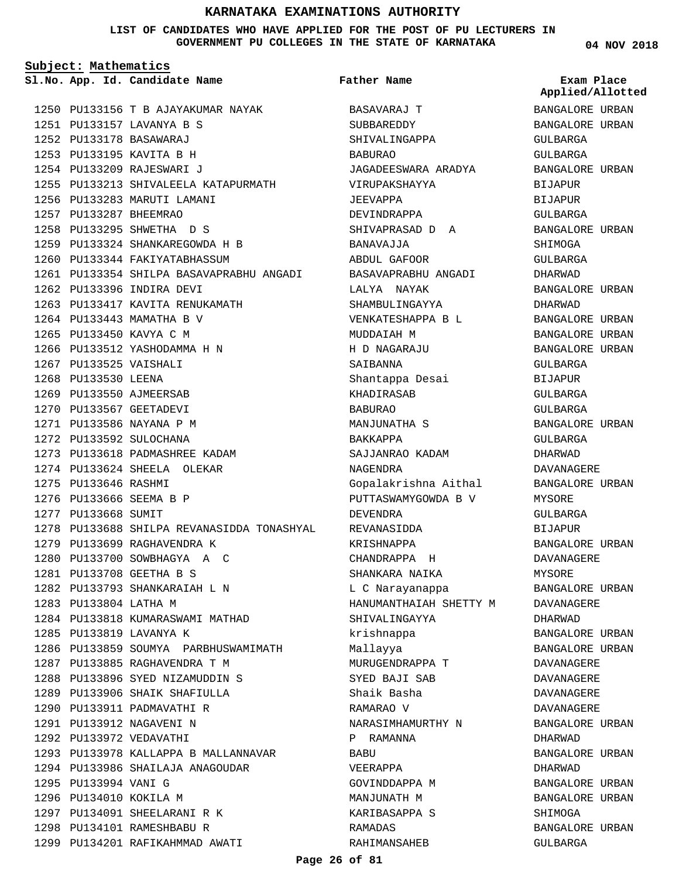# KARNATAKA EXAMINATIONS AUTHORITY

**LIST OF CANDIDATES WHO HAVE APPLIED FOR THE POST OF PU LECTURERS IN GOVERNMENT PU COLLEGES IN THE STATE OF KARNATAKA**

04 NOV 2018

**Subject: Mathematics**

| Sl.No. | App. Id. | Candidate Name | Father Name | Exam Place Applied/Allotted |
|---|---|---|---|---|
| 1250 | PU133156 | T B AJAYAKUMAR NAYAK | BASAVARAJ T | BANGALORE URBAN |
| 1251 | PU133157 | LAVANYA B S | SUBBAREDDY | BANGALORE URBAN |
| 1252 | PU133178 | BASAWARAJ | SHIVALINGAPPA | GULBARGA |
| 1253 | PU133195 | KAVITA B H | BABURAO | GULBARGA |
| 1254 | PU133209 | RAJESWARI J | JAGADEESWARA ARADYA | BANGALORE URBAN |
| 1255 | PU133213 | SHIVALEELA KATAPURMATH | VIRUPAKSHAYYA | BIJAPUR |
| 1256 | PU133283 | MARUTI LAMANI | JEEVAPPA | BIJAPUR |
| 1257 | PU133287 | BHEEMRAO | DEVINDRAPPA | GULBARGA |
| 1258 | PU133295 | SHWETHA D S | SHIVAPRASAD D A | BANGALORE URBAN |
| 1259 | PU133324 | SHANKAREGOWDA H B | BANAVAJJA | SHIMOGA |
| 1260 | PU133344 | FAKIYATABHASSUM | ABDUL GAFOOR | GULBARGA |
| 1261 | PU133354 | SHILPA BASAVAPRABHU ANGADI | BASAVAPRABHU ANGADI | DHARWAD |
| 1262 | PU133396 | INDIRA DEVI | LALYA NAYAK | BANGALORE URBAN |
| 1263 | PU133417 | KAVITA RENUKAMATH | SHAMBULINGAYYA | DHARWAD |
| 1264 | PU133443 | MAMATHA B V | VENKATESHAPPA B L | BANGALORE URBAN |
| 1265 | PU133450 | KAVYA C M | MUDDAIAH M | BANGALORE URBAN |
| 1266 | PU133512 | YASHODAMMA H N | H D NAGARAJU | BANGALORE URBAN |
| 1267 | PU133525 | VAISHALI | SAIBANNA | GULBARGA |
| 1268 | PU133530 | LEENA | Shantappa Desai | BIJAPUR |
| 1269 | PU133550 | AJMEERSAB | KHADIRASAB | GULBARGA |
| 1270 | PU133567 | GEETADEVI | BABURAO | GULBARGA |
| 1271 | PU133586 | NAYANA P M | MANJUNATHA S | BANGALORE URBAN |
| 1272 | PU133592 | SULOCHANA | BAKKAPPA | GULBARGA |
| 1273 | PU133618 | PADMASHREE KADAM | SAJJANRAO KADAM | DHARWAD |
| 1274 | PU133624 | SHEELA OLEKAR | NAGENDRA | DAVANAGERE |
| 1275 | PU133646 | RASHMI | Gopalakrishna Aithal | BANGALORE URBAN |
| 1276 | PU133666 | SEEMA B P | PUTTASWAMYGOWDA B V | MYSORE |
| 1277 | PU133668 | SUMIT | DEVENDRA | GULBARGA |
| 1278 | PU133688 | SHILPA REVANASIDDA TONASHYAL | REVANASIDDA | BIJAPUR |
| 1279 | PU133699 | RAGHAVENDRA K | KRISHNAPPA | BANGALORE URBAN |
| 1280 | PU133700 | SOWBHAGYA A C | CHANDRAPPA H | DAVANAGERE |
| 1281 | PU133708 | GEETHA B S | SHANKARA NAIKA | MYSORE |
| 1282 | PU133793 | SHANKARAIAH L N | L C Narayanappa | BANGALORE URBAN |
| 1283 | PU133804 | LATHA M | HANUMANTHAIAH SHETTY M | DAVANAGERE |
| 1284 | PU133818 | KUMARASWAMI MATHAD | SHIVALINGAYYA | DHARWAD |
| 1285 | PU133819 | LAVANYA K | krishnappa | BANGALORE URBAN |
| 1286 | PU133859 | SOUMYA PARBHUSWAMIMATH | Mallayya | BANGALORE URBAN |
| 1287 | PU133885 | RAGHAVENDRA T M | MURUGENDRAPPA T | DAVANAGERE |
| 1288 | PU133896 | SYED NIZAMUDDIN S | SYED BAJI SAB | DAVANAGERE |
| 1289 | PU133906 | SHAIK SHAFIULLA | Shaik Basha | DAVANAGERE |
| 1290 | PU133911 | PADMAVATHI R | RAMARAO V | DAVANAGERE |
| 1291 | PU133912 | NAGAVENI N | NARASIMHAMURTHY N | BANGALORE URBAN |
| 1292 | PU133972 | VEDAVATHI | P RAMANNA | DHARWAD |
| 1293 | PU133978 | KALLAPPA B MALLANNAVAR | BABU | BANGALORE URBAN |
| 1294 | PU133986 | SHAILAJA ANAGOUDAR | VEERAPPA | DHARWAD |
| 1295 | PU133994 | VANI G | GOVINDDAPPA M | BANGALORE URBAN |
| 1296 | PU134010 | KOKILA M | MANJUNATH M | BANGALORE URBAN |
| 1297 | PU134091 | SHEELARANI R K | KARIBASAPPA S | SHIMOGA |
| 1298 | PU134101 | RAMESHBABU R | RAMADAS | BANGALORE URBAN |
| 1299 | PU134201 | RAFIKAHMMAD AWATI | RAHIMANSAHEB | GULBARGA |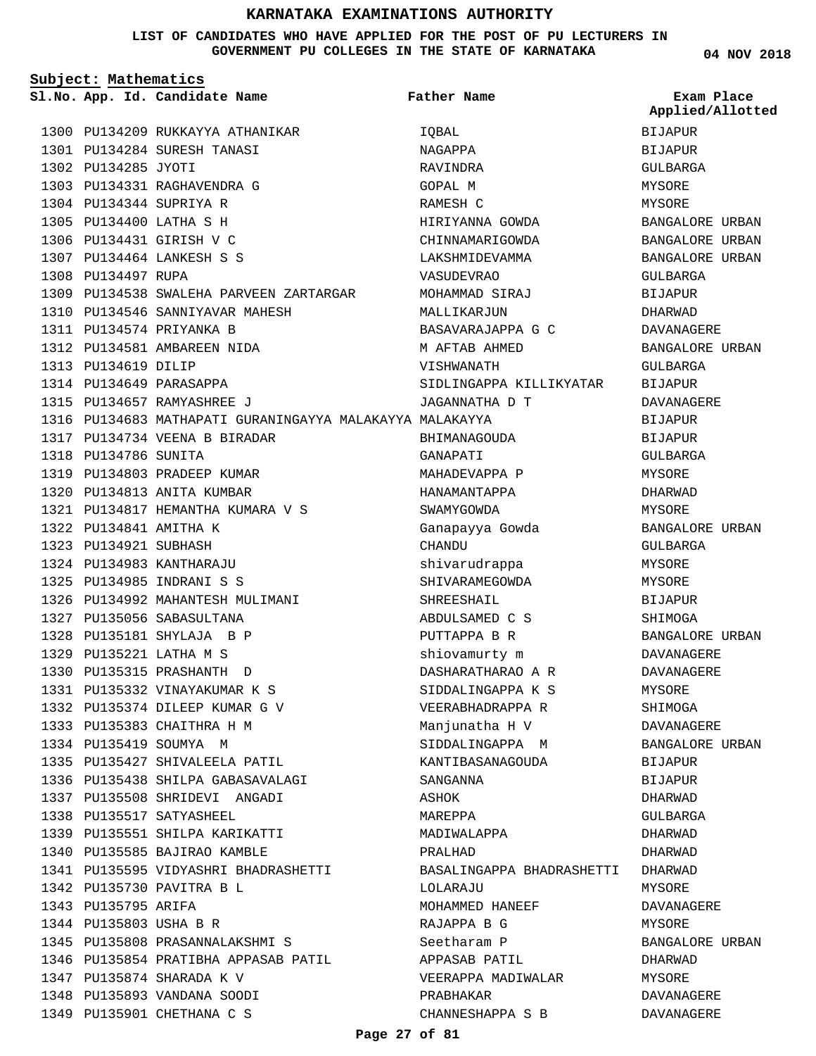# KARNATAKA EXAMINATIONS AUTHORITY

**LIST OF CANDIDATES WHO HAVE APPLIED FOR THE POST OF PU LECTURERS IN GOVERNMENT PU COLLEGES IN THE STATE OF KARNATAKA**

04 NOV 2018

**Subject: Mathematics**

| Sl.No. | App. Id. | Candidate Name | Father Name | Exam Place Applied/Allotted |
|---|---|---|---|---|
| 1300 | PU134209 | RUKKAYYA ATHANIKAR | IQBAL | BIJAPUR |
| 1301 | PU134284 | SURESH TANASI | NAGAPPA | BIJAPUR |
| 1302 | PU134285 | JYOTI | RAVINDRA | GULBARGA |
| 1303 | PU134331 | RAGHAVENDRA G | GOPAL M | MYSORE |
| 1304 | PU134344 | SUPRIYA R | RAMESH C | MYSORE |
| 1305 | PU134400 | LATHA S H | HIRIYANNA GOWDA | BANGALORE URBAN |
| 1306 | PU134431 | GIRISH V C | CHINNAMARIGOWDA | BANGALORE URBAN |
| 1307 | PU134464 | LANKESH S S | LAKSHMIDEVAMMA | BANGALORE URBAN |
| 1308 | PU134497 | RUPA | VASUDEVRAO | GULBARGA |
| 1309 | PU134538 | SWALEHA PARVEEN ZARTARGAR | MOHAMMAD SIRAJ | BIJAPUR |
| 1310 | PU134546 | SANNIYAVAR MAHESH | MALLIKARJUN | DHARWAD |
| 1311 | PU134574 | PRIYANKA B | BASAVARAJAPPA G C | DAVANAGERE |
| 1312 | PU134581 | AMBAREEN NIDA | M AFTAB AHMED | BANGALORE URBAN |
| 1313 | PU134619 | DILIP | VISHWANATH | GULBARGA |
| 1314 | PU134649 | PARASAPPA | SIDLINGAPPA KILLIKYATAR | BIJAPUR |
| 1315 | PU134657 | RAMYASHREE J | JAGANNATHA D T | DAVANAGERE |
| 1316 | PU134683 | MATHAPATI GURANINGAYYA MALAKAYYA | MALAKAYYA | BIJAPUR |
| 1317 | PU134734 | VEENA B BIRADAR | BHIMANAGOUDA | BIJAPUR |
| 1318 | PU134786 | SUNITA | GANAPATI | GULBARGA |
| 1319 | PU134803 | PRADEEP KUMAR | MAHADEVAPPA P | MYSORE |
| 1320 | PU134813 | ANITA KUMBAR | HANAMANTAPPA | DHARWAD |
| 1321 | PU134817 | HEMANTHA KUMARA V S | SWAMYGOWDA | MYSORE |
| 1322 | PU134841 | AMITHA K | Ganapayya Gowda | BANGALORE URBAN |
| 1323 | PU134921 | SUBHASH | CHANDU | GULBARGA |
| 1324 | PU134983 | KANTHARAJU | shivarudrappa | MYSORE |
| 1325 | PU134985 | INDRANI S S | SHIVARAMEGOWDA | MYSORE |
| 1326 | PU134992 | MAHANTESH MULIMANI | SHREESHAIL | BIJAPUR |
| 1327 | PU135056 | SABASULTANA | ABDULSAMED C S | SHIMOGA |
| 1328 | PU135181 | SHYLAJA B P | PUTTAPPA B R | BANGALORE URBAN |
| 1329 | PU135221 | LATHA M S | shiovamurty m | DAVANAGERE |
| 1330 | PU135315 | PRASHANTH D | DASHARATHARAO A R | DAVANAGERE |
| 1331 | PU135332 | VINAYAKUMAR K S | SIDDALINGAPPA K S | MYSORE |
| 1332 | PU135374 | DILEEP KUMAR G V | VEERABHADRAPPA R | SHIMOGA |
| 1333 | PU135383 | CHAITHRA H M | Manjunatha H V | DAVANAGERE |
| 1334 | PU135419 | SOUMYA M | SIDDALINGAPPA M | BANGALORE URBAN |
| 1335 | PU135427 | SHIVALEELA PATIL | KANTIBASANAGOUDA | BIJAPUR |
| 1336 | PU135438 | SHILPA GABASAVALAGI | SANGANNA | BIJAPUR |
| 1337 | PU135508 | SHRIDEVI ANGADI | ASHOK | DHARWAD |
| 1338 | PU135517 | SATYASHEEL | MAREPPA | GULBARGA |
| 1339 | PU135551 | SHILPA KARIKATTI | MADIWALAPPA | DHARWAD |
| 1340 | PU135585 | BAJIRAO KAMBLE | PRALHAD | DHARWAD |
| 1341 | PU135595 | VIDYASHRI BHADRASHETTI | BASALINGAPPA BHADRASHETTI | DHARWAD |
| 1342 | PU135730 | PAVITRA B L | LOLARAJU | MYSORE |
| 1343 | PU135795 | ARIFA | MOHAMMED HANEEF | DAVANAGERE |
| 1344 | PU135803 | USHA B R | RAJAPPA B G | MYSORE |
| 1345 | PU135808 | PRASANNALAKSHMI S | Seetharam P | BANGALORE URBAN |
| 1346 | PU135854 | PRATIBHA APPASAB PATIL | APPASAB PATIL | DHARWAD |
| 1347 | PU135874 | SHARADA K V | VEERAPPA MADIWALAR | MYSORE |
| 1348 | PU135893 | VANDANA SOODI | PRABHAKAR | DAVANAGERE |
| 1349 | PU135901 | CHETHANA C S | CHANNESHAPPA S B | DAVANAGERE |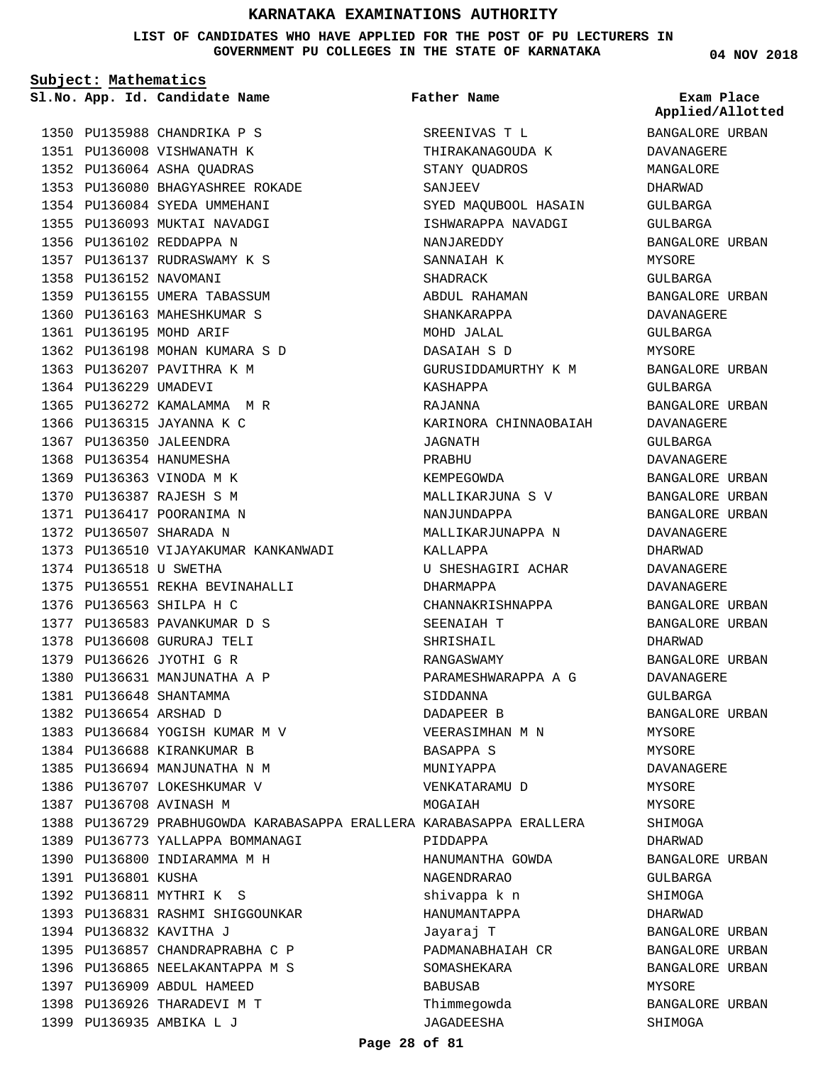# KARNATAKA EXAMINATIONS AUTHORITY

**LIST OF CANDIDATES WHO HAVE APPLIED FOR THE POST OF PU LECTURERS IN GOVERNMENT PU COLLEGES IN THE STATE OF KARNATAKA**

04 NOV 2018

**Subject: Mathematics**

| Sl.No. | App. Id. | Candidate Name | Father Name | Exam Place Applied/Allotted |
|---|---|---|---|---|
| 1350 | PU135988 | CHANDRIKA P S | SREENIVAS T L | BANGALORE URBAN |
| 1351 | PU136008 | VISHWANATH K | THIRAKANAGOUDA K | DAVANAGERE |
| 1352 | PU136064 | ASHA QUADRAS | STANY QUADROS | MANGALORE |
| 1353 | PU136080 | BHAGYASHREE ROKADE | SANJEEV | DHARWAD |
| 1354 | PU136084 | SYEDA UMMEHANI | SYED MAQUBOOL HASAIN | GULBARGA |
| 1355 | PU136093 | MUKTAI NAVADGI | ISHWARAPPA NAVADGI | GULBARGA |
| 1356 | PU136102 | REDDAPPA N | NANJAREDDY | BANGALORE URBAN |
| 1357 | PU136137 | RUDRASWAMY K S | SANNAIAH K | MYSORE |
| 1358 | PU136152 | NAVOMANI | SHADRACK | GULBARGA |
| 1359 | PU136155 | UMERA TABASSUM | ABDUL RAHAMAN | BANGALORE URBAN |
| 1360 | PU136163 | MAHESHKUMAR S | SHANKARAPPA | DAVANAGERE |
| 1361 | PU136195 | MOHD ARIF | MOHD JALAL | GULBARGA |
| 1362 | PU136198 | MOHAN KUMARA S D | DASAIAH S D | MYSORE |
| 1363 | PU136207 | PAVITHRA K M | GURUSIDDAMURTHY K M | BANGALORE URBAN |
| 1364 | PU136229 | UMADEVI | KASHAPPA | GULBARGA |
| 1365 | PU136272 | KAMALAMMA M R | RAJANNA | BANGALORE URBAN |
| 1366 | PU136315 | JAYANNA K C | KARINORA CHINNAOBAIAH | DAVANAGERE |
| 1367 | PU136350 | JALEENDRA | JAGNATH | GULBARGA |
| 1368 | PU136354 | HANUMESHA | PRABHU | DAVANAGERE |
| 1369 | PU136363 | VINODA M K | KEMPEGOWDA | BANGALORE URBAN |
| 1370 | PU136387 | RAJESH S M | MALLIKARJUNA S V | BANGALORE URBAN |
| 1371 | PU136417 | POORANIMA N | NANJUNDAPPA | BANGALORE URBAN |
| 1372 | PU136507 | SHARADA N | MALLIKARJUNAPPA N | DAVANAGERE |
| 1373 | PU136510 | VIJAYAKUMAR KANKANWADI | KALLAPPA | DHARWAD |
| 1374 | PU136518 | U SWETHA | U SHESHAGIRI ACHAR | DAVANAGERE |
| 1375 | PU136551 | REKHA BEVINAHALLI | DHARMAPPA | DAVANAGERE |
| 1376 | PU136563 | SHILPA H C | CHANNAKRISHNAPPA | BANGALORE URBAN |
| 1377 | PU136583 | PAVANKUMAR D S | SEENAIAH T | BANGALORE URBAN |
| 1378 | PU136608 | GURURAJ TELI | SHRISHAIL | DHARWAD |
| 1379 | PU136626 | JYOTHI G R | RANGASWAMY | BANGALORE URBAN |
| 1380 | PU136631 | MANJUNATHA A P | PARAMESHWARAPPA A G | DAVANAGERE |
| 1381 | PU136648 | SHANTAMMA | SIDDANNA | GULBARGA |
| 1382 | PU136654 | ARSHAD D | DADAPEER B | BANGALORE URBAN |
| 1383 | PU136684 | YOGISH KUMAR M V | VEERASIMHAN M N | MYSORE |
| 1384 | PU136688 | KIRANKUMAR B | BASAPPA S | MYSORE |
| 1385 | PU136694 | MANJUNATHA N M | MUNIYAPPA | DAVANAGERE |
| 1386 | PU136707 | LOKESHKUMAR V | VENKATARAMU D | MYSORE |
| 1387 | PU136708 | AVINASH M | MOGAIAH | MYSORE |
| 1388 | PU136729 | PRABHUGOWDA KARABASAPPA ERALLERA | KARABASAPPA ERALLERA | SHIMOGA |
| 1389 | PU136773 | YALLAPPA BOMMANAGI | PIDDAPPA | DHARWAD |
| 1390 | PU136800 | INDIARAMMA M H | HANUMANTHA GOWDA | BANGALORE URBAN |
| 1391 | PU136801 | KUSHA | NAGENDRARAO | GULBARGA |
| 1392 | PU136811 | MYTHRI K S | shivappa k n | SHIMOGA |
| 1393 | PU136831 | RASHMI SHIGGOUNKAR | HANUMANTAPPA | DHARWAD |
| 1394 | PU136832 | KAVITHA J | Jayaraj T | BANGALORE URBAN |
| 1395 | PU136857 | CHANDRAPRABHA C P | PADMANABHAIAH CR | BANGALORE URBAN |
| 1396 | PU136865 | NEELAKANTAPPA M S | SOMASHEKARA | BANGALORE URBAN |
| 1397 | PU136909 | ABDUL HAMEED | BABUSAB | MYSORE |
| 1398 | PU136926 | THARADEVI M T | Thimmegowda | BANGALORE URBAN |
| 1399 | PU136935 | AMBIKA L J | JAGADEESHA | SHIMOGA |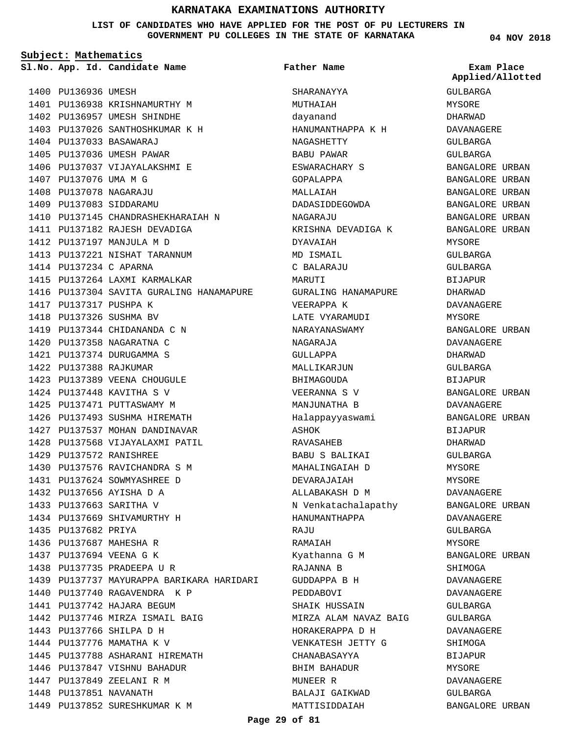# KARNATAKA EXAMINATIONS AUTHORITY

**LIST OF CANDIDATES WHO HAVE APPLIED FOR THE POST OF PU LECTURERS IN GOVERNMENT PU COLLEGES IN THE STATE OF KARNATAKA**

04 NOV 2018

**Subject: Mathematics**

| Sl.No. | App. Id. | Candidate Name | Father Name | Exam Place Applied/Allotted |
|---|---|---|---|---|
| 1400 | PU136936 | UMESH | SHARANAYYA | GULBARGA |
| 1401 | PU136938 | KRISHNAMURTHY M | MUTHAIAH | MYSORE |
| 1402 | PU136957 | UMESH SHINDHE | dayanand | DHARWAD |
| 1403 | PU137026 | SANTHOSHKUMAR K H | HANUMANTHAPPA K H | DAVANAGERE |
| 1404 | PU137033 | BASAWARAJ | NAGASHETTY | GULBARGA |
| 1405 | PU137036 | UMESH PAWAR | BABU PAWAR | GULBARGA |
| 1406 | PU137037 | VIJAYALAKSHMI E | ESWARACHARY S | BANGALORE URBAN |
| 1407 | PU137076 | UMA M G | GOPALAPPA | BANGALORE URBAN |
| 1408 | PU137078 | NAGARAJU | MALLAIAH | BANGALORE URBAN |
| 1409 | PU137083 | SIDDARAMU | DADASIDDEGOWDA | BANGALORE URBAN |
| 1410 | PU137145 | CHANDRASHEKHARAIAH N | NAGARAJU | BANGALORE URBAN |
| 1411 | PU137182 | RAJESH DEVADIGA | KRISHNA DEVADIGA K | BANGALORE URBAN |
| 1412 | PU137197 | MANJULA M D | DYAVAIAH | MYSORE |
| 1413 | PU137221 | NISHAT TARANNUM | MD ISMAIL | GULBARGA |
| 1414 | PU137234 | C APARNA | C BALARAJU | GULBARGA |
| 1415 | PU137264 | LAXMI KARMALKAR | MARUTI | BIJAPUR |
| 1416 | PU137304 | SAVITA GURALING HANAMAPURE | GURALING HANAMAPURE | DHARWAD |
| 1417 | PU137317 | PUSHPA K | VEERAPPA K | DAVANAGERE |
| 1418 | PU137326 | SUSHMA BV | LATE VYARAMUDI | MYSORE |
| 1419 | PU137344 | CHIDANANDA C N | NARAYANASWAMY | BANGALORE URBAN |
| 1420 | PU137358 | NAGARATNA C | NAGARAJA | DAVANAGERE |
| 1421 | PU137374 | DURUGAMMA S | GULLAPPA | DHARWAD |
| 1422 | PU137388 | RAJKUMAR | MALLIKARJUN | GULBARGA |
| 1423 | PU137389 | VEENA CHOUGULE | BHIMAGOUDA | BIJAPUR |
| 1424 | PU137448 | KAVITHA S V | VEERANNA S V | BANGALORE URBAN |
| 1425 | PU137471 | PUTTASWAMY M | MANJUNATHA B | DAVANAGERE |
| 1426 | PU137493 | SUSHMA HIREMATH | Halappayyaswami | BANGALORE URBAN |
| 1427 | PU137537 | MOHAN DANDINAVAR | ASHOK | BIJAPUR |
| 1428 | PU137568 | VIJAYALAXMI PATIL | RAVASAHEB | DHARWAD |
| 1429 | PU137572 | RANISHREE | BABU S BALIKAI | GULBARGA |
| 1430 | PU137576 | RAVICHANDRA S M | MAHALINGAIAH D | MYSORE |
| 1431 | PU137624 | SOWMYASHREE D | DEVARAJAIAH | MYSORE |
| 1432 | PU137656 | AYISHA D A | ALLABAKASH D M | DAVANAGERE |
| 1433 | PU137663 | SARITHA V | N Venkatachalapathy | BANGALORE URBAN |
| 1434 | PU137669 | SHIVAMURTHY H | HANUMANTHAPPA | DAVANAGERE |
| 1435 | PU137682 | PRIYA | RAJU | GULBARGA |
| 1436 | PU137687 | MAHESHA R | RAMAIAH | MYSORE |
| 1437 | PU137694 | VEENA G K | Kyathanna G M | BANGALORE URBAN |
| 1438 | PU137735 | PRADEEPA U R | RAJANNA B | SHIMOGA |
| 1439 | PU137737 | MAYURAPPA BARIKARA HARIDARI | GUDDAPPA B H | DAVANAGERE |
| 1440 | PU137740 | RAGAVENDRA K P | PEDDABOVI | DAVANAGERE |
| 1441 | PU137742 | HAJARA BEGUM | SHAIK HUSSAIN | GULBARGA |
| 1442 | PU137746 | MIRZA ISMAIL BAIG | MIRZA ALAM NAVAZ BAIG | GULBARGA |
| 1443 | PU137766 | SHILPA D H | HORAKERAPPA D H | DAVANAGERE |
| 1444 | PU137776 | MAMATHA K V | VENKATESH JETTY G | SHIMOGA |
| 1445 | PU137788 | ASHARANI HIREMATH | CHANABASAYYA | BIJAPUR |
| 1446 | PU137847 | VISHNU BAHADUR | BHIM BAHADUR | MYSORE |
| 1447 | PU137849 | ZEELANI R M | MUNEER R | DAVANAGERE |
| 1448 | PU137851 | NAVANATH | BALAJI GAIKWAD | GULBARGA |
| 1449 | PU137852 | SURESHKUMAR K M | MATTISIDDAIAH | BANGALORE URBAN |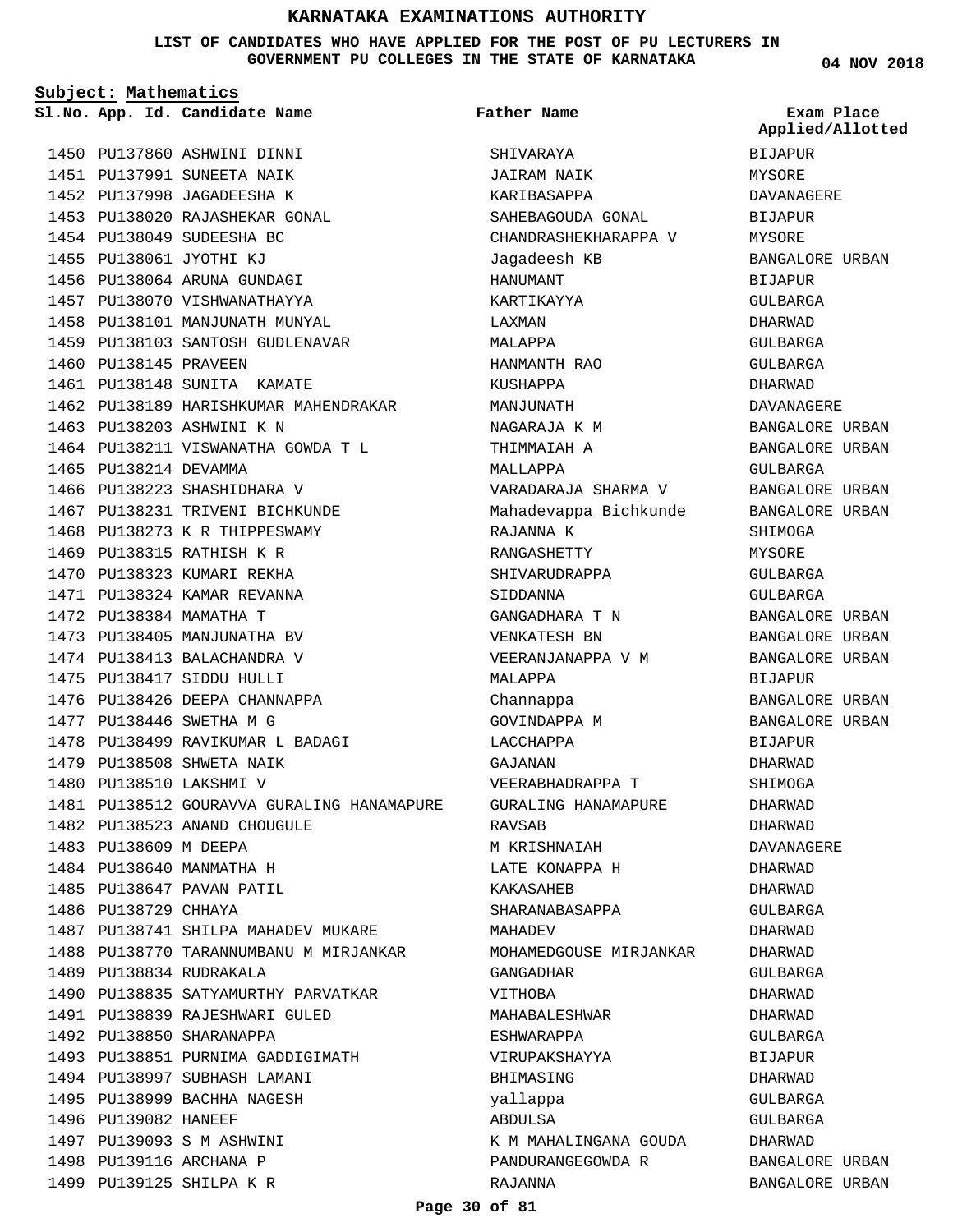# KARNATAKA EXAMINATIONS AUTHORITY

**LIST OF CANDIDATES WHO HAVE APPLIED FOR THE POST OF PU LECTURERS IN GOVERNMENT PU COLLEGES IN THE STATE OF KARNATAKA**

**04 NOV 2018**

**Subject: Mathematics**

| Sl.No. | App. Id. | Candidate Name | Father Name | Exam Place Applied/Allotted |
|---|---|---|---|---|
| 1450 | PU137860 | ASHWINI DINNI | SHIVARAYA | BIJAPUR |
| 1451 | PU137991 | SUNEETA NAIK | JAIRAM NAIK | MYSORE |
| 1452 | PU137998 | JAGADEESHA K | KARIBASAPPA | DAVANAGERE |
| 1453 | PU138020 | RAJASHEKAR GONAL | SAHEBAGOUDA GONAL | BIJAPUR |
| 1454 | PU138049 | SUDEESHA BC | CHANDRASHEKHARAPPA V | MYSORE |
| 1455 | PU138061 | JYOTHI KJ | Jagadeesh KB | BANGALORE URBAN |
| 1456 | PU138064 | ARUNA GUNDAGI | HANUMANT | BIJAPUR |
| 1457 | PU138070 | VISHWANATHAYYA | KARTIKAYYA | GULBARGA |
| 1458 | PU138101 | MANJUNATH MUNYAL | LAXMAN | DHARWAD |
| 1459 | PU138103 | SANTOSH GUDLENAVAR | MALAPPA | GULBARGA |
| 1460 | PU138145 | PRAVEEN | HANMANTH RAO | GULBARGA |
| 1461 | PU138148 | SUNITA KAMATE | KUSHAPPA | DHARWAD |
| 1462 | PU138189 | HARISHKUMAR MAHENDRAKAR | MANJUNATH | DAVANAGERE |
| 1463 | PU138203 | ASHWINI K N | NAGARAJA K M | BANGALORE URBAN |
| 1464 | PU138211 | VISWANATHA GOWDA T L | THIMMAIAH A | BANGALORE URBAN |
| 1465 | PU138214 | DEVAMMA | MALLAPPA | GULBARGA |
| 1466 | PU138223 | SHASHIDHARA V | VARADARAJA SHARMA V | BANGALORE URBAN |
| 1467 | PU138231 | TRIVENI BICHKUNDE | Mahadevappa Bichkunde | BANGALORE URBAN |
| 1468 | PU138273 | K R THIPPESWAMY | RAJANNA K | SHIMOGA |
| 1469 | PU138315 | RATHISH K R | RANGASHETTY | MYSORE |
| 1470 | PU138323 | KUMARI REKHA | SHIVARUDRAPPA | GULBARGA |
| 1471 | PU138324 | KAMAR REVANNA | SIDDANNA | GULBARGA |
| 1472 | PU138384 | MAMATHA T | GANGADHARA T N | BANGALORE URBAN |
| 1473 | PU138405 | MANJUNATHA BV | VENKATESH BN | BANGALORE URBAN |
| 1474 | PU138413 | BALACHANDRA V | VEERANJANAPPA V M | BANGALORE URBAN |
| 1475 | PU138417 | SIDDU HULLI | MALAPPA | BIJAPUR |
| 1476 | PU138426 | DEEPA CHANNAPPA | Channappa | BANGALORE URBAN |
| 1477 | PU138446 | SWETHA M G | GOVINDAPPA M | BANGALORE URBAN |
| 1478 | PU138499 | RAVIKUMAR L BADAGI | LACCHAPPA | BIJAPUR |
| 1479 | PU138508 | SHWETA NAIK | GAJANAN | DHARWAD |
| 1480 | PU138510 | LAKSHMI V | VEERABHADRAPPA T | SHIMOGA |
| 1481 | PU138512 | GOURAVVA GURALING HANAMAPURE | GURALING HANAMAPURE | DHARWAD |
| 1482 | PU138523 | ANAND CHOUGULE | RAVSAB | DHARWAD |
| 1483 | PU138609 | M DEEPA | M KRISHNAIAH | DAVANAGERE |
| 1484 | PU138640 | MANMATHA H | LATE KONAPPA H | DHARWAD |
| 1485 | PU138647 | PAVAN PATIL | KAKASAHEB | DHARWAD |
| 1486 | PU138729 | CHHAYA | SHARANABASAPPA | GULBARGA |
| 1487 | PU138741 | SHILPA MAHADEV MUKARE | MAHADEV | DHARWAD |
| 1488 | PU138770 | TARANNUMBANU M MIRJANKAR | MOHAMEDGOUSE MIRJANKAR | DHARWAD |
| 1489 | PU138834 | RUDRAKALA | GANGADHAR | GULBARGA |
| 1490 | PU138835 | SATYAMURTHY PARVATKAR | VITHOBA | DHARWAD |
| 1491 | PU138839 | RAJESHWARI GULED | MAHABALESHWAR | DHARWAD |
| 1492 | PU138850 | SHARANAPPA | ESHWARAPPA | GULBARGA |
| 1493 | PU138851 | PURNIMA GADDIGIMATH | VIRUPAKSHAYYA | BIJAPUR |
| 1494 | PU138997 | SUBHASH LAMANI | BHIMASING | DHARWAD |
| 1495 | PU138999 | BACHHA NAGESH | yallappa | GULBARGA |
| 1496 | PU139082 | HANEEF | ABDULSA | GULBARGA |
| 1497 | PU139093 | S M ASHWINI | K M MAHALINGANA GOUDA | DHARWAD |
| 1498 | PU139116 | ARCHANA P | PANDURANGEGOWDA R | BANGALORE URBAN |
| 1499 | PU139125 | SHILPA K R | RAJANNA | BANGALORE URBAN |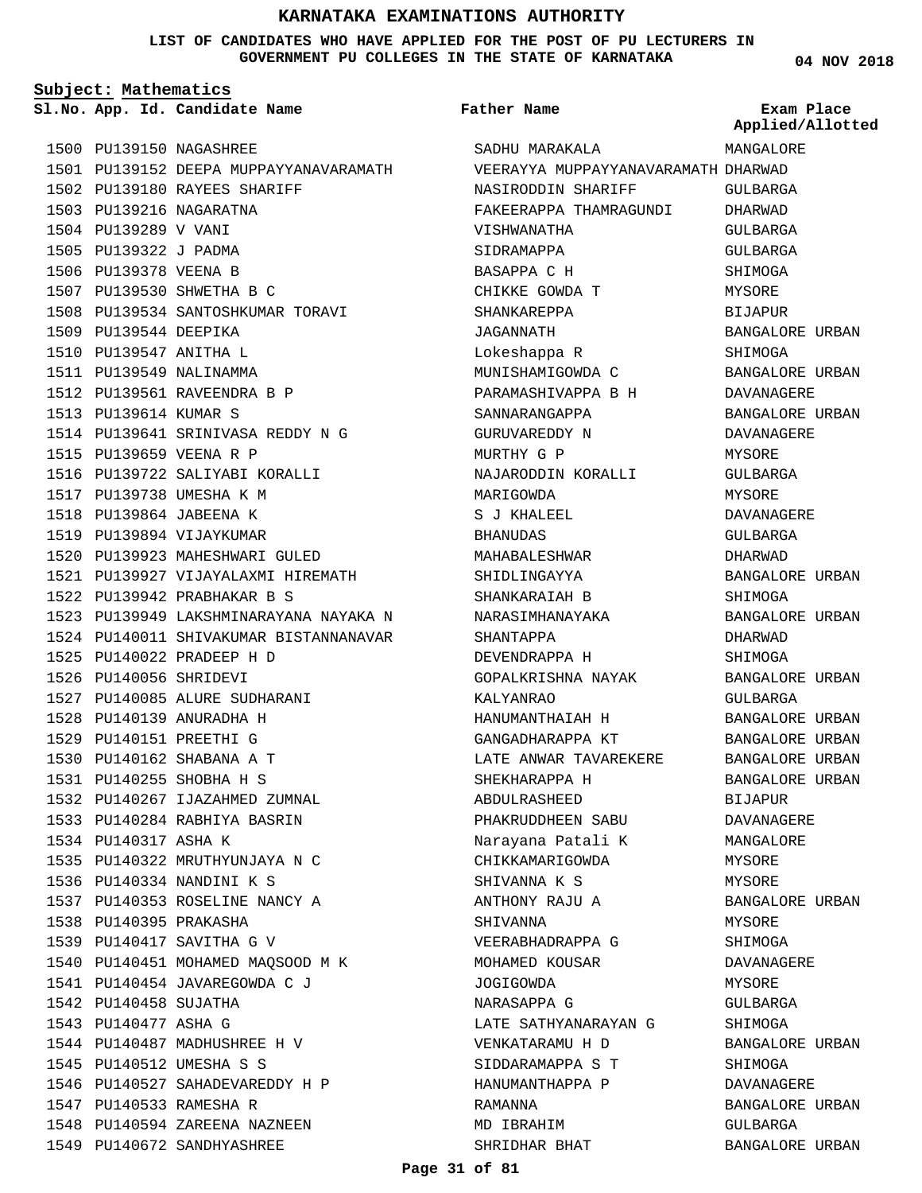# KARNATAKA EXAMINATIONS AUTHORITY

**LIST OF CANDIDATES WHO HAVE APPLIED FOR THE POST OF PU LECTURERS IN GOVERNMENT PU COLLEGES IN THE STATE OF KARNATAKA**

04 NOV 2018

**Subject: Mathematics**

| Sl.No. | App. Id. | Candidate Name | Father Name | Exam Place Applied/Allotted |
|---|---|---|---|---|
| 1500 | PU139150 | NAGASHREE | SADHU MARAKALA | MANGALORE |
| 1501 | PU139152 | DEEPA MUPPAYYANAVARAMATH | VEERAYYA MUPPAYYANAVARAMATH | DHARWAD |
| 1502 | PU139180 | RAYEES SHARIFF | NASIRODDIN SHARIFF | GULBARGA |
| 1503 | PU139216 | NAGARATNA | FAKEERAPPA THAMRAGUNDI | DHARWAD |
| 1504 | PU139289 | V VANI | VISHWANATHA | GULBARGA |
| 1505 | PU139322 | J PADMA | SIDRAMAPPA | GULBARGA |
| 1506 | PU139378 | VEENA B | BASAPPA C H | SHIMOGA |
| 1507 | PU139530 | SHWETHA B C | CHIKKE GOWDA T | MYSORE |
| 1508 | PU139534 | SANTOSHKUMAR TORAVI | SHANKAREPPA | BIJAPUR |
| 1509 | PU139544 | DEEPIKA | JAGANNATH | BANGALORE URBAN |
| 1510 | PU139547 | ANITHA L | Lokeshappa R | SHIMOGA |
| 1511 | PU139549 | NALINAMMA | MUNISHAMIGOWDA C | BANGALORE URBAN |
| 1512 | PU139561 | RAVEENDRA B P | PARAMASHIVAPPA B H | DAVANAGERE |
| 1513 | PU139614 | KUMAR S | SANNARANGAPPA | BANGALORE URBAN |
| 1514 | PU139641 | SRINIVASA REDDY N G | GURUVAREDDY N | DAVANAGERE |
| 1515 | PU139659 | VEENA R P | MURTHY G P | MYSORE |
| 1516 | PU139722 | SALIYABI KORALLI | NAJARODDIN KORALLI | GULBARGA |
| 1517 | PU139738 | UMESHA K M | MARIGOWDA | MYSORE |
| 1518 | PU139864 | JABEENA K | S J KHALEEL | DAVANAGERE |
| 1519 | PU139894 | VIJAYKUMAR | BHANUDAS | GULBARGA |
| 1520 | PU139923 | MAHESHWARI GULED | MAHABALESHWAR | DHARWAD |
| 1521 | PU139927 | VIJAYALAXMI HIREMATH | SHIDLINGAYYA | BANGALORE URBAN |
| 1522 | PU139942 | PRABHAKAR B S | SHANKARAIAH B | SHIMOGA |
| 1523 | PU139949 | LAKSHMINARAYANA NAYAKA N | NARASIMHANAYAKA | BANGALORE URBAN |
| 1524 | PU140011 | SHIVAKUMAR BISTANNANAVAR | SHANTAPPA | DHARWAD |
| 1525 | PU140022 | PRADEEP H D | DEVENDRAPPA H | SHIMOGA |
| 1526 | PU140056 | SHRIDEVI | GOPALKRISHNA NAYAK | BANGALORE URBAN |
| 1527 | PU140085 | ALURE SUDHARANI | KALYANRAO | GULBARGA |
| 1528 | PU140139 | ANURADHA H | HANUMANTHAIAH H | BANGALORE URBAN |
| 1529 | PU140151 | PREETHI G | GANGADHARAPPA KT | BANGALORE URBAN |
| 1530 | PU140162 | SHABANA A T | LATE ANWAR TAVAREKERE | BANGALORE URBAN |
| 1531 | PU140255 | SHOBHA H S | SHEKHARAPPA H | BANGALORE URBAN |
| 1532 | PU140267 | IJAZAHMED ZUMNAL | ABDULRASHEED | BIJAPUR |
| 1533 | PU140284 | RABHIYA BASRIN | PHAKRUDDHEEN SABU | DAVANAGERE |
| 1534 | PU140317 | ASHA K | Narayana Patali K | MANGALORE |
| 1535 | PU140322 | MRUTHYUNJAYA N C | CHIKKAMARIGOWDA | MYSORE |
| 1536 | PU140334 | NANDINI K S | SHIVANNA K S | MYSORE |
| 1537 | PU140353 | ROSELINE NANCY A | ANTHONY RAJU A | BANGALORE URBAN |
| 1538 | PU140395 | PRAKASHA | SHIVANNA | MYSORE |
| 1539 | PU140417 | SAVITHA G V | VEERABHADRAPPA G | SHIMOGA |
| 1540 | PU140451 | MOHAMED MAQSOOD M K | MOHAMED KOUSAR | DAVANAGERE |
| 1541 | PU140454 | JAVAREGOWDA C J | JOGIGOWDA | MYSORE |
| 1542 | PU140458 | SUJATHA | NARASAPPA G | GULBARGA |
| 1543 | PU140477 | ASHA G | LATE SATHYANARAYAN G | SHIMOGA |
| 1544 | PU140487 | MADHUSHREE H V | VENKATARAMU H D | BANGALORE URBAN |
| 1545 | PU140512 | UMESHA S S | SIDDARAMAPPA S T | SHIMOGA |
| 1546 | PU140527 | SAHADEVAREDDY H P | HANUMANTHAPPA P | DAVANAGERE |
| 1547 | PU140533 | RAMESHA R | RAMANNA | BANGALORE URBAN |
| 1548 | PU140594 | ZAREENA NAZNEEN | MD IBRAHIM | GULBARGA |
| 1549 | PU140672 | SANDHYASHREE | SHRIDHAR BHAT | BANGALORE URBAN |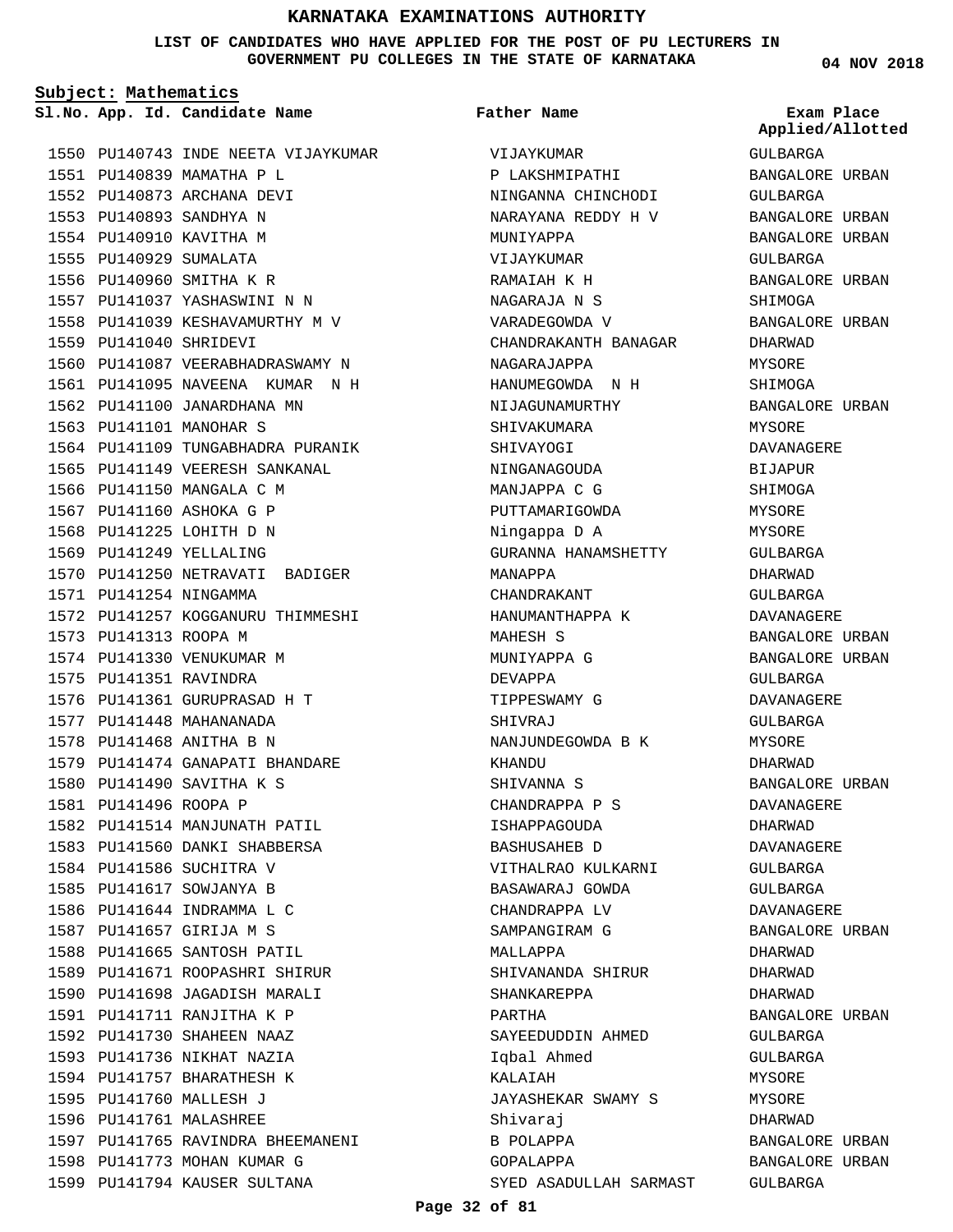# KARNATAKA EXAMINATIONS AUTHORITY

**LIST OF CANDIDATES WHO HAVE APPLIED FOR THE POST OF PU LECTURERS IN GOVERNMENT PU COLLEGES IN THE STATE OF KARNATAKA**

**04 NOV 2018**

**Subject: Mathematics**

| Sl.No. | App. Id. | Candidate Name | Father Name | Exam Place Applied/Allotted |
|---|---|---|---|---|
| 1550 | PU140743 | INDE NEETA VIJAYKUMAR | VIJAYKUMAR | GULBARGA |
| 1551 | PU140839 | MAMATHA P L | P LAKSHMIPATHI | BANGALORE URBAN |
| 1552 | PU140873 | ARCHANA DEVI | NINGANNA CHINCHODI | GULBARGA |
| 1553 | PU140893 | SANDHYA N | NARAYANA REDDY H V | BANGALORE URBAN |
| 1554 | PU140910 | KAVITHA M | MUNIYAPPA | BANGALORE URBAN |
| 1555 | PU140929 | SUMALATA | VIJAYKUMAR | GULBARGA |
| 1556 | PU140960 | SMITHA K R | RAMAIAH K H | BANGALORE URBAN |
| 1557 | PU141037 | YASHASWINI N N | NAGARAJA N S | SHIMOGA |
| 1558 | PU141039 | KESHAVAMURTHY M V | VARADEGOWDA V | BANGALORE URBAN |
| 1559 | PU141040 | SHRIDEVI | CHANDRAKANTH BANAGAR | DHARWAD |
| 1560 | PU141087 | VEERABHADRASWAMY N | NAGARAJAPPA | MYSORE |
| 1561 | PU141095 | NAVEENA KUMAR N H | HANUMEGOWDA N H | SHIMOGA |
| 1562 | PU141100 | JANARDHANA MN | NIJAGUNAMURTHY | BANGALORE URBAN |
| 1563 | PU141101 | MANOHAR S | SHIVAKUMARA | MYSORE |
| 1564 | PU141109 | TUNGABHADRA PURANIK | SHIVAYOGI | DAVANAGERE |
| 1565 | PU141149 | VEERESH SANKANAL | NINGANAGOUDA | BIJAPUR |
| 1566 | PU141150 | MANGALA C M | MANJAPPA C G | SHIMOGA |
| 1567 | PU141160 | ASHOKA G P | PUTTAMARIGOWDA | MYSORE |
| 1568 | PU141225 | LOHITH D N | Ningappa D A | MYSORE |
| 1569 | PU141249 | YELLALING | GURANNA HANAMSHETTY | GULBARGA |
| 1570 | PU141250 | NETRAVATI BADIGER | MANAPPA | DHARWAD |
| 1571 | PU141254 | NINGAMMA | CHANDRAKANT | GULBARGA |
| 1572 | PU141257 | KOGGANURU THIMMESHI | HANUMANTHAPPA K | DAVANAGERE |
| 1573 | PU141313 | ROOPA M | MAHESH S | BANGALORE URBAN |
| 1574 | PU141330 | VENUKUMAR M | MUNIYAPPA G | BANGALORE URBAN |
| 1575 | PU141351 | RAVINDRA | DEVAPPA | GULBARGA |
| 1576 | PU141361 | GURUPRASAD H T | TIPPESWAMY G | DAVANAGERE |
| 1577 | PU141448 | MAHANANADA | SHIVRAJ | GULBARGA |
| 1578 | PU141468 | ANITHA B N | NANJUNDEGOWDA B K | MYSORE |
| 1579 | PU141474 | GANAPATI BHANDARE | KHANDU | DHARWAD |
| 1580 | PU141490 | SAVITHA K S | SHIVANNA S | BANGALORE URBAN |
| 1581 | PU141496 | ROOPA P | CHANDRAPPA P S | DAVANAGERE |
| 1582 | PU141514 | MANJUNATH PATIL | ISHAPPAGOUDA | DHARWAD |
| 1583 | PU141560 | DANKI SHABBERSA | BASHUSAHEB D | DAVANAGERE |
| 1584 | PU141586 | SUCHITRA V | VITHALRAO KULKARNI | GULBARGA |
| 1585 | PU141617 | SOWJANYA B | BASAWARAJ GOWDA | GULBARGA |
| 1586 | PU141644 | INDRAMMA L C | CHANDRAPPA LV | DAVANAGERE |
| 1587 | PU141657 | GIRIJA M S | SAMPANGIRAM G | BANGALORE URBAN |
| 1588 | PU141665 | SANTOSH PATIL | MALLAPPA | DHARWAD |
| 1589 | PU141671 | ROOPASHRI SHIRUR | SHIVANANDA SHIRUR | DHARWAD |
| 1590 | PU141698 | JAGADISH MARALI | SHANKAREPPA | DHARWAD |
| 1591 | PU141711 | RANJITHA K P | PARTHA | BANGALORE URBAN |
| 1592 | PU141730 | SHAHEEN NAAZ | SAYEEDUDDIN AHMED | GULBARGA |
| 1593 | PU141736 | NIKHAT NAZIA | Iqbal Ahmed | GULBARGA |
| 1594 | PU141757 | BHARATHESH K | KALAIAH | MYSORE |
| 1595 | PU141760 | MALLESH J | JAYASHEKAR SWAMY S | MYSORE |
| 1596 | PU141761 | MALASHREE | Shivaraj | DHARWAD |
| 1597 | PU141765 | RAVINDRA BHEEMANENI | B POLAPPA | BANGALORE URBAN |
| 1598 | PU141773 | MOHAN KUMAR G | GOPALAPPA | BANGALORE URBAN |
| 1599 | PU141794 | KAUSER SULTANA | SYED ASADULLAH SARMAST | GULBARGA |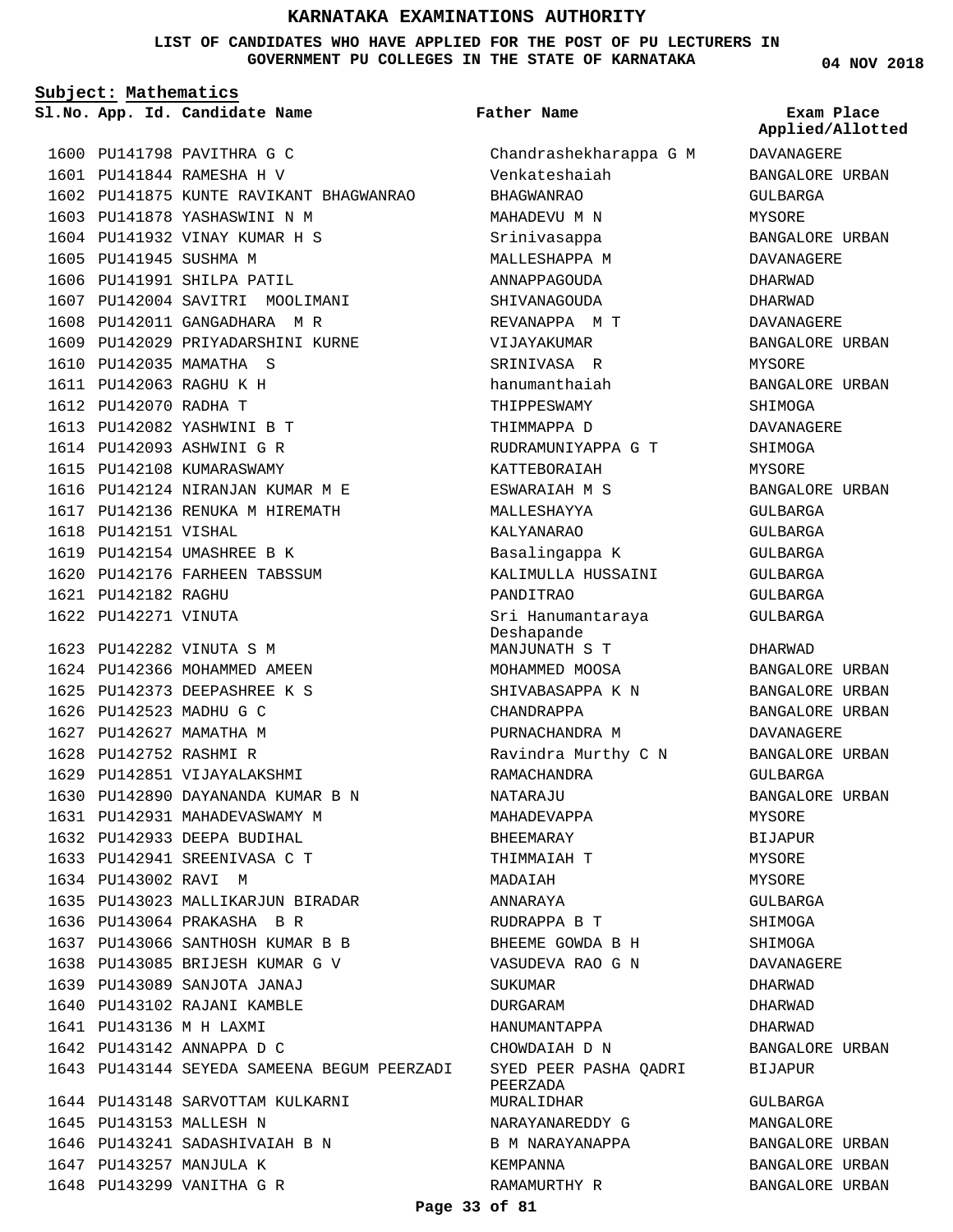# KARNATAKA EXAMINATIONS AUTHORITY

**LIST OF CANDIDATES WHO HAVE APPLIED FOR THE POST OF PU LECTURERS IN GOVERNMENT PU COLLEGES IN THE STATE OF KARNATAKA**

**04 NOV 2018**

**Subject: Mathematics**

| Sl.No. | App. Id. | Candidate Name | Father Name | Exam Place Applied/Allotted |
|---|---|---|---|---|
| 1600 | PU141798 | PAVITHRA G C | Chandrashekharappa G M | DAVANAGERE |
| 1601 | PU141844 | RAMESHA H V | Venkateshaiah | BANGALORE URBAN |
| 1602 | PU141875 | KUNTE RAVIKANT BHAGWANRAO | BHAGWANRAO | GULBARGA |
| 1603 | PU141878 | YASHASWINI N M | MAHADEVU M N | MYSORE |
| 1604 | PU141932 | VINAY KUMAR H S | Srinivasappa | BANGALORE URBAN |
| 1605 | PU141945 | SUSHMA M | MALLESHAPPA M | DAVANAGERE |
| 1606 | PU141991 | SHILPA PATIL | ANNAPPAGOUDA | DHARWAD |
| 1607 | PU142004 | SAVITRI MOOLIMANI | SHIVANAGOUDA | DHARWAD |
| 1608 | PU142011 | GANGADHARA M R | REVANAPPA M T | DAVANAGERE |
| 1609 | PU142029 | PRIYADARSHINI KURNE | VIJAYAKUMAR | BANGALORE URBAN |
| 1610 | PU142035 | MAMATHA S | SRINIVASA R | MYSORE |
| 1611 | PU142063 | RAGHU K H | hanumanthaiah | BANGALORE URBAN |
| 1612 | PU142070 | RADHA T | THIPPESWAMY | SHIMOGA |
| 1613 | PU142082 | YASHWINI B T | THIMMAPPA D | DAVANAGERE |
| 1614 | PU142093 | ASHWINI G R | RUDRAMUNIYAPPA G T | SHIMOGA |
| 1615 | PU142108 | KUMARASWAMY | KATTEBORAIAH | MYSORE |
| 1616 | PU142124 | NIRANJAN KUMAR M E | ESWARAIAH M S | BANGALORE URBAN |
| 1617 | PU142136 | RENUKA M HIREMATH | MALLESHAYYA | GULBARGA |
| 1618 | PU142151 | VISHAL | KALYANARAO | GULBARGA |
| 1619 | PU142154 | UMASHREE B K | Basalingappa K | GULBARGA |
| 1620 | PU142176 | FARHEEN TABSSUM | KALIMULLA HUSSAINI | GULBARGA |
| 1621 | PU142182 | RAGHU | PANDITRAO | GULBARGA |
| 1622 | PU142271 | VINUTA | Sri Hanumantaraya Deshapande | GULBARGA |
| 1623 | PU142282 | VINUTA S M | MANJUNATH S T | DHARWAD |
| 1624 | PU142366 | MOHAMMED AMEEN | MOHAMMED MOOSA | BANGALORE URBAN |
| 1625 | PU142373 | DEEPASHREE K S | SHIVABASAPPA K N | BANGALORE URBAN |
| 1626 | PU142523 | MADHU G C | CHANDRAPPA | BANGALORE URBAN |
| 1627 | PU142627 | MAMATHA M | PURNACHANDRA M | DAVANAGERE |
| 1628 | PU142752 | RASHMI R | Ravindra Murthy C N | BANGALORE URBAN |
| 1629 | PU142851 | VIJAYALAKSHMI | RAMACHANDRA | GULBARGA |
| 1630 | PU142890 | DAYANANDA KUMAR B N | NATARAJU | BANGALORE URBAN |
| 1631 | PU142931 | MAHADEVASWAMY M | MAHADEVAPPA | MYSORE |
| 1632 | PU142933 | DEEPA BUDIHAL | BHEEMARAY | BIJAPUR |
| 1633 | PU142941 | SREENIVASA C T | THIMMAIAH T | MYSORE |
| 1634 | PU143002 | RAVI M | MADAIAH | MYSORE |
| 1635 | PU143023 | MALLIKARJUN BIRADAR | ANNARAYA | GULBARGA |
| 1636 | PU143064 | PRAKASHA B R | RUDRAPPA B T | SHIMOGA |
| 1637 | PU143066 | SANTHOSH KUMAR B B | BHEEME GOWDA B H | SHIMOGA |
| 1638 | PU143085 | BRIJESH KUMAR G V | VASUDEVA RAO G N | DAVANAGERE |
| 1639 | PU143089 | SANJOTA JANAJ | SUKUMAR | DHARWAD |
| 1640 | PU143102 | RAJANI KAMBLE | DURGARAM | DHARWAD |
| 1641 | PU143136 | M H LAXMI | HANUMANTAPPA | DHARWAD |
| 1642 | PU143142 | ANNAPPA D C | CHOWDAIAH D N | BANGALORE URBAN |
| 1643 | PU143144 | SEYEDA SAMEENA BEGUM PEERZADI | SYED PEER PASHA QADRI PEERZADA | BIJAPUR |
| 1644 | PU143148 | SARVOTTAM KULKARNI | MURALIDHAR | GULBARGA |
| 1645 | PU143153 | MALLESH N | NARAYANAREDDY G | MANGALORE |
| 1646 | PU143241 | SADASHIVAIAH B N | B M NARAYANAPPA | BANGALORE URBAN |
| 1647 | PU143257 | MANJULA K | KEMPANNA | BANGALORE URBAN |
| 1648 | PU143299 | VANITHA G R | RAMAMURTHY R | BANGALORE URBAN |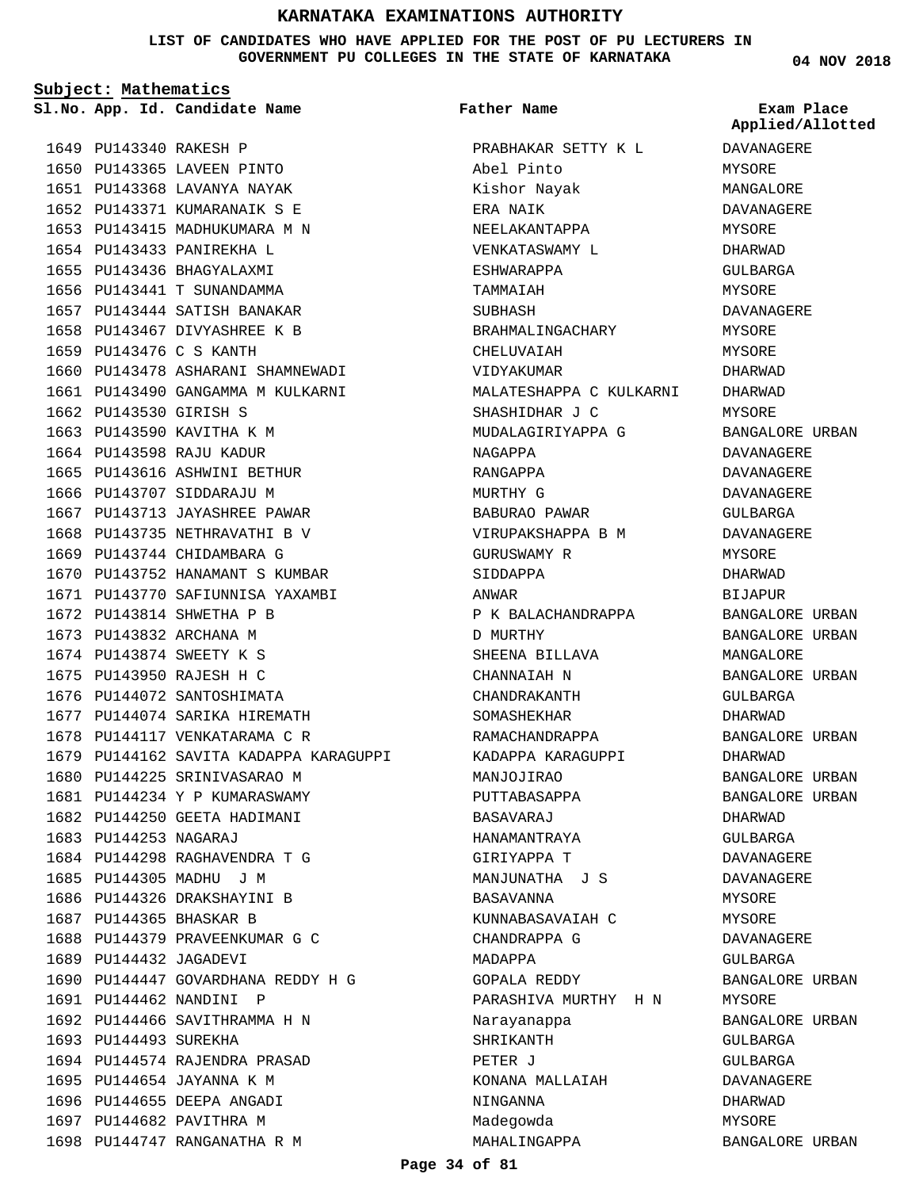# KARNATAKA EXAMINATIONS AUTHORITY

**LIST OF CANDIDATES WHO HAVE APPLIED FOR THE POST OF PU LECTURERS IN GOVERNMENT PU COLLEGES IN THE STATE OF KARNATAKA**

04 NOV 2018

**Subject: Mathematics**

| Sl.No. | App. Id. | Candidate Name | Father Name | Exam Place Applied/Allotted |
|---|---|---|---|---|
| 1649 | PU143340 | RAKESH P | PRABHAKAR SETTY K L | DAVANAGERE |
| 1650 | PU143365 | LAVEEN PINTO | Abel Pinto | MYSORE |
| 1651 | PU143368 | LAVANYA NAYAK | Kishor Nayak | MANGALORE |
| 1652 | PU143371 | KUMARANAIK S E | ERA NAIK | DAVANAGERE |
| 1653 | PU143415 | MADHUKUMARA M N | NEELAKANTAPPA | MYSORE |
| 1654 | PU143433 | PANIREKHA L | VENKATASWAMY L | DHARWAD |
| 1655 | PU143436 | BHAGYALAXMI | ESHWARAPPA | GULBARGA |
| 1656 | PU143441 | T SUNANDAMMA | TAMMAIAH | MYSORE |
| 1657 | PU143444 | SATISH BANAKAR | SUBHASH | DAVANAGERE |
| 1658 | PU143467 | DIVYASHREE K B | BRAHMALINGACHARY | MYSORE |
| 1659 | PU143476 | C S KANTH | CHELUVAIAH | MYSORE |
| 1660 | PU143478 | ASHARANI SHAMNEWADI | VIDYAKUMAR | DHARWAD |
| 1661 | PU143490 | GANGAMMA M KULKARNI | MALATESHAPPA C KULKARNI | DHARWAD |
| 1662 | PU143530 | GIRISH S | SHASHIDHAR J C | MYSORE |
| 1663 | PU143590 | KAVITHA K M | MUDALAGIRIYAPPA G | BANGALORE URBAN |
| 1664 | PU143598 | RAJU KADUR | NAGAPPA | DAVANAGERE |
| 1665 | PU143616 | ASHWINI BETHUR | RANGAPPA | DAVANAGERE |
| 1666 | PU143707 | SIDDARAJU M | MURTHY G | DAVANAGERE |
| 1667 | PU143713 | JAYASHREE PAWAR | BABURAO PAWAR | GULBARGA |
| 1668 | PU143735 | NETHRAVATHI B V | VIRUPAKSHAPPA B M | DAVANAGERE |
| 1669 | PU143744 | CHIDAMBARA G | GURUSWAMY R | MYSORE |
| 1670 | PU143752 | HANAMANT S KUMBAR | SIDDAPPA | DHARWAD |
| 1671 | PU143770 | SAFIUNNISA YAXAMBI | ANWAR | BIJAPUR |
| 1672 | PU143814 | SHWETHA P B | P K BALACHANDRAPPA | BANGALORE URBAN |
| 1673 | PU143832 | ARCHANA M | D MURTHY | BANGALORE URBAN |
| 1674 | PU143874 | SWEETY K S | SHEENA BILLAVA | MANGALORE |
| 1675 | PU143950 | RAJESH H C | CHANNAIAH N | BANGALORE URBAN |
| 1676 | PU144072 | SANTOSHIMATA | CHANDRAKANTH | GULBARGA |
| 1677 | PU144074 | SARIKA HIREMATH | SOMASHEKHAR | DHARWAD |
| 1678 | PU144117 | VENKATARAMA C R | RAMACHANDRAPPA | BANGALORE URBAN |
| 1679 | PU144162 | SAVITA KADAPPA KARAGUPPI | KADAPPA KARAGUPPI | DHARWAD |
| 1680 | PU144225 | SRINIVASARAO M | MANJOJIRAO | BANGALORE URBAN |
| 1681 | PU144234 | Y P KUMARASWAMY | PUTTABASAPPA | BANGALORE URBAN |
| 1682 | PU144250 | GEETA HADIMANI | BASAVARAJ | DHARWAD |
| 1683 | PU144253 | NAGARAJ | HANAMANTRAYA | GULBARGA |
| 1684 | PU144298 | RAGHAVENDRA T G | GIRIYAPPA T | DAVANAGERE |
| 1685 | PU144305 | MADHU J M | MANJUNATHA J S | DAVANAGERE |
| 1686 | PU144326 | DRAKSHAYINI B | BASAVANNA | MYSORE |
| 1687 | PU144365 | BHASKAR B | KUNNABASAVAIAH C | MYSORE |
| 1688 | PU144379 | PRAVEENKUMAR G C | CHANDRAPPA G | DAVANAGERE |
| 1689 | PU144432 | JAGADEVI | MADAPPA | GULBARGA |
| 1690 | PU144447 | GOVARDHANA REDDY H G | GOPALA REDDY | BANGALORE URBAN |
| 1691 | PU144462 | NANDINI P | PARASHIVA MURTHY H N | MYSORE |
| 1692 | PU144466 | SAVITHRAMMA H N | Narayanappa | BANGALORE URBAN |
| 1693 | PU144493 | SUREKHA | SHRIKANTH | GULBARGA |
| 1694 | PU144574 | RAJENDRA PRASAD | PETER J | GULBARGA |
| 1695 | PU144654 | JAYANNA K M | KONANA MALLAIAH | DAVANAGERE |
| 1696 | PU144655 | DEEPA ANGADI | NINGANNA | DHARWAD |
| 1697 | PU144682 | PAVITHRA M | Madegowda | MYSORE |
| 1698 | PU144747 | RANGANATHA R M | MAHALINGAPPA | BANGALORE URBAN |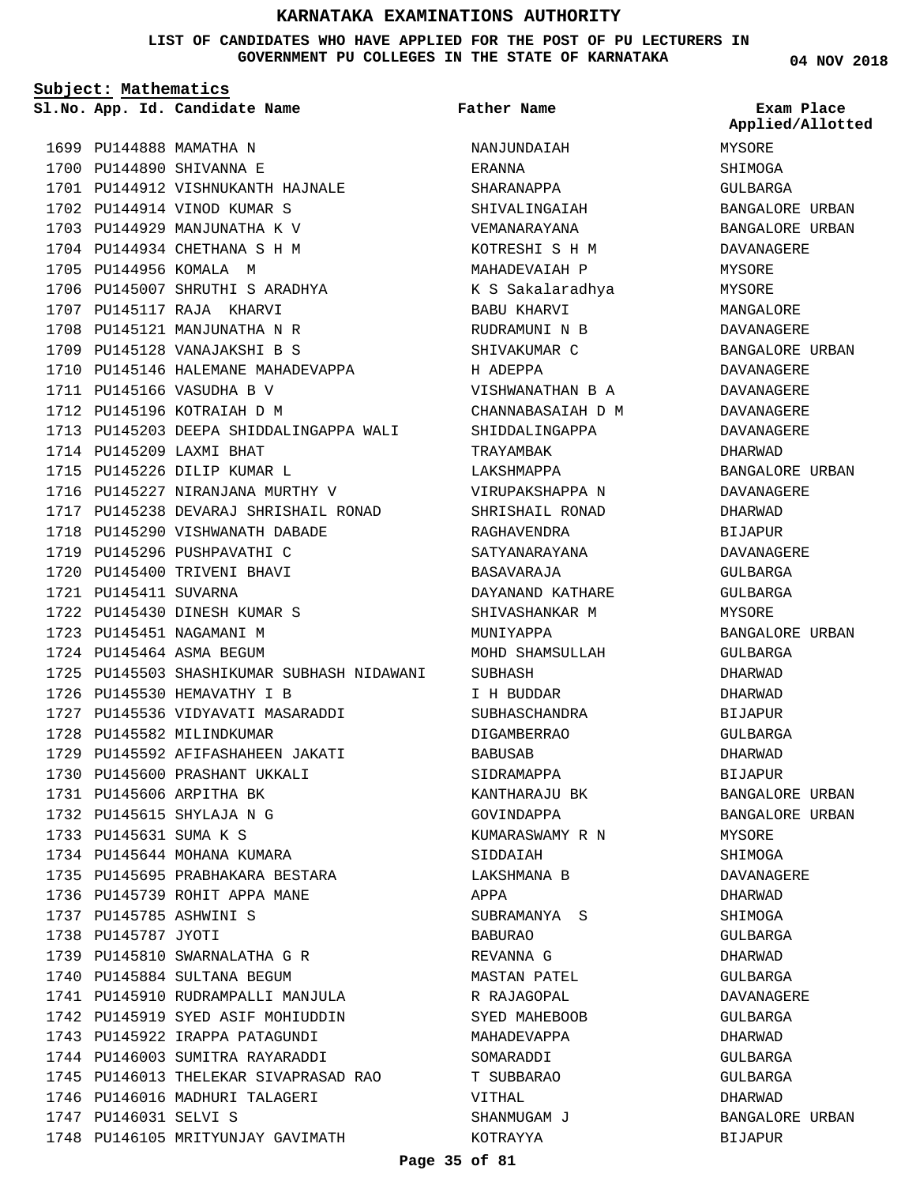# KARNATAKA EXAMINATIONS AUTHORITY

**LIST OF CANDIDATES WHO HAVE APPLIED FOR THE POST OF PU LECTURERS IN GOVERNMENT PU COLLEGES IN THE STATE OF KARNATAKA**

**04 NOV 2018**

**Subject: Mathematics**

| Sl.No. | App. Id. | Candidate Name | Father Name | Exam Place Applied/Allotted |
|---|---|---|---|---|
| 1699 | PU144888 | MAMATHA N | NANJUNDAIAH | MYSORE |
| 1700 | PU144890 | SHIVANNA E | ERANNA | SHIMOGA |
| 1701 | PU144912 | VISHNUKANTH HAJNALE | SHARANAPPA | GULBARGA |
| 1702 | PU144914 | VINOD KUMAR S | SHIVALINGAIAH | BANGALORE URBAN |
| 1703 | PU144929 | MANJUNATHA K V | VEMANARAYANA | BANGALORE URBAN |
| 1704 | PU144934 | CHETHANA S H M | KOTRESHI S H M | DAVANAGERE |
| 1705 | PU144956 | KOMALA M | MAHADEVAIAH P | MYSORE |
| 1706 | PU145007 | SHRUTHI S ARADHYA | K S Sakalaradhya | MYSORE |
| 1707 | PU145117 | RAJA KHARVI | BABU KHARVI | MANGALORE |
| 1708 | PU145121 | MANJUNATHA N R | RUDRAMUNI N B | DAVANAGERE |
| 1709 | PU145128 | VANAJAKSHI B S | SHIVAKUMAR C | BANGALORE URBAN |
| 1710 | PU145146 | HALEMANE MAHADEVAPPA | H ADEPPA | DAVANAGERE |
| 1711 | PU145166 | VASUDHA B V | VISHWANATHAN B A | DAVANAGERE |
| 1712 | PU145196 | KOTRAIAH D M | CHANNABASAIAH D M | DAVANAGERE |
| 1713 | PU145203 | DEEPA SHIDDALINGAPPA WALI | SHIDDALINGAPPA | DAVANAGERE |
| 1714 | PU145209 | LAXMI BHAT | TRAYAMBAK | DHARWAD |
| 1715 | PU145226 | DILIP KUMAR L | LAKSHMAPPA | BANGALORE URBAN |
| 1716 | PU145227 | NIRANJANA MURTHY V | VIRUPAKSHAPPA N | DAVANAGERE |
| 1717 | PU145238 | DEVARAJ SHRISHAIL RONAD | SHRISHAIL RONAD | DHARWAD |
| 1718 | PU145290 | VISHWANATH DABADE | RAGHAVENDRA | BIJAPUR |
| 1719 | PU145296 | PUSHPAVATHI C | SATYANARAYANA | DAVANAGERE |
| 1720 | PU145400 | TRIVENI BHAVI | BASAVARAJA | GULBARGA |
| 1721 | PU145411 | SUVARNA | DAYANAND KATHARE | GULBARGA |
| 1722 | PU145430 | DINESH KUMAR S | SHIVASHANKAR M | MYSORE |
| 1723 | PU145451 | NAGAMANI M | MUNIYAPPA | BANGALORE URBAN |
| 1724 | PU145464 | ASMA BEGUM | MOHD SHAMSULLAH | GULBARGA |
| 1725 | PU145503 | SHASHIKUMAR SUBHASH NIDAWANI | SUBHASH | DHARWAD |
| 1726 | PU145530 | HEMAVATHY I B | I H BUDDAR | DHARWAD |
| 1727 | PU145536 | VIDYAVATI MASARADDI | SUBHASCHANDRA | BIJAPUR |
| 1728 | PU145582 | MILINDKUMAR | DIGAMBERRAO | GULBARGA |
| 1729 | PU145592 | AFIFASHAHEEN JAKATI | BABUSAB | DHARWAD |
| 1730 | PU145600 | PRASHANT UKKALI | SIDRAMAPPA | BIJAPUR |
| 1731 | PU145606 | ARPITHA BK | KANTHARAJU BK | BANGALORE URBAN |
| 1732 | PU145615 | SHYLAJA N G | GOVINDAPPA | BANGALORE URBAN |
| 1733 | PU145631 | SUMA K S | KUMARASWAMY R N | MYSORE |
| 1734 | PU145644 | MOHANA KUMARA | SIDDAIAH | SHIMOGA |
| 1735 | PU145695 | PRABHAKARA BESTARA | LAKSHMANA B | DAVANAGERE |
| 1736 | PU145739 | ROHIT APPA MANE | APPA | DHARWAD |
| 1737 | PU145785 | ASHWINI S | SUBRAMANYA S | SHIMOGA |
| 1738 | PU145787 | JYOTI | BABURAO | GULBARGA |
| 1739 | PU145810 | SWARNALATHA G R | REVANNA G | DHARWAD |
| 1740 | PU145884 | SULTANA BEGUM | MASTAN PATEL | GULBARGA |
| 1741 | PU145910 | RUDRAMPALLI MANJULA | R RAJAGOPAL | DAVANAGERE |
| 1742 | PU145919 | SYED ASIF MOHIUDDIN | SYED MAHEBOOB | GULBARGA |
| 1743 | PU145922 | IRAPPA PATAGUNDI | MAHADEVAPPA | DHARWAD |
| 1744 | PU146003 | SUMITRA RAYARADDI | SOMARADDI | GULBARGA |
| 1745 | PU146013 | THELEKAR SIVAPRASAD RAO | T SUBBARAO | GULBARGA |
| 1746 | PU146016 | MADHURI TALAGERI | VITHAL | DHARWAD |
| 1747 | PU146031 | SELVI S | SHANMUGAM J | BANGALORE URBAN |
| 1748 | PU146105 | MRITYUNJAY GAVIMATH | KOTRAYYA | BIJAPUR |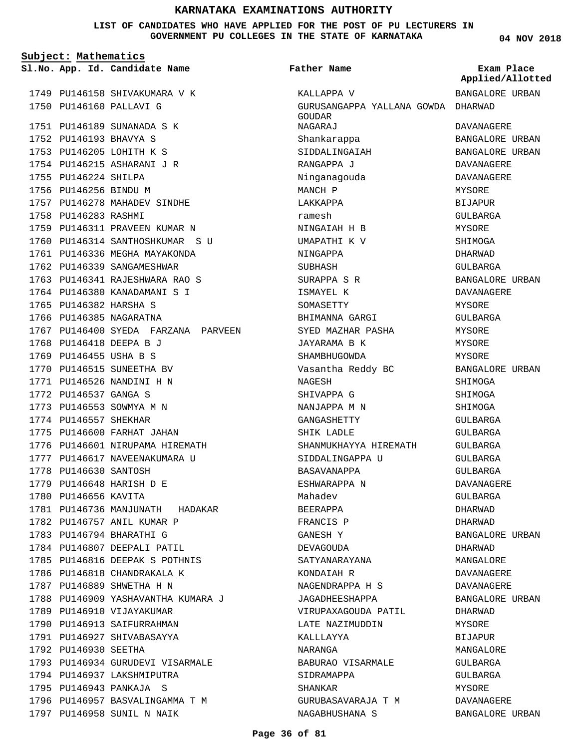# KARNATAKA EXAMINATIONS AUTHORITY

**LIST OF CANDIDATES WHO HAVE APPLIED FOR THE POST OF PU LECTURERS IN GOVERNMENT PU COLLEGES IN THE STATE OF KARNATAKA**

04 NOV 2018

**Subject: Mathematics**

| Sl.No. | App. Id. | Candidate Name | Father Name | Exam Place Applied/Allotted |
|---|---|---|---|---|
| 1749 | PU146158 | SHIVAKUMARA V K | KALLAPPA V | BANGALORE URBAN |
| 1750 | PU146160 | PALLAVI G | GURUSANGAPPA YALLANA GOWDA GOUDAR | DHARWAD |
| 1751 | PU146189 | SUNANADA S K | NAGARAJ | DAVANAGERE |
| 1752 | PU146193 | BHAVYA S | Shankarappa | BANGALORE URBAN |
| 1753 | PU146205 | LOHITH K S | SIDDALINGAIAH | BANGALORE URBAN |
| 1754 | PU146215 | ASHARANI J R | RANGAPPA J | DAVANAGERE |
| 1755 | PU146224 | SHILPA | Ninganagouda | DAVANAGERE |
| 1756 | PU146256 | BINDU M | MANCH P | MYSORE |
| 1757 | PU146278 | MAHADEV SINDHE | LAKKAPPA | BIJAPUR |
| 1758 | PU146283 | RASHMI | ramesh | GULBARGA |
| 1759 | PU146311 | PRAVEEN KUMAR N | NINGAIAH H B | MYSORE |
| 1760 | PU146314 | SANTHOSHKUMAR S U | UMAPATHI K V | SHIMOGA |
| 1761 | PU146336 | MEGHA MAYAKONDA | NINGAPPA | DHARWAD |
| 1762 | PU146339 | SANGAMESHWAR | SUBHASH | GULBARGA |
| 1763 | PU146341 | RAJESHWARA RAO S | SURAPPA S R | BANGALORE URBAN |
| 1764 | PU146380 | KANADAMANI S I | ISMAYEL K | DAVANAGERE |
| 1765 | PU146382 | HARSHA S | SOMASETTY | MYSORE |
| 1766 | PU146385 | NAGARATNA | BHIMANNA GARGI | GULBARGA |
| 1767 | PU146400 | SYEDA FARZANA PARVEEN | SYED MAZHAR PASHA | MYSORE |
| 1768 | PU146418 | DEEPA B J | JAYARAMA B K | MYSORE |
| 1769 | PU146455 | USHA B S | SHAMBHUGOWDA | MYSORE |
| 1770 | PU146515 | SUNEETHA BV | Vasantha Reddy BC | BANGALORE URBAN |
| 1771 | PU146526 | NANDINI H N | NAGESH | SHIMOGA |
| 1772 | PU146537 | GANGA S | SHIVAPPA G | SHIMOGA |
| 1773 | PU146553 | SOWMYA M N | NANJAPPA M N | SHIMOGA |
| 1774 | PU146557 | SHEKHAR | GANGASHETTY | GULBARGA |
| 1775 | PU146600 | FARHAT JAHAN | SHIK LADLE | GULBARGA |
| 1776 | PU146601 | NIRUPAMA HIREMATH | SHANMUKHAYYA HIREMATH | GULBARGA |
| 1777 | PU146617 | NAVEENAKUMARA U | SIDDALINGAPPA U | GULBARGA |
| 1778 | PU146630 | SANTOSH | BASAVANAPPA | GULBARGA |
| 1779 | PU146648 | HARISH D E | ESHWARAPPA N | DAVANAGERE |
| 1780 | PU146656 | KAVITA | Mahadev | GULBARGA |
| 1781 | PU146736 | MANJUNATH HADAKAR | BEERAPPA | DHARWAD |
| 1782 | PU146757 | ANIL KUMAR P | FRANCIS P | DHARWAD |
| 1783 | PU146794 | BHARATHI G | GANESH Y | BANGALORE URBAN |
| 1784 | PU146807 | DEEPALI PATIL | DEVAGOUDA | DHARWAD |
| 1785 | PU146816 | DEEPAK S POTHNIS | SATYANARAYANA | MANGALORE |
| 1786 | PU146818 | CHANDRAKALA K | KONDAIAH R | DAVANAGERE |
| 1787 | PU146889 | SHWETHA H N | NAGENDRAPPA H S | DAVANAGERE |
| 1788 | PU146909 | YASHAVANTHA KUMARA J | JAGADHEESHAPPA | BANGALORE URBAN |
| 1789 | PU146910 | VIJAYAKUMAR | VIRUPAXAGOUDA PATIL | DHARWAD |
| 1790 | PU146913 | SAIFURRAHMAN | LATE NAZIMUDDIN | MYSORE |
| 1791 | PU146927 | SHIVABASAYYA | KALLLAYYA | BIJAPUR |
| 1792 | PU146930 | SEETHA | NARANGA | MANGALORE |
| 1793 | PU146934 | GURUDEVI VISARMALE | BABURAO VISARMALE | GULBARGA |
| 1794 | PU146937 | LAKSHMIPUTRA | SIDRAMAPPA | GULBARGA |
| 1795 | PU146943 | PANKAJA S | SHANKAR | MYSORE |
| 1796 | PU146957 | BASVALINGAMMA T M | GURUBASAVARAJA T M | DAVANAGERE |
| 1797 | PU146958 | SUNIL N NAIK | NAGABHUSHANA S | BANGALORE URBAN |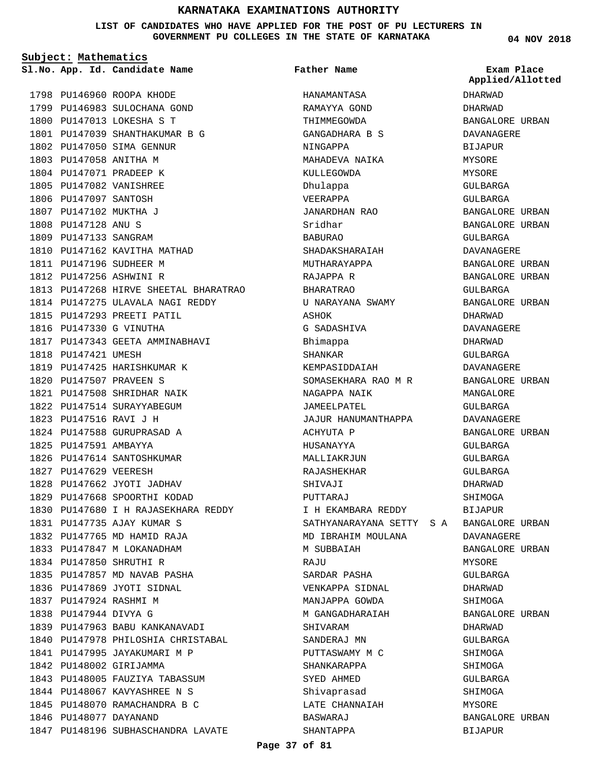# KARNATAKA EXAMINATIONS AUTHORITY

**LIST OF CANDIDATES WHO HAVE APPLIED FOR THE POST OF PU LECTURERS IN GOVERNMENT PU COLLEGES IN THE STATE OF KARNATAKA**

**04 NOV 2018**

**Subject: Mathematics**

| Sl.No. | App. Id. | Candidate Name | Father Name | Exam Place Applied/Allotted |
|---|---|---|---|---|
| 1798 | PU146960 | ROOPA KHODE | HANAMANTASA | DHARWAD |
| 1799 | PU146983 | SULOCHANA GOND | RAMAYYA GOND | DHARWAD |
| 1800 | PU147013 | LOKESHA S T | THIMMEGOWDA | BANGALORE URBAN |
| 1801 | PU147039 | SHANTHAKUMAR B G | GANGADHARA B S | DAVANAGERE |
| 1802 | PU147050 | SIMA GENNUR | NINGAPPA | BIJAPUR |
| 1803 | PU147058 | ANITHA M | MAHADEVA NAIKA | MYSORE |
| 1804 | PU147071 | PRADEEP K | KULLEGOWDA | MYSORE |
| 1805 | PU147082 | VANISHREE | Dhulappa | GULBARGA |
| 1806 | PU147097 | SANTOSH | VEERAPPA | GULBARGA |
| 1807 | PU147102 | MUKTHA J | JANARDHAN RAO | BANGALORE URBAN |
| 1808 | PU147128 | ANU S | Sridhar | BANGALORE URBAN |
| 1809 | PU147133 | SANGRAM | BABURAO | GULBARGA |
| 1810 | PU147162 | KAVITHA MATHAD | SHADAKSHARAIAH | DAVANAGERE |
| 1811 | PU147196 | SUDHEER M | MUTHARAYAPPA | BANGALORE URBAN |
| 1812 | PU147256 | ASHWINI R | RAJAPPA R | BANGALORE URBAN |
| 1813 | PU147268 | HIRVE SHEETAL BHARATRAO | BHARATRAO | GULBARGA |
| 1814 | PU147275 | ULAVALA NAGI REDDY | U NARAYANA SWAMY | BANGALORE URBAN |
| 1815 | PU147293 | PREETI PATIL | ASHOK | DHARWAD |
| 1816 | PU147330 | G VINUTHA | G SADASHIVA | DAVANAGERE |
| 1817 | PU147343 | GEETA AMMINABHAVI | Bhimappa | DHARWAD |
| 1818 | PU147421 | UMESH | SHANKAR | GULBARGA |
| 1819 | PU147425 | HARISHKUMAR K | KEMPASIDDAIAH | DAVANAGERE |
| 1820 | PU147507 | PRAVEEN S | SOMASEKHARA RAO M R | BANGALORE URBAN |
| 1821 | PU147508 | SHRIDHAR NAIK | NAGAPPA NAIK | MANGALORE |
| 1822 | PU147514 | SURAYYABEGUM | JAMEELPATEL | GULBARGA |
| 1823 | PU147516 | RAVI J H | JAJUR HANUMANTHAPPA | DAVANAGERE |
| 1824 | PU147588 | GURUPRASAD A | ACHYUTA P | BANGALORE URBAN |
| 1825 | PU147591 | AMBAYYA | HUSANAYYA | GULBARGA |
| 1826 | PU147614 | SANTOSHKUMAR | MALLIAKRJUN | GULBARGA |
| 1827 | PU147629 | VEERESH | RAJASHEKHAR | GULBARGA |
| 1828 | PU147662 | JYOTI JADHAV | SHIVAJI | DHARWAD |
| 1829 | PU147668 | SPOORTHI KODAD | PUTTARAJ | SHIMOGA |
| 1830 | PU147680 | I H RAJASEKHARA REDDY | I H EKAMBARA REDDY | BIJAPUR |
| 1831 | PU147735 | AJAY KUMAR S | SATHYANARAYANA SETTY S A | BANGALORE URBAN |
| 1832 | PU147765 | MD HAMID RAJA | MD IBRAHIM MOULANA | DAVANAGERE |
| 1833 | PU147847 | M LOKANADHAM | M SUBBAIAH | BANGALORE URBAN |
| 1834 | PU147850 | SHRUTHI R | RAJU | MYSORE |
| 1835 | PU147857 | MD NAVAB PASHA | SARDAR PASHA | GULBARGA |
| 1836 | PU147869 | JYOTI SIDNAL | VENKAPPA SIDNAL | DHARWAD |
| 1837 | PU147924 | RASHMI M | MANJAPPA GOWDA | SHIMOGA |
| 1838 | PU147944 | DIVYA G | M GANGADHARAIAH | BANGALORE URBAN |
| 1839 | PU147963 | BABU KANKANAVADI | SHIVARAM | DHARWAD |
| 1840 | PU147978 | PHILOSHIA CHRISTABAL | SANDERAJ MN | GULBARGA |
| 1841 | PU147995 | JAYAKUMARI M P | PUTTASWAMY M C | SHIMOGA |
| 1842 | PU148002 | GIRIJAMMA | SHANKARAPPA | SHIMOGA |
| 1843 | PU148005 | FAUZIYA TABASSUM | SYED AHMED | GULBARGA |
| 1844 | PU148067 | KAVYASHREE N S | Shivaprasad | SHIMOGA |
| 1845 | PU148070 | RAMACHANDRA B C | LATE CHANNAIAH | MYSORE |
| 1846 | PU148077 | DAYANAND | BASWARAJ | BANGALORE URBAN |
| 1847 | PU148196 | SUBHASCHANDRA LAVATE | SHANTAPPA | BIJAPUR |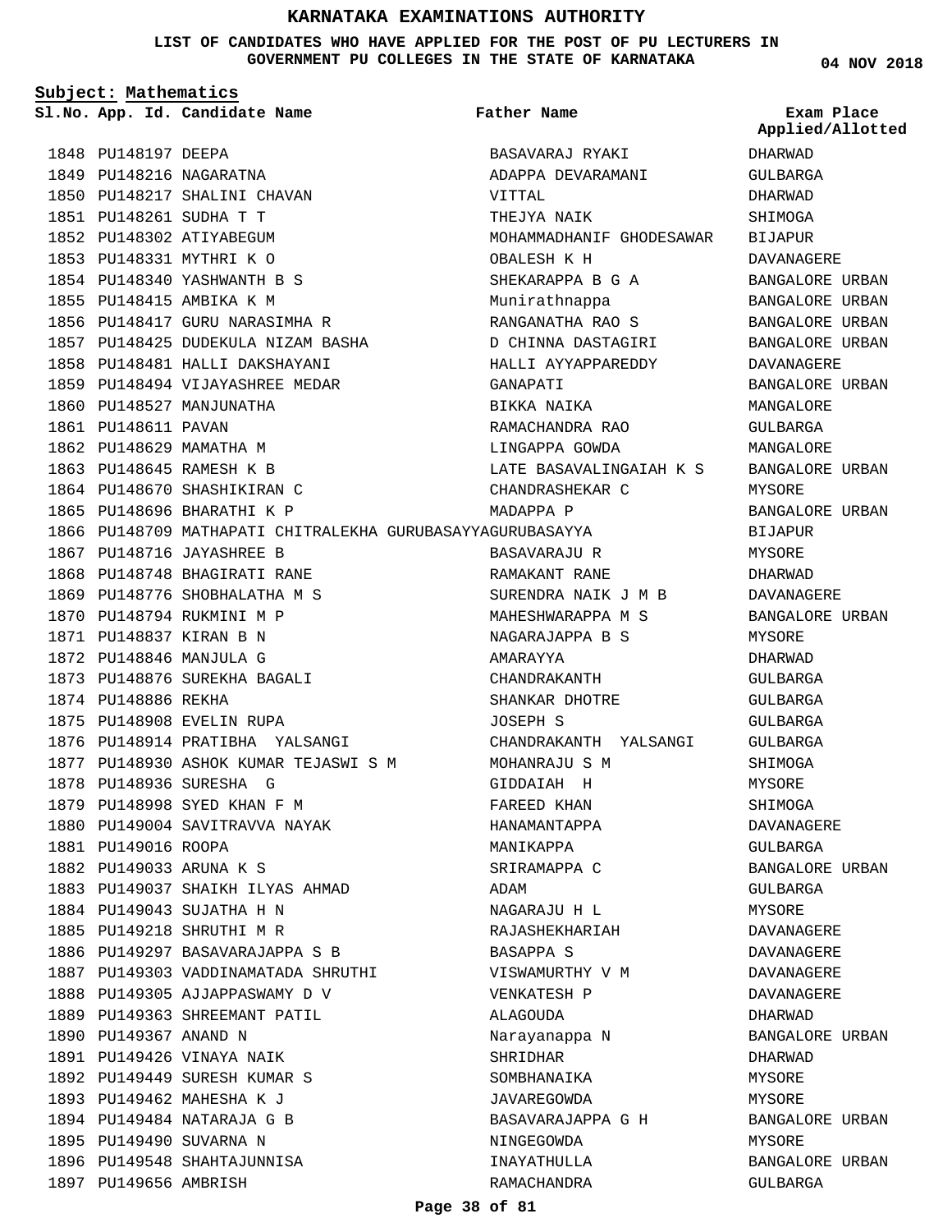# KARNATAKA EXAMINATIONS AUTHORITY

**LIST OF CANDIDATES WHO HAVE APPLIED FOR THE POST OF PU LECTURERS IN GOVERNMENT PU COLLEGES IN THE STATE OF KARNATAKA**

04 NOV 2018

**Subject: Mathematics**

| Sl.No. | App. Id. | Candidate Name | Father Name | Exam Place Applied/Allotted |
|---|---|---|---|---|
| 1848 | PU148197 | DEEPA | BASAVARAJ RYAKI | DHARWAD |
| 1849 | PU148216 | NAGARATNA | ADAPPA DEVARAMANI | GULBARGA |
| 1850 | PU148217 | SHALINI CHAVAN | VITTAL | DHARWAD |
| 1851 | PU148261 | SUDHA T T | THEJYA NAIK | SHIMOGA |
| 1852 | PU148302 | ATIYABEGUM | MOHAMMADHANIF GHODESAWAR | BIJAPUR |
| 1853 | PU148331 | MYTHRI K O | OBALESH K H | DAVANAGERE |
| 1854 | PU148340 | YASHWANTH B S | SHEKARAPPA B G A | BANGALORE URBAN |
| 1855 | PU148415 | AMBIKA K M | Munirathnappa | BANGALORE URBAN |
| 1856 | PU148417 | GURU NARASIMHA R | RANGANATHA RAO S | BANGALORE URBAN |
| 1857 | PU148425 | DUDEKULA NIZAM BASHA | D CHINNA DASTAGIRI | BANGALORE URBAN |
| 1858 | PU148481 | HALLI DAKSHAYANI | HALLI AYYAPPAREDDY | DAVANAGERE |
| 1859 | PU148494 | VIJAYASHREE MEDAR | GANAPATI | BANGALORE URBAN |
| 1860 | PU148527 | MANJUNATHA | BIKKA NAIKA | MANGALORE |
| 1861 | PU148611 | PAVAN | RAMACHANDRA RAO | GULBARGA |
| 1862 | PU148629 | MAMATHA M | LINGAPPA GOWDA | MANGALORE |
| 1863 | PU148645 | RAMESH K B | LATE BASAVALINGAIAH K S | BANGALORE URBAN |
| 1864 | PU148670 | SHASHIKIRAN C | CHANDRASHEKAR C | MYSORE |
| 1865 | PU148696 | BHARATHI K P | MADAPPA P | BANGALORE URBAN |
| 1866 | PU148709 | MATHAPATI CHITRALEKHA GURUBASAYYA | GURUBASAYYA | BIJAPUR |
| 1867 | PU148716 | JAYASHREE B | BASAVARAJU R | MYSORE |
| 1868 | PU148748 | BHAGIRATI RANE | RAMAKANT RANE | DHARWAD |
| 1869 | PU148776 | SHOBHALATHA M S | SURENDRA NAIK J M B | DAVANAGERE |
| 1870 | PU148794 | RUKMINI M P | MAHESHWARAPPA M S | BANGALORE URBAN |
| 1871 | PU148837 | KIRAN B N | NAGARAJAPPA B S | MYSORE |
| 1872 | PU148846 | MANJULA G | AMARAYYA | DHARWAD |
| 1873 | PU148876 | SUREKHA BAGALI | CHANDRAKANTH | GULBARGA |
| 1874 | PU148886 | REKHA | SHANKAR DHOTRE | GULBARGA |
| 1875 | PU148908 | EVELIN RUPA | JOSEPH S | GULBARGA |
| 1876 | PU148914 | PRATIBHA YALSANGI | CHANDRAKANTH YALSANGI | GULBARGA |
| 1877 | PU148930 | ASHOK KUMAR TEJASWI S M | MOHANRAJU S M | SHIMOGA |
| 1878 | PU148936 | SURESHA G | GIDDAIAH H | MYSORE |
| 1879 | PU148998 | SYED KHAN F M | FAREED KHAN | SHIMOGA |
| 1880 | PU149004 | SAVITRAVVA NAYAK | HANAMANTAPPA | DAVANAGERE |
| 1881 | PU149016 | ROOPA | MANIKAPPA | GULBARGA |
| 1882 | PU149033 | ARUNA K S | SRIRAMAPPA C | BANGALORE URBAN |
| 1883 | PU149037 | SHAIKH ILYAS AHMAD | ADAM | GULBARGA |
| 1884 | PU149043 | SUJATHA H N | NAGARAJU H L | MYSORE |
| 1885 | PU149218 | SHRUTHI M R | RAJASHEKHARIAH | DAVANAGERE |
| 1886 | PU149297 | BASAVARAJAPPA S B | BASAPPA S | DAVANAGERE |
| 1887 | PU149303 | VADDINAMATADA SHRUTHI | VISWAMURTHY V M | DAVANAGERE |
| 1888 | PU149305 | AJJAPPASWAMY D V | VENKATESH P | DAVANAGERE |
| 1889 | PU149363 | SHREEMANT PATIL | ALAGOUDA | DHARWAD |
| 1890 | PU149367 | ANAND N | Narayanappa N | BANGALORE URBAN |
| 1891 | PU149426 | VINAYA NAIK | SHRIDHAR | DHARWAD |
| 1892 | PU149449 | SURESH KUMAR S | SOMBHANAIKA | MYSORE |
| 1893 | PU149462 | MAHESHA K J | JAVAREGOWDA | MYSORE |
| 1894 | PU149484 | NATARAJA G B | BASAVARAJAPPA G H | BANGALORE URBAN |
| 1895 | PU149490 | SUVARNA N | NINGEGOWDA | MYSORE |
| 1896 | PU149548 | SHAHTAJUNNISA | INAYATHULLA | BANGALORE URBAN |
| 1897 | PU149656 | AMBRISH | RAMACHANDRA | GULBARGA |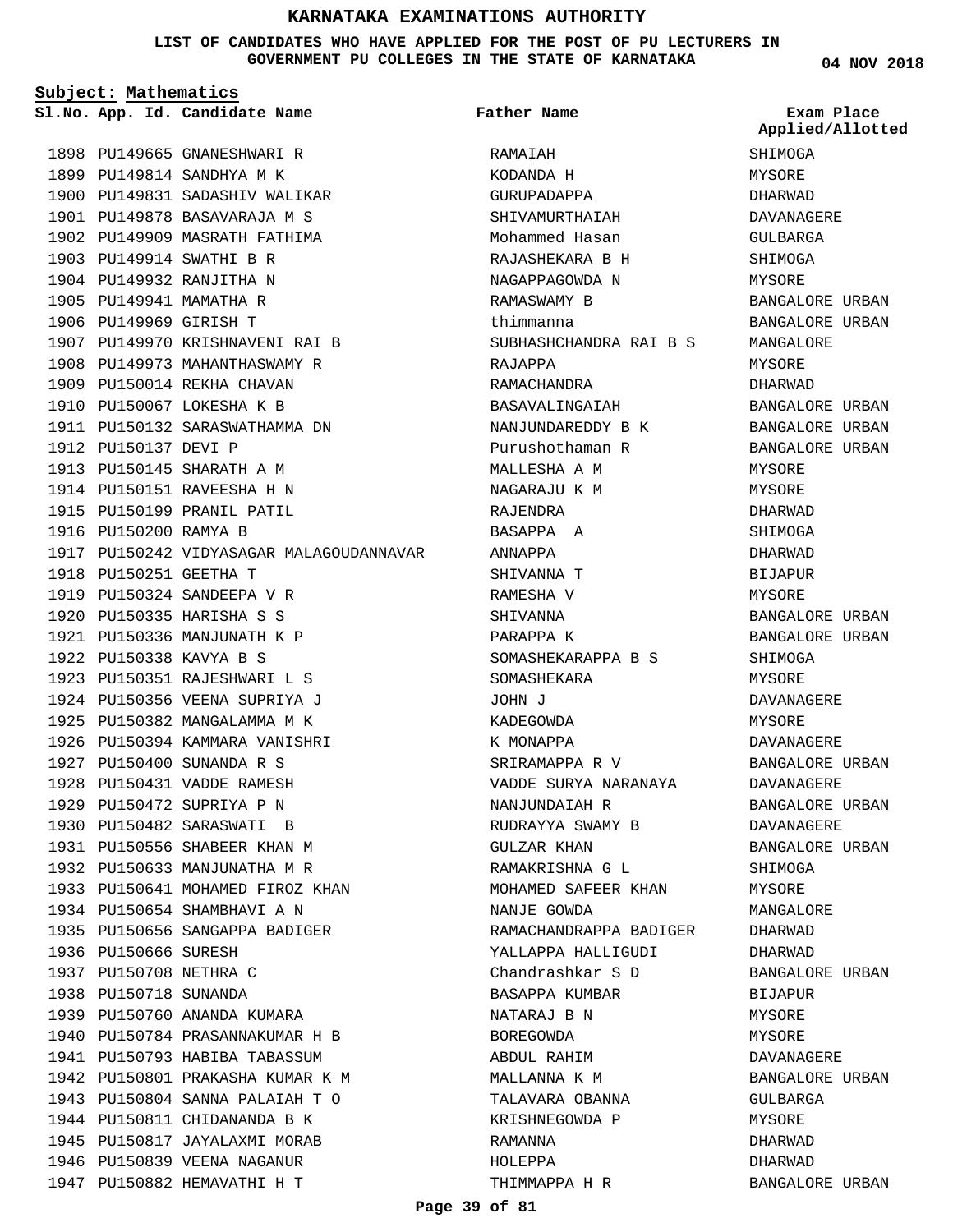# KARNATAKA EXAMINATIONS AUTHORITY

**LIST OF CANDIDATES WHO HAVE APPLIED FOR THE POST OF PU LECTURERS IN GOVERNMENT PU COLLEGES IN THE STATE OF KARNATAKA**

04 NOV 2018

**Subject: Mathematics**

| Sl.No. | App. Id. | Candidate Name | Father Name | Exam Place Applied/Allotted |
|---|---|---|---|---|
| 1898 | PU149665 | GNANESHWARI R | RAMAIAH | SHIMOGA |
| 1899 | PU149814 | SANDHYA M K | KODANDA H | MYSORE |
| 1900 | PU149831 | SADASHIV WALIKAR | GURUPADAPPA | DHARWAD |
| 1901 | PU149878 | BASAVARAJA M S | SHIVAMURTHAIAH | DAVANAGERE |
| 1902 | PU149909 | MASRATH FATHIMA | Mohammed Hasan | GULBARGA |
| 1903 | PU149914 | SWATHI B R | RAJASHEKARA B H | SHIMOGA |
| 1904 | PU149932 | RANJITHA N | NAGAPPAGOWDA N | MYSORE |
| 1905 | PU149941 | MAMATHA R | RAMASWAMY B | BANGALORE URBAN |
| 1906 | PU149969 | GIRISH T | thimmanna | BANGALORE URBAN |
| 1907 | PU149970 | KRISHNAVENI RAI B | SUBHASHCHANDRA RAI B S | MANGALORE |
| 1908 | PU149973 | MAHANTHASWAMY R | RAJAPPA | MYSORE |
| 1909 | PU150014 | REKHA CHAVAN | RAMACHANDRA | DHARWAD |
| 1910 | PU150067 | LOKESHA K B | BASAVALINGAIAH | BANGALORE URBAN |
| 1911 | PU150132 | SARASWATHAMMA DN | NANJUNDAREDDY B K | BANGALORE URBAN |
| 1912 | PU150137 | DEVI P | Purushothaman R | BANGALORE URBAN |
| 1913 | PU150145 | SHARATH A M | MALLESHA A M | MYSORE |
| 1914 | PU150151 | RAVEESHA H N | NAGARAJU K M | MYSORE |
| 1915 | PU150199 | PRANIL PATIL | RAJENDRA | DHARWAD |
| 1916 | PU150200 | RAMYA B | BASAPPA A | SHIMOGA |
| 1917 | PU150242 | VIDYASAGAR MALAGOUDANNAVAR | ANNAPPA | DHARWAD |
| 1918 | PU150251 | GEETHA T | SHIVANNA T | BIJAPUR |
| 1919 | PU150324 | SANDEEPA V R | RAMESHA V | MYSORE |
| 1920 | PU150335 | HARISHA S S | SHIVANNA | BANGALORE URBAN |
| 1921 | PU150336 | MANJUNATH K P | PARAPPA K | BANGALORE URBAN |
| 1922 | PU150338 | KAVYA B S | SOMASHEKARAPPA B S | SHIMOGA |
| 1923 | PU150351 | RAJESHWARI L S | SOMASHEKARA | MYSORE |
| 1924 | PU150356 | VEENA SUPRIYA J | JOHN J | DAVANAGERE |
| 1925 | PU150382 | MANGALAMMA M K | KADEGOWDA | MYSORE |
| 1926 | PU150394 | KAMMARA VANISHRI | K MONAPPA | DAVANAGERE |
| 1927 | PU150400 | SUNANDA R S | SRIRAMAPPA R V | BANGALORE URBAN |
| 1928 | PU150431 | VADDE RAMESH | VADDE SURYA NARANAYA | DAVANAGERE |
| 1929 | PU150472 | SUPRIYA P N | NANJUNDAIAH R | BANGALORE URBAN |
| 1930 | PU150482 | SARASWATI B | RUDRAYYA SWAMY B | DAVANAGERE |
| 1931 | PU150556 | SHABEER KHAN M | GULZAR KHAN | BANGALORE URBAN |
| 1932 | PU150633 | MANJUNATHA M R | RAMAKRISHNA G L | SHIMOGA |
| 1933 | PU150641 | MOHAMED FIROZ KHAN | MOHAMED SAFEER KHAN | MYSORE |
| 1934 | PU150654 | SHAMBHAVI A N | NANJE GOWDA | MANGALORE |
| 1935 | PU150656 | SANGAPPA BADIGER | RAMACHANDRAPPA BADIGER | DHARWAD |
| 1936 | PU150666 | SURESH | YALLAPPA HALLIGUDI | DHARWAD |
| 1937 | PU150708 | NETHRA C | Chandrashkar S D | BANGALORE URBAN |
| 1938 | PU150718 | SUNANDA | BASAPPA KUMBAR | BIJAPUR |
| 1939 | PU150760 | ANANDA KUMARA | NATARAJ B N | MYSORE |
| 1940 | PU150784 | PRASANNAKUMAR H B | BOREGOWDA | MYSORE |
| 1941 | PU150793 | HABIBA TABASSUM | ABDUL RAHIM | DAVANAGERE |
| 1942 | PU150801 | PRAKASHA KUMAR K M | MALLANNA K M | BANGALORE URBAN |
| 1943 | PU150804 | SANNA PALAIAH T O | TALAVARA OBANNA | GULBARGA |
| 1944 | PU150811 | CHIDANANDA B K | KRISHNEGOWDA P | MYSORE |
| 1945 | PU150817 | JAYALAXMI MORAB | RAMANNA | DHARWAD |
| 1946 | PU150839 | VEENA NAGANUR | HOLEPPA | DHARWAD |
| 1947 | PU150882 | HEMAVATHI H T | THIMMAPPA H R | BANGALORE URBAN |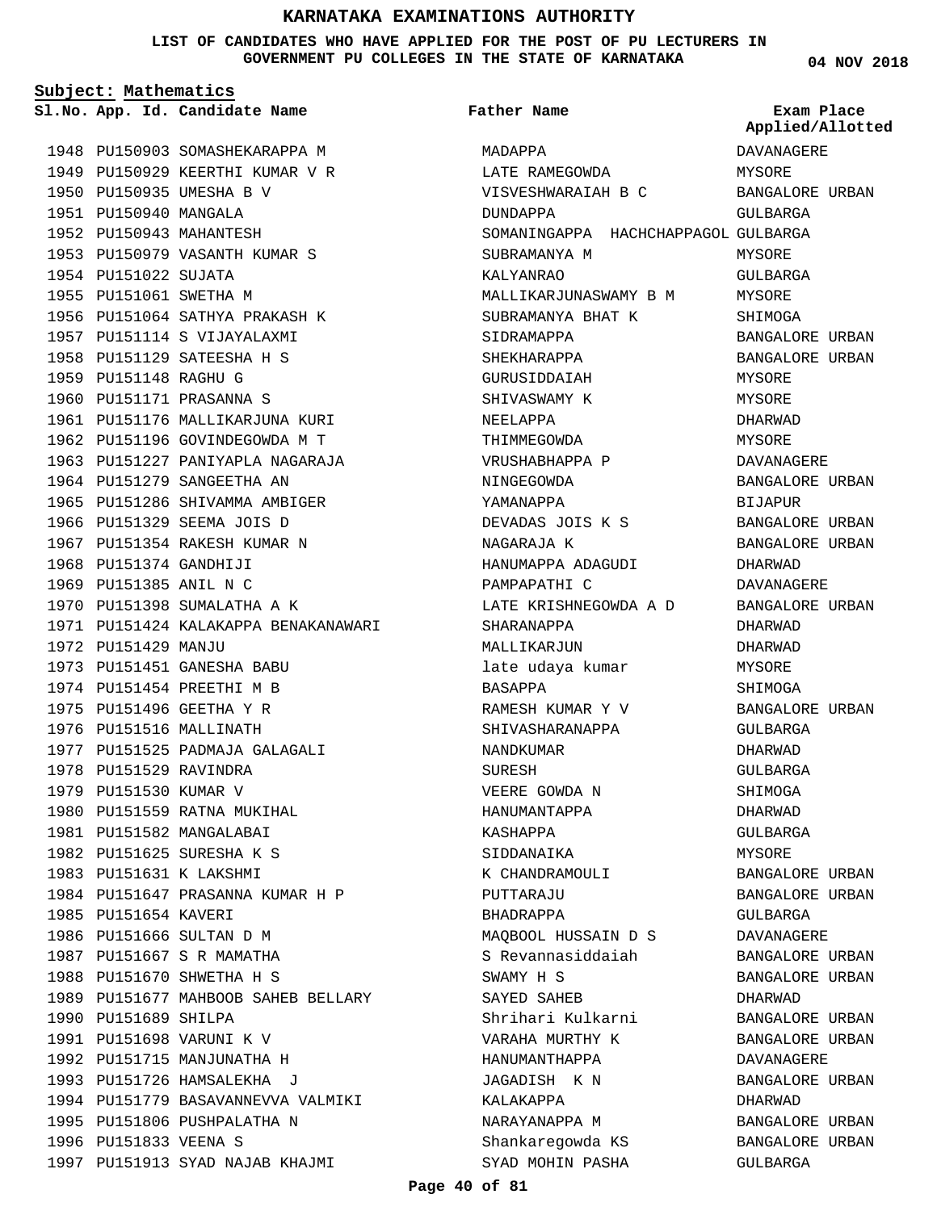# KARNATAKA EXAMINATIONS AUTHORITY

**LIST OF CANDIDATES WHO HAVE APPLIED FOR THE POST OF PU LECTURERS IN GOVERNMENT PU COLLEGES IN THE STATE OF KARNATAKA**

**04 NOV 2018**

**Subject: Mathematics**

| Sl.No. | App. Id. | Candidate Name | Father Name | Exam Place Applied/Allotted |
|---|---|---|---|---|
| 1948 | PU150903 | SOMASHEKARAPPA M | MADAPPA | DAVANAGERE |
| 1949 | PU150929 | KEERTHI KUMAR V R | LATE RAMEGOWDA | MYSORE |
| 1950 | PU150935 | UMESHA B V | VISVESHWARAIAH B C | BANGALORE URBAN |
| 1951 | PU150940 | MANGALA | DUNDAPPA | GULBARGA |
| 1952 | PU150943 | MAHANTESH | SOMANINGAPPA HACHCHAPPAGOL | GULBARGA |
| 1953 | PU150979 | VASANTH KUMAR S | SUBRAMANYA M | MYSORE |
| 1954 | PU151022 | SUJATA | KALYANRAO | GULBARGA |
| 1955 | PU151061 | SWETHA M | MALLIKARJUNASWAMY B M | MYSORE |
| 1956 | PU151064 | SATHYA PRAKASH K | SUBRAMANYA BHAT K | SHIMOGA |
| 1957 | PU151114 | S VIJAYALAXMI | SIDRAMAPPA | BANGALORE URBAN |
| 1958 | PU151129 | SATEESHA H S | SHEKHARAPPA | BANGALORE URBAN |
| 1959 | PU151148 | RAGHU G | GURUSIDDAIAH | MYSORE |
| 1960 | PU151171 | PRASANNA S | SHIVASWAMY K | MYSORE |
| 1961 | PU151176 | MALLIKARJUNA KURI | NEELAPPA | DHARWAD |
| 1962 | PU151196 | GOVINDEGOWDA M T | THIMMEGOWDA | MYSORE |
| 1963 | PU151227 | PANIYAPLA NAGARAJA | VRUSHABHAPPA P | DAVANAGERE |
| 1964 | PU151279 | SANGEETHA AN | NINGEGOWDA | BANGALORE URBAN |
| 1965 | PU151286 | SHIVAMMA AMBIGER | YAMANAPPA | BIJAPUR |
| 1966 | PU151329 | SEEMA JOIS D | DEVADAS JOIS K S | BANGALORE URBAN |
| 1967 | PU151354 | RAKESH KUMAR N | NAGARAJA K | BANGALORE URBAN |
| 1968 | PU151374 | GANDHIJI | HANUMAPPA ADAGUDI | DHARWAD |
| 1969 | PU151385 | ANIL N C | PAMPAPATHI C | DAVANAGERE |
| 1970 | PU151398 | SUMALATHA A K | LATE KRISHNEGOWDA A D | BANGALORE URBAN |
| 1971 | PU151424 | KALAKAPPA BENAKANAWARI | SHARANAPPA | DHARWAD |
| 1972 | PU151429 | MANJU | MALLIKARJUN | DHARWAD |
| 1973 | PU151451 | GANESHA BABU | late udaya kumar | MYSORE |
| 1974 | PU151454 | PREETHI M B | BASAPPA | SHIMOGA |
| 1975 | PU151496 | GEETHA Y R | RAMESH KUMAR Y V | BANGALORE URBAN |
| 1976 | PU151516 | MALLINATH | SHIVASHARANAPPA | GULBARGA |
| 1977 | PU151525 | PADMAJA GALAGALI | NANDKUMAR | DHARWAD |
| 1978 | PU151529 | RAVINDRA | SURESH | GULBARGA |
| 1979 | PU151530 | KUMAR V | VEERE GOWDA N | SHIMOGA |
| 1980 | PU151559 | RATNA MUKIHAL | HANUMANTAPPA | DHARWAD |
| 1981 | PU151582 | MANGALABAI | KASHAPPA | GULBARGA |
| 1982 | PU151625 | SURESHA K S | SIDDANAIKA | MYSORE |
| 1983 | PU151631 | K LAKSHMI | K CHANDRAMOULI | BANGALORE URBAN |
| 1984 | PU151647 | PRASANNA KUMAR H P | PUTTARAJU | BANGALORE URBAN |
| 1985 | PU151654 | KAVERI | BHADRAPPA | GULBARGA |
| 1986 | PU151666 | SULTAN D M | MAQBOOL HUSSAIN D S | DAVANAGERE |
| 1987 | PU151667 | S R MAMATHA | S Revannasiddaiah | BANGALORE URBAN |
| 1988 | PU151670 | SHWETHA H S | SWAMY H S | BANGALORE URBAN |
| 1989 | PU151677 | MAHBOOB SAHEB BELLARY | SAYED SAHEB | DHARWAD |
| 1990 | PU151689 | SHILPA | Shrihari Kulkarni | BANGALORE URBAN |
| 1991 | PU151698 | VARUNI K V | VARAHA MURTHY K | BANGALORE URBAN |
| 1992 | PU151715 | MANJUNATHA H | HANUMANTHAPPA | DAVANAGERE |
| 1993 | PU151726 | HAMSALEKHA J | JAGADISH K N | BANGALORE URBAN |
| 1994 | PU151779 | BASAVANNEVVA VALMIKI | KALAKAPPA | DHARWAD |
| 1995 | PU151806 | PUSHPALATHA N | NARAYANAPPA M | BANGALORE URBAN |
| 1996 | PU151833 | VEENA S | Shankaregowda KS | BANGALORE URBAN |
| 1997 | PU151913 | SYAD NAJAB KHAJMI | SYAD MOHIN PASHA | GULBARGA |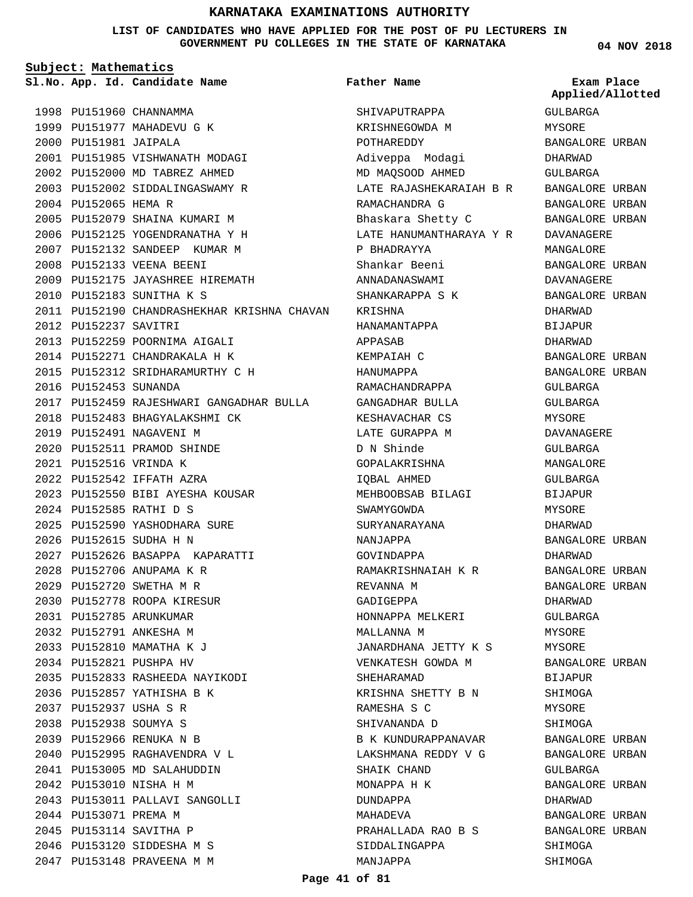# KARNATAKA EXAMINATIONS AUTHORITY

**LIST OF CANDIDATES WHO HAVE APPLIED FOR THE POST OF PU LECTURERS IN GOVERNMENT PU COLLEGES IN THE STATE OF KARNATAKA**

**04 NOV 2018**

**Subject: Mathematics**

| Sl.No. | App. Id. | Candidate Name | Father Name | Exam Place Applied/Allotted |
|---|---|---|---|---|
| 1998 | PU151960 | CHANNAMMA | SHIVAPUTRAPPA | GULBARGA |
| 1999 | PU151977 | MAHADEVU G K | KRISHNEGOWDA M | MYSORE |
| 2000 | PU151981 | JAIPALA | POTHAREDDY | BANGALORE URBAN |
| 2001 | PU151985 | VISHWANATH MODAGI | Adiveppa Modagi | DHARWAD |
| 2002 | PU152000 | MD TABREZ AHMED | MD MAQSOOD AHMED | GULBARGA |
| 2003 | PU152002 | SIDDALINGASWAMY R | LATE RAJASHEKARAIAH B R | BANGALORE URBAN |
| 2004 | PU152065 | HEMA R | RAMACHANDRA G | BANGALORE URBAN |
| 2005 | PU152079 | SHAINA KUMARI M | Bhaskara Shetty C | BANGALORE URBAN |
| 2006 | PU152125 | YOGENDRANATHA Y H | LATE HANUMANTHARAYA Y R | DAVANAGERE |
| 2007 | PU152132 | SANDEEP KUMAR M | P BHADRAYYA | MANGALORE |
| 2008 | PU152133 | VEENA BEENI | Shankar Beeni | BANGALORE URBAN |
| 2009 | PU152175 | JAYASHREE HIREMATH | ANNADANASWAMI | DAVANAGERE |
| 2010 | PU152183 | SUNITHA K S | SHANKARAPPA S K | BANGALORE URBAN |
| 2011 | PU152190 | CHANDRASHEKHAR KRISHNA CHAVAN | KRISHNA | DHARWAD |
| 2012 | PU152237 | SAVITRI | HANAMANTAPPA | BIJAPUR |
| 2013 | PU152259 | POORNIMA AIGALI | APPASAB | DHARWAD |
| 2014 | PU152271 | CHANDRAKALA H K | KEMPAIAH C | BANGALORE URBAN |
| 2015 | PU152312 | SRIDHARAMURTHY C H | HANUMAPPA | BANGALORE URBAN |
| 2016 | PU152453 | SUNANDA | RAMACHANDRAPPA | GULBARGA |
| 2017 | PU152459 | RAJESHWARI GANGADHAR BULLA | GANGADHAR BULLA | GULBARGA |
| 2018 | PU152483 | BHAGYALAKSHMI CK | KESHAVACHAR CS | MYSORE |
| 2019 | PU152491 | NAGAVENI M | LATE GURAPPA M | DAVANAGERE |
| 2020 | PU152511 | PRAMOD SHINDE | D N Shinde | GULBARGA |
| 2021 | PU152516 | VRINDA K | GOPALAKRISHNA | MANGALORE |
| 2022 | PU152542 | IFFATH AZRA | IQBAL AHMED | GULBARGA |
| 2023 | PU152550 | BIBI AYESHA KOUSAR | MEHBOOBSAB BILAGI | BIJAPUR |
| 2024 | PU152585 | RATHI D S | SWAMYGOWDA | MYSORE |
| 2025 | PU152590 | YASHODHARA SURE | SURYANARAYANA | DHARWAD |
| 2026 | PU152615 | SUDHA H N | NANJAPPA | BANGALORE URBAN |
| 2027 | PU152626 | BASAPPA KAPARATTI | GOVINDAPPA | DHARWAD |
| 2028 | PU152706 | ANUPAMA K R | RAMAKRISHNAIAH K R | BANGALORE URBAN |
| 2029 | PU152720 | SWETHA M R | REVANNA M | BANGALORE URBAN |
| 2030 | PU152778 | ROOPA KIRESUR | GADIGEPPA | DHARWAD |
| 2031 | PU152785 | ARUNKUMAR | HONNAPPA MELKERI | GULBARGA |
| 2032 | PU152791 | ANKESHA M | MALLANNA M | MYSORE |
| 2033 | PU152810 | MAMATHA K J | JANARDHANA JETTY K S | MYSORE |
| 2034 | PU152821 | PUSHPA HV | VENKATESH GOWDA M | BANGALORE URBAN |
| 2035 | PU152833 | RASHEEDA NAYIKODI | SHEHARAMAD | BIJAPUR |
| 2036 | PU152857 | YATHISHA B K | KRISHNA SHETTY B N | SHIMOGA |
| 2037 | PU152937 | USHA S R | RAMESHA S C | MYSORE |
| 2038 | PU152938 | SOUMYA S | SHIVANANDA D | SHIMOGA |
| 2039 | PU152966 | RENUKA N B | B K KUNDURAPPANAVAR | BANGALORE URBAN |
| 2040 | PU152995 | RAGHAVENDRA V L | LAKSHMANA REDDY V G | BANGALORE URBAN |
| 2041 | PU153005 | MD SALAHUDDIN | SHAIK CHAND | GULBARGA |
| 2042 | PU153010 | NISHA H M | MONAPPA H K | BANGALORE URBAN |
| 2043 | PU153011 | PALLAVI SANGOLLI | DUNDAPPA | DHARWAD |
| 2044 | PU153071 | PREMA M | MAHADEVA | BANGALORE URBAN |
| 2045 | PU153114 | SAVITHA P | PRAHALLADA RAO B S | BANGALORE URBAN |
| 2046 | PU153120 | SIDDESHA M S | SIDDALINGAPPA | SHIMOGA |
| 2047 | PU153148 | PRAVEENA M M | MANJAPPA | SHIMOGA |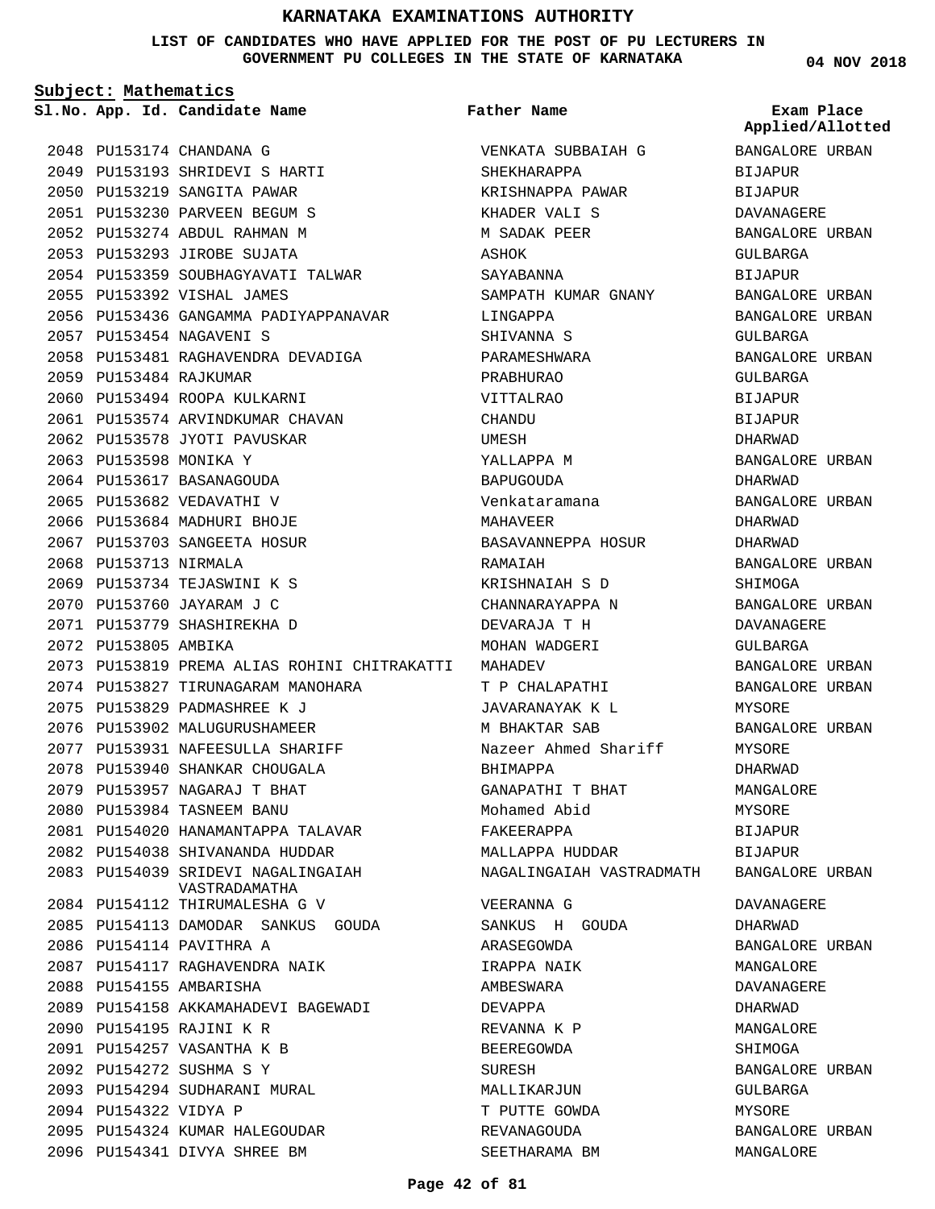# KARNATAKA EXAMINATIONS AUTHORITY

**LIST OF CANDIDATES WHO HAVE APPLIED FOR THE POST OF PU LECTURERS IN GOVERNMENT PU COLLEGES IN THE STATE OF KARNATAKA**

04 NOV 2018

**Subject: Mathematics**

| Sl.No. | App. Id. | Candidate Name | Father Name | Exam Place Applied/Allotted |
|---|---|---|---|---|
| 2048 | PU153174 | CHANDANA G | VENKATA SUBBAIAH G | BANGALORE URBAN |
| 2049 | PU153193 | SHRIDEVI S HARTI | SHEKHARAPPA | BIJAPUR |
| 2050 | PU153219 | SANGITA PAWAR | KRISHNAPPA PAWAR | BIJAPUR |
| 2051 | PU153230 | PARVEEN BEGUM S | KHADER VALI S | DAVANAGERE |
| 2052 | PU153274 | ABDUL RAHMAN M | M SADAK PEER | BANGALORE URBAN |
| 2053 | PU153293 | JIROBE SUJATA | ASHOK | GULBARGA |
| 2054 | PU153359 | SOUBHAGYAVATI TALWAR | SAYABANNA | BIJAPUR |
| 2055 | PU153392 | VISHAL JAMES | SAMPATH KUMAR GNANY | BANGALORE URBAN |
| 2056 | PU153436 | GANGAMMA PADIYAPPANAVAR | LINGAPPA | BANGALORE URBAN |
| 2057 | PU153454 | NAGAVENI S | SHIVANNA S | GULBARGA |
| 2058 | PU153481 | RAGHAVENDRA DEVADIGA | PARAMESHWARA | BANGALORE URBAN |
| 2059 | PU153484 | RAJKUMAR | PRABHURAO | GULBARGA |
| 2060 | PU153494 | ROOPA KULKARNI | VITTALRAO | BIJAPUR |
| 2061 | PU153574 | ARVINDKUMAR CHAVAN | CHANDU | BIJAPUR |
| 2062 | PU153578 | JYOTI PAVUSKAR | UMESH | DHARWAD |
| 2063 | PU153598 | MONIKA Y | YALLAPPA M | BANGALORE URBAN |
| 2064 | PU153617 | BASANAGOUDA | BAPUGOUDA | DHARWAD |
| 2065 | PU153682 | VEDAVATHI V | Venkataramana | BANGALORE URBAN |
| 2066 | PU153684 | MADHURI BHOJE | MAHAVEER | DHARWAD |
| 2067 | PU153703 | SANGEETA HOSUR | BASAVANNEPPA HOSUR | DHARWAD |
| 2068 | PU153713 | NIRMALA | RAMAIAH | BANGALORE URBAN |
| 2069 | PU153734 | TEJASWINI K S | KRISHNAIAH S D | SHIMOGA |
| 2070 | PU153760 | JAYARAM J C | CHANNARAYAPPA N | BANGALORE URBAN |
| 2071 | PU153779 | SHASHIREKHA D | DEVARAJA T H | DAVANAGERE |
| 2072 | PU153805 | AMBIKA | MOHAN WADGERI | GULBARGA |
| 2073 | PU153819 | PREMA ALIAS ROHINI CHITRAKATTI | MAHADEV | BANGALORE URBAN |
| 2074 | PU153827 | TIRUNAGARAM MANOHARA | T P CHALAPATHI | BANGALORE URBAN |
| 2075 | PU153829 | PADMASHREE K J | JAVARANAYAK K L | MYSORE |
| 2076 | PU153902 | MALUGURUSHAMEER | M BHAKTAR SAB | BANGALORE URBAN |
| 2077 | PU153931 | NAFEESULLA SHARIFF | Nazeer Ahmed Shariff | MYSORE |
| 2078 | PU153940 | SHANKAR CHOUGALA | BHIMAPPA | DHARWAD |
| 2079 | PU153957 | NAGARAJ T BHAT | GANAPATHI T BHAT | MANGALORE |
| 2080 | PU153984 | TASNEEM BANU | Mohamed Abid | MYSORE |
| 2081 | PU154020 | HANAMANTAPPA TALAVAR | FAKEERAPPA | BIJAPUR |
| 2082 | PU154038 | SHIVANANDA HUDDAR | MALLAPPA HUDDAR | BIJAPUR |
| 2083 | PU154039 | SRIDEVI NAGALINGAIAH VASTRADAMATHA | NAGALINGAIAH VASTRADMATH | BANGALORE URBAN |
| 2084 | PU154112 | THIRUMALESHA G V | VEERANNA G | DAVANAGERE |
| 2085 | PU154113 | DAMODAR SANKUS GOUDA | SANKUS H GOUDA | DHARWAD |
| 2086 | PU154114 | PAVITHRA A | ARASEGOWDA | BANGALORE URBAN |
| 2087 | PU154117 | RAGHAVENDRA NAIK | IRAPPA NAIK | MANGALORE |
| 2088 | PU154155 | AMBARISHA | AMBESWARA | DAVANAGERE |
| 2089 | PU154158 | AKKAMAHADEVI BAGEWADI | DEVAPPA | DHARWAD |
| 2090 | PU154195 | RAJINI K R | REVANNA K P | MANGALORE |
| 2091 | PU154257 | VASANTHA K B | BEEREGOWDA | SHIMOGA |
| 2092 | PU154272 | SUSHMA S Y | SURESH | BANGALORE URBAN |
| 2093 | PU154294 | SUDHARANI MURAL | MALLIKARJUN | GULBARGA |
| 2094 | PU154322 | VIDYA P | T PUTTE GOWDA | MYSORE |
| 2095 | PU154324 | KUMAR HALEGOUDAR | REVANAGOUDA | BANGALORE URBAN |
| 2096 | PU154341 | DIVYA SHREE BM | SEETHARAMA BM | MANGALORE |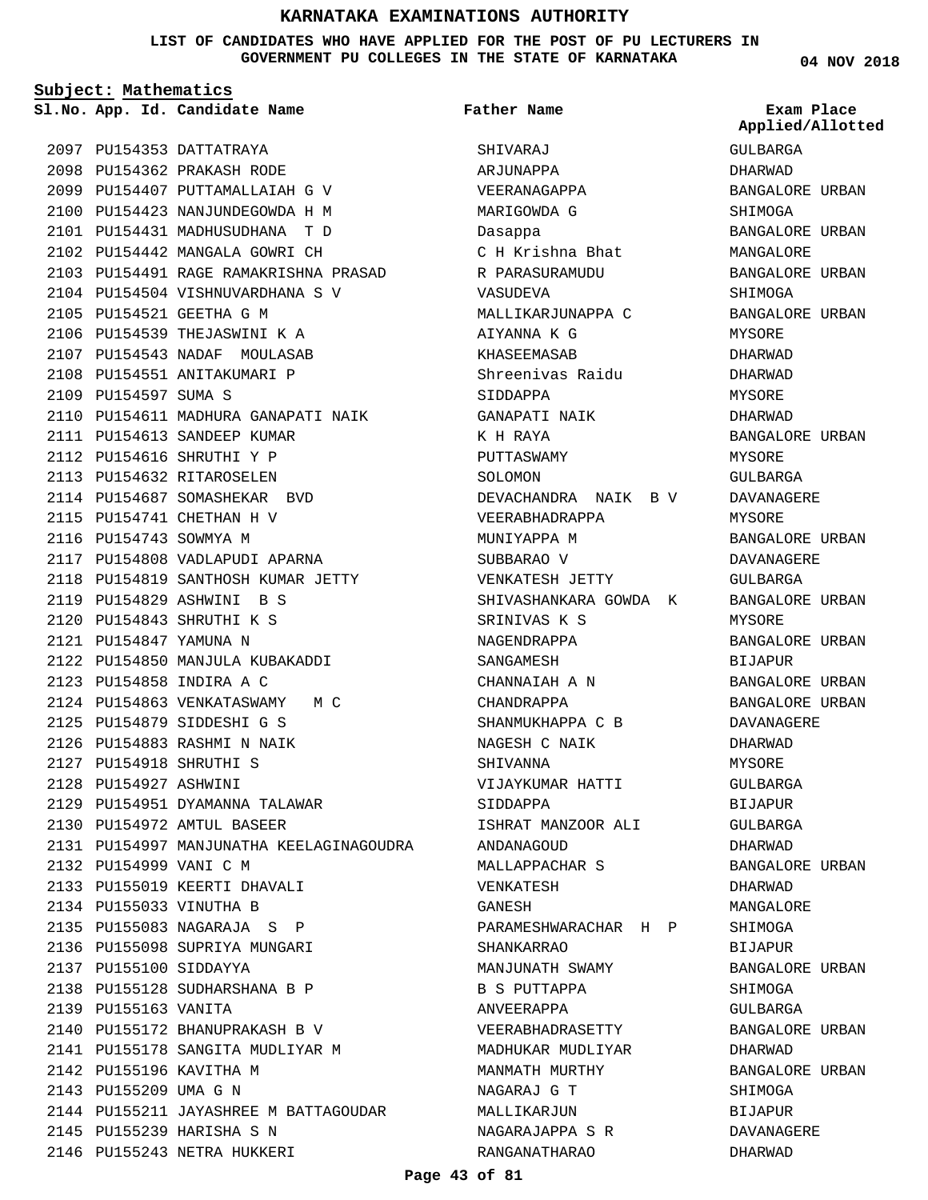# KARNATAKA EXAMINATIONS AUTHORITY

**LIST OF CANDIDATES WHO HAVE APPLIED FOR THE POST OF PU LECTURERS IN GOVERNMENT PU COLLEGES IN THE STATE OF KARNATAKA**

04 NOV 2018

**Subject: Mathematics**

| Sl.No. | App. Id. | Candidate Name | Father Name | Exam Place Applied/Allotted |
|---|---|---|---|---|
| 2097 | PU154353 | DATTATRAYA | SHIVARAJ | GULBARGA |
| 2098 | PU154362 | PRAKASH RODE | ARJUNAPPA | DHARWAD |
| 2099 | PU154407 | PUTTAMALLAIAH G V | VEERANAGAPPA | BANGALORE URBAN |
| 2100 | PU154423 | NANJUNDEGOWDA H M | MARIGOWDA G | SHIMOGA |
| 2101 | PU154431 | MADHUSUDHANA T D | Dasappa | BANGALORE URBAN |
| 2102 | PU154442 | MANGALA GOWRI CH | C H Krishna Bhat | MANGALORE |
| 2103 | PU154491 | RAGE RAMAKRISHNA PRASAD | R PARASURAMUDU | BANGALORE URBAN |
| 2104 | PU154504 | VISHNUVARDHANA S V | VASUDEVA | SHIMOGA |
| 2105 | PU154521 | GEETHA G M | MALLIKARJUNAPPA C | BANGALORE URBAN |
| 2106 | PU154539 | THEJASWINI K A | AIYANNA K G | MYSORE |
| 2107 | PU154543 | NADAF MOULASAB | KHASEEMASAB | DHARWAD |
| 2108 | PU154551 | ANITAKUMARI P | Shreenivas Raidu | DHARWAD |
| 2109 | PU154597 | SUMA S | SIDDAPPA | MYSORE |
| 2110 | PU154611 | MADHURA GANAPATI NAIK | GANAPATI NAIK | DHARWAD |
| 2111 | PU154613 | SANDEEP KUMAR | K H RAYA | BANGALORE URBAN |
| 2112 | PU154616 | SHRUTHI Y P | PUTTASWAMY | MYSORE |
| 2113 | PU154632 | RITAROSELEN | SOLOMON | GULBARGA |
| 2114 | PU154687 | SOMASHEKAR BVD | DEVACHANDRA NAIK B V | DAVANAGERE |
| 2115 | PU154741 | CHETHAN H V | VEERABHADRAPPA | MYSORE |
| 2116 | PU154743 | SOWMYA M | MUNIYAPPA M | BANGALORE URBAN |
| 2117 | PU154808 | VADLAPUDI APARNA | SUBBARAO V | DAVANAGERE |
| 2118 | PU154819 | SANTHOSH KUMAR JETTY | VENKATESH JETTY | GULBARGA |
| 2119 | PU154829 | ASHWINI B S | SHIVASHANKARA GOWDA K | BANGALORE URBAN |
| 2120 | PU154843 | SHRUTHI K S | SRINIVAS K S | MYSORE |
| 2121 | PU154847 | YAMUNA N | NAGENDRAPPA | BANGALORE URBAN |
| 2122 | PU154850 | MANJULA KUBAKADDI | SANGAMESH | BIJAPUR |
| 2123 | PU154858 | INDIRA A C | CHANNAIAH A N | BANGALORE URBAN |
| 2124 | PU154863 | VENKATASWAMY M C | CHANDRAPPA | BANGALORE URBAN |
| 2125 | PU154879 | SIDDESHI G S | SHANMUKHAPPA C B | DAVANAGERE |
| 2126 | PU154883 | RASHMI N NAIK | NAGESH C NAIK | DHARWAD |
| 2127 | PU154918 | SHRUTHI S | SHIVANNA | MYSORE |
| 2128 | PU154927 | ASHWINI | VIJAYKUMAR HATTI | GULBARGA |
| 2129 | PU154951 | DYAMANNA TALAWAR | SIDDAPPA | BIJAPUR |
| 2130 | PU154972 | AMTUL BASEER | ISHRAT MANZOOR ALI | GULBARGA |
| 2131 | PU154997 | MANJUNATHA KEELAGINAGOUDRA | ANDANAGOUD | DHARWAD |
| 2132 | PU154999 | VANI C M | MALLAPPACHAR S | BANGALORE URBAN |
| 2133 | PU155019 | KEERTI DHAVALI | VENKATESH | DHARWAD |
| 2134 | PU155033 | VINUTHA B | GANESH | MANGALORE |
| 2135 | PU155083 | NAGARAJA S P | PARAMESHWARACHAR H P | SHIMOGA |
| 2136 | PU155098 | SUPRIYA MUNGARI | SHANKARRAO | BIJAPUR |
| 2137 | PU155100 | SIDDAYYA | MANJUNATH SWAMY | BANGALORE URBAN |
| 2138 | PU155128 | SUDHARSHANA B P | B S PUTTAPPA | SHIMOGA |
| 2139 | PU155163 | VANITA | ANVEERAPPA | GULBARGA |
| 2140 | PU155172 | BHANUPRAKASH B V | VEERABHADRASETTY | BANGALORE URBAN |
| 2141 | PU155178 | SANGITA MUDLIYAR M | MADHUKAR MUDLIYAR | DHARWAD |
| 2142 | PU155196 | KAVITHA M | MANMATH MURTHY | BANGALORE URBAN |
| 2143 | PU155209 | UMA G N | NAGARAJ G T | SHIMOGA |
| 2144 | PU155211 | JAYASHREE M BATTAGOUDAR | MALLIKARJUN | BIJAPUR |
| 2145 | PU155239 | HARISHA S N | NAGARAJAPPA S R | DAVANAGERE |
| 2146 | PU155243 | NETRA HUKKERI | RANGANATHARAO | DHARWAD |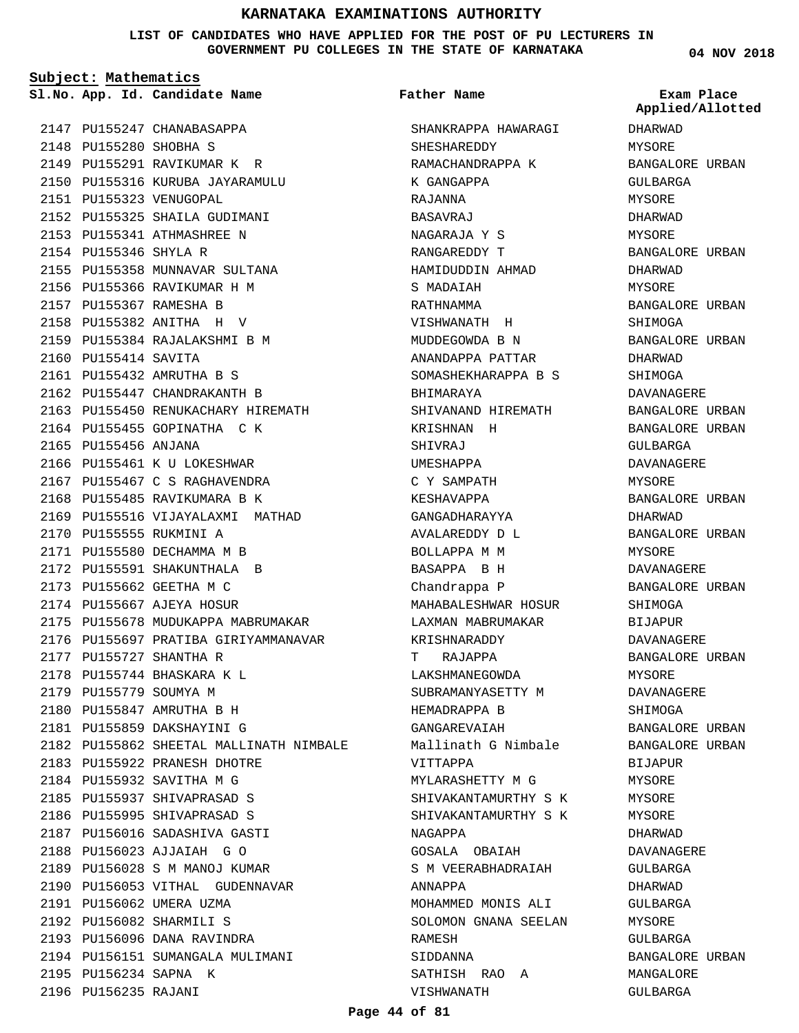# KARNATAKA EXAMINATIONS AUTHORITY

**LIST OF CANDIDATES WHO HAVE APPLIED FOR THE POST OF PU LECTURERS IN GOVERNMENT PU COLLEGES IN THE STATE OF KARNATAKA**

04 NOV 2018

**Subject: Mathematics**

| Sl.No. | App. Id. | Candidate Name | Father Name | Exam Place Applied/Allotted |
|---|---|---|---|---|
| 2147 | PU155247 | CHANABASAPPA | SHANKRAPPA HAWARAGI | DHARWAD |
| 2148 | PU155280 | SHOBHA S | SHESHAREDDY | MYSORE |
| 2149 | PU155291 | RAVIKUMAR K R | RAMACHANDRAPPA K | BANGALORE URBAN |
| 2150 | PU155316 | KURUBA JAYARAMULU | K GANGAPPA | GULBARGA |
| 2151 | PU155323 | VENUGOPAL | RAJANNA | MYSORE |
| 2152 | PU155325 | SHAILA GUDIMANI | BASAVRAJ | DHARWAD |
| 2153 | PU155341 | ATHMASHREE N | NAGARAJA Y S | MYSORE |
| 2154 | PU155346 | SHYLA R | RANGAREDDY T | BANGALORE URBAN |
| 2155 | PU155358 | MUNNAVAR SULTANA | HAMIDUDDIN AHMAD | DHARWAD |
| 2156 | PU155366 | RAVIKUMAR H M | S MADAIAH | MYSORE |
| 2157 | PU155367 | RAMESHA B | RATHNAMMA | BANGALORE URBAN |
| 2158 | PU155382 | ANITHA H V | VISHWANATH H | SHIMOGA |
| 2159 | PU155384 | RAJALAKSHMI B M | MUDDEGOWDA B N | BANGALORE URBAN |
| 2160 | PU155414 | SAVITA | ANANDAPPA PATTAR | DHARWAD |
| 2161 | PU155432 | AMRUTHA B S | SOMASHEKHARAPPA B S | SHIMOGA |
| 2162 | PU155447 | CHANDRAKANTH B | BHIMARAYA | DAVANAGERE |
| 2163 | PU155450 | RENUKACHARY HIREMATH | SHIVANAND HIREMATH | BANGALORE URBAN |
| 2164 | PU155455 | GOPINATHA C K | KRISHNAN H | BANGALORE URBAN |
| 2165 | PU155456 | ANJANA | SHIVRAJ | GULBARGA |
| 2166 | PU155461 | K U LOKESHWAR | UMESHAPPA | DAVANAGERE |
| 2167 | PU155467 | C S RAGHAVENDRA | C Y SAMPATH | MYSORE |
| 2168 | PU155485 | RAVIKUMARA B K | KESHAVAPPA | BANGALORE URBAN |
| 2169 | PU155516 | VIJAYALAXMI MATHAD | GANGADHARAYYA | DHARWAD |
| 2170 | PU155555 | RUKMINI A | AVALAREDDY D L | BANGALORE URBAN |
| 2171 | PU155580 | DECHAMMA M B | BOLLAPPA M M | MYSORE |
| 2172 | PU155591 | SHAKUNTHALA B | BASAPPA B H | DAVANAGERE |
| 2173 | PU155662 | GEETHA M C | Chandrappa P | BANGALORE URBAN |
| 2174 | PU155667 | AJEYA HOSUR | MAHABALESHWAR HOSUR | SHIMOGA |
| 2175 | PU155678 | MUDUKAPPA MABRUMAKAR | LAXMAN MABRUMAKAR | BIJAPUR |
| 2176 | PU155697 | PRATIBA GIRIYAMMANAVAR | KRISHNARADDY | DAVANAGERE |
| 2177 | PU155727 | SHANTHA R | T RAJAPPA | BANGALORE URBAN |
| 2178 | PU155744 | BHASKARA K L | LAKSHMANEGOWDA | MYSORE |
| 2179 | PU155779 | SOUMYA M | SUBRAMANYASETTY M | DAVANAGERE |
| 2180 | PU155847 | AMRUTHA B H | HEMADRAPPA B | SHIMOGA |
| 2181 | PU155859 | DAKSHAYINI G | GANGAREVAIAH | BANGALORE URBAN |
| 2182 | PU155862 | SHEETAL MALLINATH NIMBALE | Mallinath G Nimbale | BANGALORE URBAN |
| 2183 | PU155922 | PRANESH DHOTRE | VITTAPPA | BIJAPUR |
| 2184 | PU155932 | SAVITHA M G | MYLARASHETTY M G | MYSORE |
| 2185 | PU155937 | SHIVAPRASAD S | SHIVAKANTAMURTHY S K | MYSORE |
| 2186 | PU155995 | SHIVAPRASAD S | SHIVAKANTAMURTHY S K | MYSORE |
| 2187 | PU156016 | SADASHIVA GASTI | NAGAPPA | DHARWAD |
| 2188 | PU156023 | AJJAIAH G O | GOSALA OBAIAH | DAVANAGERE |
| 2189 | PU156028 | S M MANOJ KUMAR | S M VEERABHADRAIAH | GULBARGA |
| 2190 | PU156053 | VITHAL GUDENNAVAR | ANNAPPA | DHARWAD |
| 2191 | PU156062 | UMERA UZMA | MOHAMMED MONIS ALI | GULBARGA |
| 2192 | PU156082 | SHARMILI S | SOLOMON GNANA SEELAN | MYSORE |
| 2193 | PU156096 | DANA RAVINDRA | RAMESH | GULBARGA |
| 2194 | PU156151 | SUMANGALA MULIMANI | SIDDANNA | BANGALORE URBAN |
| 2195 | PU156234 | SAPNA K | SATHISH RAO A | MANGALORE |
| 2196 | PU156235 | RAJANI | VISHWANATH | GULBARGA |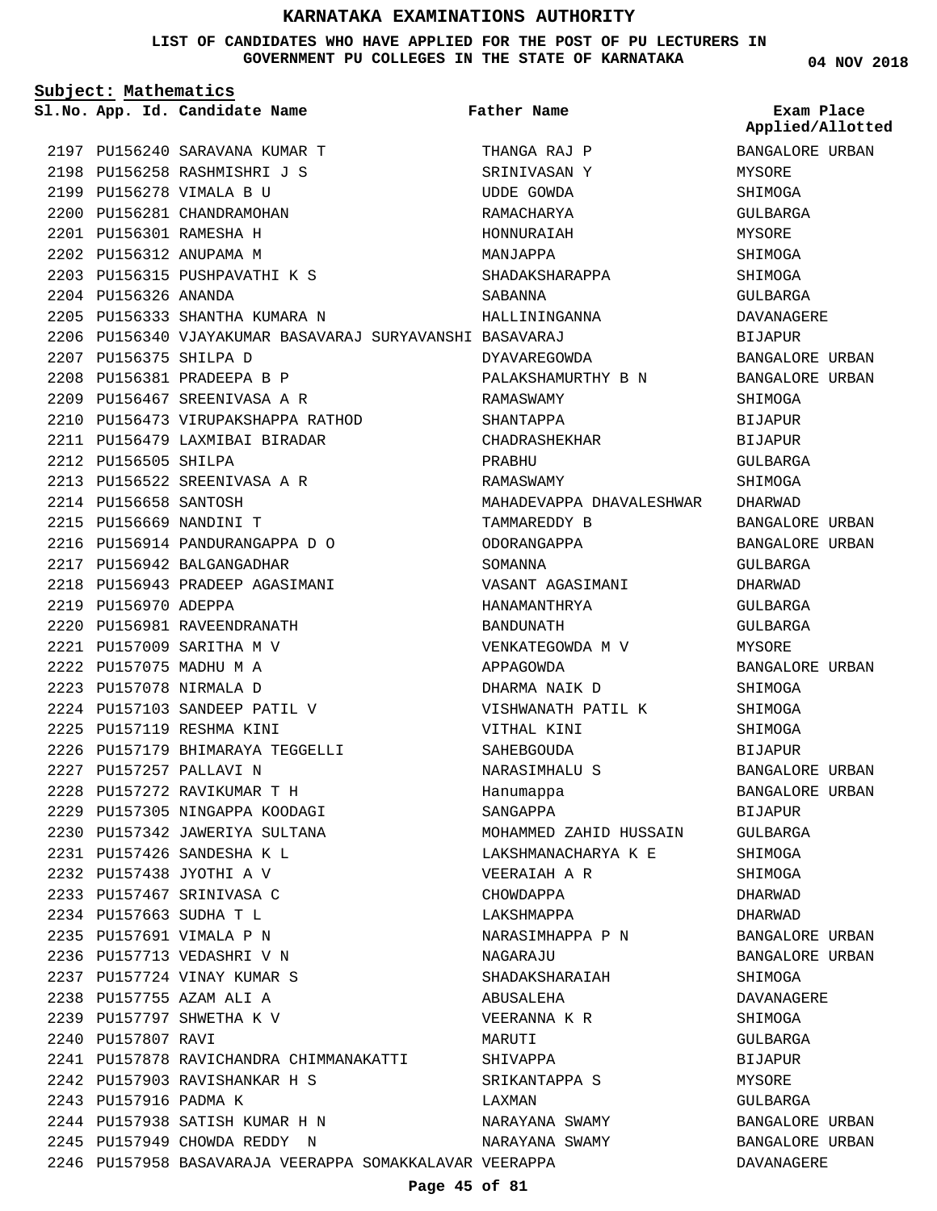# KARNATAKA EXAMINATIONS AUTHORITY

**LIST OF CANDIDATES WHO HAVE APPLIED FOR THE POST OF PU LECTURERS IN GOVERNMENT PU COLLEGES IN THE STATE OF KARNATAKA**

04 NOV 2018

**Subject: Mathematics**

| Sl.No. | App. Id. | Candidate Name | Father Name | Exam Place Applied/Allotted |
|---|---|---|---|---|
| 2197 | PU156240 | SARAVANA KUMAR T | THANGA RAJ P | BANGALORE URBAN |
| 2198 | PU156258 | RASHMISHRI J S | SRINIVASAN Y | MYSORE |
| 2199 | PU156278 | VIMALA B U | UDDE GOWDA | SHIMOGA |
| 2200 | PU156281 | CHANDRAMOHAN | RAMACHARYA | GULBARGA |
| 2201 | PU156301 | RAMESHA H | HONNURAIAH | MYSORE |
| 2202 | PU156312 | ANUPAMA M | MANJAPPA | SHIMOGA |
| 2203 | PU156315 | PUSHPAVATHI K S | SHADAKSHARAPPA | SHIMOGA |
| 2204 | PU156326 | ANANDA | SABANNA | GULBARGA |
| 2205 | PU156333 | SHANTHA KUMARA N | HALLININGANNA | DAVANAGERE |
| 2206 | PU156340 | VJAYAKUMAR BASAVARAJ SURYAVANSHI | BASAVARAJ | BIJAPUR |
| 2207 | PU156375 | SHILPA D | DYAVAREGOWDA | BANGALORE URBAN |
| 2208 | PU156381 | PRADEEPA B P | PALAKSHAMURTHY B N | BANGALORE URBAN |
| 2209 | PU156467 | SREENIVASA A R | RAMASWAMY | SHIMOGA |
| 2210 | PU156473 | VIRUPAKSHAPPA RATHOD | SHANTAPPA | BIJAPUR |
| 2211 | PU156479 | LAXMIBAI BIRADAR | CHADRASHEKHAR | BIJAPUR |
| 2212 | PU156505 | SHILPA | PRABHU | GULBARGA |
| 2213 | PU156522 | SREENIVASA A R | RAMASWAMY | SHIMOGA |
| 2214 | PU156658 | SANTOSH | MAHADEVAPPA DHAVALESHWAR | DHARWAD |
| 2215 | PU156669 | NANDINI T | TAMMAREDDY B | BANGALORE URBAN |
| 2216 | PU156914 | PANDURANGAPPA D O | ODORANGAPPA | BANGALORE URBAN |
| 2217 | PU156942 | BALGANGADHAR | SOMANNA | GULBARGA |
| 2218 | PU156943 | PRADEEP AGASIMANI | VASANT AGASIMANI | DHARWAD |
| 2219 | PU156970 | ADEPPA | HANAMANTHRYA | GULBARGA |
| 2220 | PU156981 | RAVEENDRANATH | BANDUNATH | GULBARGA |
| 2221 | PU157009 | SARITHA M V | VENKATEGOWDA M V | MYSORE |
| 2222 | PU157075 | MADHU M A | APPAGOWDA | BANGALORE URBAN |
| 2223 | PU157078 | NIRMALA D | DHARMA NAIK D | SHIMOGA |
| 2224 | PU157103 | SANDEEP PATIL V | VISHWANATH PATIL K | SHIMOGA |
| 2225 | PU157119 | RESHMA KINI | VITHAL KINI | SHIMOGA |
| 2226 | PU157179 | BHIMARAYA TEGGELLI | SAHEBGOUDA | BIJAPUR |
| 2227 | PU157257 | PALLAVI N | NARASIMHALU S | BANGALORE URBAN |
| 2228 | PU157272 | RAVIKUMAR T H | Hanumappa | BANGALORE URBAN |
| 2229 | PU157305 | NINGAPPA KOODAGI | SANGAPPA | BIJAPUR |
| 2230 | PU157342 | JAWERIYA SULTANA | MOHAMMED ZAHID HUSSAIN | GULBARGA |
| 2231 | PU157426 | SANDESHA K L | LAKSHMANACHARYA K E | SHIMOGA |
| 2232 | PU157438 | JYOTHI A V | VEERAIAH A R | SHIMOGA |
| 2233 | PU157467 | SRINIVASA C | CHOWDAPPA | DHARWAD |
| 2234 | PU157663 | SUDHA T L | LAKSHMAPPA | DHARWAD |
| 2235 | PU157691 | VIMALA P N | NARASIMHAPPA P N | BANGALORE URBAN |
| 2236 | PU157713 | VEDASHRI V N | NAGARAJU | BANGALORE URBAN |
| 2237 | PU157724 | VINAY KUMAR S | SHADAKSHARAIAH | SHIMOGA |
| 2238 | PU157755 | AZAM ALI A | ABUSALEHA | DAVANAGERE |
| 2239 | PU157797 | SHWETHA K V | VEERANNA K R | SHIMOGA |
| 2240 | PU157807 | RAVI | MARUTI | GULBARGA |
| 2241 | PU157878 | RAVICHANDRA CHIMMANAKATTI | SHIVAPPA | BIJAPUR |
| 2242 | PU157903 | RAVISHANKAR H S | SRIKANTAPPA S | MYSORE |
| 2243 | PU157916 | PADMA K | LAXMAN | GULBARGA |
| 2244 | PU157938 | SATISH KUMAR H N | NARAYANA SWAMY | BANGALORE URBAN |
| 2245 | PU157949 | CHOWDA REDDY N | NARAYANA SWAMY | BANGALORE URBAN |
| 2246 | PU157958 | BASAVARAJA VEERAPPA SOMAKKALAVAR | VEERAPPA | DAVANAGERE |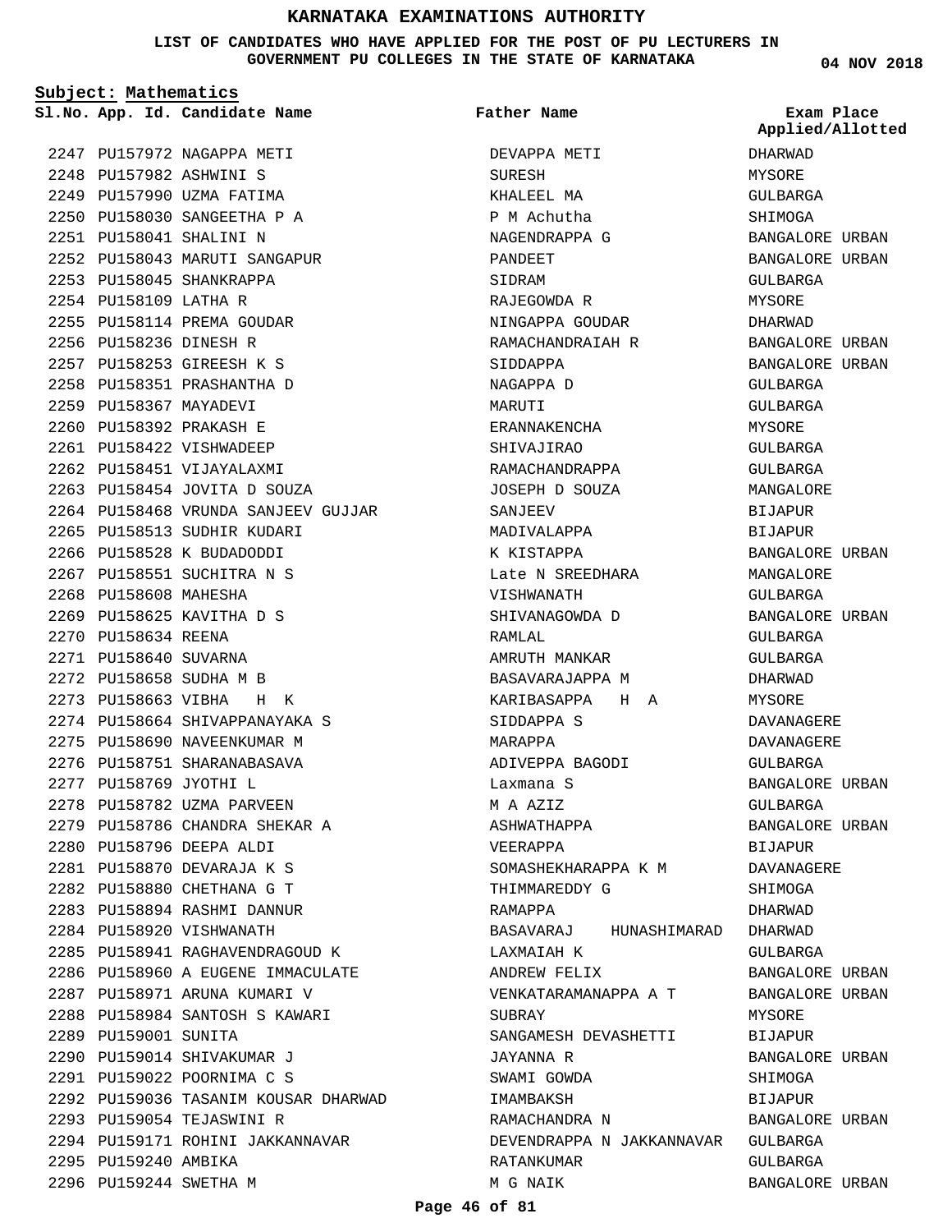# KARNATAKA EXAMINATIONS AUTHORITY

**LIST OF CANDIDATES WHO HAVE APPLIED FOR THE POST OF PU LECTURERS IN GOVERNMENT PU COLLEGES IN THE STATE OF KARNATAKA**

**04 NOV 2018**

**Subject: Mathematics**

| Sl.No. | App. Id. | Candidate Name | Father Name | Exam Place Applied/Allotted |
|---|---|---|---|---|
| 2247 | PU157972 | NAGAPPA METI | DEVAPPA METI | DHARWAD |
| 2248 | PU157982 | ASHWINI S | SURESH | MYSORE |
| 2249 | PU157990 | UZMA FATIMA | KHALEEL MA | GULBARGA |
| 2250 | PU158030 | SANGEETHA P A | P M Achutha | SHIMOGA |
| 2251 | PU158041 | SHALINI N | NAGENDRAPPA G | BANGALORE URBAN |
| 2252 | PU158043 | MARUTI SANGAPUR | PANDEET | BANGALORE URBAN |
| 2253 | PU158045 | SHANKRAPPA | SIDRAM | GULBARGA |
| 2254 | PU158109 | LATHA R | RAJEGOWDA R | MYSORE |
| 2255 | PU158114 | PREMA GOUDAR | NINGAPPA GOUDAR | DHARWAD |
| 2256 | PU158236 | DINESH R | RAMACHANDRAIAH R | BANGALORE URBAN |
| 2257 | PU158253 | GIREESH K S | SIDDAPPA | BANGALORE URBAN |
| 2258 | PU158351 | PRASHANTHA D | NAGAPPA D | GULBARGA |
| 2259 | PU158367 | MAYADEVI | MARUTI | GULBARGA |
| 2260 | PU158392 | PRAKASH E | ERANNAKENCHA | MYSORE |
| 2261 | PU158422 | VISHWADEEP | SHIVAJIRAO | GULBARGA |
| 2262 | PU158451 | VIJAYALAXMI | RAMACHANDRAPPA | GULBARGA |
| 2263 | PU158454 | JOVITA D SOUZA | JOSEPH D SOUZA | MANGALORE |
| 2264 | PU158468 | VRUNDA SANJEEV GUJJAR | SANJEEV | BIJAPUR |
| 2265 | PU158513 | SUDHIR KUDARI | MADIVALAPPA | BIJAPUR |
| 2266 | PU158528 | K BUDADODDI | K KISTAPPA | BANGALORE URBAN |
| 2267 | PU158551 | SUCHITRA N S | Late N SREEDHARA | MANGALORE |
| 2268 | PU158608 | MAHESHA | VISHWANATH | GULBARGA |
| 2269 | PU158625 | KAVITHA D S | SHIVANAGOWDA D | BANGALORE URBAN |
| 2270 | PU158634 | REENA | RAMLAL | GULBARGA |
| 2271 | PU158640 | SUVARNA | AMRUTH MANKAR | GULBARGA |
| 2272 | PU158658 | SUDHA M B | BASAVARAJAPPA M | DHARWAD |
| 2273 | PU158663 | VIBHA H K | KARIBASAPPA H A | MYSORE |
| 2274 | PU158664 | SHIVAPPANAYAKA S | SIDDAPPA S | DAVANAGERE |
| 2275 | PU158690 | NAVEENKUMAR M | MARAPPA | DAVANAGERE |
| 2276 | PU158751 | SHARANABASAVA | ADIVEPPA BAGODI | GULBARGA |
| 2277 | PU158769 | JYOTHI L | Laxmana S | BANGALORE URBAN |
| 2278 | PU158782 | UZMA PARVEEN | M A AZIZ | GULBARGA |
| 2279 | PU158786 | CHANDRA SHEKAR A | ASHWATHAPPA | BANGALORE URBAN |
| 2280 | PU158796 | DEEPA ALDI | VEERAPPA | BIJAPUR |
| 2281 | PU158870 | DEVARAJA K S | SOMASHEKHARAPPA K M | DAVANAGERE |
| 2282 | PU158880 | CHETHANA G T | THIMMAREDDY G | SHIMOGA |
| 2283 | PU158894 | RASHMI DANNUR | RAMAPPA | DHARWAD |
| 2284 | PU158920 | VISHWANATH | BASAVARAJ HUNASHIMARAD | DHARWAD |
| 2285 | PU158941 | RAGHAVENDRAGOUD K | LAXMAIAH K | GULBARGA |
| 2286 | PU158960 | A EUGENE IMMACULATE | ANDREW FELIX | BANGALORE URBAN |
| 2287 | PU158971 | ARUNA KUMARI V | VENKATARAMANAPPA A T | BANGALORE URBAN |
| 2288 | PU158984 | SANTOSH S KAWARI | SUBRAY | MYSORE |
| 2289 | PU159001 | SUNITA | SANGAMESH DEVASHETTI | BIJAPUR |
| 2290 | PU159014 | SHIVAKUMAR J | JAYANNA R | BANGALORE URBAN |
| 2291 | PU159022 | POORNIMA C S | SWAMI GOWDA | SHIMOGA |
| 2292 | PU159036 | TASANIM KOUSAR DHARWAD | IMAMBAKSH | BIJAPUR |
| 2293 | PU159054 | TEJASWINI R | RAMACHANDRA N | BANGALORE URBAN |
| 2294 | PU159171 | ROHINI JAKKANNAVAR | DEVENDRAPPA N JAKKANNAVAR | GULBARGA |
| 2295 | PU159240 | AMBIKA | RATANKUMAR | GULBARGA |
| 2296 | PU159244 | SWETHA M | M G NAIK | BANGALORE URBAN |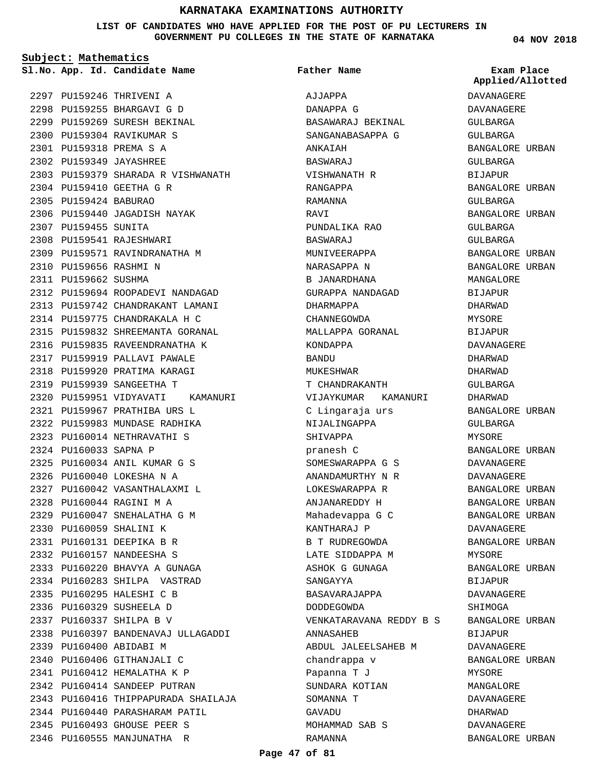# KARNATAKA EXAMINATIONS AUTHORITY

**LIST OF CANDIDATES WHO HAVE APPLIED FOR THE POST OF PU LECTURERS IN GOVERNMENT PU COLLEGES IN THE STATE OF KARNATAKA**

**04 NOV 2018**

**Subject: Mathematics**

| Sl.No. | App. Id. | Candidate Name | Father Name | Exam Place Applied/Allotted |
|---|---|---|---|---|
| 2297 | PU159246 | THRIVENI A | AJJAPPA | DAVANAGERE |
| 2298 | PU159255 | BHARGAVI G D | DANAPPA G | DAVANAGERE |
| 2299 | PU159269 | SURESH BEKINAL | BASAWARAJ BEKINAL | GULBARGA |
| 2300 | PU159304 | RAVIKUMAR S | SANGANABASAPPA G | GULBARGA |
| 2301 | PU159318 | PREMA S A | ANKAIAH | BANGALORE URBAN |
| 2302 | PU159349 | JAYASHREE | BASWARAJ | GULBARGA |
| 2303 | PU159379 | SHARADA R VISHWANATH | VISHWANATH R | BIJAPUR |
| 2304 | PU159410 | GEETHA G R | RANGAPPA | BANGALORE URBAN |
| 2305 | PU159424 | BABURAO | RAMANNA | GULBARGA |
| 2306 | PU159440 | JAGADISH NAYAK | RAVI | BANGALORE URBAN |
| 2307 | PU159455 | SUNITA | PUNDALIKA RAO | GULBARGA |
| 2308 | PU159541 | RAJESHWARI | BASWARAJ | GULBARGA |
| 2309 | PU159571 | RAVINDRANATHA M | MUNIVEERAPPA | BANGALORE URBAN |
| 2310 | PU159656 | RASHMI N | NARASAPPA N | BANGALORE URBAN |
| 2311 | PU159662 | SUSHMA | B JANARDHANA | MANGALORE |
| 2312 | PU159694 | ROOPADEVI NANDAGAD | GURAPPA NANDAGAD | BIJAPUR |
| 2313 | PU159742 | CHANDRAKANT LAMANI | DHARMAPPA | DHARWAD |
| 2314 | PU159775 | CHANDRAKALA H C | CHANNEGOWDA | MYSORE |
| 2315 | PU159832 | SHREEMANTA GORANAL | MALLAPPA GORANAL | BIJAPUR |
| 2316 | PU159835 | RAVEENDRANATHA K | KONDAPPA | DAVANAGERE |
| 2317 | PU159919 | PALLAVI PAWALE | BANDU | DHARWAD |
| 2318 | PU159920 | PRATIMA KARAGI | MUKESHWAR | DHARWAD |
| 2319 | PU159939 | SANGEETHA T | T CHANDRAKANTH | GULBARGA |
| 2320 | PU159951 | VIDYAVATI KAMANURI | VIJAYKUMAR KAMANURI | DHARWAD |
| 2321 | PU159967 | PRATHIBA URS L | C Lingaraja urs | BANGALORE URBAN |
| 2322 | PU159983 | MUNDASE RADHIKA | NIJALINGAPPA | GULBARGA |
| 2323 | PU160014 | NETHRAVATHI S | SHIVAPPA | MYSORE |
| 2324 | PU160033 | SAPNA P | pranesh C | BANGALORE URBAN |
| 2325 | PU160034 | ANIL KUMAR G S | SOMESWARAPPA G S | DAVANAGERE |
| 2326 | PU160040 | LOKESHA N A | ANANDAMURTHY N R | DAVANAGERE |
| 2327 | PU160042 | VASANTHALAXMI L | LOKESWARAPPA R | BANGALORE URBAN |
| 2328 | PU160044 | RAGINI M A | ANJANAREDDY H | BANGALORE URBAN |
| 2329 | PU160047 | SNEHALATHA G M | Mahadevappa G C | BANGALORE URBAN |
| 2330 | PU160059 | SHALINI K | KANTHARAJ P | DAVANAGERE |
| 2331 | PU160131 | DEEPIKA B R | B T RUDREGOWDA | BANGALORE URBAN |
| 2332 | PU160157 | NANDEESHA S | LATE SIDDAPPA M | MYSORE |
| 2333 | PU160220 | BHAVYA A GUNAGA | ASHOK G GUNAGA | BANGALORE URBAN |
| 2334 | PU160283 | SHILPA VASTRAD | SANGAYYA | BIJAPUR |
| 2335 | PU160295 | HALESHI C B | BASAVARAJAPPA | DAVANAGERE |
| 2336 | PU160329 | SUSHEELA D | DODDEGOWDA | SHIMOGA |
| 2337 | PU160337 | SHILPA B V | VENKATARAVANA REDDY B S | BANGALORE URBAN |
| 2338 | PU160397 | BANDENAVAJ ULLAGADDI | ANNASAHEB | BIJAPUR |
| 2339 | PU160400 | ABIDABI M | ABDUL JALEELSAHEB M | DAVANAGERE |
| 2340 | PU160406 | GITHANJALI C | chandrappa v | BANGALORE URBAN |
| 2341 | PU160412 | HEMALATHA K P | Papanna T J | MYSORE |
| 2342 | PU160414 | SANDEEP PUTRAN | SUNDARA KOTIAN | MANGALORE |
| 2343 | PU160416 | THIPPAPURADA SHAILAJA | SOMANNA T | DAVANAGERE |
| 2344 | PU160440 | PARASHARAM PATIL | GAVADU | DHARWAD |
| 2345 | PU160493 | GHOUSE PEER S | MOHAMMAD SAB S | DAVANAGERE |
| 2346 | PU160555 | MANJUNATHA R | RAMANNA | BANGALORE URBAN |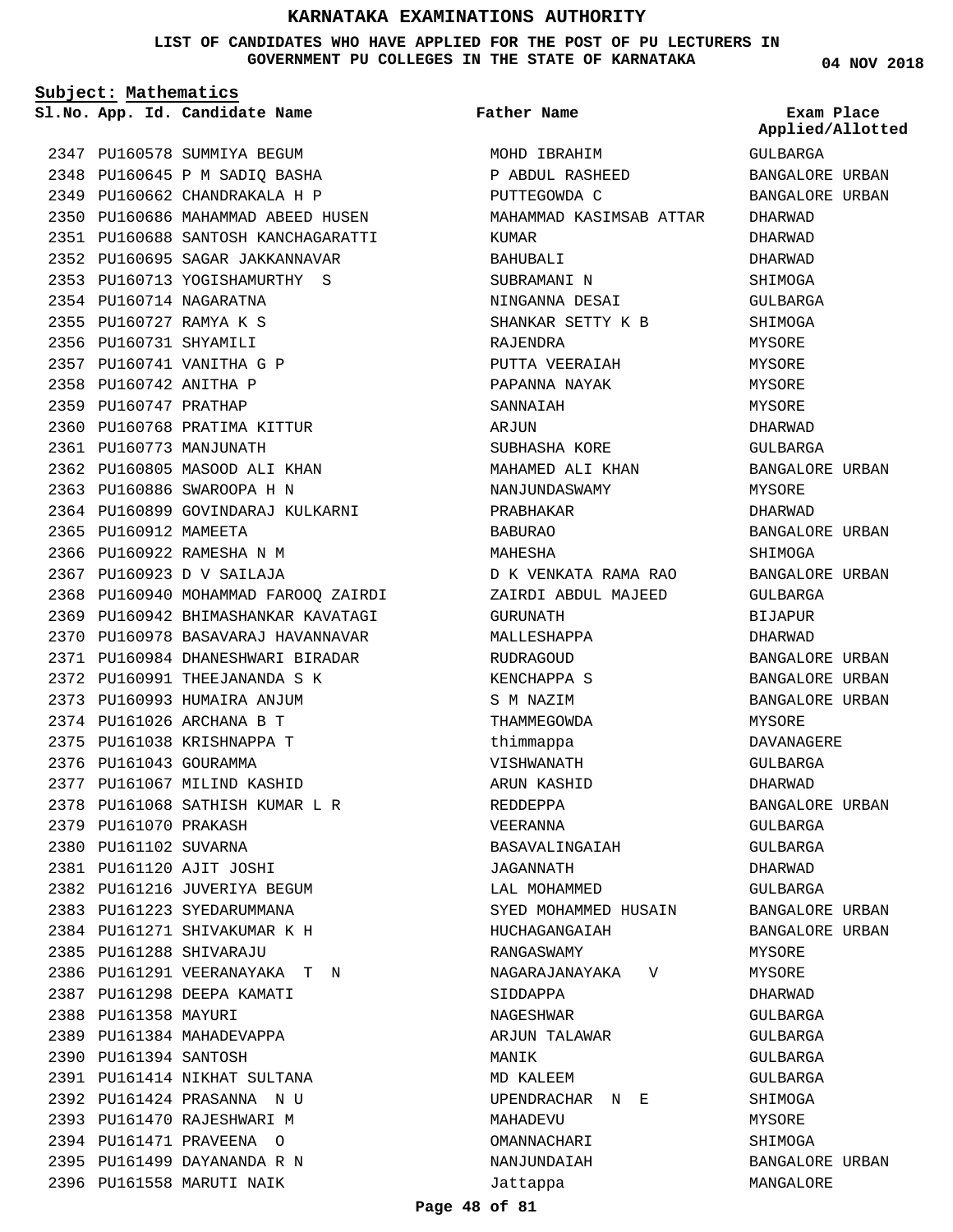# KARNATAKA EXAMINATIONS AUTHORITY

**LIST OF CANDIDATES WHO HAVE APPLIED FOR THE POST OF PU LECTURERS IN GOVERNMENT PU COLLEGES IN THE STATE OF KARNATAKA**

04 NOV 2018

**Subject: Mathematics**

| Sl.No. | App. Id. | Candidate Name | Father Name | Exam Place Applied/Allotted |
|---|---|---|---|---|
| 2347 | PU160578 | SUMMIYA BEGUM | MOHD IBRAHIM | GULBARGA |
| 2348 | PU160645 | P M SADIQ BASHA | P ABDUL RASHEED | BANGALORE URBAN |
| 2349 | PU160662 | CHANDRAKALA H P | PUTTEGOWDA C | BANGALORE URBAN |
| 2350 | PU160686 | MAHAMMAD ABEED HUSEN | MAHAMMAD KASIMSAB ATTAR | DHARWAD |
| 2351 | PU160688 | SANTOSH KANCHAGARATTI | KUMAR | DHARWAD |
| 2352 | PU160695 | SAGAR JAKKANNAVAR | BAHUBALI | DHARWAD |
| 2353 | PU160713 | YOGISHAMURTHY S | SUBRAMANI N | SHIMOGA |
| 2354 | PU160714 | NAGARATNA | NINGANNA DESAI | GULBARGA |
| 2355 | PU160727 | RAMYA K S | SHANKAR SETTY K B | SHIMOGA |
| 2356 | PU160731 | SHYAMILI | RAJENDRA | MYSORE |
| 2357 | PU160741 | VANITHA G P | PUTTA VEERAIAH | MYSORE |
| 2358 | PU160742 | ANITHA P | PAPANNA NAYAK | MYSORE |
| 2359 | PU160747 | PRATHAP | SANNAIAH | MYSORE |
| 2360 | PU160768 | PRATIMA KITTUR | ARJUN | DHARWAD |
| 2361 | PU160773 | MANJUNATH | SUBHASHA KORE | GULBARGA |
| 2362 | PU160805 | MASOOD ALI KHAN | MAHAMED ALI KHAN | BANGALORE URBAN |
| 2363 | PU160886 | SWAROOPA H N | NANJUNDASWAMY | MYSORE |
| 2364 | PU160899 | GOVINDARAJ KULKARNI | PRABHAKAR | DHARWAD |
| 2365 | PU160912 | MAMEETA | BABURAO | BANGALORE URBAN |
| 2366 | PU160922 | RAMESHA N M | MAHESHA | SHIMOGA |
| 2367 | PU160923 | D V SAILAJA | D K VENKATA RAMA RAO | BANGALORE URBAN |
| 2368 | PU160940 | MOHAMMAD FAROOQ ZAIRDI | ZAIRDI ABDUL MAJEED | GULBARGA |
| 2369 | PU160942 | BHIMASHANKAR KAVATAGI | GURUNATH | BIJAPUR |
| 2370 | PU160978 | BASAVARAJ HAVANNAVAR | MALLESHAPPA | DHARWAD |
| 2371 | PU160984 | DHANESHWARI BIRADAR | RUDRAGOUD | BANGALORE URBAN |
| 2372 | PU160991 | THEEJANANDA S K | KENCHAPPA S | BANGALORE URBAN |
| 2373 | PU160993 | HUMAIRA ANJUM | S M NAZIM | BANGALORE URBAN |
| 2374 | PU161026 | ARCHANA B T | THAMMEGOWDA | MYSORE |
| 2375 | PU161038 | KRISHNAPPA T | thimmappa | DAVANAGERE |
| 2376 | PU161043 | GOURAMMA | VISHWANATH | GULBARGA |
| 2377 | PU161067 | MILIND KASHID | ARUN KASHID | DHARWAD |
| 2378 | PU161068 | SATHISH KUMAR L R | REDDEPPA | BANGALORE URBAN |
| 2379 | PU161070 | PRAKASH | VEERANNA | GULBARGA |
| 2380 | PU161102 | SUVARNA | BASAVALINGAIAH | GULBARGA |
| 2381 | PU161120 | AJIT JOSHI | JAGANNATH | DHARWAD |
| 2382 | PU161216 | JUVERIYA BEGUM | LAL MOHAMMED | GULBARGA |
| 2383 | PU161223 | SYEDARUMMANA | SYED MOHAMMED HUSAIN | BANGALORE URBAN |
| 2384 | PU161271 | SHIVAKUMAR K H | HUCHAGANGAIAH | BANGALORE URBAN |
| 2385 | PU161288 | SHIVARAJU | RANGASWAMY | MYSORE |
| 2386 | PU161291 | VEERANAYAKA T N | NAGARAJANAYAKA V | MYSORE |
| 2387 | PU161298 | DEEPA KAMATI | SIDDAPPA | DHARWAD |
| 2388 | PU161358 | MAYURI | NAGESHWAR | GULBARGA |
| 2389 | PU161384 | MAHADEVAPPA | ARJUN TALAWAR | GULBARGA |
| 2390 | PU161394 | SANTOSH | MANIK | GULBARGA |
| 2391 | PU161414 | NIKHAT SULTANA | MD KALEEM | GULBARGA |
| 2392 | PU161424 | PRASANNA N U | UPENDRACHAR N E | SHIMOGA |
| 2393 | PU161470 | RAJESHWARI M | MAHADEVU | MYSORE |
| 2394 | PU161471 | PRAVEENA O | OMANNACHARI | SHIMOGA |
| 2395 | PU161499 | DAYANANDA R N | NANJUNDAIAH | BANGALORE URBAN |
| 2396 | PU161558 | MARUTI NAIK | Jattappa | MANGALORE |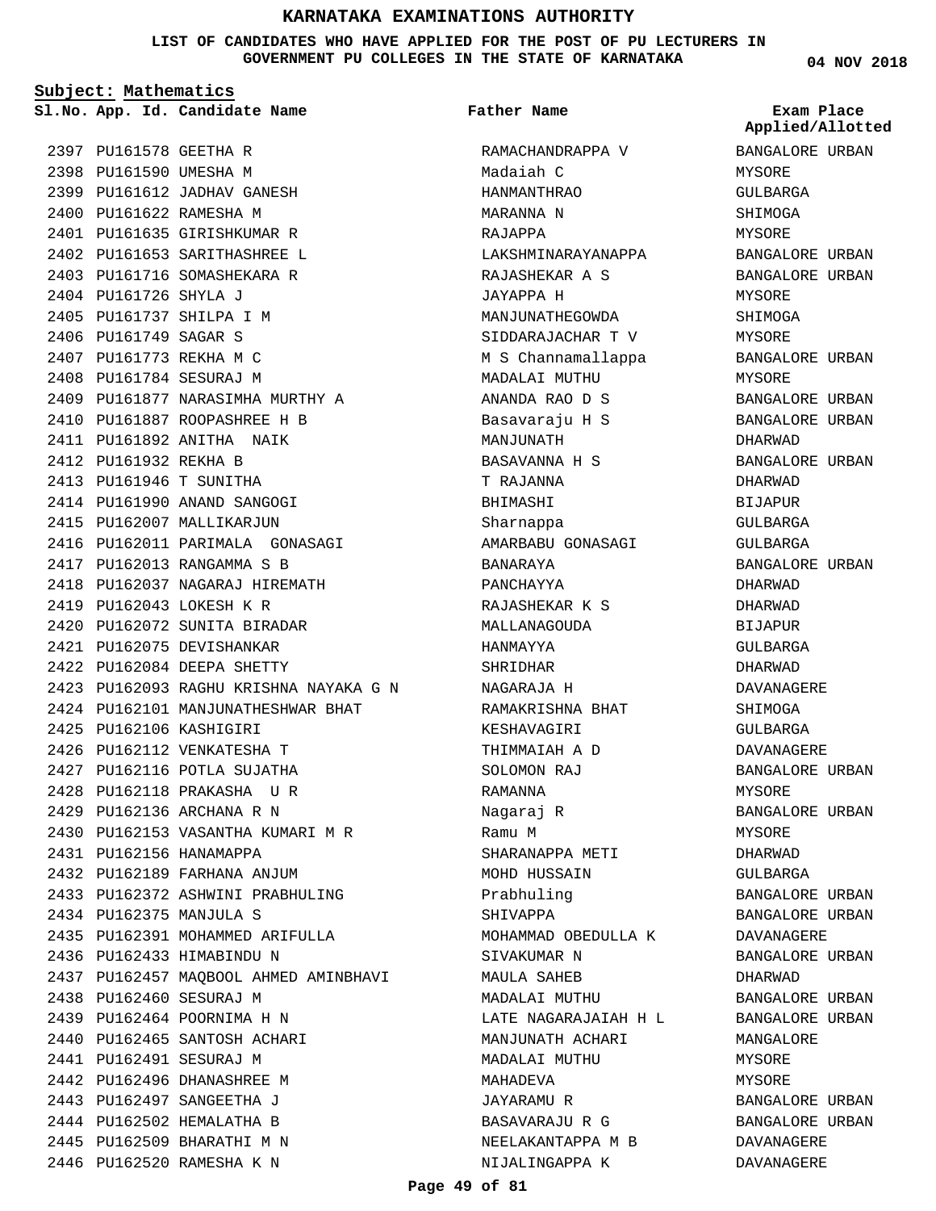# KARNATAKA EXAMINATIONS AUTHORITY

**LIST OF CANDIDATES WHO HAVE APPLIED FOR THE POST OF PU LECTURERS IN GOVERNMENT PU COLLEGES IN THE STATE OF KARNATAKA**

**04 NOV 2018**

**Subject: Mathematics**

| Sl.No. | App. Id. | Candidate Name | Father Name | Exam Place Applied/Allotted |
|---|---|---|---|---|
| 2397 | PU161578 | GEETHA R | RAMACHANDRAPPA V | BANGALORE URBAN |
| 2398 | PU161590 | UMESHA M | Madaiah C | MYSORE |
| 2399 | PU161612 | JADHAV GANESH | HANMANTHRAO | GULBARGA |
| 2400 | PU161622 | RAMESHA M | MARANNA N | SHIMOGA |
| 2401 | PU161635 | GIRISHKUMAR R | RAJAPPA | MYSORE |
| 2402 | PU161653 | SARITHASHREE L | LAKSHMINARAYANAPPA | BANGALORE URBAN |
| 2403 | PU161716 | SOMASHEKARA R | RAJASHEKAR A S | BANGALORE URBAN |
| 2404 | PU161726 | SHYLA J | JAYAPPA H | MYSORE |
| 2405 | PU161737 | SHILPA I M | MANJUNATHEGOWDA | SHIMOGA |
| 2406 | PU161749 | SAGAR S | SIDDARAJACHAR T V | MYSORE |
| 2407 | PU161773 | REKHA M C | M S Channamallappa | BANGALORE URBAN |
| 2408 | PU161784 | SESURAJ M | MADALAI MUTHU | MYSORE |
| 2409 | PU161877 | NARASIMHA MURTHY A | ANANDA RAO D S | BANGALORE URBAN |
| 2410 | PU161887 | ROOPASHREE H B | Basavaraju H S | BANGALORE URBAN |
| 2411 | PU161892 | ANITHA NAIK | MANJUNATH | DHARWAD |
| 2412 | PU161932 | REKHA B | BASAVANNA H S | BANGALORE URBAN |
| 2413 | PU161946 | T SUNITHA | T RAJANNA | DHARWAD |
| 2414 | PU161990 | ANAND SANGOGI | BHIMASHI | BIJAPUR |
| 2415 | PU162007 | MALLIKARJUN | Sharnappa | GULBARGA |
| 2416 | PU162011 | PARIMALA GONASAGI | AMARBABU GONASAGI | GULBARGA |
| 2417 | PU162013 | RANGAMMA S B | BANARAYA | BANGALORE URBAN |
| 2418 | PU162037 | NAGARAJ HIREMATH | PANCHAYYA | DHARWAD |
| 2419 | PU162043 | LOKESH K R | RAJASHEKAR K S | DHARWAD |
| 2420 | PU162072 | SUNITA BIRADAR | MALLANAGOUDA | BIJAPUR |
| 2421 | PU162075 | DEVISHANKAR | HANMAYYA | GULBARGA |
| 2422 | PU162084 | DEEPA SHETTY | SHRIDHAR | DHARWAD |
| 2423 | PU162093 | RAGHU KRISHNA NAYAKA G N | NAGARAJA H | DAVANAGERE |
| 2424 | PU162101 | MANJUNATHESHWAR BHAT | RAMAKRISHNA BHAT | SHIMOGA |
| 2425 | PU162106 | KASHIGIRI | KESHAVAGIRI | GULBARGA |
| 2426 | PU162112 | VENKATESHA T | THIMMAIAH A D | DAVANAGERE |
| 2427 | PU162116 | POTLA SUJATHA | SOLOMON RAJ | BANGALORE URBAN |
| 2428 | PU162118 | PRAKASHA U R | RAMANNA | MYSORE |
| 2429 | PU162136 | ARCHANA R N | Nagaraj R | BANGALORE URBAN |
| 2430 | PU162153 | VASANTHA KUMARI M R | Ramu M | MYSORE |
| 2431 | PU162156 | HANAMAPPA | SHARANAPPA METI | DHARWAD |
| 2432 | PU162189 | FARHANA ANJUM | MOHD HUSSAIN | GULBARGA |
| 2433 | PU162372 | ASHWINI PRABHULING | Prabhuling | BANGALORE URBAN |
| 2434 | PU162375 | MANJULA S | SHIVAPPA | BANGALORE URBAN |
| 2435 | PU162391 | MOHAMMED ARIFULLA | MOHAMMAD OBEDULLA K | DAVANAGERE |
| 2436 | PU162433 | HIMABINDU N | SIVAKUMAR N | BANGALORE URBAN |
| 2437 | PU162457 | MAQBOOL AHMED AMINBHAVI | MAULA SAHEB | DHARWAD |
| 2438 | PU162460 | SESURAJ M | MADALAI MUTHU | BANGALORE URBAN |
| 2439 | PU162464 | POORNIMA H N | LATE NAGARAJAIAH H L | BANGALORE URBAN |
| 2440 | PU162465 | SANTOSH ACHARI | MANJUNATH ACHARI | MANGALORE |
| 2441 | PU162491 | SESURAJ M | MADALAI MUTHU | MYSORE |
| 2442 | PU162496 | DHANASHREE M | MAHADEVA | MYSORE |
| 2443 | PU162497 | SANGEETHA J | JAYARAMU R | BANGALORE URBAN |
| 2444 | PU162502 | HEMALATHA B | BASAVARAJU R G | BANGALORE URBAN |
| 2445 | PU162509 | BHARATHI M N | NEELAKANTAPPA M B | DAVANAGERE |
| 2446 | PU162520 | RAMESHA K N | NIJALINGAPPA K | DAVANAGERE |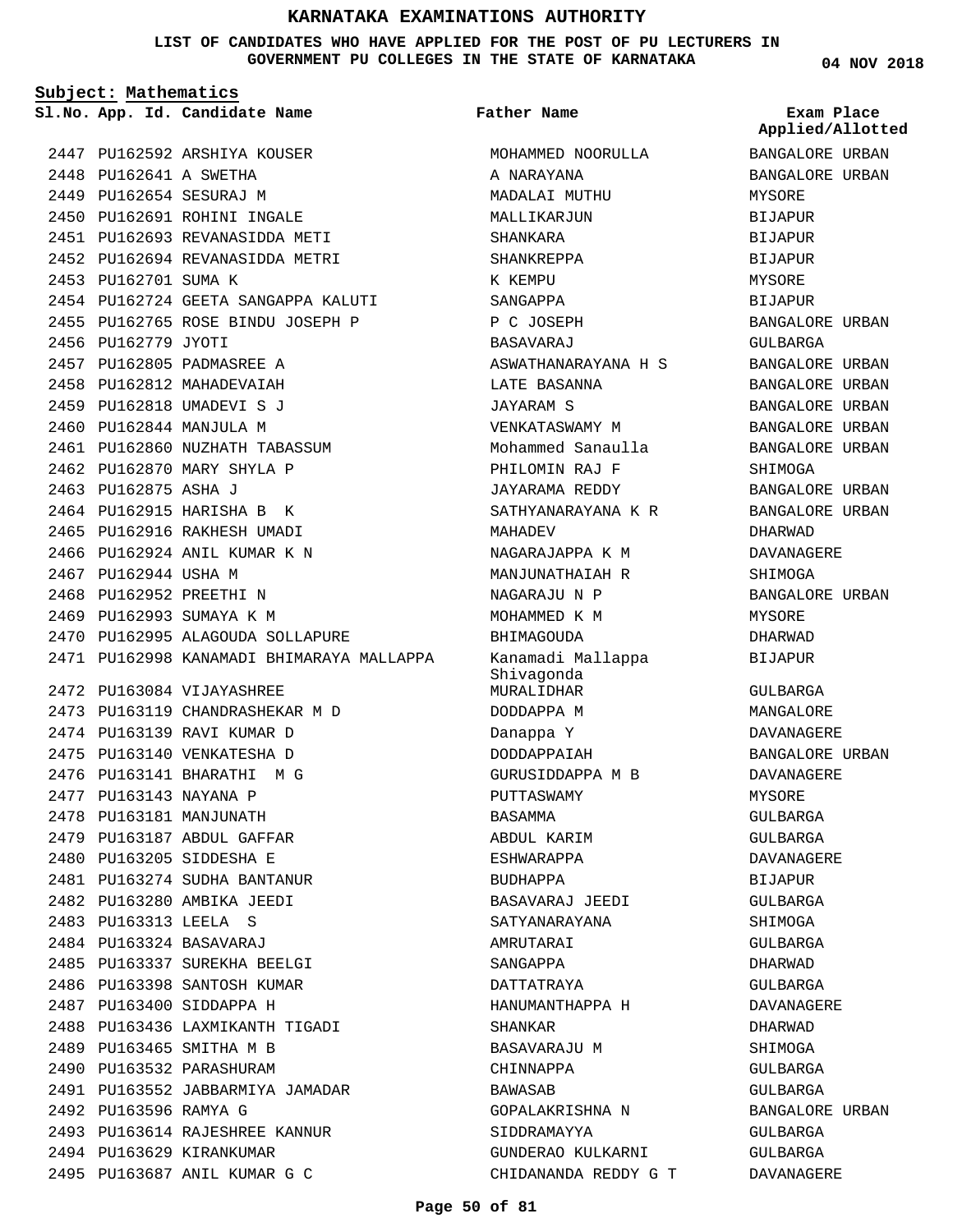# KARNATAKA EXAMINATIONS AUTHORITY

**LIST OF CANDIDATES WHO HAVE APPLIED FOR THE POST OF PU LECTURERS IN GOVERNMENT PU COLLEGES IN THE STATE OF KARNATAKA**

04 NOV 2018

**Subject: Mathematics**

| Sl.No. | App. Id. | Candidate Name | Father Name | Exam Place Applied/Allotted |
|---|---|---|---|---|
| 2447 | PU162592 | ARSHIYA KOUSER | MOHAMMED NOORULLA | BANGALORE URBAN |
| 2448 | PU162641 | A SWETHA | A NARAYANA | BANGALORE URBAN |
| 2449 | PU162654 | SESURAJ M | MADALAI MUTHU | MYSORE |
| 2450 | PU162691 | ROHINI INGALE | MALLIKARJUN | BIJAPUR |
| 2451 | PU162693 | REVANASIDDA METI | SHANKARA | BIJAPUR |
| 2452 | PU162694 | REVANASIDDA METRI | SHANKREPPA | BIJAPUR |
| 2453 | PU162701 | SUMA K | K KEMPU | MYSORE |
| 2454 | PU162724 | GEETA SANGAPPA KALUTI | SANGAPPA | BIJAPUR |
| 2455 | PU162765 | ROSE BINDU JOSEPH P | P C JOSEPH | BANGALORE URBAN |
| 2456 | PU162779 | JYOTI | BASAVARAJ | GULBARGA |
| 2457 | PU162805 | PADMASREE A | ASWATHANARAYANA H S | BANGALORE URBAN |
| 2458 | PU162812 | MAHADEVAIAH | LATE BASANNA | BANGALORE URBAN |
| 2459 | PU162818 | UMADEVI S J | JAYARAM S | BANGALORE URBAN |
| 2460 | PU162844 | MANJULA M | VENKATASWAMY M | BANGALORE URBAN |
| 2461 | PU162860 | NUZHATH TABASSUM | Mohammed Sanaulla | BANGALORE URBAN |
| 2462 | PU162870 | MARY SHYLA P | PHILOMIN RAJ F | SHIMOGA |
| 2463 | PU162875 | ASHA J | JAYARAMA REDDY | BANGALORE URBAN |
| 2464 | PU162915 | HARISHA B K | SATHYANARAYANA K R | BANGALORE URBAN |
| 2465 | PU162916 | RAKHESH UMADI | MAHADEV | DHARWAD |
| 2466 | PU162924 | ANIL KUMAR K N | NAGARAJAPPA K M | DAVANAGERE |
| 2467 | PU162944 | USHA M | MANJUNATHAIAH R | SHIMOGA |
| 2468 | PU162952 | PREETHI N | NAGARAJU N P | BANGALORE URBAN |
| 2469 | PU162993 | SUMAYA K M | MOHAMMED K M | MYSORE |
| 2470 | PU162995 | ALAGOUDA SOLLAPURE | BHIMAGOUDA | DHARWAD |
| 2471 | PU162998 | KANAMADI BHIMARAYA MALLAPPA | Kanamadi Mallappa Shivagonda | BIJAPUR |
| 2472 | PU163084 | VIJAYASHREE | MURALIDHAR | GULBARGA |
| 2473 | PU163119 | CHANDRASHEKAR M D | DODDAPPA M | MANGALORE |
| 2474 | PU163139 | RAVI KUMAR D | Danappa Y | DAVANAGERE |
| 2475 | PU163140 | VENKATESHA D | DODDAPPAIAH | BANGALORE URBAN |
| 2476 | PU163141 | BHARATHI M G | GURUSIDDAPPA M B | DAVANAGERE |
| 2477 | PU163143 | NAYANA P | PUTTASWAMY | MYSORE |
| 2478 | PU163181 | MANJUNATH | BASAMMA | GULBARGA |
| 2479 | PU163187 | ABDUL GAFFAR | ABDUL KARIM | GULBARGA |
| 2480 | PU163205 | SIDDESHA E | ESHWARAPPA | DAVANAGERE |
| 2481 | PU163274 | SUDHA BANTANUR | BUDHAPPA | BIJAPUR |
| 2482 | PU163280 | AMBIKA JEEDI | BASAVARAJ JEEDI | GULBARGA |
| 2483 | PU163313 | LEELA S | SATYANARAYANA | SHIMOGA |
| 2484 | PU163324 | BASAVARAJ | AMRUTARAI | GULBARGA |
| 2485 | PU163337 | SUREKHA BEELGI | SANGAPPA | DHARWAD |
| 2486 | PU163398 | SANTOSH KUMAR | DATTATRAYA | GULBARGA |
| 2487 | PU163400 | SIDDAPPA H | HANUMANTHAPPA H | DAVANAGERE |
| 2488 | PU163436 | LAXMIKANTH TIGADI | SHANKAR | DHARWAD |
| 2489 | PU163465 | SMITHA M B | BASAVARAJU M | SHIMOGA |
| 2490 | PU163532 | PARASHURAM | CHINNAPPA | GULBARGA |
| 2491 | PU163552 | JABBARMIYA JAMADAR | BAWASAB | GULBARGA |
| 2492 | PU163596 | RAMYA G | GOPALAKRISHNA N | BANGALORE URBAN |
| 2493 | PU163614 | RAJESHREE KANNUR | SIDDRAMAYYA | GULBARGA |
| 2494 | PU163629 | KIRANKUMAR | GUNDERAO KULKARNI | GULBARGA |
| 2495 | PU163687 | ANIL KUMAR G C | CHIDANANDA REDDY G T | DAVANAGERE |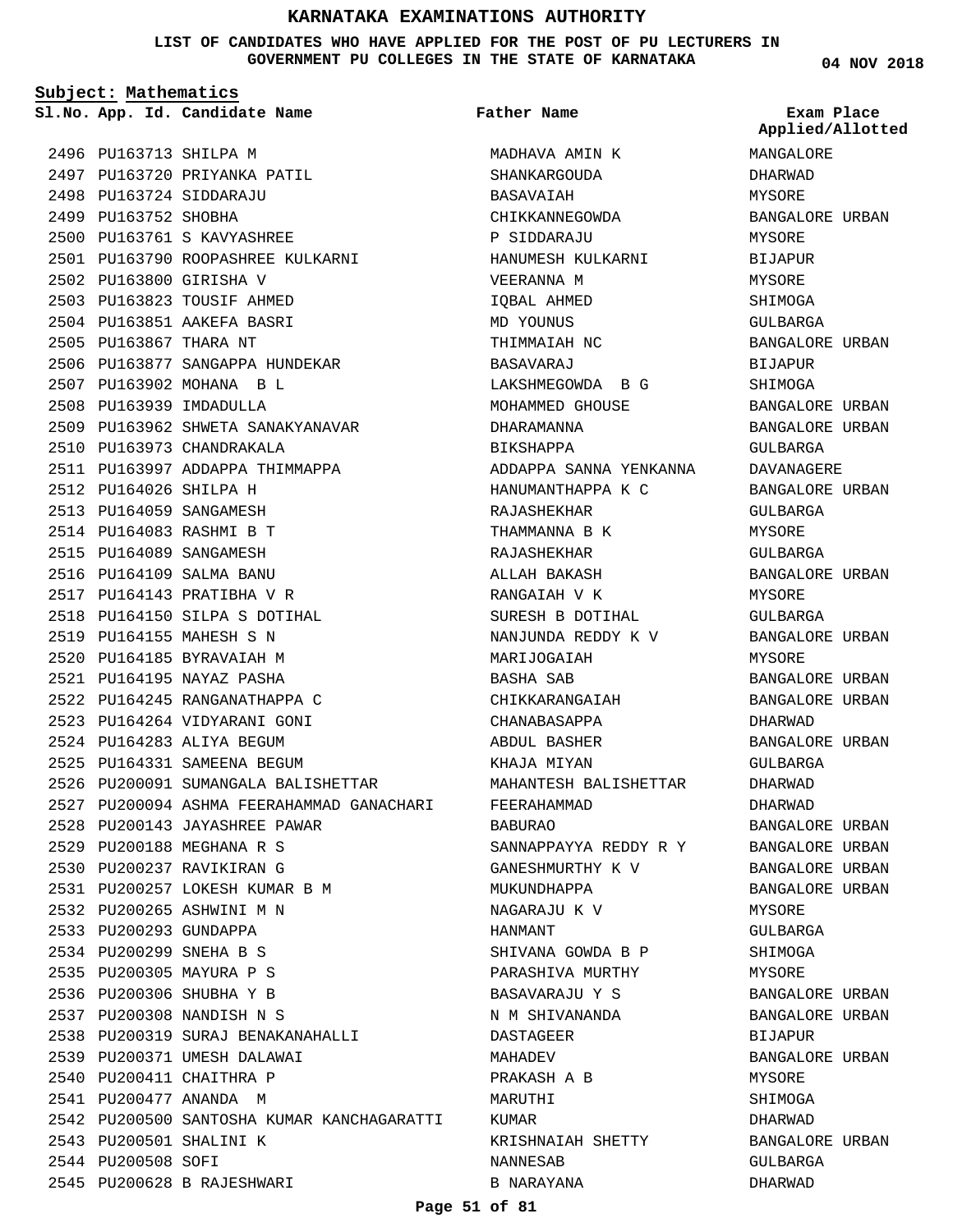# KARNATAKA EXAMINATIONS AUTHORITY

**LIST OF CANDIDATES WHO HAVE APPLIED FOR THE POST OF PU LECTURERS IN GOVERNMENT PU COLLEGES IN THE STATE OF KARNATAKA**

04 NOV 2018

**Subject: Mathematics**

| Sl.No. | App. Id. | Candidate Name | Father Name | Exam Place Applied/Allotted |
|---|---|---|---|---|
| 2496 | PU163713 | SHILPA M | MADHAVA AMIN K | MANGALORE |
| 2497 | PU163720 | PRIYANKA PATIL | SHANKARGOUDA | DHARWAD |
| 2498 | PU163724 | SIDDARAJU | BASAVAIAH | MYSORE |
| 2499 | PU163752 | SHOBHA | CHIKKANNEGOWDA | BANGALORE URBAN |
| 2500 | PU163761 | S KAVYASHREE | P SIDDARAJU | MYSORE |
| 2501 | PU163790 | ROOPASHREE KULKARNI | HANUMESH KULKARNI | BIJAPUR |
| 2502 | PU163800 | GIRISHA V | VEERANNA M | MYSORE |
| 2503 | PU163823 | TOUSIF AHMED | IQBAL AHMED | SHIMOGA |
| 2504 | PU163851 | AAKEFA BASRI | MD YOUNUS | GULBARGA |
| 2505 | PU163867 | THARA NT | THIMMAIAH NC | BANGALORE URBAN |
| 2506 | PU163877 | SANGAPPA HUNDEKAR | BASAVARAJ | BIJAPUR |
| 2507 | PU163902 | MOHANA B L | LAKSHMEGOWDA B G | SHIMOGA |
| 2508 | PU163939 | IMDADULLA | MOHAMMED GHOUSE | BANGALORE URBAN |
| 2509 | PU163962 | SHWETA SANAKYANAVAR | DHARAMANNA | BANGALORE URBAN |
| 2510 | PU163973 | CHANDRAKALA | BIKSHAPPA | GULBARGA |
| 2511 | PU163997 | ADDAPPA THIMMAPPA | ADDAPPA SANNA YENKANNA | DAVANAGERE |
| 2512 | PU164026 | SHILPA H | HANUMANTHAPPA K C | BANGALORE URBAN |
| 2513 | PU164059 | SANGAMESH | RAJASHEKHAR | GULBARGA |
| 2514 | PU164083 | RASHMI B T | THAMMANNA B K | MYSORE |
| 2515 | PU164089 | SANGAMESH | RAJASHEKHAR | GULBARGA |
| 2516 | PU164109 | SALMA BANU | ALLAH BAKASH | BANGALORE URBAN |
| 2517 | PU164143 | PRATIBHA V R | RANGAIAH V K | MYSORE |
| 2518 | PU164150 | SILPA S DOTIHAL | SURESH B DOTIHAL | GULBARGA |
| 2519 | PU164155 | MAHESH S N | NANJUNDA REDDY K V | BANGALORE URBAN |
| 2520 | PU164185 | BYRAVAIAH M | MARIJOGAIAH | MYSORE |
| 2521 | PU164195 | NAYAZ PASHA | BASHA SAB | BANGALORE URBAN |
| 2522 | PU164245 | RANGANATHAPPA C | CHIKKARANGAIAH | BANGALORE URBAN |
| 2523 | PU164264 | VIDYARANI GONI | CHANABASAPPA | DHARWAD |
| 2524 | PU164283 | ALIYA BEGUM | ABDUL BASHER | BANGALORE URBAN |
| 2525 | PU164331 | SAMEENA BEGUM | KHAJA MIYAN | GULBARGA |
| 2526 | PU200091 | SUMANGALA BALISHETTAR | MAHANTESH BALISHETTAR | DHARWAD |
| 2527 | PU200094 | ASHMA FEERAHAMMAD GANACHARI | FEERAHAMMAD | DHARWAD |
| 2528 | PU200143 | JAYASHREE PAWAR | BABURAO | BANGALORE URBAN |
| 2529 | PU200188 | MEGHANA R S | SANNAPPAYYA REDDY R Y | BANGALORE URBAN |
| 2530 | PU200237 | RAVIKIRAN G | GANESHMURTHY K V | BANGALORE URBAN |
| 2531 | PU200257 | LOKESH KUMAR B M | MUKUNDHAPPA | BANGALORE URBAN |
| 2532 | PU200265 | ASHWINI M N | NAGARAJU K V | MYSORE |
| 2533 | PU200293 | GUNDAPPA | HANMANT | GULBARGA |
| 2534 | PU200299 | SNEHA B S | SHIVANA GOWDA B P | SHIMOGA |
| 2535 | PU200305 | MAYURA P S | PARASHIVA MURTHY | MYSORE |
| 2536 | PU200306 | SHUBHA Y B | BASAVARAJU Y S | BANGALORE URBAN |
| 2537 | PU200308 | NANDISH N S | N M SHIVANANDA | BANGALORE URBAN |
| 2538 | PU200319 | SURAJ BENAKANAHALLI | DASTAGEER | BIJAPUR |
| 2539 | PU200371 | UMESH DALAWAI | MAHADEV | BANGALORE URBAN |
| 2540 | PU200411 | CHAITHRA P | PRAKASH A B | MYSORE |
| 2541 | PU200477 | ANANDA M | MARUTHI | SHIMOGA |
| 2542 | PU200500 | SANTOSHA KUMAR KANCHAGARATTI | KUMAR | DHARWAD |
| 2543 | PU200501 | SHALINI K | KRISHNAIAH SHETTY | BANGALORE URBAN |
| 2544 | PU200508 | SOFI | NANNESAB | GULBARGA |
| 2545 | PU200628 | B RAJESHWARI | B NARAYANA | DHARWAD |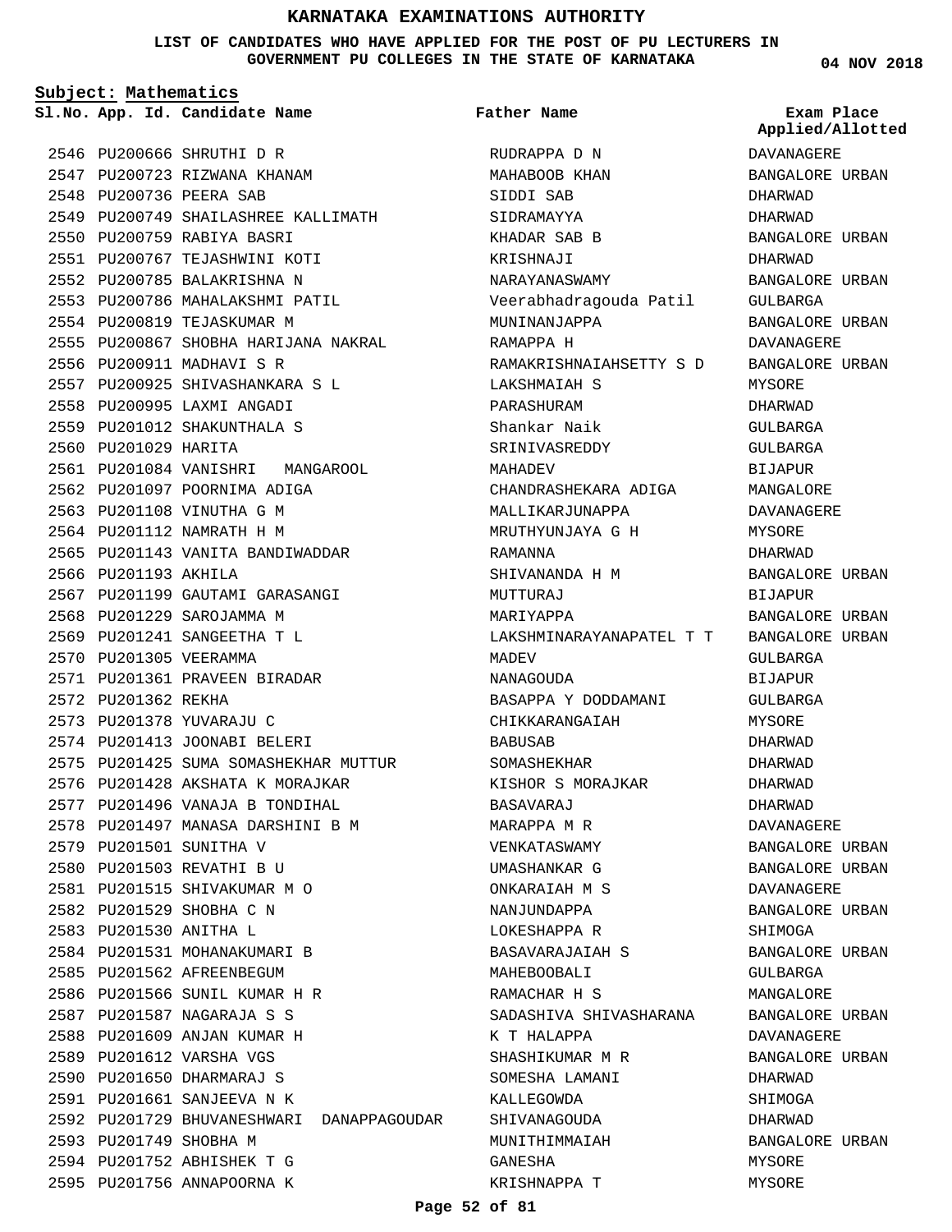# KARNATAKA EXAMINATIONS AUTHORITY

**LIST OF CANDIDATES WHO HAVE APPLIED FOR THE POST OF PU LECTURERS IN GOVERNMENT PU COLLEGES IN THE STATE OF KARNATAKA**

04 NOV 2018

**Subject: Mathematics**

| Sl.No. | App. Id. | Candidate Name | Father Name | Exam Place Applied/Allotted |
|---|---|---|---|---|
| 2546 | PU200666 | SHRUTHI D R | RUDRAPPA D N | DAVANAGERE |
| 2547 | PU200723 | RIZWANA KHANAM | MAHABOOB KHAN | BANGALORE URBAN |
| 2548 | PU200736 | PEERA SAB | SIDDI SAB | DHARWAD |
| 2549 | PU200749 | SHAILASHREE KALLIMATH | SIDRAMAYYA | DHARWAD |
| 2550 | PU200759 | RABIYA BASRI | KHADAR SAB B | BANGALORE URBAN |
| 2551 | PU200767 | TEJASHWINI KOTI | KRISHNAJI | DHARWAD |
| 2552 | PU200785 | BALAKRISHNA N | NARAYANASWAMY | BANGALORE URBAN |
| 2553 | PU200786 | MAHALAKSHMI PATIL | Veerabhadragouda Patil | GULBARGA |
| 2554 | PU200819 | TEJASKUMAR M | MUNINANJAPPA | BANGALORE URBAN |
| 2555 | PU200867 | SHOBHA HARIJANA NAKRAL | RAMAPPA H | DAVANAGERE |
| 2556 | PU200911 | MADHAVI S R | RAMAKRISHNAIAHSETTY S D | BANGALORE URBAN |
| 2557 | PU200925 | SHIVASHANKARA S L | LAKSHMAIAH S | MYSORE |
| 2558 | PU200995 | LAXMI ANGADI | PARASHURAM | DHARWAD |
| 2559 | PU201012 | SHAKUNTHALA S | Shankar Naik | GULBARGA |
| 2560 | PU201029 | HARITA | SRINIVASREDDY | GULBARGA |
| 2561 | PU201084 | VANISHRI MANGAROOL | MAHADEV | BIJAPUR |
| 2562 | PU201097 | POORNIMA ADIGA | CHANDRASHEKARA ADIGA | MANGALORE |
| 2563 | PU201108 | VINUTHA G M | MALLIKARJUNAPPA | DAVANAGERE |
| 2564 | PU201112 | NAMRATH H M | MRUTHYUNJAYA G H | MYSORE |
| 2565 | PU201143 | VANITA BANDIWADDAR | RAMANNA | DHARWAD |
| 2566 | PU201193 | AKHILA | SHIVANANDA H M | BANGALORE URBAN |
| 2567 | PU201199 | GAUTAMI GARASANGI | MUTTURAJ | BIJAPUR |
| 2568 | PU201229 | SAROJAMMA M | MARIYAPPA | BANGALORE URBAN |
| 2569 | PU201241 | SANGEETHA T L | LAKSHMINARAYANAPATEL T T | BANGALORE URBAN |
| 2570 | PU201305 | VEERAMMA | MADEV | GULBARGA |
| 2571 | PU201361 | PRAVEEN BIRADAR | NANAGOUDA | BIJAPUR |
| 2572 | PU201362 | REKHA | BASAPPA Y DODDAMANI | GULBARGA |
| 2573 | PU201378 | YUVARAJU C | CHIKKARANGAIAH | MYSORE |
| 2574 | PU201413 | JOONABI BELERI | BABUSAB | DHARWAD |
| 2575 | PU201425 | SUMA SOMASHEKHAR MUTTUR | SOMASHEKHAR | DHARWAD |
| 2576 | PU201428 | AKSHATA K MORAJKAR | KISHOR S MORAJKAR | DHARWAD |
| 2577 | PU201496 | VANAJA B TONDIHAL | BASAVARAJ | DHARWAD |
| 2578 | PU201497 | MANASA DARSHINI B M | MARAPPA M R | DAVANAGERE |
| 2579 | PU201501 | SUNITHA V | VENKATASWAMY | BANGALORE URBAN |
| 2580 | PU201503 | REVATHI B U | UMASHANKAR G | BANGALORE URBAN |
| 2581 | PU201515 | SHIVAKUMAR M O | ONKARAIAH M S | DAVANAGERE |
| 2582 | PU201529 | SHOBHA C N | NANJUNDAPPA | BANGALORE URBAN |
| 2583 | PU201530 | ANITHA L | LOKESHAPPA R | SHIMOGA |
| 2584 | PU201531 | MOHANAKUMARI B | BASAVARAJAIAH S | BANGALORE URBAN |
| 2585 | PU201562 | AFREENBEGUM | MAHEBOOBALI | GULBARGA |
| 2586 | PU201566 | SUNIL KUMAR H R | RAMACHAR H S | MANGALORE |
| 2587 | PU201587 | NAGARAJA S S | SADASHIVA SHIVASHARANA | BANGALORE URBAN |
| 2588 | PU201609 | ANJAN KUMAR H | K T HALAPPA | DAVANAGERE |
| 2589 | PU201612 | VARSHA VGS | SHASHIKUMAR M R | BANGALORE URBAN |
| 2590 | PU201650 | DHARMARAJ S | SOMESHA LAMANI | DHARWAD |
| 2591 | PU201661 | SANJEEVA N K | KALLEGOWDA | SHIMOGA |
| 2592 | PU201729 | BHUVANESHWARI DANAPPAGOUDAR | SHIVANAGOUDA | DHARWAD |
| 2593 | PU201749 | SHOBHA M | MUNITHIMMAIAH | BANGALORE URBAN |
| 2594 | PU201752 | ABHISHEK T G | GANESHA | MYSORE |
| 2595 | PU201756 | ANNAPOORNA K | KRISHNAPPA T | MYSORE |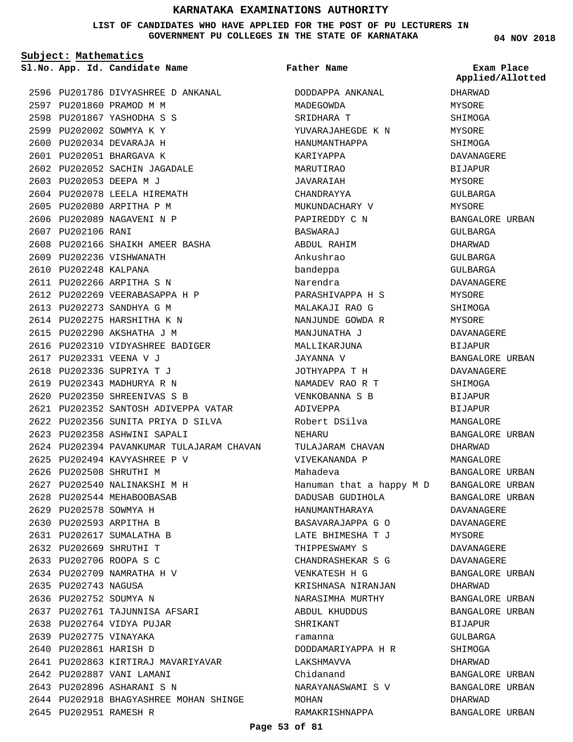# KARNATAKA EXAMINATIONS AUTHORITY

**LIST OF CANDIDATES WHO HAVE APPLIED FOR THE POST OF PU LECTURERS IN GOVERNMENT PU COLLEGES IN THE STATE OF KARNATAKA**

04 NOV 2018

**Subject: Mathematics**

| Sl.No. | App. Id. | Candidate Name | Father Name | Exam Place Applied/Allotted |
|---|---|---|---|---|
| 2596 | PU201786 | DIVYASHREE D ANKANAL | DODDAPPA ANKANAL | DHARWAD |
| 2597 | PU201860 | PRAMOD M M | MADEGOWDA | MYSORE |
| 2598 | PU201867 | YASHODHA S S | SRIDHARA T | SHIMOGA |
| 2599 | PU202002 | SOWMYA K Y | YUVARAJAHEGDE K N | MYSORE |
| 2600 | PU202034 | DEVARAJA H | HANUMANTHAPPA | SHIMOGA |
| 2601 | PU202051 | BHARGAVA K | KARIYAPPA | DAVANAGERE |
| 2602 | PU202052 | SACHIN JAGADALE | MARUTIRAO | BIJAPUR |
| 2603 | PU202053 | DEEPA M J | JAVARAIAH | MYSORE |
| 2604 | PU202078 | LEELA HIREMATH | CHANDRAYYA | GULBARGA |
| 2605 | PU202080 | ARPITHA P M | MUKUNDACHARY V | MYSORE |
| 2606 | PU202089 | NAGAVENI N P | PAPIREDDY C N | BANGALORE URBAN |
| 2607 | PU202106 | RANI | BASWARAJ | GULBARGA |
| 2608 | PU202166 | SHAIKH AMEER BASHA | ABDUL RAHIM | DHARWAD |
| 2609 | PU202236 | VISHWANATH | Ankushrao | GULBARGA |
| 2610 | PU202248 | KALPANA | bandeppa | GULBARGA |
| 2611 | PU202266 | ARPITHA S N | Narendra | DAVANAGERE |
| 2612 | PU202269 | VEERABASAPPA H P | PARASHIVAPPA H S | MYSORE |
| 2613 | PU202273 | SANDHYA G M | MALAKAJI RAO G | SHIMOGA |
| 2614 | PU202275 | HARSHITHA K N | NANJUNDE GOWDA R | MYSORE |
| 2615 | PU202290 | AKSHATHA J M | MANJUNATHA J | DAVANAGERE |
| 2616 | PU202310 | VIDYASHREE BADIGER | MALLIKARJUNA | BIJAPUR |
| 2617 | PU202331 | VEENA V J | JAYANNA V | BANGALORE URBAN |
| 2618 | PU202336 | SUPRIYA T J | JOTHYAPPA T H | DAVANAGERE |
| 2619 | PU202343 | MADHURYA R N | NAMADEV RAO R T | SHIMOGA |
| 2620 | PU202350 | SHREENIVAS S B | VENKOBANNA S B | BIJAPUR |
| 2621 | PU202352 | SANTOSH ADIVEPPA VATAR | ADIVEPPA | BIJAPUR |
| 2622 | PU202356 | SUNITA PRIYA D SILVA | Robert DSilva | MANGALORE |
| 2623 | PU202358 | ASHWINI SAPALI | NEHARU | BANGALORE URBAN |
| 2624 | PU202394 | PAVANKUMAR TULAJARAM CHAVAN | TULAJARAM CHAVAN | DHARWAD |
| 2625 | PU202494 | KAVYASHREE P V | VIVEKANANDA P | MANGALORE |
| 2626 | PU202508 | SHRUTHI M | Mahadeva | BANGALORE URBAN |
| 2627 | PU202540 | NALINAKSHI M H | Hanuman that a happy M D | BANGALORE URBAN |
| 2628 | PU202544 | MEHABOOBASAB | DADUSAB GUDIHOLA | BANGALORE URBAN |
| 2629 | PU202578 | SOWMYA H | HANUMANTHARAYA | DAVANAGERE |
| 2630 | PU202593 | ARPITHA B | BASAVARAJAPPA G O | DAVANAGERE |
| 2631 | PU202617 | SUMALATHA B | LATE BHIMESHA T J | MYSORE |
| 2632 | PU202669 | SHRUTHI T | THIPPESWAMY S | DAVANAGERE |
| 2633 | PU202706 | ROOPA S C | CHANDRASHEKAR S G | DAVANAGERE |
| 2634 | PU202709 | NAMRATHA H V | VENKATESH H G | BANGALORE URBAN |
| 2635 | PU202743 | NAGUSA | KRISHNASA NIRANJAN | DHARWAD |
| 2636 | PU202752 | SOUMYA N | NARASIMHA MURTHY | BANGALORE URBAN |
| 2637 | PU202761 | TAJUNNISA AFSARI | ABDUL KHUDDUS | BANGALORE URBAN |
| 2638 | PU202764 | VIDYA PUJAR | SHRIKANT | BIJAPUR |
| 2639 | PU202775 | VINAYAKA | ramanna | GULBARGA |
| 2640 | PU202861 | HARISH D | DODDAMARIYAPPA H R | SHIMOGA |
| 2641 | PU202863 | KIRTIRAJ MAVARIYAVAR | LAKSHMAVVA | DHARWAD |
| 2642 | PU202887 | VANI LAMANI | Chidanand | BANGALORE URBAN |
| 2643 | PU202896 | ASHARANI S N | NARAYANASWAMI S V | BANGALORE URBAN |
| 2644 | PU202918 | BHAGYASHREE MOHAN SHINGE | MOHAN | DHARWAD |
| 2645 | PU202951 | RAMESH R | RAMAKRISHNAPPA | BANGALORE URBAN |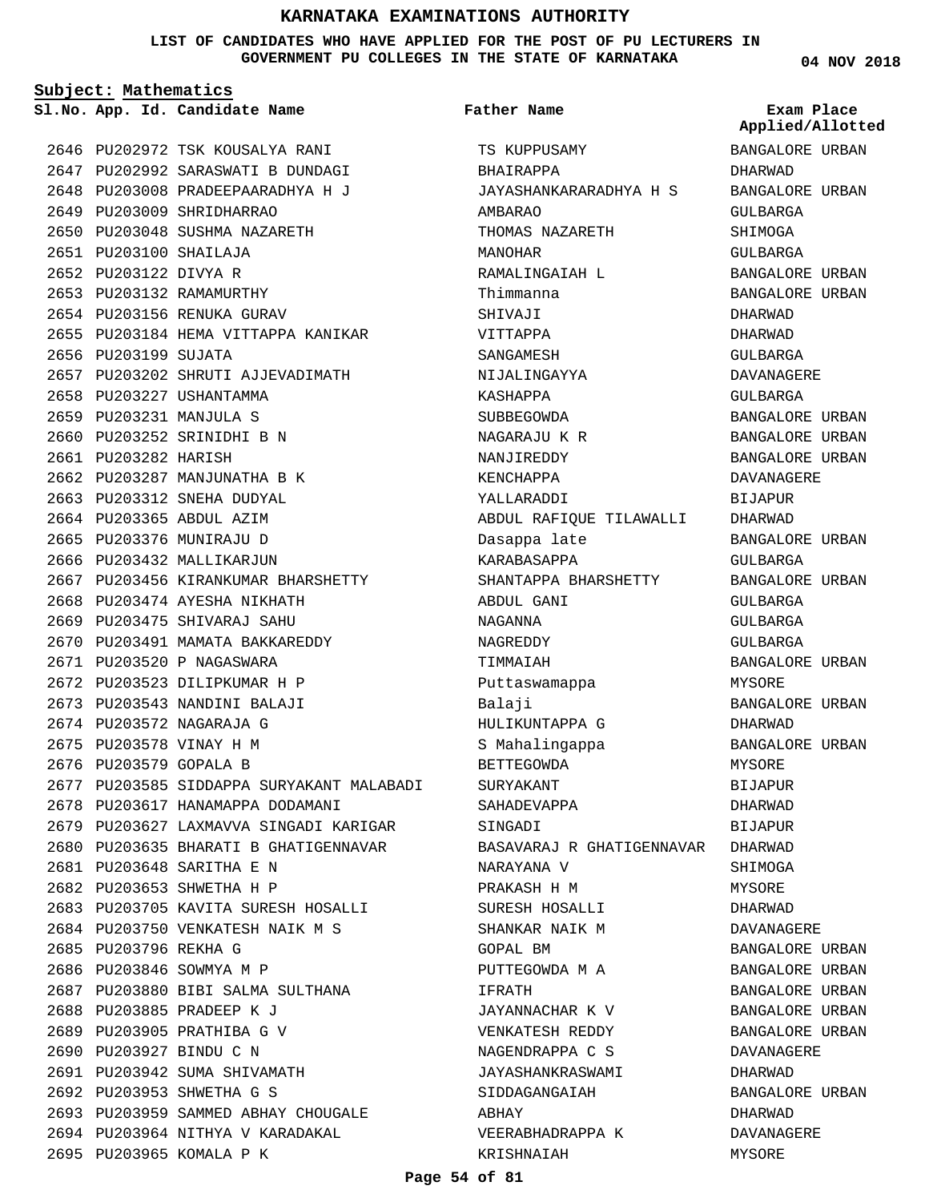# KARNATAKA EXAMINATIONS AUTHORITY

**LIST OF CANDIDATES WHO HAVE APPLIED FOR THE POST OF PU LECTURERS IN GOVERNMENT PU COLLEGES IN THE STATE OF KARNATAKA**

04 NOV 2018

**Subject: Mathematics**

| Sl.No. | App. Id. | Candidate Name | Father Name | Exam Place Applied/Allotted |
|---|---|---|---|---|
| 2646 | PU202972 | TSK KOUSALYA RANI | TS KUPPUSAMY | BANGALORE URBAN |
| 2647 | PU202992 | SARASWATI B DUNDAGI | BHAIRAPPA | DHARWAD |
| 2648 | PU203008 | PRADEEPAARADHYA H J | JAYASHANKARARADHYA H S | BANGALORE URBAN |
| 2649 | PU203009 | SHRIDHARRAO | AMBARAO | GULBARGA |
| 2650 | PU203048 | SUSHMA NAZARETH | THOMAS NAZARETH | SHIMOGA |
| 2651 | PU203100 | SHAILAJA | MANOHAR | GULBARGA |
| 2652 | PU203122 | DIVYA R | RAMALINGAIAH L | BANGALORE URBAN |
| 2653 | PU203132 | RAMAMURTHY | Thimmanna | BANGALORE URBAN |
| 2654 | PU203156 | RENUKA GURAV | SHIVAJI | DHARWAD |
| 2655 | PU203184 | HEMA VITTAPPA KANIKAR | VITTAPPA | DHARWAD |
| 2656 | PU203199 | SUJATA | SANGAMESH | GULBARGA |
| 2657 | PU203202 | SHRUTI AJJEVADIMATH | NIJALINGAYYA | DAVANAGERE |
| 2658 | PU203227 | USHANTAMMA | KASHAPPA | GULBARGA |
| 2659 | PU203231 | MANJULA S | SUBBEGOWDA | BANGALORE URBAN |
| 2660 | PU203252 | SRINIDHI B N | NAGARAJU K R | BANGALORE URBAN |
| 2661 | PU203282 | HARISH | NANJIREDDY | BANGALORE URBAN |
| 2662 | PU203287 | MANJUNATHA B K | KENCHAPPA | DAVANAGERE |
| 2663 | PU203312 | SNEHA DUDYAL | YALLARADDI | BIJAPUR |
| 2664 | PU203365 | ABDUL AZIM | ABDUL RAFIQUE TILAWALLI | DHARWAD |
| 2665 | PU203376 | MUNIRAJU D | Dasappa late | BANGALORE URBAN |
| 2666 | PU203432 | MALLIKARJUN | KARABASAPPA | GULBARGA |
| 2667 | PU203456 | KIRANKUMAR BHARSHETTY | SHANTAPPA BHARSHETTY | BANGALORE URBAN |
| 2668 | PU203474 | AYESHA NIKHATH | ABDUL GANI | GULBARGA |
| 2669 | PU203475 | SHIVARAJ SAHU | NAGANNA | GULBARGA |
| 2670 | PU203491 | MAMATA BAKKAREDDY | NAGREDDY | GULBARGA |
| 2671 | PU203520 | P NAGASWARA | TIMMAIAH | BANGALORE URBAN |
| 2672 | PU203523 | DILIPKUMAR H P | Puttaswamappa | MYSORE |
| 2673 | PU203543 | NANDINI BALAJI | Balaji | BANGALORE URBAN |
| 2674 | PU203572 | NAGARAJA G | HULIKUNTAPPA G | DHARWAD |
| 2675 | PU203578 | VINAY H M | S Mahalingappa | BANGALORE URBAN |
| 2676 | PU203579 | GOPALA B | BETTEGOWDA | MYSORE |
| 2677 | PU203585 | SIDDAPPA SURYAKANT MALABADI | SURYAKANT | BIJAPUR |
| 2678 | PU203617 | HANAMAPPA DODAMANI | SAHADEVAPPA | DHARWAD |
| 2679 | PU203627 | LAXMAVVA SINGADI KARIGAR | SINGADI | BIJAPUR |
| 2680 | PU203635 | BHARATI B GHATIGENNAVAR | BASAVARAJ R GHATIGENNAVAR | DHARWAD |
| 2681 | PU203648 | SARITHA E N | NARAYANA V | SHIMOGA |
| 2682 | PU203653 | SHWETHA H P | PRAKASH H M | MYSORE |
| 2683 | PU203705 | KAVITA SURESH HOSALLI | SURESH HOSALLI | DHARWAD |
| 2684 | PU203750 | VENKATESH NAIK M S | SHANKAR NAIK M | DAVANAGERE |
| 2685 | PU203796 | REKHA G | GOPAL BM | BANGALORE URBAN |
| 2686 | PU203846 | SOWMYA M P | PUTTEGOWDA M A | BANGALORE URBAN |
| 2687 | PU203880 | BIBI SALMA SULTHANA | IFRATH | BANGALORE URBAN |
| 2688 | PU203885 | PRADEEP K J | JAYANNACHAR K V | BANGALORE URBAN |
| 2689 | PU203905 | PRATHIBA G V | VENKATESH REDDY | BANGALORE URBAN |
| 2690 | PU203927 | BINDU C N | NAGENDRAPPA C S | DAVANAGERE |
| 2691 | PU203942 | SUMA SHIVAMATH | JAYASHANKRASWAMI | DHARWAD |
| 2692 | PU203953 | SHWETHA G S | SIDDAGANGAIAH | BANGALORE URBAN |
| 2693 | PU203959 | SAMMED ABHAY CHOUGALE | ABHAY | DHARWAD |
| 2694 | PU203964 | NITHYA V KARADAKAL | VEERABHADRAPPA K | DAVANAGERE |
| 2695 | PU203965 | KOMALA P K | KRISHNAIAH | MYSORE |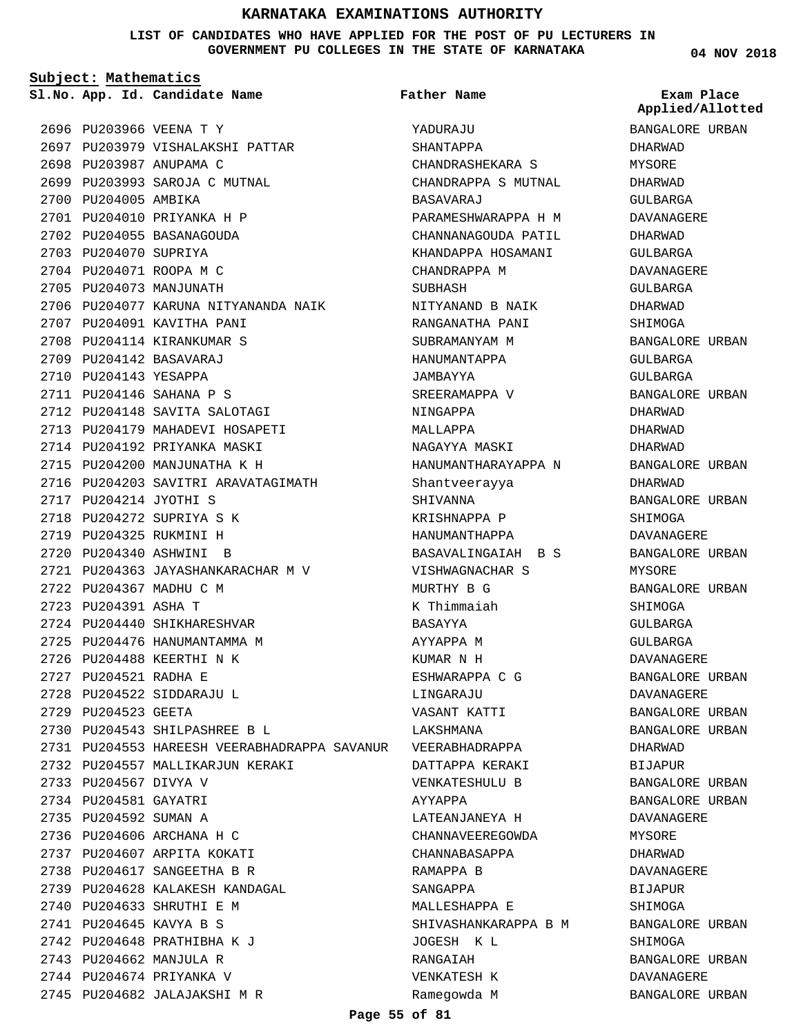# KARNATAKA EXAMINATIONS AUTHORITY

**LIST OF CANDIDATES WHO HAVE APPLIED FOR THE POST OF PU LECTURERS IN GOVERNMENT PU COLLEGES IN THE STATE OF KARNATAKA**

04 NOV 2018

**Subject: Mathematics**

| Sl.No. | App. Id. | Candidate Name | Father Name | Exam Place Applied/Allotted |
|---|---|---|---|---|
| 2696 | PU203966 | VEENA T Y | YADURAJU | BANGALORE URBAN |
| 2697 | PU203979 | VISHALAKSHI PATTAR | SHANTAPPA | DHARWAD |
| 2698 | PU203987 | ANUPAMA C | CHANDRASHEKARA S | MYSORE |
| 2699 | PU203993 | SAROJA C MUTNAL | CHANDRAPPA S MUTNAL | DHARWAD |
| 2700 | PU204005 | AMBIKA | BASAVARAJ | GULBARGA |
| 2701 | PU204010 | PRIYANKA H P | PARAMESHWARAPPA H M | DAVANAGERE |
| 2702 | PU204055 | BASANAGOUDA | CHANNANAGOUDA PATIL | DHARWAD |
| 2703 | PU204070 | SUPRIYA | KHANDAPPA HOSAMANI | GULBARGA |
| 2704 | PU204071 | ROOPA M C | CHANDRAPPA M | DAVANAGERE |
| 2705 | PU204073 | MANJUNATH | SUBHASH | GULBARGA |
| 2706 | PU204077 | KARUNA NITYANANDA NAIK | NITYANAND B NAIK | DHARWAD |
| 2707 | PU204091 | KAVITHA PANI | RANGANATHA PANI | SHIMOGA |
| 2708 | PU204114 | KIRANKUMAR S | SUBRAMANYAM M | BANGALORE URBAN |
| 2709 | PU204142 | BASAVARAJ | HANUMANTAPPA | GULBARGA |
| 2710 | PU204143 | YESAPPA | JAMBAYYA | GULBARGA |
| 2711 | PU204146 | SAHANA P S | SREERAMAPPA V | BANGALORE URBAN |
| 2712 | PU204148 | SAVITA SALOTAGI | NINGAPPA | DHARWAD |
| 2713 | PU204179 | MAHADEVI HOSAPETI | MALLAPPA | DHARWAD |
| 2714 | PU204192 | PRIYANKA MASKI | NAGAYYA MASKI | DHARWAD |
| 2715 | PU204200 | MANJUNATHA K H | HANUMANTHARAYAPPA N | BANGALORE URBAN |
| 2716 | PU204203 | SAVITRI ARAVATAGIMATH | Shantveerayya | DHARWAD |
| 2717 | PU204214 | JYOTHI S | SHIVANNA | BANGALORE URBAN |
| 2718 | PU204272 | SUPRIYA S K | KRISHNAPPA P | SHIMOGA |
| 2719 | PU204325 | RUKMINI H | HANUMANTHAPPA | DAVANAGERE |
| 2720 | PU204340 | ASHWINI B | BASAVALINGAIAH B S | BANGALORE URBAN |
| 2721 | PU204363 | JAYASHANKARACHAR M V | VISHWAGNACHAR S | MYSORE |
| 2722 | PU204367 | MADHU C M | MURTHY B G | BANGALORE URBAN |
| 2723 | PU204391 | ASHA T | K Thimmaiah | SHIMOGA |
| 2724 | PU204440 | SHIKHARESHVAR | BASAYYA | GULBARGA |
| 2725 | PU204476 | HANUMANTAMMA M | AYYAPPA M | GULBARGA |
| 2726 | PU204488 | KEERTHI N K | KUMAR N H | DAVANAGERE |
| 2727 | PU204521 | RADHA E | ESHWARAPPA C G | BANGALORE URBAN |
| 2728 | PU204522 | SIDDARAJU L | LINGARAJU | DAVANAGERE |
| 2729 | PU204523 | GEETA | VASANT KATTI | BANGALORE URBAN |
| 2730 | PU204543 | SHILPASHREE B L | LAKSHMANA | BANGALORE URBAN |
| 2731 | PU204553 | HAREESH VEERABHADRAPPA SAVANUR | VEERABHADRAPPA | DHARWAD |
| 2732 | PU204557 | MALLIKARJUN KERAKI | DATTAPPA KERAKI | BIJAPUR |
| 2733 | PU204567 | DIVYA V | VENKATESHULU B | BANGALORE URBAN |
| 2734 | PU204581 | GAYATRI | AYYAPPA | BANGALORE URBAN |
| 2735 | PU204592 | SUMAN A | LATEANJANEYA H | DAVANAGERE |
| 2736 | PU204606 | ARCHANA H C | CHANNAVEEREGOWDA | MYSORE |
| 2737 | PU204607 | ARPITA KOKATI | CHANNABASAPPA | DHARWAD |
| 2738 | PU204617 | SANGEETHA B R | RAMAPPA B | DAVANAGERE |
| 2739 | PU204628 | KALAKESH KANDAGAL | SANGAPPA | BIJAPUR |
| 2740 | PU204633 | SHRUTHI E M | MALLESHAPPA E | SHIMOGA |
| 2741 | PU204645 | KAVYA B S | SHIVASHANKARAPPA B M | BANGALORE URBAN |
| 2742 | PU204648 | PRATHIBHA K J | JOGESH K L | SHIMOGA |
| 2743 | PU204662 | MANJULA R | RANGAIAH | BANGALORE URBAN |
| 2744 | PU204674 | PRIYANKA V | VENKATESH K | DAVANAGERE |
| 2745 | PU204682 | JALAJAKSHI M R | Ramegowda M | BANGALORE URBAN |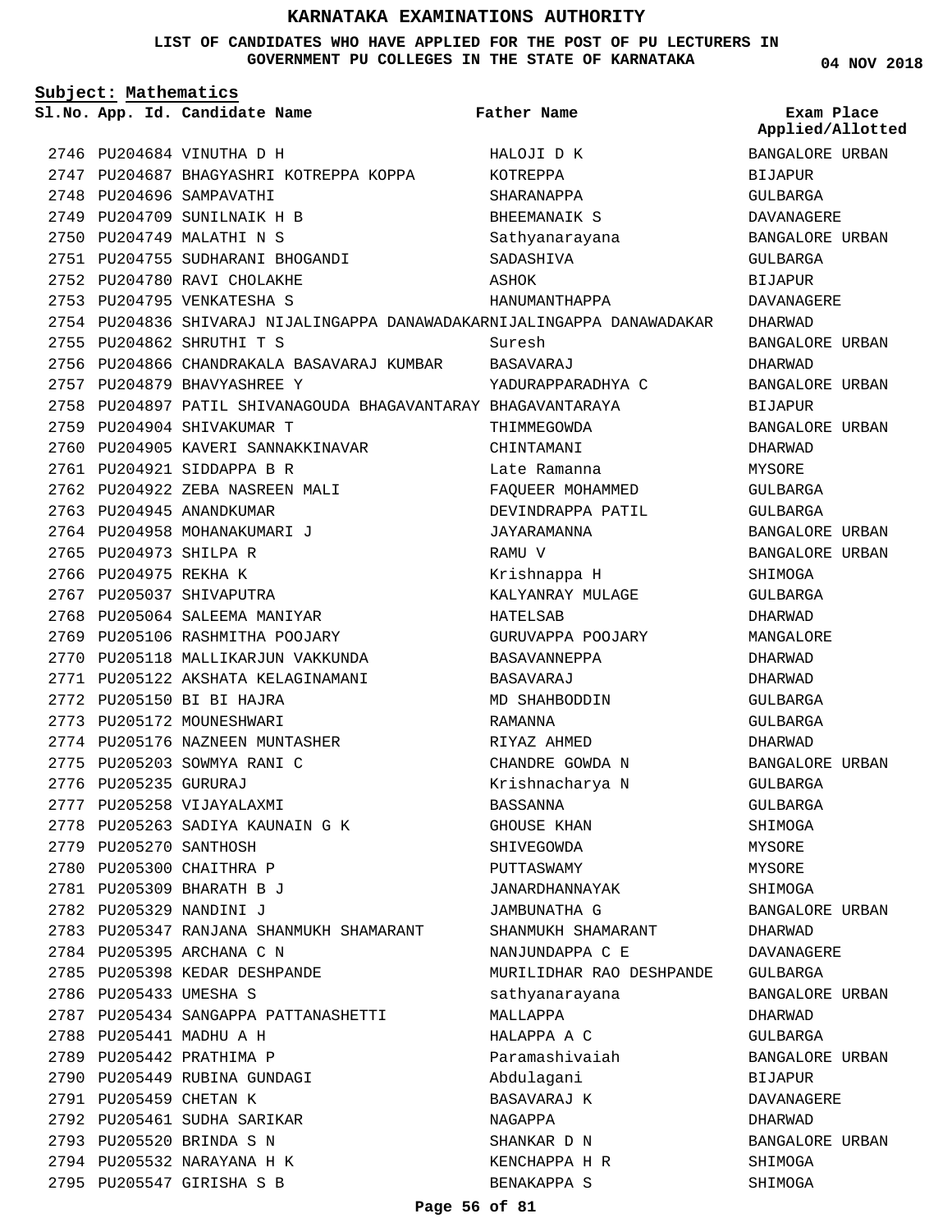# KARNATAKA EXAMINATIONS AUTHORITY

**LIST OF CANDIDATES WHO HAVE APPLIED FOR THE POST OF PU LECTURERS IN GOVERNMENT PU COLLEGES IN THE STATE OF KARNATAKA**

04 NOV 2018

**Subject: Mathematics**

| Sl.No. | App. Id. | Candidate Name | Father Name | Exam Place Applied/Allotted |
|---|---|---|---|---|
| 2746 | PU204684 | VINUTHA D H | HALOJI D K | BANGALORE URBAN |
| 2747 | PU204687 | BHAGYASHRI KOTREPPA KOPPA | KOTREPPA | BIJAPUR |
| 2748 | PU204696 | SAMPAVATHI | SHARANAPPA | GULBARGA |
| 2749 | PU204709 | SUNILNAIK H B | BHEEMANAIK S | DAVANAGERE |
| 2750 | PU204749 | MALATHI N S | Sathyanarayana | BANGALORE URBAN |
| 2751 | PU204755 | SUDHARANI BHOGANDI | SADASHIVA | GULBARGA |
| 2752 | PU204780 | RAVI CHOLAKHE | ASHOK | BIJAPUR |
| 2753 | PU204795 | VENKATESHA S | HANUMANTHAPPA | DAVANAGERE |
| 2754 | PU204836 | SHIVARAJ NIJALINGAPPA DANAWADAKAR | NIJALINGAPPA DANAWADAKAR | DHARWAD |
| 2755 | PU204862 | SHRUTHI T S | Suresh | BANGALORE URBAN |
| 2756 | PU204866 | CHANDRAKALA BASAVARAJ KUMBAR | BASAVARAJ | DHARWAD |
| 2757 | PU204879 | BHAVYASHREE Y | YADURAPPARADHYA C | BANGALORE URBAN |
| 2758 | PU204897 | PATIL SHIVANAGOUDA BHAGAVANTARAY | BHAGAVANTARAYA | BIJAPUR |
| 2759 | PU204904 | SHIVAKUMAR T | THIMMEGOWDA | BANGALORE URBAN |
| 2760 | PU204905 | KAVERI SANNAKKINAVAR | CHINTAMANI | DHARWAD |
| 2761 | PU204921 | SIDDAPPA B R | Late Ramanna | MYSORE |
| 2762 | PU204922 | ZEBA NASREEN MALI | FAQUEER MOHAMMED | GULBARGA |
| 2763 | PU204945 | ANANDKUMAR | DEVINDRAPPA PATIL | GULBARGA |
| 2764 | PU204958 | MOHANAKUMARI J | JAYARAMANNA | BANGALORE URBAN |
| 2765 | PU204973 | SHILPA R | RAMU V | BANGALORE URBAN |
| 2766 | PU204975 | REKHA K | Krishnappa H | SHIMOGA |
| 2767 | PU205037 | SHIVAPUTRA | KALYANRAY MULAGE | GULBARGA |
| 2768 | PU205064 | SALEEMA MANIYAR | HATELSAB | DHARWAD |
| 2769 | PU205106 | RASHMITHA POOJARY | GURUVAPPA POOJARY | MANGALORE |
| 2770 | PU205118 | MALLIKARJUN VAKKUNDA | BASAVANNEPPA | DHARWAD |
| 2771 | PU205122 | AKSHATA KELAGINAMANI | BASAVARAJ | DHARWAD |
| 2772 | PU205150 | BI BI HAJRA | MD SHAHBODDIN | GULBARGA |
| 2773 | PU205172 | MOUNESHWARI | RAMANNA | GULBARGA |
| 2774 | PU205176 | NAZNEEN MUNTASHER | RIYAZ AHMED | DHARWAD |
| 2775 | PU205203 | SOWMYA RANI C | CHANDRE GOWDA N | BANGALORE URBAN |
| 2776 | PU205235 | GURURAJ | Krishnacharya N | GULBARGA |
| 2777 | PU205258 | VIJAYALAXMI | BASSANNA | GULBARGA |
| 2778 | PU205263 | SADIYA KAUNAIN G K | GHOUSE KHAN | SHIMOGA |
| 2779 | PU205270 | SANTHOSH | SHIVEGOWDA | MYSORE |
| 2780 | PU205300 | CHAITHRA P | PUTTASWAMY | MYSORE |
| 2781 | PU205309 | BHARATH B J | JANARDHANNAYAK | SHIMOGA |
| 2782 | PU205329 | NANDINI J | JAMBUNATHA G | BANGALORE URBAN |
| 2783 | PU205347 | RANJANA SHANMUKH SHAMARANT | SHANMUKH SHAMARANT | DHARWAD |
| 2784 | PU205395 | ARCHANA C N | NANJUNDAPPA C E | DAVANAGERE |
| 2785 | PU205398 | KEDAR DESHPANDE | MURILIDHAR RAO DESHPANDE | GULBARGA |
| 2786 | PU205433 | UMESHA S | sathyanarayana | BANGALORE URBAN |
| 2787 | PU205434 | SANGAPPA PATTANASHETTI | MALLAPPA | DHARWAD |
| 2788 | PU205441 | MADHU A H | HALAPPA A C | GULBARGA |
| 2789 | PU205442 | PRATHIMA P | Paramashivaiah | BANGALORE URBAN |
| 2790 | PU205449 | RUBINA GUNDAGI | Abdulagani | BIJAPUR |
| 2791 | PU205459 | CHETAN K | BASAVARAJ K | DAVANAGERE |
| 2792 | PU205461 | SUDHA SARIKAR | NAGAPPA | DHARWAD |
| 2793 | PU205520 | BRINDA S N | SHANKAR D N | BANGALORE URBAN |
| 2794 | PU205532 | NARAYANA H K | KENCHAPPA H R | SHIMOGA |
| 2795 | PU205547 | GIRISHA S B | BENAKAPPA S | SHIMOGA |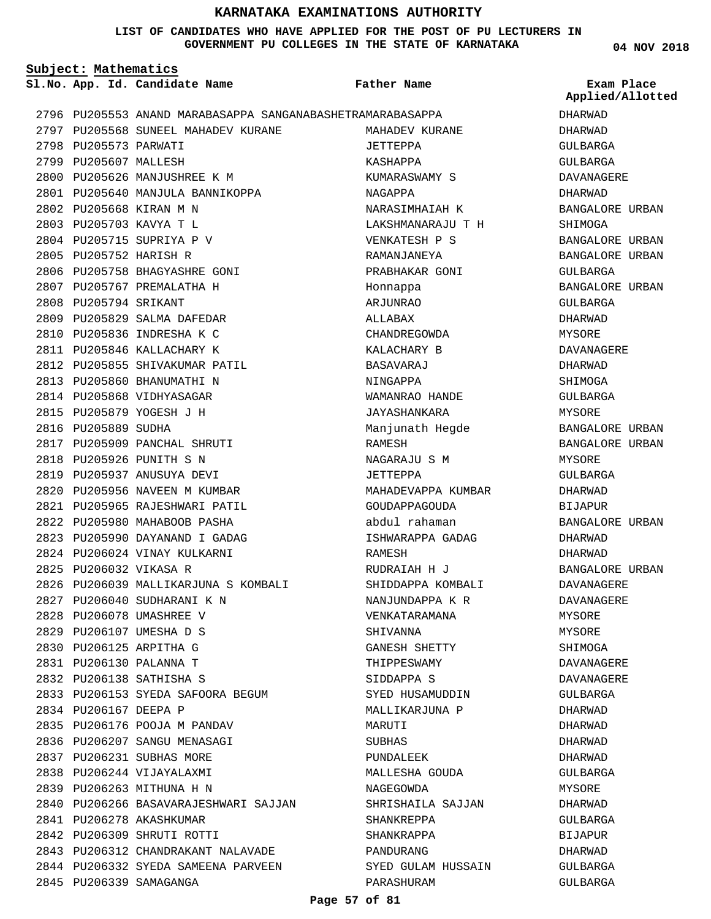# KARNATAKA EXAMINATIONS AUTHORITY

**LIST OF CANDIDATES WHO HAVE APPLIED FOR THE POST OF PU LECTURERS IN GOVERNMENT PU COLLEGES IN THE STATE OF KARNATAKA**

04 NOV 2018

**Subject: Mathematics**

| Sl.No. | App. Id. | Candidate Name | Father Name | Exam Place Applied/Allotted |
|---|---|---|---|---|
| 2796 | PU205553 | ANAND MARABASAPPA SANGANABASHETRA | MARABASAPPA | DHARWAD |
| 2797 | PU205568 | SUNEEL MAHADEV KURANE | MAHADEV KURANE | DHARWAD |
| 2798 | PU205573 | PARWATI | JETTEPPA | GULBARGA |
| 2799 | PU205607 | MALLESH | KASHAPPA | GULBARGA |
| 2800 | PU205626 | MANJUSHREE K M | KUMARASWAMY S | DAVANAGERE |
| 2801 | PU205640 | MANJULA BANNIKOPPA | NAGAPPA | DHARWAD |
| 2802 | PU205668 | KIRAN M N | NARASIMHAIAH K | BANGALORE URBAN |
| 2803 | PU205703 | KAVYA T L | LAKSHMANARAJU T H | SHIMOGA |
| 2804 | PU205715 | SUPRIYA P V | VENKATESH P S | BANGALORE URBAN |
| 2805 | PU205752 | HARISH R | RAMANJANEYA | BANGALORE URBAN |
| 2806 | PU205758 | BHAGYASHRE GONI | PRABHAKAR GONI | GULBARGA |
| 2807 | PU205767 | PREMALATHA H | Honnappa | BANGALORE URBAN |
| 2808 | PU205794 | SRIKANT | ARJUNRAO | GULBARGA |
| 2809 | PU205829 | SALMA DAFEDAR | ALLABAX | DHARWAD |
| 2810 | PU205836 | INDRESHA K C | CHANDREGOWDA | MYSORE |
| 2811 | PU205846 | KALLACHARY K | KALACHARY B | DAVANAGERE |
| 2812 | PU205855 | SHIVAKUMAR PATIL | BASAVARAJ | DHARWAD |
| 2813 | PU205860 | BHANUMATHI N | NINGAPPA | SHIMOGA |
| 2814 | PU205868 | VIDHYASAGAR | WAMANRAO HANDE | GULBARGA |
| 2815 | PU205879 | YOGESH J H | JAYASHANKARA | MYSORE |
| 2816 | PU205889 | SUDHA | Manjunath Hegde | BANGALORE URBAN |
| 2817 | PU205909 | PANCHAL SHRUTI | RAMESH | BANGALORE URBAN |
| 2818 | PU205926 | PUNITH S N | NAGARAJU S M | MYSORE |
| 2819 | PU205937 | ANUSUYA DEVI | JETTEPPA | GULBARGA |
| 2820 | PU205956 | NAVEEN M KUMBAR | MAHADEVAPPA KUMBAR | DHARWAD |
| 2821 | PU205965 | RAJESHWARI PATIL | GOUDAPPAGOUDA | BIJAPUR |
| 2822 | PU205980 | MAHABOOB PASHA | abdul rahaman | BANGALORE URBAN |
| 2823 | PU205990 | DAYANAND I GADAG | ISHWARAPPA GADAG | DHARWAD |
| 2824 | PU206024 | VINAY KULKARNI | RAMESH | DHARWAD |
| 2825 | PU206032 | VIKASA R | RUDRAIAH H J | BANGALORE URBAN |
| 2826 | PU206039 | MALLIKARJUNA S KOMBALI | SHIDDAPPA KOMBALI | DAVANAGERE |
| 2827 | PU206040 | SUDHARANI K N | NANJUNDAPPA K R | DAVANAGERE |
| 2828 | PU206078 | UMASHREE V | VENKATARAMANA | MYSORE |
| 2829 | PU206107 | UMESHA D S | SHIVANNA | MYSORE |
| 2830 | PU206125 | ARPITHA G | GANESH SHETTY | SHIMOGA |
| 2831 | PU206130 | PALANNA T | THIPPESWAMY | DAVANAGERE |
| 2832 | PU206138 | SATHISHA S | SIDDAPPA S | DAVANAGERE |
| 2833 | PU206153 | SYEDA SAFOORA BEGUM | SYED HUSAMUDDIN | GULBARGA |
| 2834 | PU206167 | DEEPA P | MALLIKARJUNA P | DHARWAD |
| 2835 | PU206176 | POOJA M PANDAV | MARUTI | DHARWAD |
| 2836 | PU206207 | SANGU MENASAGI | SUBHAS | DHARWAD |
| 2837 | PU206231 | SUBHAS MORE | PUNDALEEK | DHARWAD |
| 2838 | PU206244 | VIJAYALAXMI | MALLESHA GOUDA | GULBARGA |
| 2839 | PU206263 | MITHUNA H N | NAGEGOWDA | MYSORE |
| 2840 | PU206266 | BASAVARAJESHWARI SAJJAN | SHRISHAILA SAJJAN | DHARWAD |
| 2841 | PU206278 | AKASHKUMAR | SHANKREPPA | GULBARGA |
| 2842 | PU206309 | SHRUTI ROTTI | SHANKRAPPA | BIJAPUR |
| 2843 | PU206312 | CHANDRAKANT NALAVADE | PANDURANG | DHARWAD |
| 2844 | PU206332 | SYEDA SAMEENA PARVEEN | SYED GULAM HUSSAIN | GULBARGA |
| 2845 | PU206339 | SAMAGANGA | PARASHURAM | GULBARGA |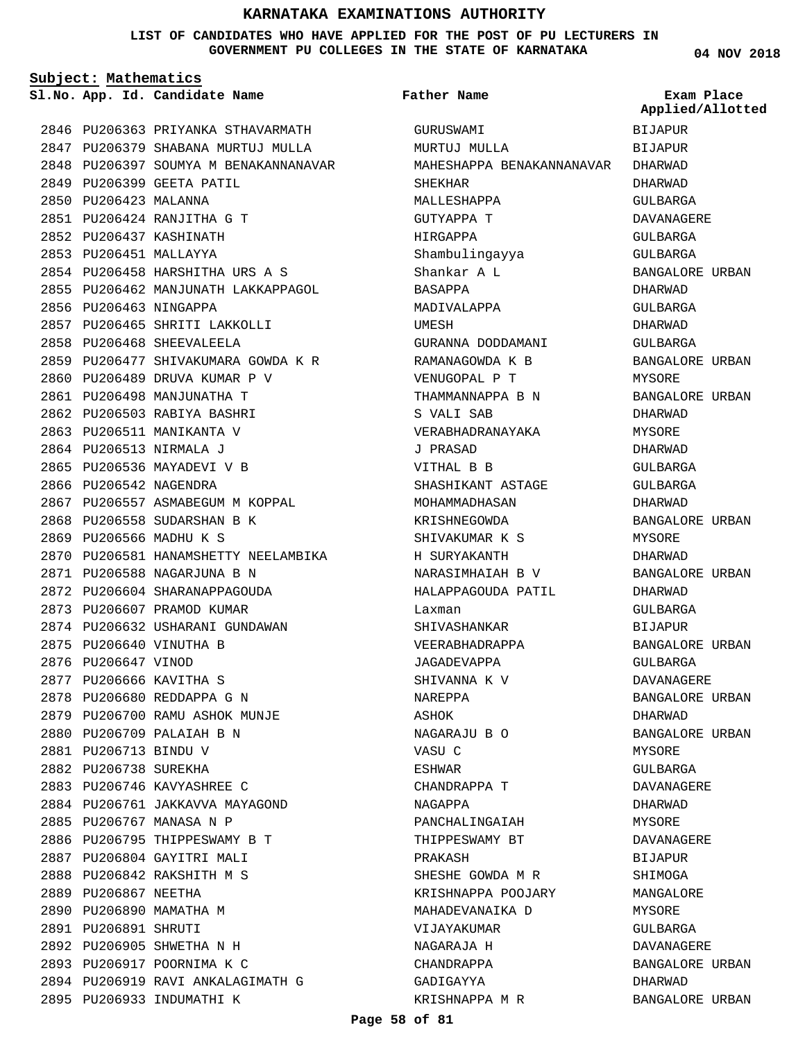# KARNATAKA EXAMINATIONS AUTHORITY

**LIST OF CANDIDATES WHO HAVE APPLIED FOR THE POST OF PU LECTURERS IN GOVERNMENT PU COLLEGES IN THE STATE OF KARNATAKA**

**04 NOV 2018**

**Subject: Mathematics**

| Sl.No. | App. Id. | Candidate Name | Father Name | Exam Place Applied/Allotted |
|---|---|---|---|---|
| 2846 | PU206363 | PRIYANKA STHAVARMATH | GURUSWAMI | BIJAPUR |
| 2847 | PU206379 | SHABANA MURTUJ MULLA | MURTUJ MULLA | BIJAPUR |
| 2848 | PU206397 | SOUMYA M BENAKANNANAVAR | MAHESHAPPA BENAKANNANAVAR | DHARWAD |
| 2849 | PU206399 | GEETA PATIL | SHEKHAR | DHARWAD |
| 2850 | PU206423 | MALANNA | MALLESHAPPA | GULBARGA |
| 2851 | PU206424 | RANJITHA G T | GUTYAPPA T | DAVANAGERE |
| 2852 | PU206437 | KASHINATH | HIRGAPPA | GULBARGA |
| 2853 | PU206451 | MALLAYYA | Shambulingayya | GULBARGA |
| 2854 | PU206458 | HARSHITHA URS A S | Shankar A L | BANGALORE URBAN |
| 2855 | PU206462 | MANJUNATH LAKKAPPAGOL | BASAPPA | DHARWAD |
| 2856 | PU206463 | NINGAPPA | MADIVALAPPA | GULBARGA |
| 2857 | PU206465 | SHRITI LAKKOLLI | UMESH | DHARWAD |
| 2858 | PU206468 | SHEEVALEELA | GURANNA DODDAMANI | GULBARGA |
| 2859 | PU206477 | SHIVAKUMARA GOWDA K R | RAMANAGOWDA K B | BANGALORE URBAN |
| 2860 | PU206489 | DRUVA KUMAR P V | VENUGOPAL P T | MYSORE |
| 2861 | PU206498 | MANJUNATHA T | THAMMANNAPPA B N | BANGALORE URBAN |
| 2862 | PU206503 | RABIYA BASHRI | S VALI SAB | DHARWAD |
| 2863 | PU206511 | MANIKANTA V | VERABHADRANAYAKA | MYSORE |
| 2864 | PU206513 | NIRMALA J | J PRASAD | DHARWAD |
| 2865 | PU206536 | MAYADEVI V B | VITHAL B B | GULBARGA |
| 2866 | PU206542 | NAGENDRA | SHASHIKANT ASTAGE | GULBARGA |
| 2867 | PU206557 | ASMABEGUM M KOPPAL | MOHAMMADHASAN | DHARWAD |
| 2868 | PU206558 | SUDARSHAN B K | KRISHNEGOWDA | BANGALORE URBAN |
| 2869 | PU206566 | MADHU K S | SHIVAKUMAR K S | MYSORE |
| 2870 | PU206581 | HANAMSHETTY NEELAMBIKA | H SURYAKANTH | DHARWAD |
| 2871 | PU206588 | NAGARJUNA B N | NARASIMHAIAH B V | BANGALORE URBAN |
| 2872 | PU206604 | SHARANAPPAGOUDA | HALAPPAGOUDA PATIL | DHARWAD |
| 2873 | PU206607 | PRAMOD KUMAR | Laxman | GULBARGA |
| 2874 | PU206632 | USHARANI GUNDAWAN | SHIVASHANKAR | BIJAPUR |
| 2875 | PU206640 | VINUTHA B | VEERABHADRAPPA | BANGALORE URBAN |
| 2876 | PU206647 | VINOD | JAGADEVAPPA | GULBARGA |
| 2877 | PU206666 | KAVITHA S | SHIVANNA K V | DAVANAGERE |
| 2878 | PU206680 | REDDAPPA G N | NAREPPA | BANGALORE URBAN |
| 2879 | PU206700 | RAMU ASHOK MUNJE | ASHOK | DHARWAD |
| 2880 | PU206709 | PALAIAH B N | NAGARAJU B O | BANGALORE URBAN |
| 2881 | PU206713 | BINDU V | VASU C | MYSORE |
| 2882 | PU206738 | SUREKHA | ESHWAR | GULBARGA |
| 2883 | PU206746 | KAVYASHREE C | CHANDRAPPA T | DAVANAGERE |
| 2884 | PU206761 | JAKKAVVA MAYAGOND | NAGAPPA | DHARWAD |
| 2885 | PU206767 | MANASA N P | PANCHALINGAIAH | MYSORE |
| 2886 | PU206795 | THIPPESWAMY B T | THIPPESWAMY BT | DAVANAGERE |
| 2887 | PU206804 | GAYITRI MALI | PRAKASH | BIJAPUR |
| 2888 | PU206842 | RAKSHITH M S | SHESHE GOWDA M R | SHIMOGA |
| 2889 | PU206867 | NEETHA | KRISHNAPPA POOJARY | MANGALORE |
| 2890 | PU206890 | MAMATHA M | MAHADEVANAIKA D | MYSORE |
| 2891 | PU206891 | SHRUTI | VIJAYAKUMAR | GULBARGA |
| 2892 | PU206905 | SHWETHA N H | NAGARAJA H | DAVANAGERE |
| 2893 | PU206917 | POORNIMA K C | CHANDRAPPA | BANGALORE URBAN |
| 2894 | PU206919 | RAVI ANKALAGIMATH G | GADIGAYYA | DHARWAD |
| 2895 | PU206933 | INDUMATHI K | KRISHNAPPA M R | BANGALORE URBAN |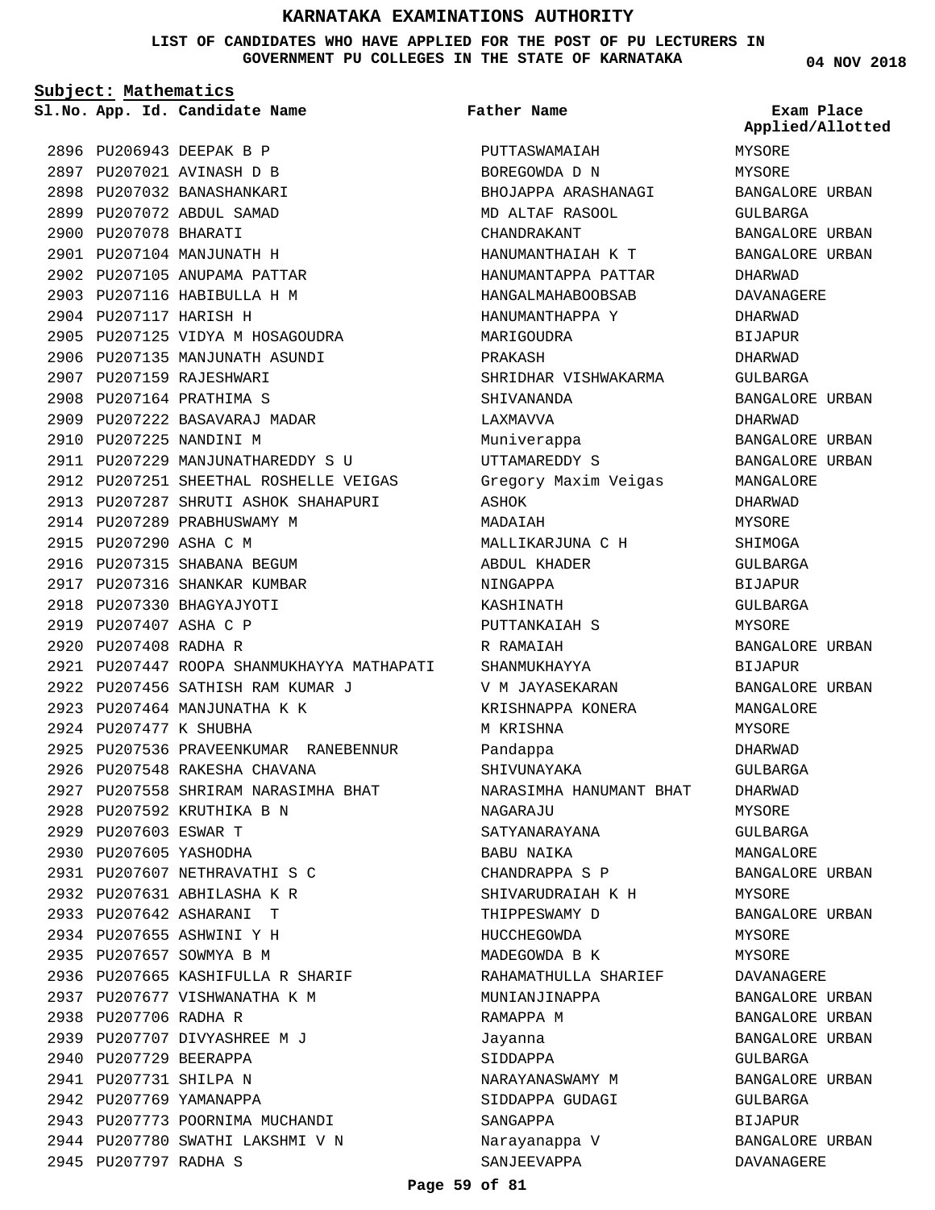# KARNATAKA EXAMINATIONS AUTHORITY

**LIST OF CANDIDATES WHO HAVE APPLIED FOR THE POST OF PU LECTURERS IN GOVERNMENT PU COLLEGES IN THE STATE OF KARNATAKA**

**04 NOV 2018**

**Subject: Mathematics**

| Sl.No. | App. Id. | Candidate Name | Father Name | Exam Place Applied/Allotted |
|---|---|---|---|---|
| 2896 | PU206943 | DEEPAK B P | PUTTASWAMAIAH | MYSORE |
| 2897 | PU207021 | AVINASH D B | BOREGOWDA D N | MYSORE |
| 2898 | PU207032 | BANASHANKARI | BHOJAPPA ARASHANAGI | BANGALORE URBAN |
| 2899 | PU207072 | ABDUL SAMAD | MD ALTAF RASOOL | GULBARGA |
| 2900 | PU207078 | BHARATI | CHANDRAKANT | BANGALORE URBAN |
| 2901 | PU207104 | MANJUNATH H | HANUMANTHAIAH K T | BANGALORE URBAN |
| 2902 | PU207105 | ANUPAMA PATTAR | HANUMANTAPPA PATTAR | DHARWAD |
| 2903 | PU207116 | HABIBULLA H M | HANGALMAHABOOBSAB | DAVANAGERE |
| 2904 | PU207117 | HARISH H | HANUMANTHAPPA Y | DHARWAD |
| 2905 | PU207125 | VIDYA M HOSAGOUDRA | MARIGOUDRA | BIJAPUR |
| 2906 | PU207135 | MANJUNATH ASUNDI | PRAKASH | DHARWAD |
| 2907 | PU207159 | RAJESHWARI | SHRIDHAR VISHWAKARMA | GULBARGA |
| 2908 | PU207164 | PRATHIMA S | SHIVANANDA | BANGALORE URBAN |
| 2909 | PU207222 | BASAVARAJ MADAR | LAXMAVVA | DHARWAD |
| 2910 | PU207225 | NANDINI M | Muniverappa | BANGALORE URBAN |
| 2911 | PU207229 | MANJUNATHAREDDY S U | UTTAMAREDDY S | BANGALORE URBAN |
| 2912 | PU207251 | SHEETHAL ROSHELLE VEIGAS | Gregory Maxim Veigas | MANGALORE |
| 2913 | PU207287 | SHRUTI ASHOK SHAHAPURI | ASHOK | DHARWAD |
| 2914 | PU207289 | PRABHUSWAMY M | MADAIAH | MYSORE |
| 2915 | PU207290 | ASHA C M | MALLIKARJUNA C H | SHIMOGA |
| 2916 | PU207315 | SHABANA BEGUM | ABDUL KHADER | GULBARGA |
| 2917 | PU207316 | SHANKAR KUMBAR | NINGAPPA | BIJAPUR |
| 2918 | PU207330 | BHAGYAJYOTI | KASHINATH | GULBARGA |
| 2919 | PU207407 | ASHA C P | PUTTANKAIAH S | MYSORE |
| 2920 | PU207408 | RADHA R | R RAMAIAH | BANGALORE URBAN |
| 2921 | PU207447 | ROOPA SHANMUKHAYYA MATHAPATI | SHANMUKHAYYA | BIJAPUR |
| 2922 | PU207456 | SATHISH RAM KUMAR J | V M JAYASEKARAN | BANGALORE URBAN |
| 2923 | PU207464 | MANJUNATHA K K | KRISHNAPPA KONERA | MANGALORE |
| 2924 | PU207477 | K SHUBHA | M KRISHNA | MYSORE |
| 2925 | PU207536 | PRAVEENKUMAR RANEBENNUR | Pandappa | DHARWAD |
| 2926 | PU207548 | RAKESHA CHAVANA | SHIVUNAYAKA | GULBARGA |
| 2927 | PU207558 | SHRIRAM NARASIMHA BHAT | NARASIMHA HANUMANT BHAT | DHARWAD |
| 2928 | PU207592 | KRUTHIKA B N | NAGARAJU | MYSORE |
| 2929 | PU207603 | ESWAR T | SATYANARAYANA | GULBARGA |
| 2930 | PU207605 | YASHODHA | BABU NAIKA | MANGALORE |
| 2931 | PU207607 | NETHRAVATHI S C | CHANDRAPPA S P | BANGALORE URBAN |
| 2932 | PU207631 | ABHILASHA K R | SHIVARUDRAIAH K H | MYSORE |
| 2933 | PU207642 | ASHARANI T | THIPPESWAMY D | BANGALORE URBAN |
| 2934 | PU207655 | ASHWINI Y H | HUCCHEGOWDA | MYSORE |
| 2935 | PU207657 | SOWMYA B M | MADEGOWDA B K | MYSORE |
| 2936 | PU207665 | KASHIFULLA R SHARIF | RAHAMATHULLA SHARIEF | DAVANAGERE |
| 2937 | PU207677 | VISHWANATHA K M | MUNIANJINAPPA | BANGALORE URBAN |
| 2938 | PU207706 | RADHA R | RAMAPPA M | BANGALORE URBAN |
| 2939 | PU207707 | DIVYASHREE M J | Jayanna | BANGALORE URBAN |
| 2940 | PU207729 | BEERAPPA | SIDDAPPA | GULBARGA |
| 2941 | PU207731 | SHILPA N | NARAYANASWAMY M | BANGALORE URBAN |
| 2942 | PU207769 | YAMANAPPA | SIDDAPPA GUDAGI | GULBARGA |
| 2943 | PU207773 | POORNIMA MUCHANDI | SANGAPPA | BIJAPUR |
| 2944 | PU207780 | SWATHI LAKSHMI V N | Narayanappa V | BANGALORE URBAN |
| 2945 | PU207797 | RADHA S | SANJEEVAPPA | DAVANAGERE |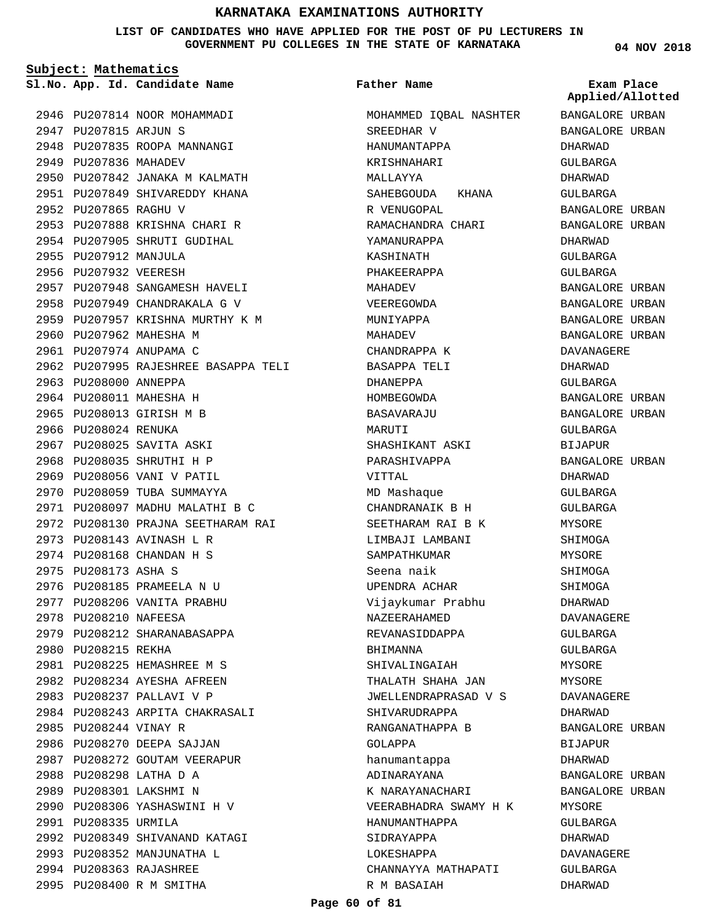# KARNATAKA EXAMINATIONS AUTHORITY

**LIST OF CANDIDATES WHO HAVE APPLIED FOR THE POST OF PU LECTURERS IN GOVERNMENT PU COLLEGES IN THE STATE OF KARNATAKA**

04 NOV 2018

**Subject: Mathematics**

| Sl.No. | App. Id. | Candidate Name | Father Name | Exam Place Applied/Allotted |
|---|---|---|---|---|
| 2946 | PU207814 | NOOR MOHAMMADI | MOHAMMED IQBAL NASHTER | BANGALORE URBAN |
| 2947 | PU207815 | ARJUN S | SREEDHAR V | BANGALORE URBAN |
| 2948 | PU207835 | ROOPA MANNANGI | HANUMANTAPPA | DHARWAD |
| 2949 | PU207836 | MAHADEV | KRISHNAHARI | GULBARGA |
| 2950 | PU207842 | JANAKA M KALMATH | MALLAYYA | DHARWAD |
| 2951 | PU207849 | SHIVAREDDY KHANA | SAHEBGOUDA KHANA | GULBARGA |
| 2952 | PU207865 | RAGHU V | R VENUGOPAL | BANGALORE URBAN |
| 2953 | PU207888 | KRISHNA CHARI R | RAMACHANDRA CHARI | BANGALORE URBAN |
| 2954 | PU207905 | SHRUTI GUDIHAL | YAMANURAPPA | DHARWAD |
| 2955 | PU207912 | MANJULA | KASHINATH | GULBARGA |
| 2956 | PU207932 | VEERESH | PHAKEERAPPA | GULBARGA |
| 2957 | PU207948 | SANGAMESH HAVELI | MAHADEV | BANGALORE URBAN |
| 2958 | PU207949 | CHANDRAKALA G V | VEEREGOWDA | BANGALORE URBAN |
| 2959 | PU207957 | KRISHNA MURTHY K M | MUNIYAPPA | BANGALORE URBAN |
| 2960 | PU207962 | MAHESHA M | MAHADEV | BANGALORE URBAN |
| 2961 | PU207974 | ANUPAMA C | CHANDRAPPA K | DAVANAGERE |
| 2962 | PU207995 | RAJESHREE BASAPPA TELI | BASAPPA TELI | DHARWAD |
| 2963 | PU208000 | ANNEPPA | DHANEPPA | GULBARGA |
| 2964 | PU208011 | MAHESHA H | HOMBEGOWDA | BANGALORE URBAN |
| 2965 | PU208013 | GIRISH M B | BASAVARAJU | BANGALORE URBAN |
| 2966 | PU208024 | RENUKA | MARUTI | GULBARGA |
| 2967 | PU208025 | SAVITA ASKI | SHASHIKANT ASKI | BIJAPUR |
| 2968 | PU208035 | SHRUTHI H P | PARASHIVAPPA | BANGALORE URBAN |
| 2969 | PU208056 | VANI V PATIL | VITTAL | DHARWAD |
| 2970 | PU208059 | TUBA SUMMAYYA | MD Mashaque | GULBARGA |
| 2971 | PU208097 | MADHU MALATHI B C | CHANDRANAIK B H | GULBARGA |
| 2972 | PU208130 | PRAJNA SEETHARAM RAI | SEETHARAM RAI B K | MYSORE |
| 2973 | PU208143 | AVINASH L R | LIMBAJI LAMBANI | SHIMOGA |
| 2974 | PU208168 | CHANDAN H S | SAMPATHKUMAR | MYSORE |
| 2975 | PU208173 | ASHA S | Seena naik | SHIMOGA |
| 2976 | PU208185 | PRAMEELA N U | UPENDRA ACHAR | SHIMOGA |
| 2977 | PU208206 | VANITA PRABHU | Vijaykumar Prabhu | DHARWAD |
| 2978 | PU208210 | NAFEESA | NAZEERAHAMED | DAVANAGERE |
| 2979 | PU208212 | SHARANABASAPPA | REVANASIDDAPPA | GULBARGA |
| 2980 | PU208215 | REKHA | BHIMANNA | GULBARGA |
| 2981 | PU208225 | HEMASHREE M S | SHIVALINGAIAH | MYSORE |
| 2982 | PU208234 | AYESHA AFREEN | THALATH SHAHA JAN | MYSORE |
| 2983 | PU208237 | PALLAVI V P | JWELLENDRAPRASAD V S | DAVANAGERE |
| 2984 | PU208243 | ARPITA CHAKRASALI | SHIVARUDRAPPA | DHARWAD |
| 2985 | PU208244 | VINAY R | RANGANATHAPPA B | BANGALORE URBAN |
| 2986 | PU208270 | DEEPA SAJJAN | GOLAPPA | BIJAPUR |
| 2987 | PU208272 | GOUTAM VEERAPUR | hanumantappa | DHARWAD |
| 2988 | PU208298 | LATHA D A | ADINARAYANA | BANGALORE URBAN |
| 2989 | PU208301 | LAKSHMI N | K NARAYANACHARI | BANGALORE URBAN |
| 2990 | PU208306 | YASHASWINI H V | VEERABHADRA SWAMY H K | MYSORE |
| 2991 | PU208335 | URMILA | HANUMANTHAPPA | GULBARGA |
| 2992 | PU208349 | SHIVANAND KATAGI | SIDRAYAPPA | DHARWAD |
| 2993 | PU208352 | MANJUNATHA L | LOKESHAPPA | DAVANAGERE |
| 2994 | PU208363 | RAJASHREE | CHANNAYYA MATHAPATI | GULBARGA |
| 2995 | PU208400 | R M SMITHA | R M BASAIAH | DHARWAD |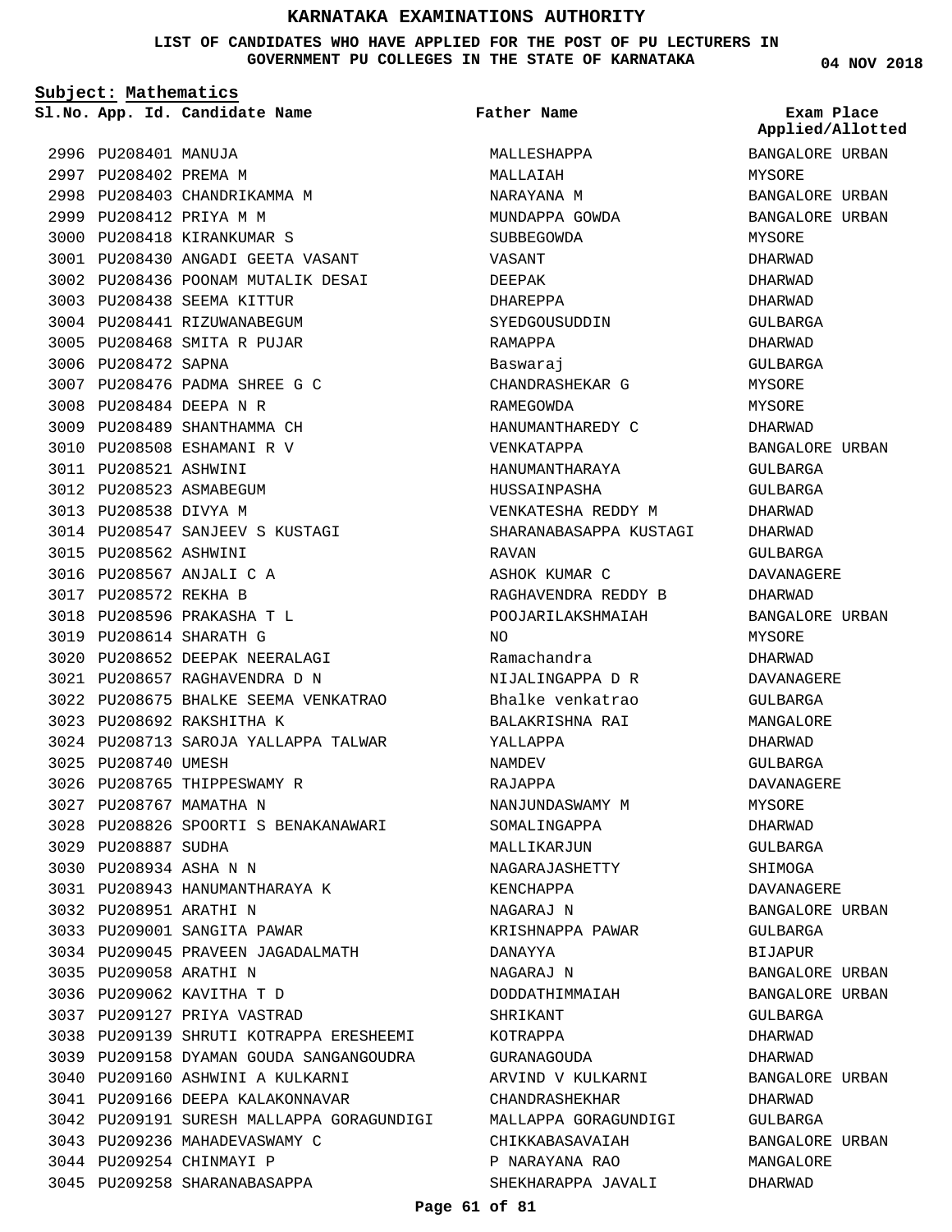# KARNATAKA EXAMINATIONS AUTHORITY

**LIST OF CANDIDATES WHO HAVE APPLIED FOR THE POST OF PU LECTURERS IN GOVERNMENT PU COLLEGES IN THE STATE OF KARNATAKA**

**04 NOV 2018**

**Subject: Mathematics**

| Sl.No. | App. Id. | Candidate Name | Father Name | Exam Place Applied/Allotted |
|---|---|---|---|---|
| 2996 | PU208401 | MANUJA | MALLESHAPPA | BANGALORE URBAN |
| 2997 | PU208402 | PREMA M | MALLAIAH | MYSORE |
| 2998 | PU208403 | CHANDRIKAMMA M | NARAYANA M | BANGALORE URBAN |
| 2999 | PU208412 | PRIYA M M | MUNDAPPA GOWDA | BANGALORE URBAN |
| 3000 | PU208418 | KIRANKUMAR S | SUBBEGOWDA | MYSORE |
| 3001 | PU208430 | ANGADI GEETA VASANT | VASANT | DHARWAD |
| 3002 | PU208436 | POONAM MUTALIK DESAI | DEEPAK | DHARWAD |
| 3003 | PU208438 | SEEMA KITTUR | DHAREPPA | DHARWAD |
| 3004 | PU208441 | RIZUWANABEGUM | SYEDGOUSUDDIN | GULBARGA |
| 3005 | PU208468 | SMITA R PUJAR | RAMAPPA | DHARWAD |
| 3006 | PU208472 | SAPNA | Baswaraj | GULBARGA |
| 3007 | PU208476 | PADMA SHREE G C | CHANDRASHEKAR G | MYSORE |
| 3008 | PU208484 | DEEPA N R | RAMEGOWDA | MYSORE |
| 3009 | PU208489 | SHANTHAMMA CH | HANUMANTHAREDY C | DHARWAD |
| 3010 | PU208508 | ESHAMANI R V | VENKATAPPA | BANGALORE URBAN |
| 3011 | PU208521 | ASHWINI | HANUMANTHARAYA | GULBARGA |
| 3012 | PU208523 | ASMABEGUM | HUSSAINPASHA | GULBARGA |
| 3013 | PU208538 | DIVYA M | VENKATESHA REDDY M | DHARWAD |
| 3014 | PU208547 | SANJEEV S KUSTAGI | SHARANABASAPPA KUSTAGI | DHARWAD |
| 3015 | PU208562 | ASHWINI | RAVAN | GULBARGA |
| 3016 | PU208567 | ANJALI C A | ASHOK KUMAR C | DAVANAGERE |
| 3017 | PU208572 | REKHA B | RAGHAVENDRA REDDY B | DHARWAD |
| 3018 | PU208596 | PRAKASHA T L | POOJARILAKSHMAIAH | BANGALORE URBAN |
| 3019 | PU208614 | SHARATH G | NO | MYSORE |
| 3020 | PU208652 | DEEPAK NEERALAGI | Ramachandra | DHARWAD |
| 3021 | PU208657 | RAGHAVENDRA D N | NIJALINGAPPA D R | DAVANAGERE |
| 3022 | PU208675 | BHALKE SEEMA VENKATRAO | Bhalke venkatrao | GULBARGA |
| 3023 | PU208692 | RAKSHITHA K | BALAKRISHNA RAI | MANGALORE |
| 3024 | PU208713 | SAROJA YALLAPPA TALWAR | YALLAPPA | DHARWAD |
| 3025 | PU208740 | UMESH | NAMDEV | GULBARGA |
| 3026 | PU208765 | THIPPESWAMY R | RAJAPPA | DAVANAGERE |
| 3027 | PU208767 | MAMATHA N | NANJUNDASWAMY M | MYSORE |
| 3028 | PU208826 | SPOORTI S BENAKANAWARI | SOMALINGAPPA | DHARWAD |
| 3029 | PU208887 | SUDHA | MALLIKARJUN | GULBARGA |
| 3030 | PU208934 | ASHA N N | NAGARAJASHETTY | SHIMOGA |
| 3031 | PU208943 | HANUMANTHARAYA K | KENCHAPPA | DAVANAGERE |
| 3032 | PU208951 | ARATHI N | NAGARAJ N | BANGALORE URBAN |
| 3033 | PU209001 | SANGITA PAWAR | KRISHNAPPA PAWAR | GULBARGA |
| 3034 | PU209045 | PRAVEEN JAGADALMATH | DANAYYA | BIJAPUR |
| 3035 | PU209058 | ARATHI N | NAGARAJ N | BANGALORE URBAN |
| 3036 | PU209062 | KAVITHA T D | DODDATHIMMAIAH | BANGALORE URBAN |
| 3037 | PU209127 | PRIYA VASTRAD | SHRIKANT | GULBARGA |
| 3038 | PU209139 | SHRUTI KOTRAPPA ERESHEEMI | KOTRAPPA | DHARWAD |
| 3039 | PU209158 | DYAMAN GOUDA SANGANGOUDRA | GURANAGOUDA | DHARWAD |
| 3040 | PU209160 | ASHWINI A KULKARNI | ARVIND V KULKARNI | BANGALORE URBAN |
| 3041 | PU209166 | DEEPA KALAKONNAVAR | CHANDRASHEKHAR | DHARWAD |
| 3042 | PU209191 | SURESH MALLAPPA GORAGUNDIGI | MALLAPPA GORAGUNDIGI | GULBARGA |
| 3043 | PU209236 | MAHADEVASWAMY C | CHIKKABASAVAIAH | BANGALORE URBAN |
| 3044 | PU209254 | CHINMAYI P | P NARAYANA RAO | MANGALORE |
| 3045 | PU209258 | SHARANABASAPPA | SHEKHARAPPA JAVALI | DHARWAD |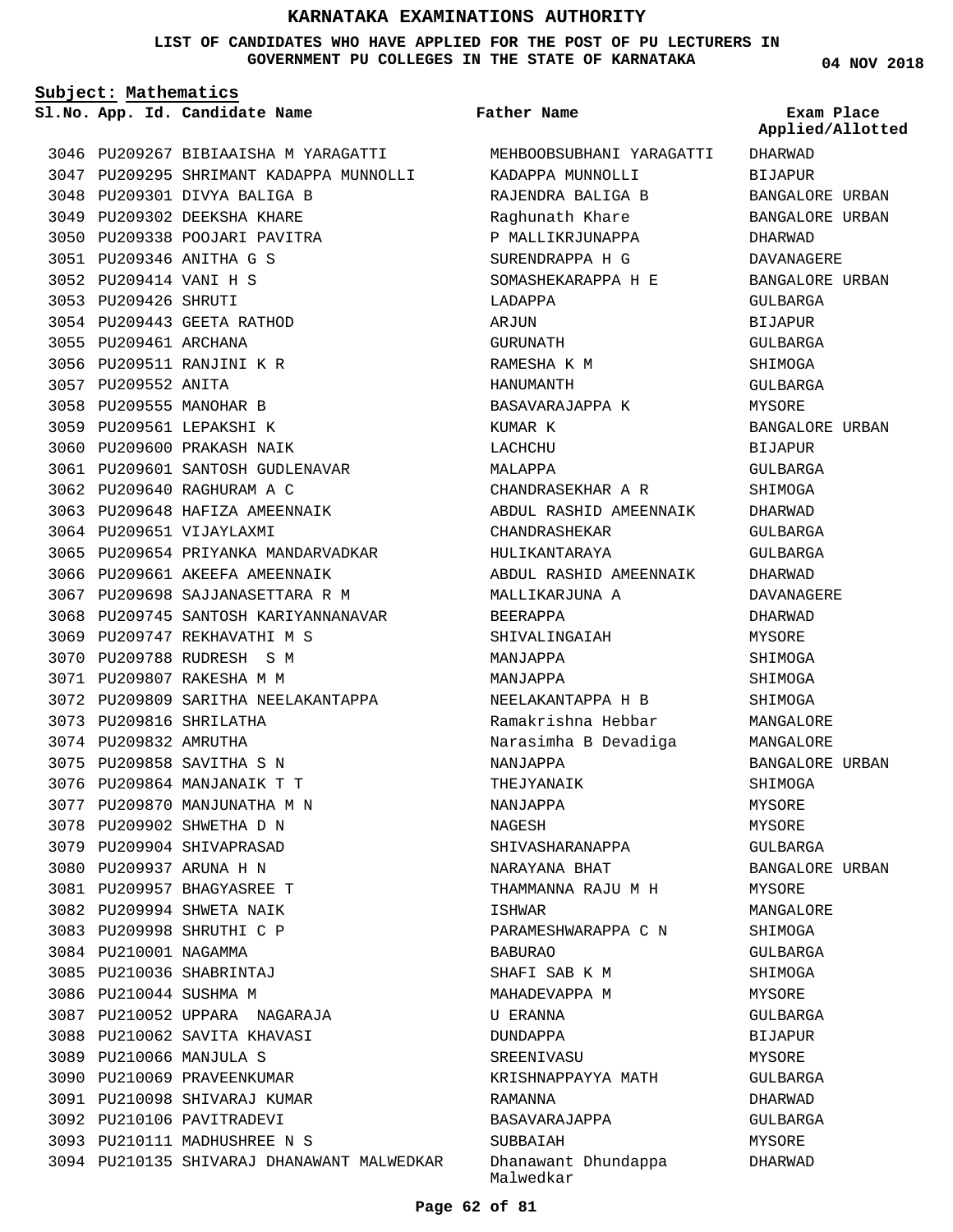# KARNATAKA EXAMINATIONS AUTHORITY

**LIST OF CANDIDATES WHO HAVE APPLIED FOR THE POST OF PU LECTURERS IN GOVERNMENT PU COLLEGES IN THE STATE OF KARNATAKA**

**04 NOV 2018**

**Subject: Mathematics**

| Sl.No. | App. Id. | Candidate Name | Father Name | Exam Place Applied/Allotted |
|---|---|---|---|---|
| 3046 | PU209267 | BIBIAAISHA M YARAGATTI | MEHBOOBSUBHANI YARAGATTI | DHARWAD |
| 3047 | PU209295 | SHRIMANT KADAPPA MUNNOLLI | KADAPPA MUNNOLLI | BIJAPUR |
| 3048 | PU209301 | DIVYA BALIGA B | RAJENDRA BALIGA B | BANGALORE URBAN |
| 3049 | PU209302 | DEEKSHA KHARE | Raghunath Khare | BANGALORE URBAN |
| 3050 | PU209338 | POOJARI PAVITRA | P MALLIKRJUNAPPA | DHARWAD |
| 3051 | PU209346 | ANITHA G S | SURENDRAPPA H G | DAVANAGERE |
| 3052 | PU209414 | VANI H S | SOMASHEKARAPPA H E | BANGALORE URBAN |
| 3053 | PU209426 | SHRUTI | LADAPPA | GULBARGA |
| 3054 | PU209443 | GEETA RATHOD | ARJUN | BIJAPUR |
| 3055 | PU209461 | ARCHANA | GURUNATH | GULBARGA |
| 3056 | PU209511 | RANJINI K R | RAMESHA K M | SHIMOGA |
| 3057 | PU209552 | ANITA | HANUMANTH | GULBARGA |
| 3058 | PU209555 | MANOHAR B | BASAVARAJAPPA K | MYSORE |
| 3059 | PU209561 | LEPAKSHI K | KUMAR K | BANGALORE URBAN |
| 3060 | PU209600 | PRAKASH NAIK | LACHCHU | BIJAPUR |
| 3061 | PU209601 | SANTOSH GUDLENAVAR | MALAPPA | GULBARGA |
| 3062 | PU209640 | RAGHURAM A C | CHANDRASEKHAR A R | SHIMOGA |
| 3063 | PU209648 | HAFIZA AMEENNAIK | ABDUL RASHID AMEENNAIK | DHARWAD |
| 3064 | PU209651 | VIJAYLAXMI | CHANDRASHEKAR | GULBARGA |
| 3065 | PU209654 | PRIYANKA MANDARVADKAR | HULIKANTARAYA | GULBARGA |
| 3066 | PU209661 | AKEEFA AMEENNAIK | ABDUL RASHID AMEENNAIK | DHARWAD |
| 3067 | PU209698 | SAJJANASETTARA R M | MALLIKARJUNA A | DAVANAGERE |
| 3068 | PU209745 | SANTOSH KARIYANNANAVAR | BEERAPPA | DHARWAD |
| 3069 | PU209747 | REKHAVATHI M S | SHIVALINGAIAH | MYSORE |
| 3070 | PU209788 | RUDRESH S M | MANJAPPA | SHIMOGA |
| 3071 | PU209807 | RAKESHA M M | MANJAPPA | SHIMOGA |
| 3072 | PU209809 | SARITHA NEELAKANTAPPA | NEELAKANTAPPA H B | SHIMOGA |
| 3073 | PU209816 | SHRILATHA | Ramakrishna Hebbar | MANGALORE |
| 3074 | PU209832 | AMRUTHA | Narasimha B Devadiga | MANGALORE |
| 3075 | PU209858 | SAVITHA S N | NANJAPPA | BANGALORE URBAN |
| 3076 | PU209864 | MANJANAIK T T | THEJYANAIK | SHIMOGA |
| 3077 | PU209870 | MANJUNATHA M N | NANJAPPA | MYSORE |
| 3078 | PU209902 | SHWETHA D N | NAGESH | MYSORE |
| 3079 | PU209904 | SHIVAPRASAD | SHIVASHARANAPPA | GULBARGA |
| 3080 | PU209937 | ARUNA H N | NARAYANA BHAT | BANGALORE URBAN |
| 3081 | PU209957 | BHAGYASREE T | THAMMANNA RAJU M H | MYSORE |
| 3082 | PU209994 | SHWETA NAIK | ISHWAR | MANGALORE |
| 3083 | PU209998 | SHRUTHI C P | PARAMESHWARAPPA C N | SHIMOGA |
| 3084 | PU210001 | NAGAMMA | BABURAO | GULBARGA |
| 3085 | PU210036 | SHABRINTAJ | SHAFI SAB K M | SHIMOGA |
| 3086 | PU210044 | SUSHMA M | MAHADEVAPPA M | MYSORE |
| 3087 | PU210052 | UPPARA NAGARAJA | U ERANNA | GULBARGA |
| 3088 | PU210062 | SAVITA KHAVASI | DUNDAPPA | BIJAPUR |
| 3089 | PU210066 | MANJULA S | SREENIVASU | MYSORE |
| 3090 | PU210069 | PRAVEENKUMAR | KRISHNAPPAYYA MATH | GULBARGA |
| 3091 | PU210098 | SHIVARAJ KUMAR | RAMANNA | DHARWAD |
| 3092 | PU210106 | PAVITRADEVI | BASAVARAJAPPA | GULBARGA |
| 3093 | PU210111 | MADHUSHREE N S | SUBBAIAH | MYSORE |
| 3094 | PU210135 | SHIVARAJ DHANAWANT MALWEDKAR | Dhanawant Dhundappa Malwedkar | DHARWAD |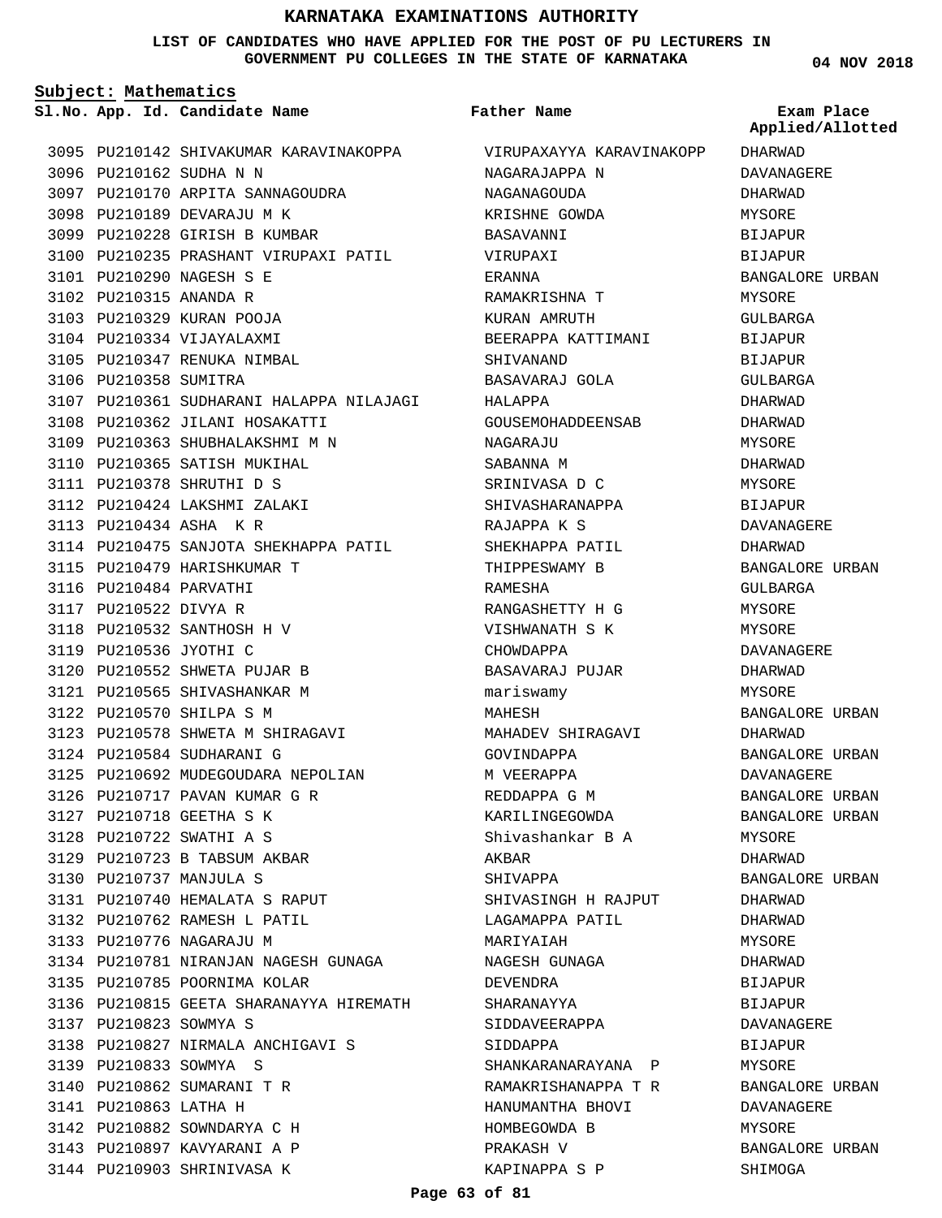# KARNATAKA EXAMINATIONS AUTHORITY

**LIST OF CANDIDATES WHO HAVE APPLIED FOR THE POST OF PU LECTURERS IN GOVERNMENT PU COLLEGES IN THE STATE OF KARNATAKA**

04 NOV 2018

**Subject: Mathematics**

| Sl.No. | App. Id. | Candidate Name | Father Name | Exam Place Applied/Allotted |
|---|---|---|---|---|
| 3095 | PU210142 | SHIVAKUMAR KARAVINAKOPPA | VIRUPAXAYYA KARAVINAKOPP | DHARWAD |
| 3096 | PU210162 | SUDHA N N | NAGARAJAPPA N | DAVANAGERE |
| 3097 | PU210170 | ARPITA SANNAGOUDRA | NAGANAGOUDA | DHARWAD |
| 3098 | PU210189 | DEVARAJU M K | KRISHNE GOWDA | MYSORE |
| 3099 | PU210228 | GIRISH B KUMBAR | BASAVANNI | BIJAPUR |
| 3100 | PU210235 | PRASHANT VIRUPAXI PATIL | VIRUPAXI | BIJAPUR |
| 3101 | PU210290 | NAGESH S E | ERANNA | BANGALORE URBAN |
| 3102 | PU210315 | ANANDA R | RAMAKRISHNA T | MYSORE |
| 3103 | PU210329 | KURAN POOJA | KURAN AMRUTH | GULBARGA |
| 3104 | PU210334 | VIJAYALAXMI | BEERAPPA KATTIMANI | BIJAPUR |
| 3105 | PU210347 | RENUKA NIMBAL | SHIVANAND | BIJAPUR |
| 3106 | PU210358 | SUMITRA | BASAVARAJ GOLA | GULBARGA |
| 3107 | PU210361 | SUDHARANI HALAPPA NILAJAGI | HALAPPA | DHARWAD |
| 3108 | PU210362 | JILANI HOSAKATTI | GOUSEMOHADDEENSAB | DHARWAD |
| 3109 | PU210363 | SHUBHALAKSHMI M N | NAGARAJU | MYSORE |
| 3110 | PU210365 | SATISH MUKIHAL | SABANNA M | DHARWAD |
| 3111 | PU210378 | SHRUTHI D S | SRINIVASA D C | MYSORE |
| 3112 | PU210424 | LAKSHMI ZALAKI | SHIVASHARANAPPA | BIJAPUR |
| 3113 | PU210434 | ASHA K R | RAJAPPA K S | DAVANAGERE |
| 3114 | PU210475 | SANJOTA SHEKHAPPA PATIL | SHEKHAPPA PATIL | DHARWAD |
| 3115 | PU210479 | HARISHKUMAR T | THIPPESWAMY B | BANGALORE URBAN |
| 3116 | PU210484 | PARVATHI | RAMESHA | GULBARGA |
| 3117 | PU210522 | DIVYA R | RANGASHETTY H G | MYSORE |
| 3118 | PU210532 | SANTHOSH H V | VISHWANATH S K | MYSORE |
| 3119 | PU210536 | JYOTHI C | CHOWDAPPA | DAVANAGERE |
| 3120 | PU210552 | SHWETA PUJAR B | BASAVARAJ PUJAR | DHARWAD |
| 3121 | PU210565 | SHIVASHANKAR M | mariswamy | MYSORE |
| 3122 | PU210570 | SHILPA S M | MAHESH | BANGALORE URBAN |
| 3123 | PU210578 | SHWETA M SHIRAGAVI | MAHADEV SHIRAGAVI | DHARWAD |
| 3124 | PU210584 | SUDHARANI G | GOVINDAPPA | BANGALORE URBAN |
| 3125 | PU210692 | MUDEGOUDARA NEPOLIAN | M VEERAPPA | DAVANAGERE |
| 3126 | PU210717 | PAVAN KUMAR G R | REDDAPPA G M | BANGALORE URBAN |
| 3127 | PU210718 | GEETHA S K | KARILINGEGOWDA | BANGALORE URBAN |
| 3128 | PU210722 | SWATHI A S | Shivashankar B A | MYSORE |
| 3129 | PU210723 | B TABSUM AKBAR | AKBAR | DHARWAD |
| 3130 | PU210737 | MANJULA S | SHIVAPPA | BANGALORE URBAN |
| 3131 | PU210740 | HEMALATA S RAPUT | SHIVASINGH H RAJPUT | DHARWAD |
| 3132 | PU210762 | RAMESH L PATIL | LAGAMAPPA PATIL | DHARWAD |
| 3133 | PU210776 | NAGARAJU M | MARIYAIAH | MYSORE |
| 3134 | PU210781 | NIRANJAN NAGESH GUNAGA | NAGESH GUNAGA | DHARWAD |
| 3135 | PU210785 | POORNIMA KOLAR | DEVENDRA | BIJAPUR |
| 3136 | PU210815 | GEETA SHARANAYYA HIREMATH | SHARANAYYA | BIJAPUR |
| 3137 | PU210823 | SOWMYA S | SIDDAVEERAPPA | DAVANAGERE |
| 3138 | PU210827 | NIRMALA ANCHIGAVI S | SIDDAPPA | BIJAPUR |
| 3139 | PU210833 | SOWMYA S | SHANKARANARAYANA P | MYSORE |
| 3140 | PU210862 | SUMARANI T R | RAMAKRISHANAPPA T R | BANGALORE URBAN |
| 3141 | PU210863 | LATHA H | HANUMANTHA BHOVI | DAVANAGERE |
| 3142 | PU210882 | SOWNDARYA C H | HOMBEGOWDA B | MYSORE |
| 3143 | PU210897 | KAVYARANI A P | PRAKASH V | BANGALORE URBAN |
| 3144 | PU210903 | SHRINIVASA K | KAPINAPPA S P | SHIMOGA |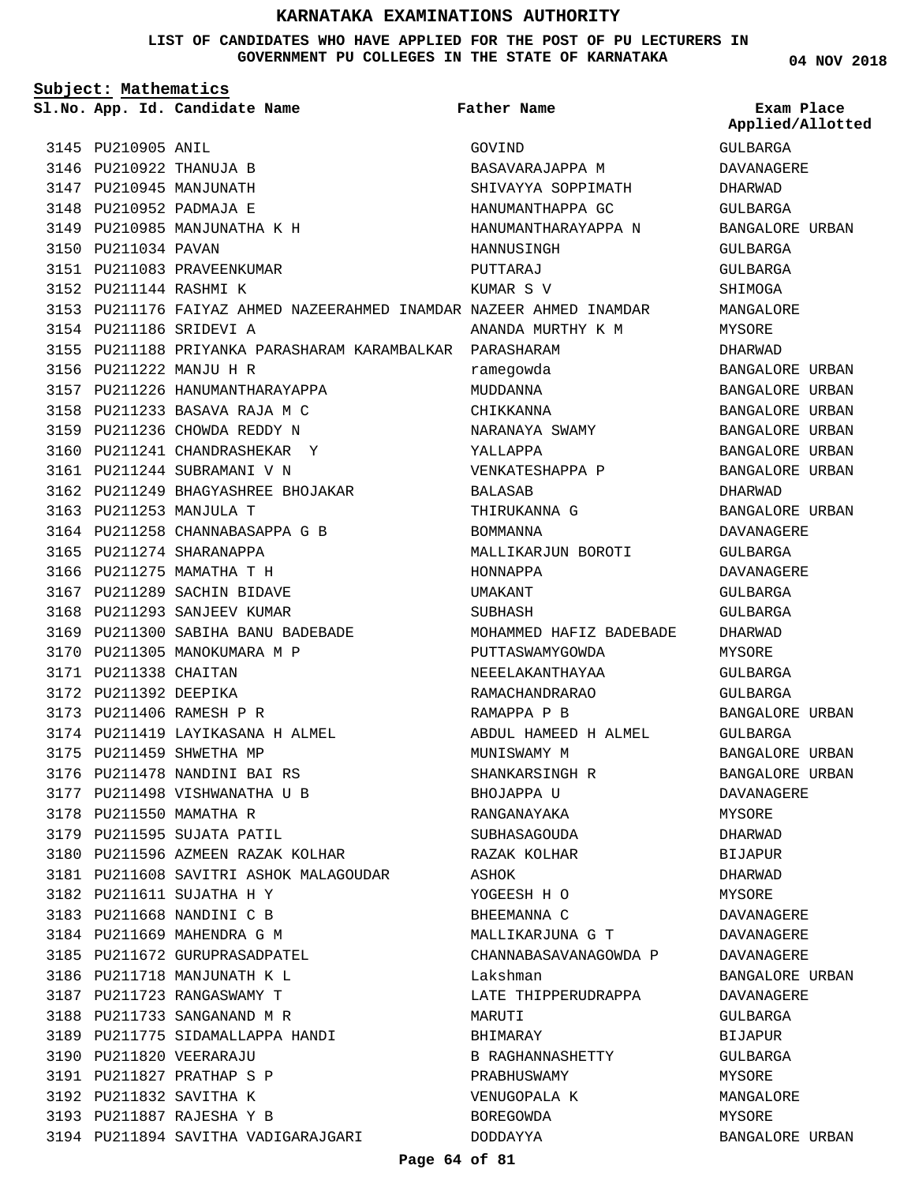# KARNATAKA EXAMINATIONS AUTHORITY

**LIST OF CANDIDATES WHO HAVE APPLIED FOR THE POST OF PU LECTURERS IN GOVERNMENT PU COLLEGES IN THE STATE OF KARNATAKA**

04 NOV 2018

**Subject: Mathematics**

| Sl.No. | App. Id. | Candidate Name | Father Name | Exam Place Applied/Allotted |
|---|---|---|---|---|
| 3145 | PU210905 | ANIL | GOVIND | GULBARGA |
| 3146 | PU210922 | THANUJA B | BASAVARAJAPPA M | DAVANAGERE |
| 3147 | PU210945 | MANJUNATH | SHIVAYYA SOPPIMATH | DHARWAD |
| 3148 | PU210952 | PADMAJA E | HANUMANTHAPPA GC | GULBARGA |
| 3149 | PU210985 | MANJUNATHA K H | HANUMANTHARAYAPPA N | BANGALORE URBAN |
| 3150 | PU211034 | PAVAN | HANNUSINGH | GULBARGA |
| 3151 | PU211083 | PRAVEENKUMAR | PUTTARAJ | GULBARGA |
| 3152 | PU211144 | RASHMI K | KUMAR S V | SHIMOGA |
| 3153 | PU211176 | FAIYAZ AHMED NAZEERAHMED INAMDAR | NAZEER AHMED INAMDAR | MANGALORE |
| 3154 | PU211186 | SRIDEVI A | ANANDA MURTHY K M | MYSORE |
| 3155 | PU211188 | PRIYANKA PARASHARAM KARAMBALKAR | PARASHARAM | DHARWAD |
| 3156 | PU211222 | MANJU H R | ramegowda | BANGALORE URBAN |
| 3157 | PU211226 | HANUMANTHARAYAPPA | MUDDANNA | BANGALORE URBAN |
| 3158 | PU211233 | BASAVA RAJA M C | CHIKKANNA | BANGALORE URBAN |
| 3159 | PU211236 | CHOWDA REDDY N | NARANAYA SWAMY | BANGALORE URBAN |
| 3160 | PU211241 | CHANDRASHEKAR Y | YALLAPPA | BANGALORE URBAN |
| 3161 | PU211244 | SUBRAMANI V N | VENKATESHAPPA P | BANGALORE URBAN |
| 3162 | PU211249 | BHAGYASHREE BHOJAKAR | BALASAB | DHARWAD |
| 3163 | PU211253 | MANJULA T | THIRUKANNA G | BANGALORE URBAN |
| 3164 | PU211258 | CHANNABASAPPA G B | BOMMANNA | DAVANAGERE |
| 3165 | PU211274 | SHARANAPPA | MALLIKARJUN BOROTI | GULBARGA |
| 3166 | PU211275 | MAMATHA T H | HONNAPPA | DAVANAGERE |
| 3167 | PU211289 | SACHIN BIDAVE | UMAKANT | GULBARGA |
| 3168 | PU211293 | SANJEEV KUMAR | SUBHASH | GULBARGA |
| 3169 | PU211300 | SABIHA BANU BADEBADE | MOHAMMED HAFIZ BADEBADE | DHARWAD |
| 3170 | PU211305 | MANOKUMARA M P | PUTTASWAMYGOWDA | MYSORE |
| 3171 | PU211338 | CHAITAN | NEEELAKANTHAYAA | GULBARGA |
| 3172 | PU211392 | DEEPIKA | RAMACHANDRARAO | GULBARGA |
| 3173 | PU211406 | RAMESH P R | RAMAPPA P B | BANGALORE URBAN |
| 3174 | PU211419 | LAYIKASANA H ALMEL | ABDUL HAMEED H ALMEL | GULBARGA |
| 3175 | PU211459 | SHWETHA MP | MUNISWAMY M | BANGALORE URBAN |
| 3176 | PU211478 | NANDINI BAI RS | SHANKARSINGH R | BANGALORE URBAN |
| 3177 | PU211498 | VISHWANATHA U B | BHOJAPPA U | DAVANAGERE |
| 3178 | PU211550 | MAMATHA R | RANGANAYAKA | MYSORE |
| 3179 | PU211595 | SUJATA PATIL | SUBHASAGOUDA | DHARWAD |
| 3180 | PU211596 | AZMEEN RAZAK KOLHAR | RAZAK KOLHAR | BIJAPUR |
| 3181 | PU211608 | SAVITRI ASHOK MALAGOUDAR | ASHOK | DHARWAD |
| 3182 | PU211611 | SUJATHA H Y | YOGEESH H O | MYSORE |
| 3183 | PU211668 | NANDINI C B | BHEEMANNA C | DAVANAGERE |
| 3184 | PU211669 | MAHENDRA G M | MALLIKARJUNA G T | DAVANAGERE |
| 3185 | PU211672 | GURUPRASADPATEL | CHANNABASAVANAGOWDA P | DAVANAGERE |
| 3186 | PU211718 | MANJUNATH K L | Lakshman | BANGALORE URBAN |
| 3187 | PU211723 | RANGASWAMY T | LATE THIPPERUDRAPPA | DAVANAGERE |
| 3188 | PU211733 | SANGANAND M R | MARUTI | GULBARGA |
| 3189 | PU211775 | SIDAMALLAPPA HANDI | BHIMARAY | BIJAPUR |
| 3190 | PU211820 | VEERARAJU | B RAGHANNASHETTY | GULBARGA |
| 3191 | PU211827 | PRATHAP S P | PRABHUSWAMY | MYSORE |
| 3192 | PU211832 | SAVITHA K | VENUGOPALA K | MANGALORE |
| 3193 | PU211887 | RAJESHA Y B | BOREGOWDA | MYSORE |
| 3194 | PU211894 | SAVITHA VADIGARAJGARI | DODDAYYA | BANGALORE URBAN |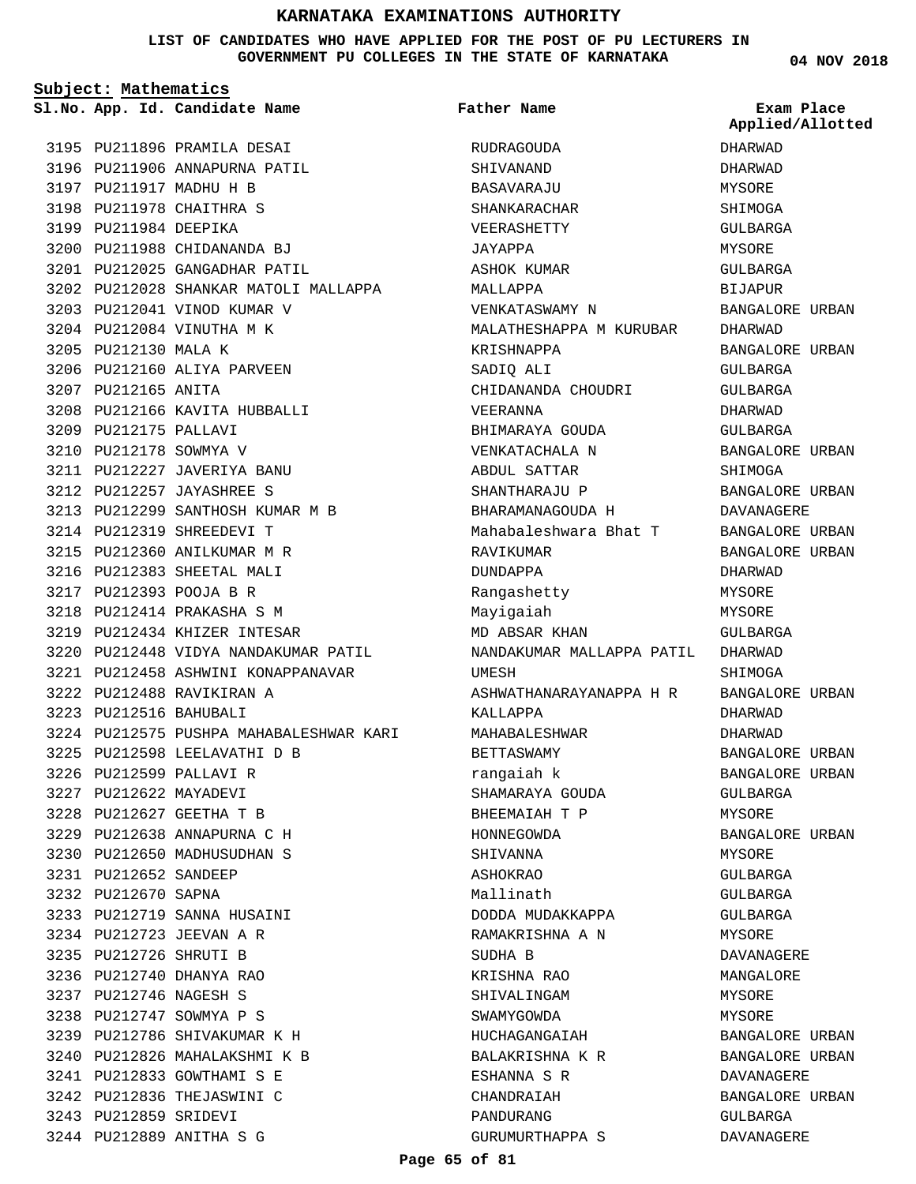# KARNATAKA EXAMINATIONS AUTHORITY

**LIST OF CANDIDATES WHO HAVE APPLIED FOR THE POST OF PU LECTURERS IN GOVERNMENT PU COLLEGES IN THE STATE OF KARNATAKA**

**04 NOV 2018**

**Subject: Mathematics**

| Sl.No. | App. Id. | Candidate Name | Father Name | Exam Place Applied/Allotted |
|---|---|---|---|---|
| 3195 | PU211896 | PRAMILA DESAI | RUDRAGOUDA | DHARWAD |
| 3196 | PU211906 | ANNAPURNA PATIL | SHIVANAND | DHARWAD |
| 3197 | PU211917 | MADHU H B | BASAVARAJU | MYSORE |
| 3198 | PU211978 | CHAITHRA S | SHANKARACHAR | SHIMOGA |
| 3199 | PU211984 | DEEPIKA | VEERASHETTY | GULBARGA |
| 3200 | PU211988 | CHIDANANDA BJ | JAYAPPA | MYSORE |
| 3201 | PU212025 | GANGADHAR PATIL | ASHOK KUMAR | GULBARGA |
| 3202 | PU212028 | SHANKAR MATOLI MALLAPPA | MALLAPPA | BIJAPUR |
| 3203 | PU212041 | VINOD KUMAR V | VENKATASWAMY N | BANGALORE URBAN |
| 3204 | PU212084 | VINUTHA M K | MALATHESHAPPA M KURUBAR | DHARWAD |
| 3205 | PU212130 | MALA K | KRISHNAPPA | BANGALORE URBAN |
| 3206 | PU212160 | ALIYA PARVEEN | SADIQ ALI | GULBARGA |
| 3207 | PU212165 | ANITA | CHIDANANDA CHOUDRI | GULBARGA |
| 3208 | PU212166 | KAVITA HUBBALLI | VEERANNA | DHARWAD |
| 3209 | PU212175 | PALLAVI | BHIMARAYA GOUDA | GULBARGA |
| 3210 | PU212178 | SOWMYA V | VENKATACHALA N | BANGALORE URBAN |
| 3211 | PU212227 | JAVERIYA BANU | ABDUL SATTAR | SHIMOGA |
| 3212 | PU212257 | JAYASHREE S | SHANTHARAJU P | BANGALORE URBAN |
| 3213 | PU212299 | SANTHOSH KUMAR M B | BHARAMANAGOUDA H | DAVANAGERE |
| 3214 | PU212319 | SHREEDEVI T | Mahabaleshwara Bhat T | BANGALORE URBAN |
| 3215 | PU212360 | ANILKUMAR M R | RAVIKUMAR | BANGALORE URBAN |
| 3216 | PU212383 | SHEETAL MALI | DUNDAPPA | DHARWAD |
| 3217 | PU212393 | POOJA B R | Rangashetty | MYSORE |
| 3218 | PU212414 | PRAKASHA S M | Mayigaiah | MYSORE |
| 3219 | PU212434 | KHIZER INTESAR | MD ABSAR KHAN | GULBARGA |
| 3220 | PU212448 | VIDYA NANDAKUMAR PATIL | NANDAKUMAR MALLAPPA PATIL | DHARWAD |
| 3221 | PU212458 | ASHWINI KONAPPANAVAR | UMESH | SHIMOGA |
| 3222 | PU212488 | RAVIKIRAN A | ASHWATHANARAYANAPPA H R | BANGALORE URBAN |
| 3223 | PU212516 | BAHUBALI | KALLAPPA | DHARWAD |
| 3224 | PU212575 | PUSHPA MAHABALESHWAR KARI | MAHABALESHWAR | DHARWAD |
| 3225 | PU212598 | LEELAVATHI D B | BETTASWAMY | BANGALORE URBAN |
| 3226 | PU212599 | PALLAVI R | rangaiah k | BANGALORE URBAN |
| 3227 | PU212622 | MAYADEVI | SHAMARAYA GOUDA | GULBARGA |
| 3228 | PU212627 | GEETHA T B | BHEEMAIAH T P | MYSORE |
| 3229 | PU212638 | ANNAPURNA C H | HONNEGOWDA | BANGALORE URBAN |
| 3230 | PU212650 | MADHUSUDHAN S | SHIVANNA | MYSORE |
| 3231 | PU212652 | SANDEEP | ASHOKRAO | GULBARGA |
| 3232 | PU212670 | SAPNA | Mallinath | GULBARGA |
| 3233 | PU212719 | SANNA HUSAINI | DODDA MUDAKKAPPA | GULBARGA |
| 3234 | PU212723 | JEEVAN A R | RAMAKRISHNA A N | MYSORE |
| 3235 | PU212726 | SHRUTI B | SUDHA B | DAVANAGERE |
| 3236 | PU212740 | DHANYA RAO | KRISHNA RAO | MANGALORE |
| 3237 | PU212746 | NAGESH S | SHIVALINGAM | MYSORE |
| 3238 | PU212747 | SOWMYA P S | SWAMYGOWDA | MYSORE |
| 3239 | PU212786 | SHIVAKUMAR K H | HUCHAGANGAIAH | BANGALORE URBAN |
| 3240 | PU212826 | MAHALAKSHMI K B | BALAKRISHNA K R | BANGALORE URBAN |
| 3241 | PU212833 | GOWTHAMI S E | ESHANNA S R | DAVANAGERE |
| 3242 | PU212836 | THEJASWINI C | CHANDRAIAH | BANGALORE URBAN |
| 3243 | PU212859 | SRIDEVI | PANDURANG | GULBARGA |
| 3244 | PU212889 | ANITHA S G | GURUMURTHAPPA S | DAVANAGERE |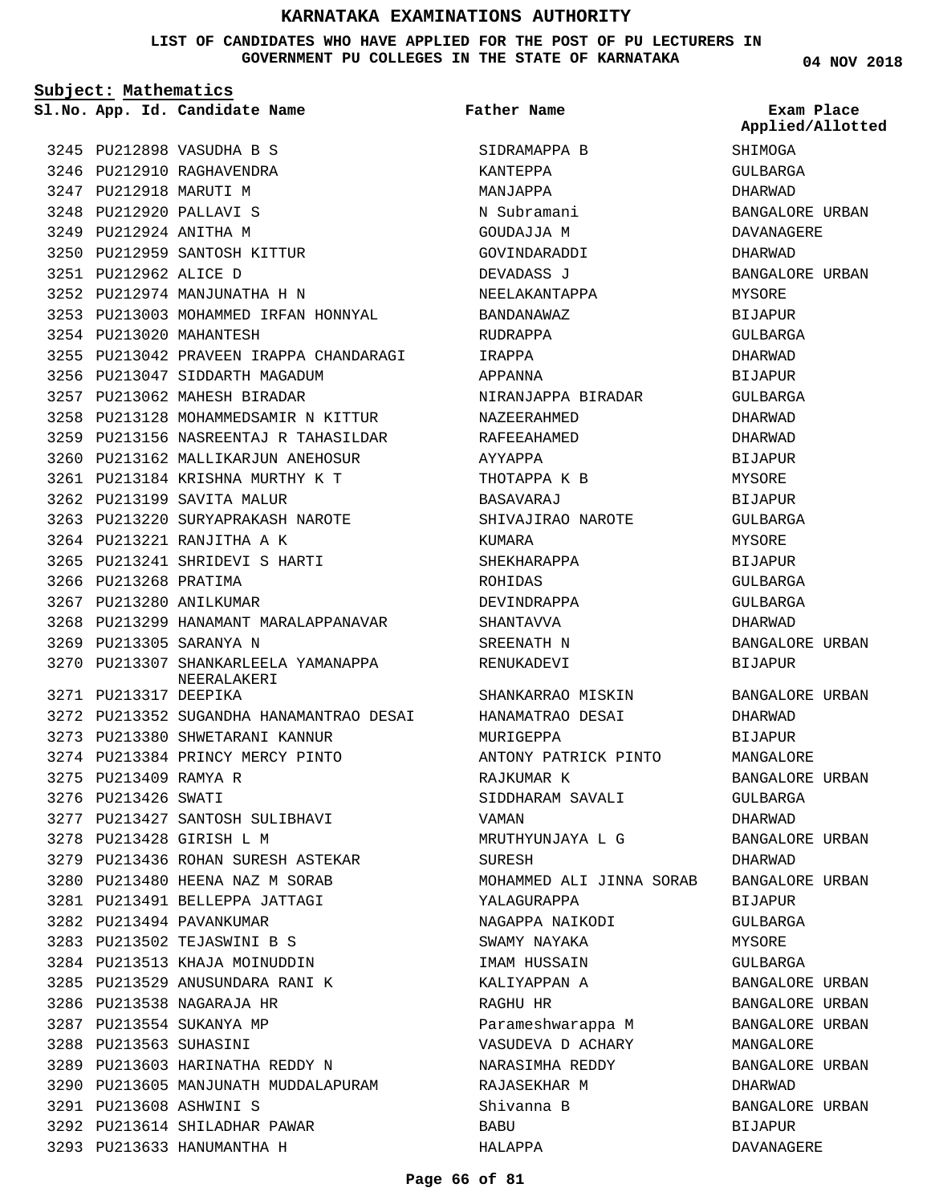# KARNATAKA EXAMINATIONS AUTHORITY

**LIST OF CANDIDATES WHO HAVE APPLIED FOR THE POST OF PU LECTURERS IN GOVERNMENT PU COLLEGES IN THE STATE OF KARNATAKA**

04 NOV 2018

**Subject: Mathematics**

| Sl.No. | App. Id. | Candidate Name | Father Name | Exam Place Applied/Allotted |
|---|---|---|---|---|
| 3245 | PU212898 | VASUDHA B S | SIDRAMAPPA B | SHIMOGA |
| 3246 | PU212910 | RAGHAVENDRA | KANTEPPA | GULBARGA |
| 3247 | PU212918 | MARUTI M | MANJAPPA | DHARWAD |
| 3248 | PU212920 | PALLAVI S | N Subramani | BANGALORE URBAN |
| 3249 | PU212924 | ANITHA M | GOUDAJJA M | DAVANAGERE |
| 3250 | PU212959 | SANTOSH KITTUR | GOVINDARADDI | DHARWAD |
| 3251 | PU212962 | ALICE D | DEVADASS J | BANGALORE URBAN |
| 3252 | PU212974 | MANJUNATHA H N | NEELAKANTAPPA | MYSORE |
| 3253 | PU213003 | MOHAMMED IRFAN HONNYAL | BANDANAWAZ | BIJAPUR |
| 3254 | PU213020 | MAHANTESH | RUDRAPPA | GULBARGA |
| 3255 | PU213042 | PRAVEEN IRAPPA CHANDARAGI | IRAPPA | DHARWAD |
| 3256 | PU213047 | SIDDARTH MAGADUM | APPANNA | BIJAPUR |
| 3257 | PU213062 | MAHESH BIRADAR | NIRANJAPPA BIRADAR | GULBARGA |
| 3258 | PU213128 | MOHAMMEDSAMIR N KITTUR | NAZEERAHMED | DHARWAD |
| 3259 | PU213156 | NASREENTAJ R TAHASILDAR | RAFEEAHAMED | DHARWAD |
| 3260 | PU213162 | MALLIKARJUN ANEHOSUR | AYYAPPA | BIJAPUR |
| 3261 | PU213184 | KRISHNA MURTHY K T | THOTAPPA K B | MYSORE |
| 3262 | PU213199 | SAVITA MALUR | BASAVARAJ | BIJAPUR |
| 3263 | PU213220 | SURYAPRAKASH NAROTE | SHIVAJIRAO NAROTE | GULBARGA |
| 3264 | PU213221 | RANJITHA A K | KUMARA | MYSORE |
| 3265 | PU213241 | SHRIDEVI S HARTI | SHEKHARAPPA | BIJAPUR |
| 3266 | PU213268 | PRATIMA | ROHIDAS | GULBARGA |
| 3267 | PU213280 | ANILKUMAR | DEVINDRAPPA | GULBARGA |
| 3268 | PU213299 | HANAMANT MARALAPPANAVAR | SHANTAVVA | DHARWAD |
| 3269 | PU213305 | SARANYA N | SREENATH N | BANGALORE URBAN |
| 3270 | PU213307 | SHANKARLEELA YAMANAPPA NEERALAKERI | RENUKADEVI | BIJAPUR |
| 3271 | PU213317 | DEEPIKA | SHANKARRAO MISKIN | BANGALORE URBAN |
| 3272 | PU213352 | SUGANDHA HANAMANTRAO DESAI | HANAMATRAO DESAI | DHARWAD |
| 3273 | PU213380 | SHWETARANI KANNUR | MURIGEPPA | BIJAPUR |
| 3274 | PU213384 | PRINCY MERCY PINTO | ANTONY PATRICK PINTO | MANGALORE |
| 3275 | PU213409 | RAMYA R | RAJKUMAR K | BANGALORE URBAN |
| 3276 | PU213426 | SWATI | SIDDHARAM SAVALI | GULBARGA |
| 3277 | PU213427 | SANTOSH SULIBHAVI | VAMAN | DHARWAD |
| 3278 | PU213428 | GIRISH L M | MRUTHYUNJAYA L G | BANGALORE URBAN |
| 3279 | PU213436 | ROHAN SURESH ASTEKAR | SURESH | DHARWAD |
| 3280 | PU213480 | HEENA NAZ M SORAB | MOHAMMED ALI JINNA SORAB | BANGALORE URBAN |
| 3281 | PU213491 | BELLEPPA JATTAGI | YALAGURAPPA | BIJAPUR |
| 3282 | PU213494 | PAVANKUMAR | NAGAPPA NAIKODI | GULBARGA |
| 3283 | PU213502 | TEJASWINI B S | SWAMY NAYAKA | MYSORE |
| 3284 | PU213513 | KHAJA MOINUDDIN | IMAM HUSSAIN | GULBARGA |
| 3285 | PU213529 | ANUSUNDARA RANI K | KALIYAPPAN A | BANGALORE URBAN |
| 3286 | PU213538 | NAGARAJA HR | RAGHU HR | BANGALORE URBAN |
| 3287 | PU213554 | SUKANYA MP | Parameshwarappa M | BANGALORE URBAN |
| 3288 | PU213563 | SUHASINI | VASUDEVA D ACHARY | MANGALORE |
| 3289 | PU213603 | HARINATHA REDDY N | NARASIMHA REDDY | BANGALORE URBAN |
| 3290 | PU213605 | MANJUNATH MUDDALAPURAM | RAJASEKHAR M | DHARWAD |
| 3291 | PU213608 | ASHWINI S | Shivanna B | BANGALORE URBAN |
| 3292 | PU213614 | SHILADHAR PAWAR | BABU | BIJAPUR |
| 3293 | PU213633 | HANUMANTHA H | HALAPPA | DAVANAGERE |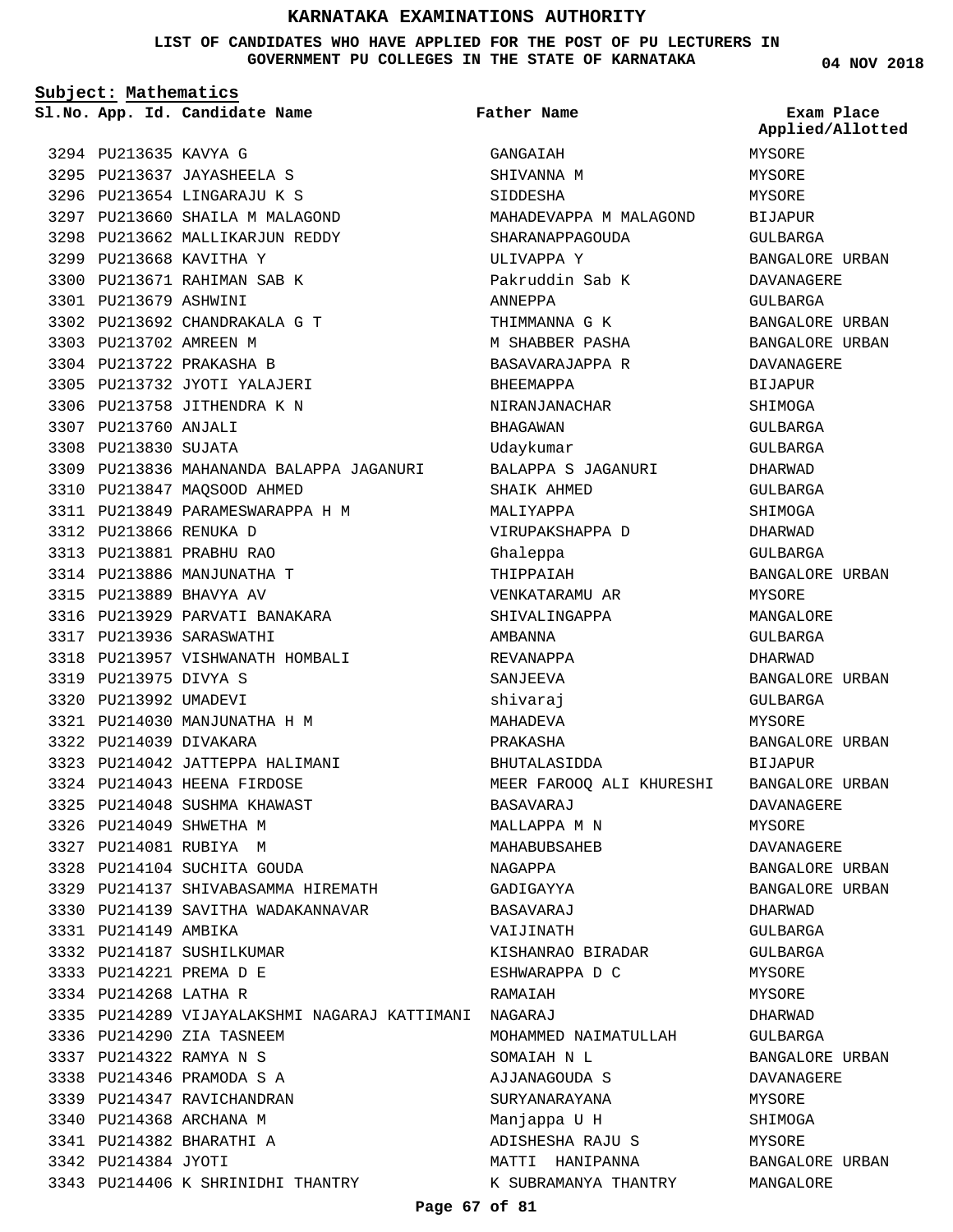# KARNATAKA EXAMINATIONS AUTHORITY

**LIST OF CANDIDATES WHO HAVE APPLIED FOR THE POST OF PU LECTURERS IN GOVERNMENT PU COLLEGES IN THE STATE OF KARNATAKA**

04 NOV 2018

**Subject: Mathematics**

| Sl.No. | App. Id. | Candidate Name | Father Name | Exam Place Applied/Allotted |
|---|---|---|---|---|
| 3294 | PU213635 | KAVYA G | GANGAIAH | MYSORE |
| 3295 | PU213637 | JAYASHEELA S | SHIVANNA M | MYSORE |
| 3296 | PU213654 | LINGARAJU K S | SIDDESHA | MYSORE |
| 3297 | PU213660 | SHAILA M MALAGOND | MAHADEVAPPA M MALAGOND | BIJAPUR |
| 3298 | PU213662 | MALLIKARJUN REDDY | SHARANAPPAGOUDA | GULBARGA |
| 3299 | PU213668 | KAVITHA Y | ULIVAPPA Y | BANGALORE URBAN |
| 3300 | PU213671 | RAHIMAN SAB K | Pakruddin Sab K | DAVANAGERE |
| 3301 | PU213679 | ASHWINI | ANNEPPA | GULBARGA |
| 3302 | PU213692 | CHANDRAKALA G T | THIMMANNA G K | BANGALORE URBAN |
| 3303 | PU213702 | AMREEN M | M SHABBER PASHA | BANGALORE URBAN |
| 3304 | PU213722 | PRAKASHA B | BASAVARAJAPPA R | DAVANAGERE |
| 3305 | PU213732 | JYOTI YALAJERI | BHEEMAPPA | BIJAPUR |
| 3306 | PU213758 | JITHENDRA K N | NIRANJANACHAR | SHIMOGA |
| 3307 | PU213760 | ANJALI | BHAGAWAN | GULBARGA |
| 3308 | PU213830 | SUJATA | Udaykumar | GULBARGA |
| 3309 | PU213836 | MAHANANDA BALAPPA JAGANURI | BALAPPA S JAGANURI | DHARWAD |
| 3310 | PU213847 | MAQSOOD AHMED | SHAIK AHMED | GULBARGA |
| 3311 | PU213849 | PARAMESWARAPPA H M | MALIYAPPA | SHIMOGA |
| 3312 | PU213866 | RENUKA D | VIRUPAKSHAPPA D | DHARWAD |
| 3313 | PU213881 | PRABHU RAO | Ghaleppa | GULBARGA |
| 3314 | PU213886 | MANJUNATHA T | THIPPAIAH | BANGALORE URBAN |
| 3315 | PU213889 | BHAVYA AV | VENKATARAMU AR | MYSORE |
| 3316 | PU213929 | PARVATI BANAKARA | SHIVALINGAPPA | MANGALORE |
| 3317 | PU213936 | SARASWATHI | AMBANNA | GULBARGA |
| 3318 | PU213957 | VISHWANATH HOMBALI | REVANAPPA | DHARWAD |
| 3319 | PU213975 | DIVYA S | SANJEEVA | BANGALORE URBAN |
| 3320 | PU213992 | UMADEVI | shivaraj | GULBARGA |
| 3321 | PU214030 | MANJUNATHA H M | MAHADEVA | MYSORE |
| 3322 | PU214039 | DIVAKARA | PRAKASHA | BANGALORE URBAN |
| 3323 | PU214042 | JATTEPPA HALIMANI | BHUTALASIDDA | BIJAPUR |
| 3324 | PU214043 | HEENA FIRDOSE | MEER FAROOQ ALI KHURESHI | BANGALORE URBAN |
| 3325 | PU214048 | SUSHMA KHAWAST | BASAVARAJ | DAVANAGERE |
| 3326 | PU214049 | SHWETHA M | MALLAPPA M N | MYSORE |
| 3327 | PU214081 | RUBIYA M | MAHABUBSAHEB | DAVANAGERE |
| 3328 | PU214104 | SUCHITA GOUDA | NAGAPPA | BANGALORE URBAN |
| 3329 | PU214137 | SHIVABASAMMA HIREMATH | GADIGAYYA | BANGALORE URBAN |
| 3330 | PU214139 | SAVITHA WADAKANNAVAR | BASAVARAJ | DHARWAD |
| 3331 | PU214149 | AMBIKA | VAIJINATH | GULBARGA |
| 3332 | PU214187 | SUSHILKUMAR | KISHANRAO BIRADAR | GULBARGA |
| 3333 | PU214221 | PREMA D E | ESHWARAPPA D C | MYSORE |
| 3334 | PU214268 | LATHA R | RAMAIAH | MYSORE |
| 3335 | PU214289 | VIJAYALAKSHMI NAGARAJ KATTIMANI | NAGARAJ | DHARWAD |
| 3336 | PU214290 | ZIA TASNEEM | MOHAMMED NAIMATULLAH | GULBARGA |
| 3337 | PU214322 | RAMYA N S | SOMAIAH N L | BANGALORE URBAN |
| 3338 | PU214346 | PRAMODA S A | AJJANAGOUDA S | DAVANAGERE |
| 3339 | PU214347 | RAVICHANDRAN | SURYANARAYANA | MYSORE |
| 3340 | PU214368 | ARCHANA M | Manjappa U H | SHIMOGA |
| 3341 | PU214382 | BHARATHI A | ADISHESHA RAJU S | MYSORE |
| 3342 | PU214384 | JYOTI | MATTI HANIPANNA | BANGALORE URBAN |
| 3343 | PU214406 | K SHRINIDHI THANTRY | K SUBRAMANYA THANTRY | MANGALORE |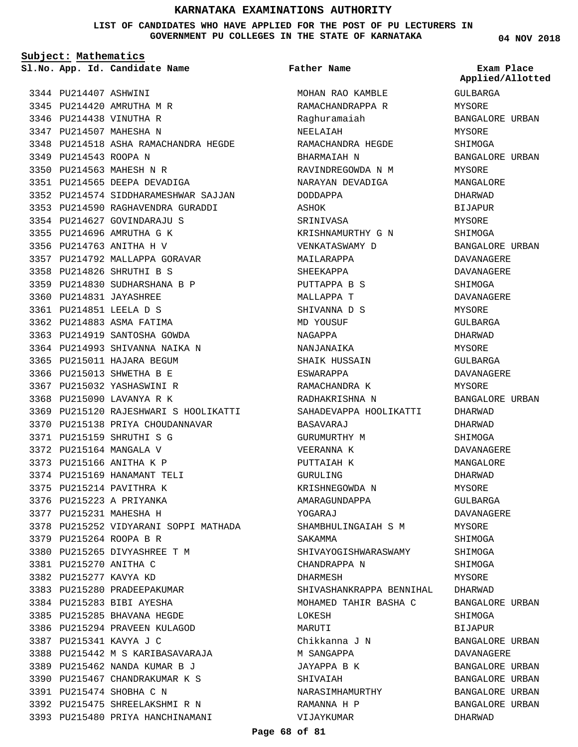# KARNATAKA EXAMINATIONS AUTHORITY

**LIST OF CANDIDATES WHO HAVE APPLIED FOR THE POST OF PU LECTURERS IN GOVERNMENT PU COLLEGES IN THE STATE OF KARNATAKA**

**04 NOV 2018**

**Subject: Mathematics**

| Sl.No. | App. Id. | Candidate Name | Father Name | Exam Place Applied/Allotted |
|---|---|---|---|---|
| 3344 | PU214407 | ASHWINI | MOHAN RAO KAMBLE | GULBARGA |
| 3345 | PU214420 | AMRUTHA M R | RAMACHANDRAPPA R | MYSORE |
| 3346 | PU214438 | VINUTHA R | Raghuramaiah | BANGALORE URBAN |
| 3347 | PU214507 | MAHESHA N | NEELAIAH | MYSORE |
| 3348 | PU214518 | ASHA RAMACHANDRA HEGDE | RAMACHANDRA HEGDE | SHIMOGA |
| 3349 | PU214543 | ROOPA N | BHARMAIAH N | BANGALORE URBAN |
| 3350 | PU214563 | MAHESH N R | RAVINDREGOWDA N M | MYSORE |
| 3351 | PU214565 | DEEPA DEVADIGA | NARAYAN DEVADIGA | MANGALORE |
| 3352 | PU214574 | SIDDHARAMESHWAR SAJJAN | DODDAPPA | DHARWAD |
| 3353 | PU214590 | RAGHAVENDRA GURADDI | ASHOK | BIJAPUR |
| 3354 | PU214627 | GOVINDARAJU S | SRINIVASA | MYSORE |
| 3355 | PU214696 | AMRUTHA G K | KRISHNAMURTHY G N | SHIMOGA |
| 3356 | PU214763 | ANITHA H V | VENKATASWAMY D | BANGALORE URBAN |
| 3357 | PU214792 | MALLAPPA GORAVAR | MAILARAPPA | DAVANAGERE |
| 3358 | PU214826 | SHRUTHI B S | SHEEKAPPA | DAVANAGERE |
| 3359 | PU214830 | SUDHARSHANA B P | PUTTAPPA B S | SHIMOGA |
| 3360 | PU214831 | JAYASHREE | MALLAPPA T | DAVANAGERE |
| 3361 | PU214851 | LEELA D S | SHIVANNA D S | MYSORE |
| 3362 | PU214883 | ASMA FATIMA | MD YOUSUF | GULBARGA |
| 3363 | PU214919 | SANTOSHA GOWDA | NAGAPPA | DHARWAD |
| 3364 | PU214993 | SHIVANNA NAIKA N | NANJANAIKA | MYSORE |
| 3365 | PU215011 | HAJARA BEGUM | SHAIK HUSSAIN | GULBARGA |
| 3366 | PU215013 | SHWETHA B E | ESWARAPPA | DAVANAGERE |
| 3367 | PU215032 | YASHASWINI R | RAMACHANDRA K | MYSORE |
| 3368 | PU215090 | LAVANYA R K | RADHAKRISHNA N | BANGALORE URBAN |
| 3369 | PU215120 | RAJESHWARI S HOOLIKATTI | SAHADEVAPPA HOOLIKATTI | DHARWAD |
| 3370 | PU215138 | PRIYA CHOUDANNAVAR | BASAVARAJ | DHARWAD |
| 3371 | PU215159 | SHRUTHI S G | GURUMURTHY M | SHIMOGA |
| 3372 | PU215164 | MANGALA V | VEERANNA K | DAVANAGERE |
| 3373 | PU215166 | ANITHA K P | PUTTAIAH K | MANGALORE |
| 3374 | PU215169 | HANAMANT TELI | GURULING | DHARWAD |
| 3375 | PU215214 | PAVITHRA K | KRISHNEGOWDA N | MYSORE |
| 3376 | PU215223 | A PRIYANKA | AMARAGUNDAPPA | GULBARGA |
| 3377 | PU215231 | MAHESHA H | YOGARAJ | DAVANAGERE |
| 3378 | PU215252 | VIDYARANI SOPPI MATHADA | SHAMBHULINGAIAH S M | MYSORE |
| 3379 | PU215264 | ROOPA B R | SAKAMMA | SHIMOGA |
| 3380 | PU215265 | DIVYASHREE T M | SHIVAYOGISHWARASWAMY | SHIMOGA |
| 3381 | PU215270 | ANITHA C | CHANDRAPPA N | SHIMOGA |
| 3382 | PU215277 | KAVYA KD | DHARMESH | MYSORE |
| 3383 | PU215280 | PRADEEPAKUMAR | SHIVASHANKRAPPA BENNIHAL | DHARWAD |
| 3384 | PU215283 | BIBI AYESHA | MOHAMED TAHIR BASHA C | BANGALORE URBAN |
| 3385 | PU215285 | BHAVANA HEGDE | LOKESH | SHIMOGA |
| 3386 | PU215294 | PRAVEEN KULAGOD | MARUTI | BIJAPUR |
| 3387 | PU215341 | KAVYA J C | Chikkanna J N | BANGALORE URBAN |
| 3388 | PU215442 | M S KARIBASAVARAJA | M SANGAPPA | DAVANAGERE |
| 3389 | PU215462 | NANDA KUMAR B J | JAYAPPA B K | BANGALORE URBAN |
| 3390 | PU215467 | CHANDRAKUMAR K S | SHIVAIAH | BANGALORE URBAN |
| 3391 | PU215474 | SHOBHA C N | NARASIMHAMURTHY | BANGALORE URBAN |
| 3392 | PU215475 | SHREELAKSHMI R N | RAMANNA H P | BANGALORE URBAN |
| 3393 | PU215480 | PRIYA HANCHINAMANI | VIJAYKUMAR | DHARWAD |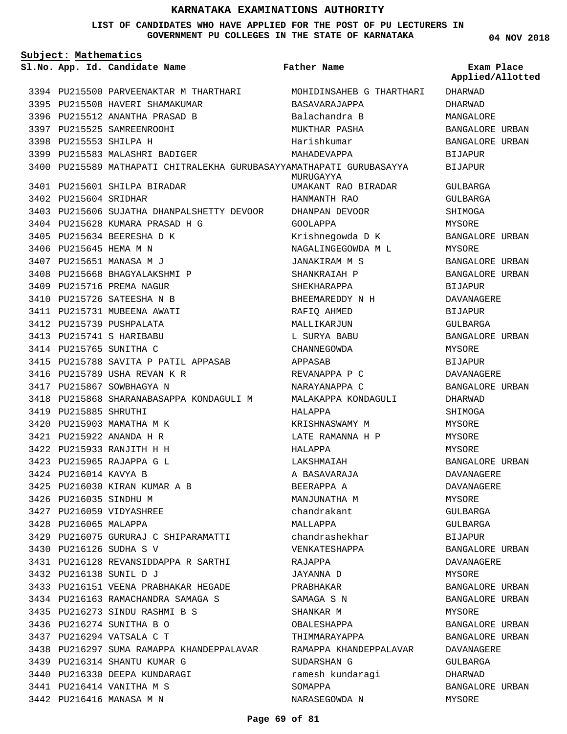# KARNATAKA EXAMINATIONS AUTHORITY

**LIST OF CANDIDATES WHO HAVE APPLIED FOR THE POST OF PU LECTURERS IN GOVERNMENT PU COLLEGES IN THE STATE OF KARNATAKA**

**04 NOV 2018**

**Subject: Mathematics**

| Sl.No. | App. Id. | Candidate Name | Father Name | Exam Place Applied/Allotted |
|---|---|---|---|---|
| 3394 | PU215500 | PARVEENAKTAR M THARTHARI | MOHIDINSAHEB G THARTHARI | DHARWAD |
| 3395 | PU215508 | HAVERI SHAMAKUMAR | BASAVARAJAPPA | DHARWAD |
| 3396 | PU215512 | ANANTHA PRASAD B | Balachandra B | MANGALORE |
| 3397 | PU215525 | SAMREENROOHI | MUKTHAR PASHA | BANGALORE URBAN |
| 3398 | PU215553 | SHILPA H | Harishkumar | BANGALORE URBAN |
| 3399 | PU215583 | MALASHRI BADIGER | MAHADEVAPPA | BIJAPUR |
| 3400 | PU215589 | MATHAPATI CHITRALEKHA GURUBASAYYA | MATHAPATI GURUBASAYYA MURUGAYYA | BIJAPUR |
| 3401 | PU215601 | SHILPA BIRADAR | UMAKANT RAO BIRADAR | GULBARGA |
| 3402 | PU215604 | SRIDHAR | HANMANTH RAO | GULBARGA |
| 3403 | PU215606 | SUJATHA DHANPALSHETTY DEVOOR | DHANPAN DEVOOR | SHIMOGA |
| 3404 | PU215628 | KUMARA PRASAD H G | GOOLAPPA | MYSORE |
| 3405 | PU215634 | BEERESHA D K | Krishnegowda D K | BANGALORE URBAN |
| 3406 | PU215645 | HEMA M N | NAGALINGEGOWDA M L | MYSORE |
| 3407 | PU215651 | MANASA M J | JANAKIRAM M S | BANGALORE URBAN |
| 3408 | PU215668 | BHAGYALAKSHMI P | SHANKRAIAH P | BANGALORE URBAN |
| 3409 | PU215716 | PREMA NAGUR | SHEKHARAPPA | BIJAPUR |
| 3410 | PU215726 | SATEESHA N B | BHEEMAREDDY N H | DAVANAGERE |
| 3411 | PU215731 | MUBEENA AWATI | RAFIQ AHMED | BIJAPUR |
| 3412 | PU215739 | PUSHPALATA | MALLIKARJUN | GULBARGA |
| 3413 | PU215741 | S HARIBABU | L SURYA BABU | BANGALORE URBAN |
| 3414 | PU215765 | SUNITHA C | CHANNEGOWDA | MYSORE |
| 3415 | PU215788 | SAVITA P PATIL APPASAB | APPASAB | BIJAPUR |
| 3416 | PU215789 | USHA REVAN K R | REVANAPPA P C | DAVANAGERE |
| 3417 | PU215867 | SOWBHAGYA N | NARAYANAPPA C | BANGALORE URBAN |
| 3418 | PU215868 | SHARANABASAPPA KONDAGULI M | MALAKAPPA KONDAGULI | DHARWAD |
| 3419 | PU215885 | SHRUTHI | HALAPPA | SHIMOGA |
| 3420 | PU215903 | MAMATHA M K | KRISHNASWAMY M | MYSORE |
| 3421 | PU215922 | ANANDA H R | LATE RAMANNA H P | MYSORE |
| 3422 | PU215933 | RANJITH H H | HALAPPA | MYSORE |
| 3423 | PU215965 | RAJAPPA G L | LAKSHMAIAH | BANGALORE URBAN |
| 3424 | PU216014 | KAVYA B | A BASAVARAJA | DAVANAGERE |
| 3425 | PU216030 | KIRAN KUMAR A B | BEERAPPA A | DAVANAGERE |
| 3426 | PU216035 | SINDHU M | MANJUNATHA M | MYSORE |
| 3427 | PU216059 | VIDYASHREE | chandrakant | GULBARGA |
| 3428 | PU216065 | MALAPPA | MALLAPPA | GULBARGA |
| 3429 | PU216075 | GURURAJ C SHIPARAMATTI | chandrashekhar | BIJAPUR |
| 3430 | PU216126 | SUDHA S V | VENKATESHAPPA | BANGALORE URBAN |
| 3431 | PU216128 | REVANSIDDAPPA R SARTHI | RAJAPPA | DAVANAGERE |
| 3432 | PU216138 | SUNIL D J | JAYANNA D | MYSORE |
| 3433 | PU216151 | VEENA PRABHAKAR HEGADE | PRABHAKAR | BANGALORE URBAN |
| 3434 | PU216163 | RAMACHANDRA SAMAGA S | SAMAGA S N | BANGALORE URBAN |
| 3435 | PU216273 | SINDU RASHMI B S | SHANKAR M | MYSORE |
| 3436 | PU216274 | SUNITHA B O | OBALESHAPPA | BANGALORE URBAN |
| 3437 | PU216294 | VATSALA C T | THIMMARAYAPPA | BANGALORE URBAN |
| 3438 | PU216297 | SUMA RAMAPPA KHANDEPPALAVAR | RAMAPPA KHANDEPPALAVAR | DAVANAGERE |
| 3439 | PU216314 | SHANTU KUMAR G | SUDARSHAN G | GULBARGA |
| 3440 | PU216330 | DEEPA KUNDARAGI | ramesh kundaragi | DHARWAD |
| 3441 | PU216414 | VANITHA M S | SOMAPPA | BANGALORE URBAN |
| 3442 | PU216416 | MANASA M N | NARASEGOWDA N | MYSORE |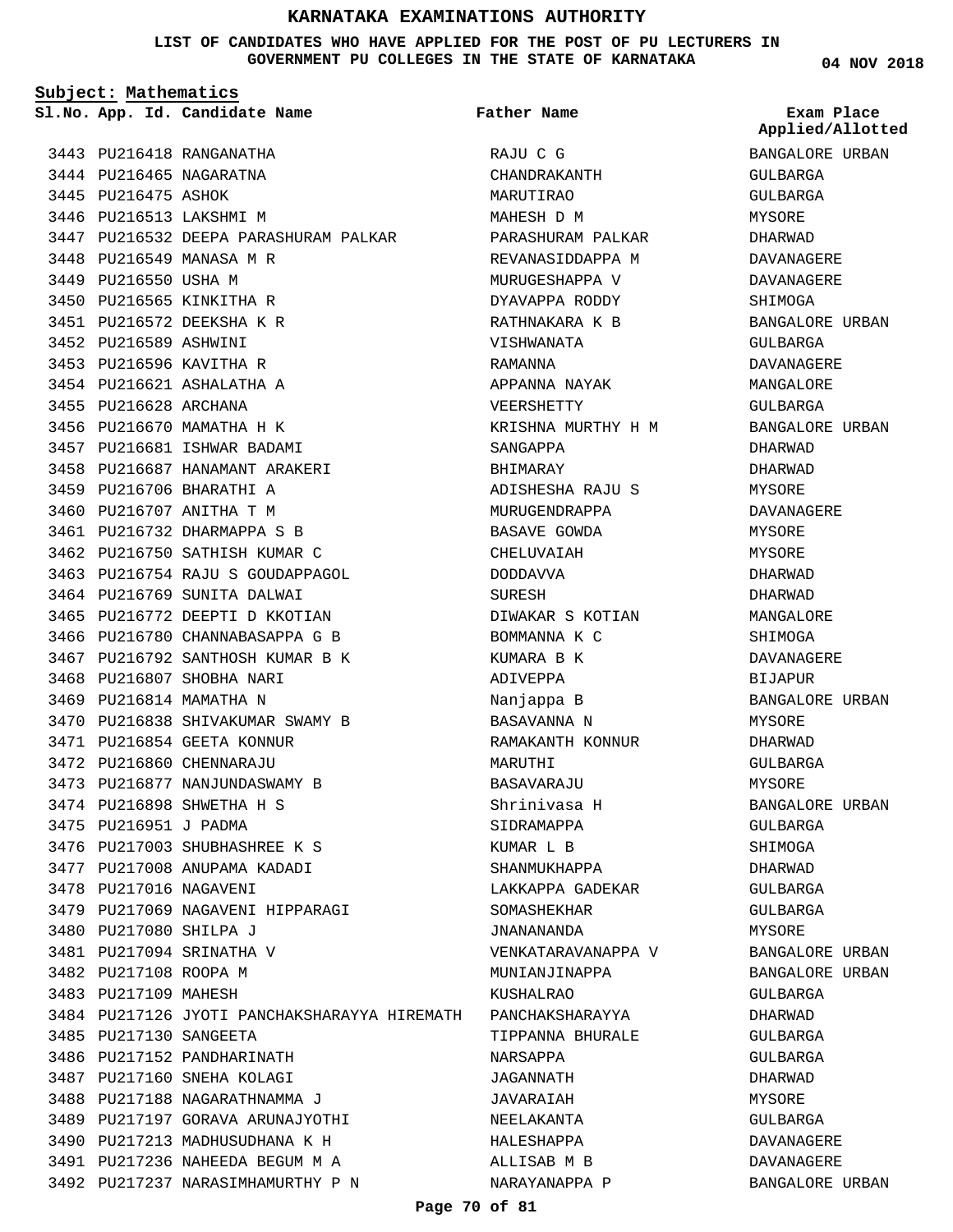# KARNATAKA EXAMINATIONS AUTHORITY

**LIST OF CANDIDATES WHO HAVE APPLIED FOR THE POST OF PU LECTURERS IN GOVERNMENT PU COLLEGES IN THE STATE OF KARNATAKA**

**04 NOV 2018**

**Subject: Mathematics**

| Sl.No. | App. Id. | Candidate Name | Father Name | Exam Place Applied/Allotted |
|---|---|---|---|---|
| 3443 | PU216418 | RANGANATHA | RAJU C G | BANGALORE URBAN |
| 3444 | PU216465 | NAGARATNA | CHANDRAKANTH | GULBARGA |
| 3445 | PU216475 | ASHOK | MARUTIRAO | GULBARGA |
| 3446 | PU216513 | LAKSHMI M | MAHESH D M | MYSORE |
| 3447 | PU216532 | DEEPA PARASHURAM PALKAR | PARASHURAM PALKAR | DHARWAD |
| 3448 | PU216549 | MANASA M R | REVANASIDDAPPA M | DAVANAGERE |
| 3449 | PU216550 | USHA M | MURUGESHAPPA V | DAVANAGERE |
| 3450 | PU216565 | KINKITHA R | DYAVAPPA RODDY | SHIMOGA |
| 3451 | PU216572 | DEEKSHA K R | RATHNAKARA K B | BANGALORE URBAN |
| 3452 | PU216589 | ASHWINI | VISHWANATA | GULBARGA |
| 3453 | PU216596 | KAVITHA R | RAMANNA | DAVANAGERE |
| 3454 | PU216621 | ASHALATHA A | APPANNA NAYAK | MANGALORE |
| 3455 | PU216628 | ARCHANA | VEERSHETTY | GULBARGA |
| 3456 | PU216670 | MAMATHA H K | KRISHNA MURTHY H M | BANGALORE URBAN |
| 3457 | PU216681 | ISHWAR BADAMI | SANGAPPA | DHARWAD |
| 3458 | PU216687 | HANAMANT ARAKERI | BHIMARAY | DHARWAD |
| 3459 | PU216706 | BHARATHI A | ADISHESHA RAJU S | MYSORE |
| 3460 | PU216707 | ANITHA T M | MURUGENDRAPPA | DAVANAGERE |
| 3461 | PU216732 | DHARMAPPA S B | BASAVE GOWDA | MYSORE |
| 3462 | PU216750 | SATHISH KUMAR C | CHELUVAIAH | MYSORE |
| 3463 | PU216754 | RAJU S GOUDAPPAGOL | DODDAVVA | DHARWAD |
| 3464 | PU216769 | SUNITA DALWAI | SURESH | DHARWAD |
| 3465 | PU216772 | DEEPTI D KKOTIAN | DIWAKAR S KOTIAN | MANGALORE |
| 3466 | PU216780 | CHANNABASAPPA G B | BOMMANNA K C | SHIMOGA |
| 3467 | PU216792 | SANTHOSH KUMAR B K | KUMARA B K | DAVANAGERE |
| 3468 | PU216807 | SHOBHA NARI | ADIVEPPA | BIJAPUR |
| 3469 | PU216814 | MAMATHA N | Nanjappa B | BANGALORE URBAN |
| 3470 | PU216838 | SHIVAKUMAR SWAMY B | BASAVANNA N | MYSORE |
| 3471 | PU216854 | GEETA KONNUR | RAMAKANTH KONNUR | DHARWAD |
| 3472 | PU216860 | CHENNARAJU | MARUTHI | GULBARGA |
| 3473 | PU216877 | NANJUNDASWAMY B | BASAVARAJU | MYSORE |
| 3474 | PU216898 | SHWETHA H S | Shrinivasa H | BANGALORE URBAN |
| 3475 | PU216951 | J PADMA | SIDRAMAPPA | GULBARGA |
| 3476 | PU217003 | SHUBHASHREE K S | KUMAR L B | SHIMOGA |
| 3477 | PU217008 | ANUPAMA KADADI | SHANMUKHAPPA | DHARWAD |
| 3478 | PU217016 | NAGAVENI | LAKKAPPA GADEKAR | GULBARGA |
| 3479 | PU217069 | NAGAVENI HIPPARAGI | SOMASHEKHAR | GULBARGA |
| 3480 | PU217080 | SHILPA J | JNANANANDA | MYSORE |
| 3481 | PU217094 | SRINATHA V | VENKATARAVANAPPA V | BANGALORE URBAN |
| 3482 | PU217108 | ROOPA M | MUNIANJINAPPA | BANGALORE URBAN |
| 3483 | PU217109 | MAHESH | KUSHALRAO | GULBARGA |
| 3484 | PU217126 | JYOTI PANCHAKSHARAYYA HIREMATH | PANCHAKSHARAYYA | DHARWAD |
| 3485 | PU217130 | SANGEETA | TIPPANNA BHURALE | GULBARGA |
| 3486 | PU217152 | PANDHARINATH | NARSAPPA | GULBARGA |
| 3487 | PU217160 | SNEHA KOLAGI | JAGANNATH | DHARWAD |
| 3488 | PU217188 | NAGARATHNAMMA J | JAVARAIAH | MYSORE |
| 3489 | PU217197 | GORAVA ARUNAJYOTHI | NEELAKANTA | GULBARGA |
| 3490 | PU217213 | MADHUSUDHANA K H | HALESHAPPA | DAVANAGERE |
| 3491 | PU217236 | NAHEEDA BEGUM M A | ALLISAB M B | DAVANAGERE |
| 3492 | PU217237 | NARASIMHAMURTHY P N | NARAYANAPPA P | BANGALORE URBAN |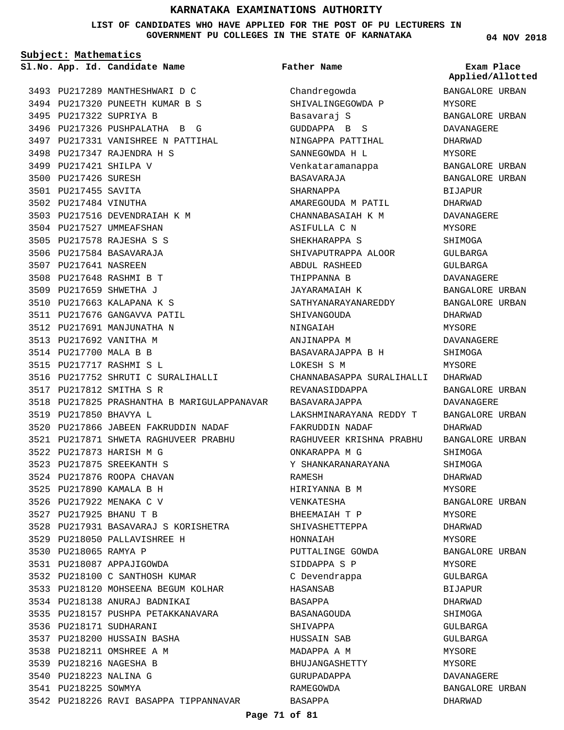# KARNATAKA EXAMINATIONS AUTHORITY

**LIST OF CANDIDATES WHO HAVE APPLIED FOR THE POST OF PU LECTURERS IN GOVERNMENT PU COLLEGES IN THE STATE OF KARNATAKA**

04 NOV 2018

**Subject: Mathematics**

| Sl.No. | App. Id. | Candidate Name | Father Name | Exam Place Applied/Allotted |
|---|---|---|---|---|
| 3493 | PU217289 | MANTHESHWARI D C | Chandregowda | BANGALORE URBAN |
| 3494 | PU217320 | PUNEETH KUMAR B S | SHIVALINGEGOWDA P | MYSORE |
| 3495 | PU217322 | SUPRIYA B | Basavaraj S | BANGALORE URBAN |
| 3496 | PU217326 | PUSHPALATHA B G | GUDDAPPA B S | DAVANAGERE |
| 3497 | PU217331 | VANISHREE N PATTIHAL | NINGAPPA PATTIHAL | DHARWAD |
| 3498 | PU217347 | RAJENDRA H S | SANNEGOWDA H L | MYSORE |
| 3499 | PU217421 | SHILPA V | Venkataramanappa | BANGALORE URBAN |
| 3500 | PU217426 | SURESH | BASAVARAJA | BANGALORE URBAN |
| 3501 | PU217455 | SAVITA | SHARNAPPA | BIJAPUR |
| 3502 | PU217484 | VINUTHA | AMAREGOUDA M PATIL | DHARWAD |
| 3503 | PU217516 | DEVENDRAIAH K M | CHANNABASAIAH K M | DAVANAGERE |
| 3504 | PU217527 | UMMEAFSHAN | ASIFULLA C N | MYSORE |
| 3505 | PU217578 | RAJESHA S S | SHEKHARAPPA S | SHIMOGA |
| 3506 | PU217584 | BASAVARAJA | SHIVAPUTRAPPA ALOOR | GULBARGA |
| 3507 | PU217641 | NASREEN | ABDUL RASHEED | GULBARGA |
| 3508 | PU217648 | RASHMI B T | THIPPANNA B | DAVANAGERE |
| 3509 | PU217659 | SHWETHA J | JAYARAMAIAH K | BANGALORE URBAN |
| 3510 | PU217663 | KALAPANA K S | SATHYANARAYANAREDDY | BANGALORE URBAN |
| 3511 | PU217676 | GANGAVVA PATIL | SHIVANGOUDA | DHARWAD |
| 3512 | PU217691 | MANJUNATHA N | NINGAIAH | MYSORE |
| 3513 | PU217692 | VANITHA M | ANJINAPPA M | DAVANAGERE |
| 3514 | PU217700 | MALA B B | BASAVARAJAPPA B H | SHIMOGA |
| 3515 | PU217717 | RASHMI S L | LOKESH S M | MYSORE |
| 3516 | PU217752 | SHRUTI C SURALIHALLI | CHANNABASAPPA SURALIHALLI | DHARWAD |
| 3517 | PU217812 | SMITHA S R | REVANASIDDAPPA | BANGALORE URBAN |
| 3518 | PU217825 | PRASHANTHA B MARIGULAPPANAVAR | BASAVARAJAPPA | DAVANAGERE |
| 3519 | PU217850 | BHAVYA L | LAKSHMINARAYANA REDDY T | BANGALORE URBAN |
| 3520 | PU217866 | JABEEN FAKRUDDIN NADAF | FAKRUDDIN NADAF | DHARWAD |
| 3521 | PU217871 | SHWETA RAGHUVEER PRABHU | RAGHUVEER KRISHNA PRABHU | BANGALORE URBAN |
| 3522 | PU217873 | HARISH M G | ONKARAPPA M G | SHIMOGA |
| 3523 | PU217875 | SREEKANTH S | Y SHANKARANARAYANA | SHIMOGA |
| 3524 | PU217876 | ROOPA CHAVAN | RAMESH | DHARWAD |
| 3525 | PU217890 | KAMALA B H | HIRIYANNA B M | MYSORE |
| 3526 | PU217922 | MENAKA C V | VENKATESHA | BANGALORE URBAN |
| 3527 | PU217925 | BHANU T B | BHEEMAIAH T P | MYSORE |
| 3528 | PU217931 | BASAVARAJ S KORISHETRA | SHIVASHETTEPPA | DHARWAD |
| 3529 | PU218050 | PALLAVISHREE H | HONNAIAH | MYSORE |
| 3530 | PU218065 | RAMYA P | PUTTALINGE GOWDA | BANGALORE URBAN |
| 3531 | PU218087 | APPAJIGOWDA | SIDDAPPA S P | MYSORE |
| 3532 | PU218100 | C SANTHOSH KUMAR | C Devendrappa | GULBARGA |
| 3533 | PU218120 | MOHSEENA BEGUM KOLHAR | HASANSAB | BIJAPUR |
| 3534 | PU218138 | ANURAJ BADNIKAI | BASAPPA | DHARWAD |
| 3535 | PU218157 | PUSHPA PETAKKANAVARA | BASANAGOUDA | SHIMOGA |
| 3536 | PU218171 | SUDHARANI | SHIVAPPA | GULBARGA |
| 3537 | PU218200 | HUSSAIN BASHA | HUSSAIN SAB | GULBARGA |
| 3538 | PU218211 | OMSHREE A M | MADAPPA A M | MYSORE |
| 3539 | PU218216 | NAGESHA B | BHUJANGASHETTY | MYSORE |
| 3540 | PU218223 | NALINA G | GURUPADAPPA | DAVANAGERE |
| 3541 | PU218225 | SOWMYA | RAMEGOWDA | BANGALORE URBAN |
| 3542 | PU218226 | RAVI BASAPPA TIPPANNAVAR | BASAPPA | DHARWAD |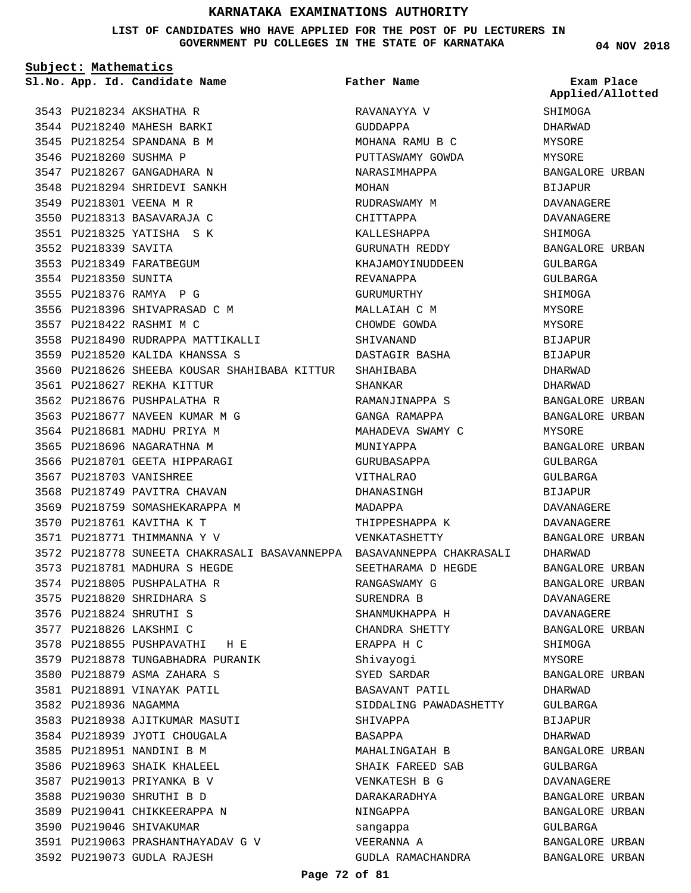# KARNATAKA EXAMINATIONS AUTHORITY

**LIST OF CANDIDATES WHO HAVE APPLIED FOR THE POST OF PU LECTURERS IN GOVERNMENT PU COLLEGES IN THE STATE OF KARNATAKA**

04 NOV 2018

**Subject: Mathematics**

| Sl.No. | App. Id. | Candidate Name | Father Name | Exam Place Applied/Allotted |
|---|---|---|---|---|
| 3543 | PU218234 | AKSHATHA R | RAVANAYYA V | SHIMOGA |
| 3544 | PU218240 | MAHESH BARKI | GUDDAPPA | DHARWAD |
| 3545 | PU218254 | SPANDANA B M | MOHANA RAMU B C | MYSORE |
| 3546 | PU218260 | SUSHMA P | PUTTASWAMY GOWDA | MYSORE |
| 3547 | PU218267 | GANGADHARA N | NARASIMHAPPA | BANGALORE URBAN |
| 3548 | PU218294 | SHRIDEVI SANKH | MOHAN | BIJAPUR |
| 3549 | PU218301 | VEENA M R | RUDRASWAMY M | DAVANAGERE |
| 3550 | PU218313 | BASAVARAJA C | CHITTAPPA | DAVANAGERE |
| 3551 | PU218325 | YATISHA S K | KALLESHAPPA | SHIMOGA |
| 3552 | PU218339 | SAVITA | GURUNATH REDDY | BANGALORE URBAN |
| 3553 | PU218349 | FARATBEGUM | KHAJAMOYINUDDEEN | GULBARGA |
| 3554 | PU218350 | SUNITA | REVANAPPA | GULBARGA |
| 3555 | PU218376 | RAMYA P G | GURUMURTHY | SHIMOGA |
| 3556 | PU218396 | SHIVAPRASAD C M | MALLAIAH C M | MYSORE |
| 3557 | PU218422 | RASHMI M C | CHOWDE GOWDA | MYSORE |
| 3558 | PU218490 | RUDRAPPA MATTIKALLI | SHIVANAND | BIJAPUR |
| 3559 | PU218520 | KALIDA KHANSSA S | DASTAGIR BASHA | BIJAPUR |
| 3560 | PU218626 | SHEEBA KOUSAR SHAHIBABA KITTUR | SHAHIBABA | DHARWAD |
| 3561 | PU218627 | REKHA KITTUR | SHANKAR | DHARWAD |
| 3562 | PU218676 | PUSHPALATHA R | RAMANJINAPPA S | BANGALORE URBAN |
| 3563 | PU218677 | NAVEEN KUMAR M G | GANGA RAMAPPA | BANGALORE URBAN |
| 3564 | PU218681 | MADHU PRIYA M | MAHADEVA SWAMY C | MYSORE |
| 3565 | PU218696 | NAGARATHNA M | MUNIYAPPA | BANGALORE URBAN |
| 3566 | PU218701 | GEETA HIPPARAGI | GURUBASAPPA | GULBARGA |
| 3567 | PU218703 | VANISHREE | VITHALRAO | GULBARGA |
| 3568 | PU218749 | PAVITRA CHAVAN | DHANASINGH | BIJAPUR |
| 3569 | PU218759 | SOMASHEKARAPPA M | MADAPPA | DAVANAGERE |
| 3570 | PU218761 | KAVITHA K T | THIPPESHAPPA K | DAVANAGERE |
| 3571 | PU218771 | THIMMANNA Y V | VENKATASHETTY | BANGALORE URBAN |
| 3572 | PU218778 | SUNEETA CHAKRASALI BASAVANNEPPA | BASAVANNEPPA CHAKRASALI | DHARWAD |
| 3573 | PU218781 | MADHURA S HEGDE | SEETHARAMA D HEGDE | BANGALORE URBAN |
| 3574 | PU218805 | PUSHPALATHA R | RANGASWAMY G | BANGALORE URBAN |
| 3575 | PU218820 | SHRIDHARA S | SURENDRA B | DAVANAGERE |
| 3576 | PU218824 | SHRUTHI S | SHANMUKHAPPA H | DAVANAGERE |
| 3577 | PU218826 | LAKSHMI C | CHANDRA SHETTY | BANGALORE URBAN |
| 3578 | PU218855 | PUSHPAVATHI H E | ERAPPA H C | SHIMOGA |
| 3579 | PU218878 | TUNGABHADRA PURANIK | Shivayogi | MYSORE |
| 3580 | PU218879 | ASMA ZAHARA S | SYED SARDAR | BANGALORE URBAN |
| 3581 | PU218891 | VINAYAK PATIL | BASAVANT PATIL | DHARWAD |
| 3582 | PU218936 | NAGAMMA | SIDDALING PAWADASHETTY | GULBARGA |
| 3583 | PU218938 | AJITKUMAR MASUTI | SHIVAPPA | BIJAPUR |
| 3584 | PU218939 | JYOTI CHOUGALA | BASAPPA | DHARWAD |
| 3585 | PU218951 | NANDINI B M | MAHALINGAIAH B | BANGALORE URBAN |
| 3586 | PU218963 | SHAIK KHALEEL | SHAIK FAREED SAB | GULBARGA |
| 3587 | PU219013 | PRIYANKA B V | VENKATESH B G | DAVANAGERE |
| 3588 | PU219030 | SHRUTHI B D | DARAKARADHYA | BANGALORE URBAN |
| 3589 | PU219041 | CHIKKEERAPPA N | NINGAPPA | BANGALORE URBAN |
| 3590 | PU219046 | SHIVAKUMAR | sangappa | GULBARGA |
| 3591 | PU219063 | PRASHANTHAYADAV G V | VEERANNA A | BANGALORE URBAN |
| 3592 | PU219073 | GUDLA RAJESH | GUDLA RAMACHANDRA | BANGALORE URBAN |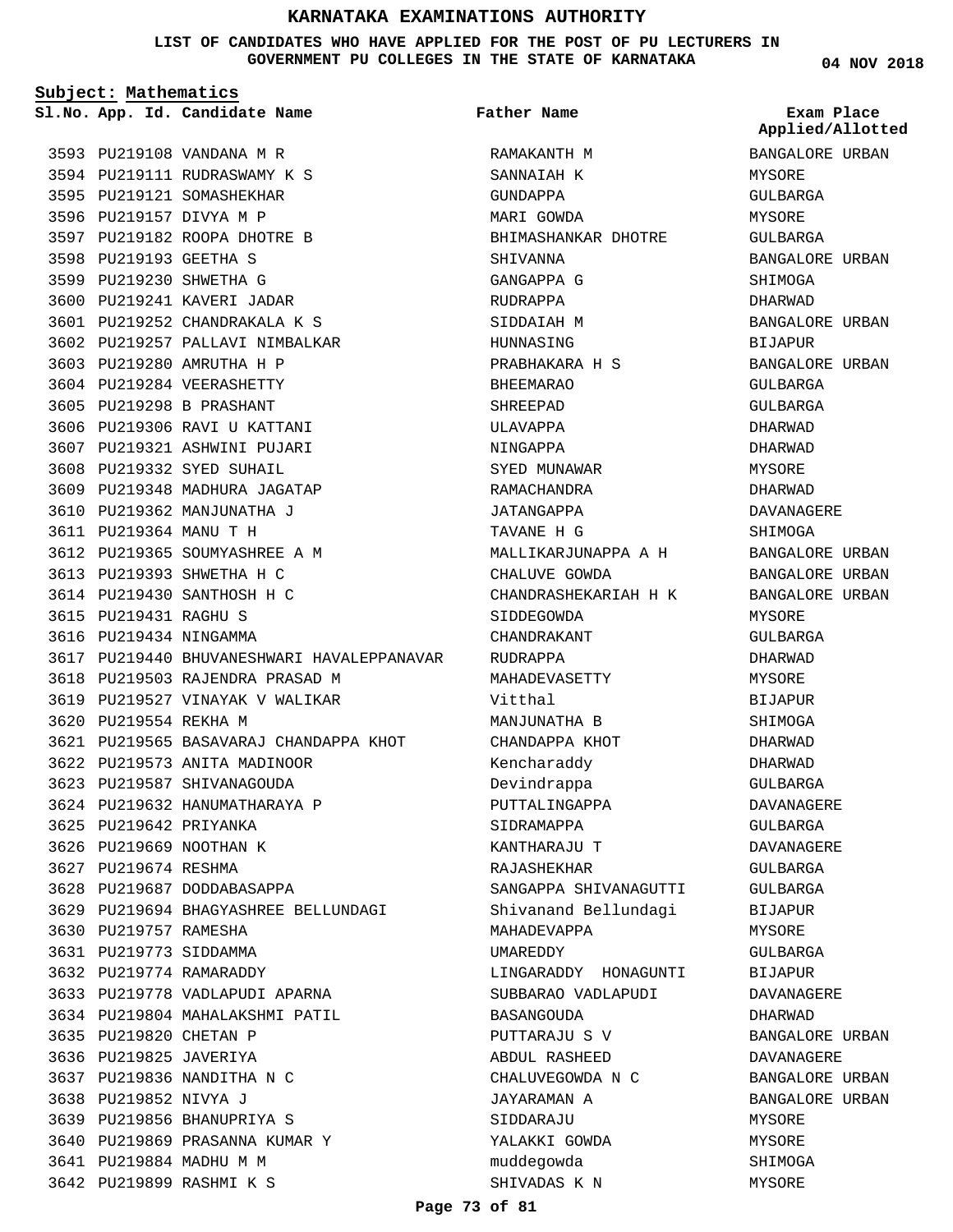# KARNATAKA EXAMINATIONS AUTHORITY

**LIST OF CANDIDATES WHO HAVE APPLIED FOR THE POST OF PU LECTURERS IN GOVERNMENT PU COLLEGES IN THE STATE OF KARNATAKA**

**04 NOV 2018**

**Subject: Mathematics**

| Sl.No. | App. Id. | Candidate Name | Father Name | Exam Place Applied/Allotted |
|---|---|---|---|---|
| 3593 | PU219108 | VANDANA M R | RAMAKANTH M | BANGALORE URBAN |
| 3594 | PU219111 | RUDRASWAMY K S | SANNAIAH K | MYSORE |
| 3595 | PU219121 | SOMASHEKHAR | GUNDAPPA | GULBARGA |
| 3596 | PU219157 | DIVYA M P | MARI GOWDA | MYSORE |
| 3597 | PU219182 | ROOPA DHOTRE B | BHIMASHANKAR DHOTRE | GULBARGA |
| 3598 | PU219193 | GEETHA S | SHIVANNA | BANGALORE URBAN |
| 3599 | PU219230 | SHWETHA G | GANGAPPA G | SHIMOGA |
| 3600 | PU219241 | KAVERI JADAR | RUDRAPPA | DHARWAD |
| 3601 | PU219252 | CHANDRAKALA K S | SIDDAIAH M | BANGALORE URBAN |
| 3602 | PU219257 | PALLAVI NIMBALKAR | HUNNASING | BIJAPUR |
| 3603 | PU219280 | AMRUTHA H P | PRABHAKARA H S | BANGALORE URBAN |
| 3604 | PU219284 | VEERASHETTY | BHEEMARAO | GULBARGA |
| 3605 | PU219298 | B PRASHANT | SHREEPAD | GULBARGA |
| 3606 | PU219306 | RAVI U KATTANI | ULAVAPPA | DHARWAD |
| 3607 | PU219321 | ASHWINI PUJARI | NINGAPPA | DHARWAD |
| 3608 | PU219332 | SYED SUHAIL | SYED MUNAWAR | MYSORE |
| 3609 | PU219348 | MADHURA JAGATAP | RAMACHANDRA | DHARWAD |
| 3610 | PU219362 | MANJUNATHA J | JATANGAPPA | DAVANAGERE |
| 3611 | PU219364 | MANU T H | TAVANE H G | SHIMOGA |
| 3612 | PU219365 | SOUMYASHREE A M | MALLIKARJUNAPPA A H | BANGALORE URBAN |
| 3613 | PU219393 | SHWETHA H C | CHALUVE GOWDA | BANGALORE URBAN |
| 3614 | PU219430 | SANTHOSH H C | CHANDRASHEKARIAH H K | BANGALORE URBAN |
| 3615 | PU219431 | RAGHU S | SIDDEGOWDA | MYSORE |
| 3616 | PU219434 | NINGAMMA | CHANDRAKANT | GULBARGA |
| 3617 | PU219440 | BHUVANESHWARI HAVALEPPANAVAR | RUDRAPPA | DHARWAD |
| 3618 | PU219503 | RAJENDRA PRASAD M | MAHADEVASETTY | MYSORE |
| 3619 | PU219527 | VINAYAK V WALIKAR | Vitthal | BIJAPUR |
| 3620 | PU219554 | REKHA M | MANJUNATHA B | SHIMOGA |
| 3621 | PU219565 | BASAVARAJ CHANDAPPA KHOT | CHANDAPPA KHOT | DHARWAD |
| 3622 | PU219573 | ANITA MADINOOR | Kencharaddy | DHARWAD |
| 3623 | PU219587 | SHIVANAGOUDA | Devindrappa | GULBARGA |
| 3624 | PU219632 | HANUMATHARAYA P | PUTTALINGAPPA | DAVANAGERE |
| 3625 | PU219642 | PRIYANKA | SIDRAMAPPA | GULBARGA |
| 3626 | PU219669 | NOOTHAN K | KANTHARAJU T | DAVANAGERE |
| 3627 | PU219674 | RESHMA | RAJASHEKHAR | GULBARGA |
| 3628 | PU219687 | DODDABASAPPA | SANGAPPA SHIVANAGUTTI | GULBARGA |
| 3629 | PU219694 | BHAGYASHREE BELLUNDAGI | Shivanand Bellundagi | BIJAPUR |
| 3630 | PU219757 | RAMESHA | MAHADEVAPPA | MYSORE |
| 3631 | PU219773 | SIDDAMMA | UMAREDDY | GULBARGA |
| 3632 | PU219774 | RAMARADDY | LINGARADDY HONAGUNTI | BIJAPUR |
| 3633 | PU219778 | VADLAPUDI APARNA | SUBBARAO VADLAPUDI | DAVANAGERE |
| 3634 | PU219804 | MAHALAKSHMI PATIL | BASANGOUDA | DHARWAD |
| 3635 | PU219820 | CHETAN P | PUTTARAJU S V | BANGALORE URBAN |
| 3636 | PU219825 | JAVERIYA | ABDUL RASHEED | DAVANAGERE |
| 3637 | PU219836 | NANDITHA N C | CHALUVEGOWDA N C | BANGALORE URBAN |
| 3638 | PU219852 | NIVYA J | JAYARAMAN A | BANGALORE URBAN |
| 3639 | PU219856 | BHANUPRIYA S | SIDDARAJU | MYSORE |
| 3640 | PU219869 | PRASANNA KUMAR Y | YALAKKI GOWDA | MYSORE |
| 3641 | PU219884 | MADHU M M | muddegowda | SHIMOGA |
| 3642 | PU219899 | RASHMI K S | SHIVADAS K N | MYSORE |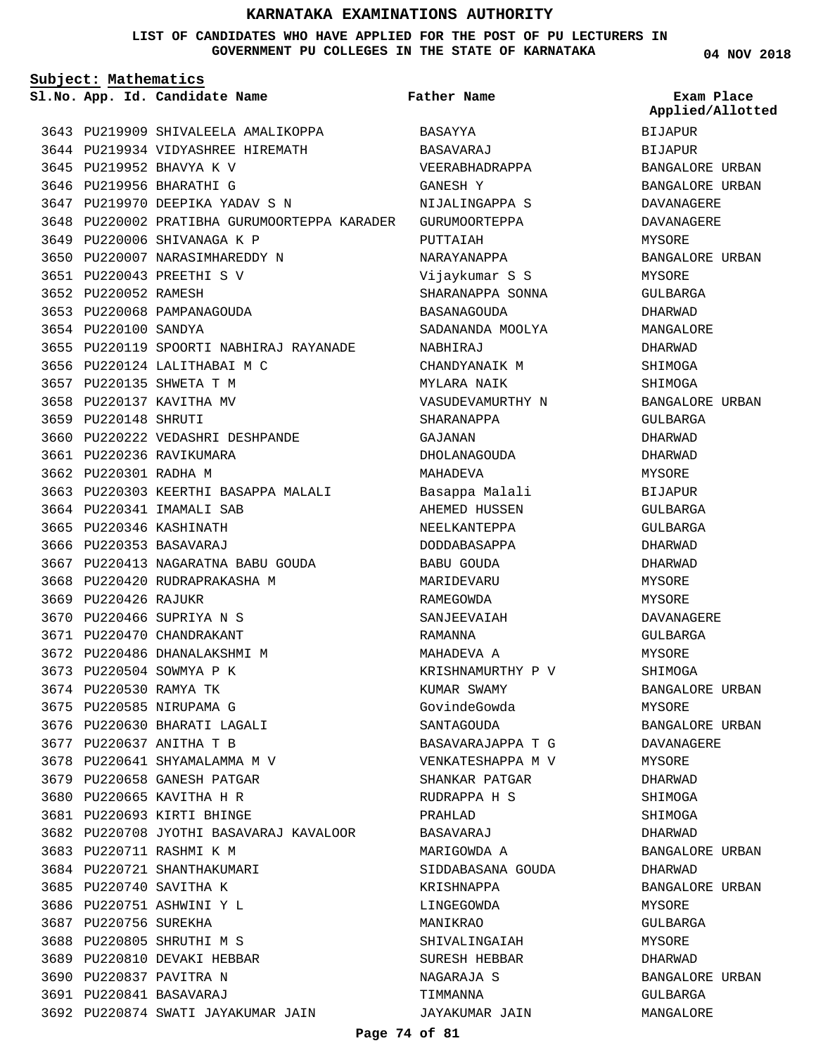# KARNATAKA EXAMINATIONS AUTHORITY

**LIST OF CANDIDATES WHO HAVE APPLIED FOR THE POST OF PU LECTURERS IN GOVERNMENT PU COLLEGES IN THE STATE OF KARNATAKA**

04 NOV 2018

**Subject: Mathematics**

| Sl.No. | App. Id. | Candidate Name | Father Name | Exam Place Applied/Allotted |
|---|---|---|---|---|
| 3643 | PU219909 | SHIVALEELA AMALIKOPPA | BASAYYA | BIJAPUR |
| 3644 | PU219934 | VIDYASHREE HIREMATH | BASAVARAJ | BIJAPUR |
| 3645 | PU219952 | BHAVYA K V | VEERABHADRAPPA | BANGALORE URBAN |
| 3646 | PU219956 | BHARATHI G | GANESH Y | BANGALORE URBAN |
| 3647 | PU219970 | DEEPIKA YADAV S N | NIJALINGAPPA S | DAVANAGERE |
| 3648 | PU220002 | PRATIBHA GURUMOORTEPPA KARADER | GURUMOORTEPPA | DAVANAGERE |
| 3649 | PU220006 | SHIVANAGA K P | PUTTAIAH | MYSORE |
| 3650 | PU220007 | NARASIMHAREDDY N | NARAYANAPPA | BANGALORE URBAN |
| 3651 | PU220043 | PREETHI S V | Vijaykumar S S | MYSORE |
| 3652 | PU220052 | RAMESH | SHARANAPPA SONNA | GULBARGA |
| 3653 | PU220068 | PAMPANAGOUDA | BASANAGOUDA | DHARWAD |
| 3654 | PU220100 | SANDYA | SADANANDA MOOLYA | MANGALORE |
| 3655 | PU220119 | SPOORTI NABHIRAJ RAYANADE | NABHIRAJ | DHARWAD |
| 3656 | PU220124 | LALITHABAI M C | CHANDYANAIK M | SHIMOGA |
| 3657 | PU220135 | SHWETA T M | MYLARA NAIK | SHIMOGA |
| 3658 | PU220137 | KAVITHA MV | VASUDEVAMURTHY N | BANGALORE URBAN |
| 3659 | PU220148 | SHRUTI | SHARANAPPA | GULBARGA |
| 3660 | PU220222 | VEDASHRI DESHPANDE | GAJANAN | DHARWAD |
| 3661 | PU220236 | RAVIKUMARA | DHOLANAGOUDA | DHARWAD |
| 3662 | PU220301 | RADHA M | MAHADEVA | MYSORE |
| 3663 | PU220303 | KEERTHI BASAPPA MALALI | Basappa Malali | BIJAPUR |
| 3664 | PU220341 | IMAMALI SAB | AHEMED HUSSEN | GULBARGA |
| 3665 | PU220346 | KASHINATH | NEELKANTEPPA | GULBARGA |
| 3666 | PU220353 | BASAVARAJ | DODDABASAPPA | DHARWAD |
| 3667 | PU220413 | NAGARATNA BABU GOUDA | BABU GOUDA | DHARWAD |
| 3668 | PU220420 | RUDRAPRAKASHA M | MARIDEVARU | MYSORE |
| 3669 | PU220426 | RAJUKR | RAMEGOWDA | MYSORE |
| 3670 | PU220466 | SUPRIYA N S | SANJEEVAIAH | DAVANAGERE |
| 3671 | PU220470 | CHANDRAKANT | RAMANNA | GULBARGA |
| 3672 | PU220486 | DHANALAKSHMI M | MAHADEVA A | MYSORE |
| 3673 | PU220504 | SOWMYA P K | KRISHNAMURTHY P V | SHIMOGA |
| 3674 | PU220530 | RAMYA TK | KUMAR SWAMY | BANGALORE URBAN |
| 3675 | PU220585 | NIRUPAMA G | GovindeGowda | MYSORE |
| 3676 | PU220630 | BHARATI LAGALI | SANTAGOUDA | BANGALORE URBAN |
| 3677 | PU220637 | ANITHA T B | BASAVARAJAPPA T G | DAVANAGERE |
| 3678 | PU220641 | SHYAMALAMMA M V | VENKATESHAPPA M V | MYSORE |
| 3679 | PU220658 | GANESH PATGAR | SHANKAR PATGAR | DHARWAD |
| 3680 | PU220665 | KAVITHA H R | RUDRAPPA H S | SHIMOGA |
| 3681 | PU220693 | KIRTI BHINGE | PRAHLAD | SHIMOGA |
| 3682 | PU220708 | JYOTHI BASAVARAJ KAVALOOR | BASAVARAJ | DHARWAD |
| 3683 | PU220711 | RASHMI K M | MARIGOWDA A | BANGALORE URBAN |
| 3684 | PU220721 | SHANTHAKUMARI | SIDDABASANA GOUDA | DHARWAD |
| 3685 | PU220740 | SAVITHA K | KRISHNAPPA | BANGALORE URBAN |
| 3686 | PU220751 | ASHWINI Y L | LINGEGOWDA | MYSORE |
| 3687 | PU220756 | SUREKHA | MANIKRAO | GULBARGA |
| 3688 | PU220805 | SHRUTHI M S | SHIVALINGAIAH | MYSORE |
| 3689 | PU220810 | DEVAKI HEBBAR | SURESH HEBBAR | DHARWAD |
| 3690 | PU220837 | PAVITRA N | NAGARAJA S | BANGALORE URBAN |
| 3691 | PU220841 | BASAVARAJ | TIMMANNA | GULBARGA |
| 3692 | PU220874 | SWATI JAYAKUMAR JAIN | JAYAKUMAR JAIN | MANGALORE |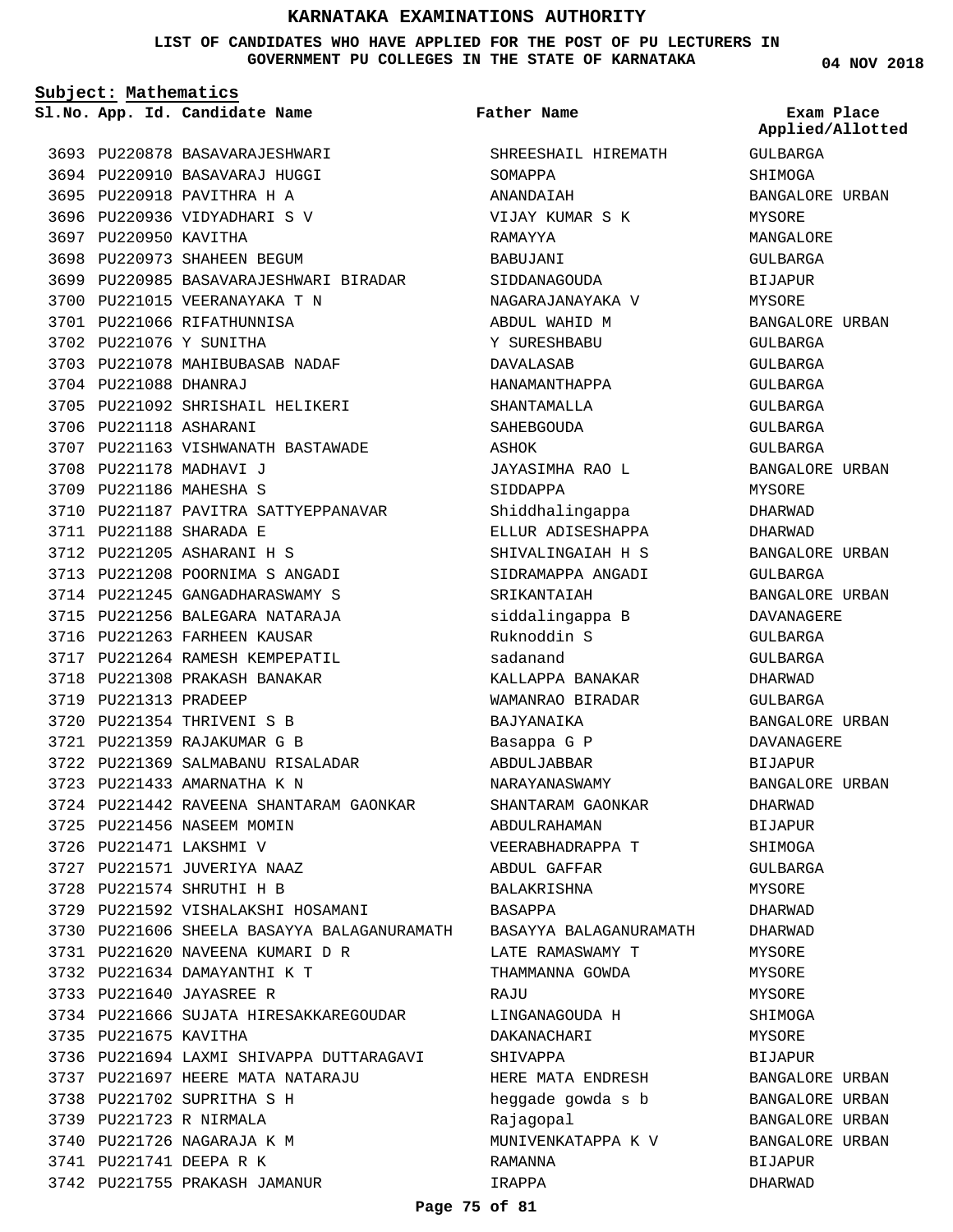# KARNATAKA EXAMINATIONS AUTHORITY

**LIST OF CANDIDATES WHO HAVE APPLIED FOR THE POST OF PU LECTURERS IN GOVERNMENT PU COLLEGES IN THE STATE OF KARNATAKA**

**04 NOV 2018**

**Subject: Mathematics**

| Sl.No. | App. Id. | Candidate Name | Father Name | Exam Place Applied/Allotted |
|---|---|---|---|---|
| 3693 | PU220878 | BASAVARAJESHWARI | SHREESHAIL HIREMATH | GULBARGA |
| 3694 | PU220910 | BASAVARAJ HUGGI | SOMAPPA | SHIMOGA |
| 3695 | PU220918 | PAVITHRA H A | ANANDAIAH | BANGALORE URBAN |
| 3696 | PU220936 | VIDYADHARI S V | VIJAY KUMAR S K | MYSORE |
| 3697 | PU220950 | KAVITHA | RAMAYYA | MANGALORE |
| 3698 | PU220973 | SHAHEEN BEGUM | BABUJANI | GULBARGA |
| 3699 | PU220985 | BASAVARAJESHWARI BIRADAR | SIDDANAGOUDA | BIJAPUR |
| 3700 | PU221015 | VEERANAYAKA T N | NAGARAJANAYAKA V | MYSORE |
| 3701 | PU221066 | RIFATHUNNISA | ABDUL WAHID M | BANGALORE URBAN |
| 3702 | PU221076 | Y SUNITHA | Y SURESHBABU | GULBARGA |
| 3703 | PU221078 | MAHIBUBASAB NADAF | DAVALASAB | GULBARGA |
| 3704 | PU221088 | DHANRAJ | HANAMANTHAPPA | GULBARGA |
| 3705 | PU221092 | SHRISHAIL HELIKERI | SHANTAMALLA | GULBARGA |
| 3706 | PU221118 | ASHARANI | SAHEBGOUDA | GULBARGA |
| 3707 | PU221163 | VISHWANATH BASTAWADE | ASHOK | GULBARGA |
| 3708 | PU221178 | MADHAVI J | JAYASIMHA RAO L | BANGALORE URBAN |
| 3709 | PU221186 | MAHESHA S | SIDDAPPA | MYSORE |
| 3710 | PU221187 | PAVITRA SATTYEPPANAVAR | Shiddhalingappa | DHARWAD |
| 3711 | PU221188 | SHARADA E | ELLUR ADISESHAPPA | DHARWAD |
| 3712 | PU221205 | ASHARANI H S | SHIVALINGAIAH H S | BANGALORE URBAN |
| 3713 | PU221208 | POORNIMA S ANGADI | SIDRAMAPPA ANGADI | GULBARGA |
| 3714 | PU221245 | GANGADHARASWAMY S | SRIKANTAIAH | BANGALORE URBAN |
| 3715 | PU221256 | BALEGARA NATARAJA | siddalingappa B | DAVANAGERE |
| 3716 | PU221263 | FARHEEN KAUSAR | Ruknoddin S | GULBARGA |
| 3717 | PU221264 | RAMESH KEMPEPATIL | sadanand | GULBARGA |
| 3718 | PU221308 | PRAKASH BANAKAR | KALLAPPA BANAKAR | DHARWAD |
| 3719 | PU221313 | PRADEEP | WAMANRAO BIRADAR | GULBARGA |
| 3720 | PU221354 | THRIVENI S B | BAJYANAIKA | BANGALORE URBAN |
| 3721 | PU221359 | RAJAKUMAR G B | Basappa G P | DAVANAGERE |
| 3722 | PU221369 | SALMABANU RISALADAR | ABDULJABBAR | BIJAPUR |
| 3723 | PU221433 | AMARNATHA K N | NARAYANASWAMY | BANGALORE URBAN |
| 3724 | PU221442 | RAVEENA SHANTARAM GAONKAR | SHANTARAM GAONKAR | DHARWAD |
| 3725 | PU221456 | NASEEM MOMIN | ABDULRAHAMAN | BIJAPUR |
| 3726 | PU221471 | LAKSHMI V | VEERABHADRAPPA T | SHIMOGA |
| 3727 | PU221571 | JUVERIYA NAAZ | ABDUL GAFFAR | GULBARGA |
| 3728 | PU221574 | SHRUTHI H B | BALAKRISHNA | MYSORE |
| 3729 | PU221592 | VISHALAKSHI HOSAMANI | BASAPPA | DHARWAD |
| 3730 | PU221606 | SHEELA BASAYYA BALAGANURAMATH | BASAYYA BALAGANURAMATH | DHARWAD |
| 3731 | PU221620 | NAVEENA KUMARI D R | LATE RAMASWAMY T | MYSORE |
| 3732 | PU221634 | DAMAYANTHI K T | THAMMANNA GOWDA | MYSORE |
| 3733 | PU221640 | JAYASREE R | RAJU | MYSORE |
| 3734 | PU221666 | SUJATA HIRESAKKAREGOUDAR | LINGANAGOUDA H | SHIMOGA |
| 3735 | PU221675 | KAVITHA | DAKANACHARI | MYSORE |
| 3736 | PU221694 | LAXMI SHIVAPPA DUTTARAGAVI | SHIVAPPA | BIJAPUR |
| 3737 | PU221697 | HEERE MATA NATARAJU | HERE MATA ENDRESH | BANGALORE URBAN |
| 3738 | PU221702 | SUPRITHA S H | heggade gowda s b | BANGALORE URBAN |
| 3739 | PU221723 | R NIRMALA | Rajagopal | BANGALORE URBAN |
| 3740 | PU221726 | NAGARAJA K M | MUNIVENKATAPPA K V | BANGALORE URBAN |
| 3741 | PU221741 | DEEPA R K | RAMANNA | BIJAPUR |
| 3742 | PU221755 | PRAKASH JAMANUR | IRAPPA | DHARWAD |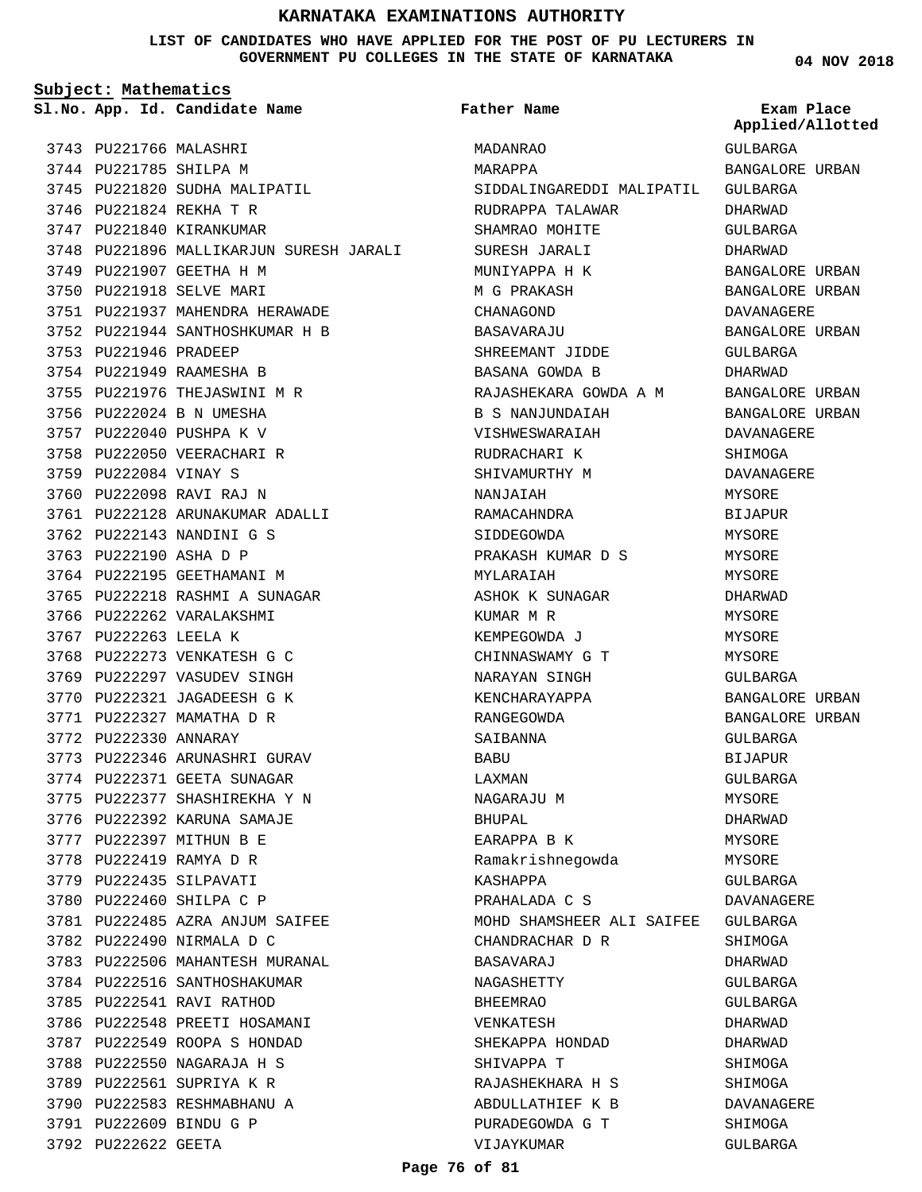# KARNATAKA EXAMINATIONS AUTHORITY

**LIST OF CANDIDATES WHO HAVE APPLIED FOR THE POST OF PU LECTURERS IN GOVERNMENT PU COLLEGES IN THE STATE OF KARNATAKA**

**04 NOV 2018**

**Subject: Mathematics**

| Sl.No. | App. Id. | Candidate Name | Father Name | Exam Place Applied/Allotted |
|---|---|---|---|---|
| 3743 | PU221766 | MALASHRI | MADANRAO | GULBARGA |
| 3744 | PU221785 | SHILPA M | MARAPPA | BANGALORE URBAN |
| 3745 | PU221820 | SUDHA MALIPATIL | SIDDALINGAREDDI MALIPATIL | GULBARGA |
| 3746 | PU221824 | REKHA T R | RUDRAPPA TALAWAR | DHARWAD |
| 3747 | PU221840 | KIRANKUMAR | SHAMRAO MOHITE | GULBARGA |
| 3748 | PU221896 | MALLIKARJUN SURESH JARALI | SURESH JARALI | DHARWAD |
| 3749 | PU221907 | GEETHA H M | MUNIYAPPA H K | BANGALORE URBAN |
| 3750 | PU221918 | SELVE MARI | M G PRAKASH | BANGALORE URBAN |
| 3751 | PU221937 | MAHENDRA HERAWADE | CHANAGOND | DAVANAGERE |
| 3752 | PU221944 | SANTHOSHKUMAR H B | BASAVARAJU | BANGALORE URBAN |
| 3753 | PU221946 | PRADEEP | SHREEMANT JIDDE | GULBARGA |
| 3754 | PU221949 | RAAMESHA B | BASANA GOWDA B | DHARWAD |
| 3755 | PU221976 | THEJASWINI M R | RAJASHEKARA GOWDA A M | BANGALORE URBAN |
| 3756 | PU222024 | B N UMESHA | B S NANJUNDAIAH | BANGALORE URBAN |
| 3757 | PU222040 | PUSHPA K V | VISHWESWARAIAH | DAVANAGERE |
| 3758 | PU222050 | VEERACHARI R | RUDRACHARI K | SHIMOGA |
| 3759 | PU222084 | VINAY S | SHIVAMURTHY M | DAVANAGERE |
| 3760 | PU222098 | RAVI RAJ N | NANJAIAH | MYSORE |
| 3761 | PU222128 | ARUNAKUMAR ADALLI | RAMACAHNDRA | BIJAPUR |
| 3762 | PU222143 | NANDINI G S | SIDDEGOWDA | MYSORE |
| 3763 | PU222190 | ASHA D P | PRAKASH KUMAR D S | MYSORE |
| 3764 | PU222195 | GEETHAMANI M | MYLARAIAH | MYSORE |
| 3765 | PU222218 | RASHMI A SUNAGAR | ASHOK K SUNAGAR | DHARWAD |
| 3766 | PU222262 | VARALAKSHMI | KUMAR M R | MYSORE |
| 3767 | PU222263 | LEELA K | KEMPEGOWDA J | MYSORE |
| 3768 | PU222273 | VENKATESH G C | CHINNASWAMY G T | MYSORE |
| 3769 | PU222297 | VASUDEV SINGH | NARAYAN SINGH | GULBARGA |
| 3770 | PU222321 | JAGADEESH G K | KENCHARAYAPPA | BANGALORE URBAN |
| 3771 | PU222327 | MAMATHA D R | RANGEGOWDA | BANGALORE URBAN |
| 3772 | PU222330 | ANNARAY | SAIBANNA | GULBARGA |
| 3773 | PU222346 | ARUNASHRI GURAV | BABU | BIJAPUR |
| 3774 | PU222371 | GEETA SUNAGAR | LAXMAN | GULBARGA |
| 3775 | PU222377 | SHASHIREKHA Y N | NAGARAJU M | MYSORE |
| 3776 | PU222392 | KARUNA SAMAJE | BHUPAL | DHARWAD |
| 3777 | PU222397 | MITHUN B E | EARAPPA B K | MYSORE |
| 3778 | PU222419 | RAMYA D R | Ramakrishnegowda | MYSORE |
| 3779 | PU222435 | SILPAVATI | KASHAPPA | GULBARGA |
| 3780 | PU222460 | SHILPA C P | PRAHALADA C S | DAVANAGERE |
| 3781 | PU222485 | AZRA ANJUM SAIFEE | MOHD SHAMSHEER ALI SAIFEE | GULBARGA |
| 3782 | PU222490 | NIRMALA D C | CHANDRACHAR D R | SHIMOGA |
| 3783 | PU222506 | MAHANTESH MURANAL | BASAVARAJ | DHARWAD |
| 3784 | PU222516 | SANTHOSHAKUMAR | NAGASHETTY | GULBARGA |
| 3785 | PU222541 | RAVI RATHOD | BHEEMRAO | GULBARGA |
| 3786 | PU222548 | PREETI HOSAMANI | VENKATESH | DHARWAD |
| 3787 | PU222549 | ROOPA S HONDAD | SHEKAPPA HONDAD | DHARWAD |
| 3788 | PU222550 | NAGARAJA H S | SHIVAPPA T | SHIMOGA |
| 3789 | PU222561 | SUPRIYA K R | RAJASHEKHARA H S | SHIMOGA |
| 3790 | PU222583 | RESHMABHANU A | ABDULLATHIEF K B | DAVANAGERE |
| 3791 | PU222609 | BINDU G P | PURADEGOWDA G T | SHIMOGA |
| 3792 | PU222622 | GEETA | VIJAYKUMAR | GULBARGA |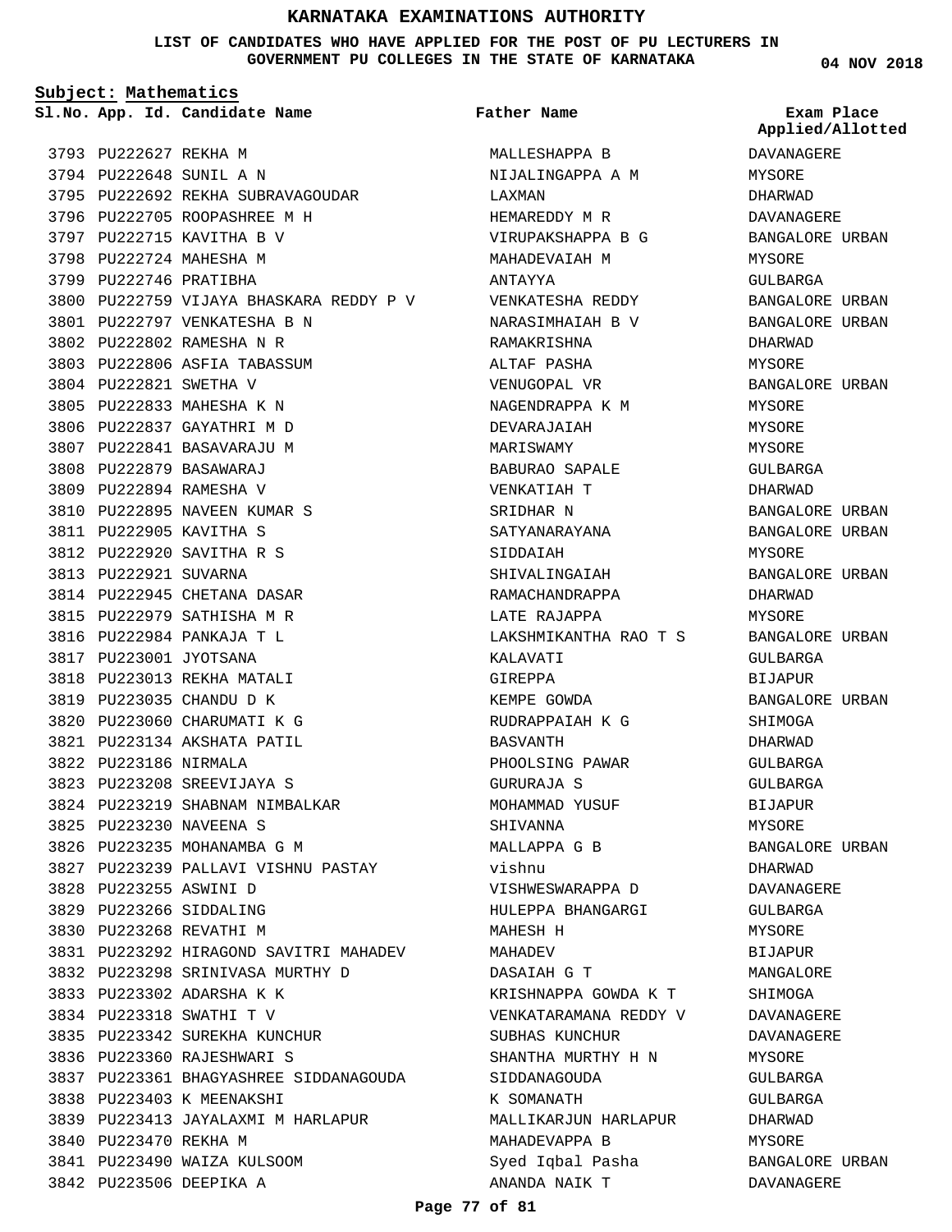# KARNATAKA EXAMINATIONS AUTHORITY

**LIST OF CANDIDATES WHO HAVE APPLIED FOR THE POST OF PU LECTURERS IN GOVERNMENT PU COLLEGES IN THE STATE OF KARNATAKA**

**04 NOV 2018**

**Subject: Mathematics**

| Sl.No. | App. Id. | Candidate Name | Father Name | Exam Place Applied/Allotted |
|---|---|---|---|---|
| 3793 | PU222627 | REKHA M | MALLESHAPPA B | DAVANAGERE |
| 3794 | PU222648 | SUNIL A N | NIJALINGAPPA A M | MYSORE |
| 3795 | PU222692 | REKHA SUBRAVAGOUDAR | LAXMAN | DHARWAD |
| 3796 | PU222705 | ROOPASHREE M H | HEMAREDDY M R | DAVANAGERE |
| 3797 | PU222715 | KAVITHA B V | VIRUPAKSHAPPA B G | BANGALORE URBAN |
| 3798 | PU222724 | MAHESHA M | MAHADEVAIAH M | MYSORE |
| 3799 | PU222746 | PRATIBHA | ANTAYYA | GULBARGA |
| 3800 | PU222759 | VIJAYA BHASKARA REDDY P V | VENKATESHA REDDY | BANGALORE URBAN |
| 3801 | PU222797 | VENKATESHA B N | NARASIMHAIAH B V | BANGALORE URBAN |
| 3802 | PU222802 | RAMESHA N R | RAMAKRISHNA | DHARWAD |
| 3803 | PU222806 | ASFIA TABASSUM | ALTAF PASHA | MYSORE |
| 3804 | PU222821 | SWETHA V | VENUGOPAL VR | BANGALORE URBAN |
| 3805 | PU222833 | MAHESHA K N | NAGENDRAPPA K M | MYSORE |
| 3806 | PU222837 | GAYATHRI M D | DEVARAJAIAH | MYSORE |
| 3807 | PU222841 | BASAVARAJU M | MARISWAMY | MYSORE |
| 3808 | PU222879 | BASAWARAJ | BABURAO SAPALE | GULBARGA |
| 3809 | PU222894 | RAMESHA V | VENKATIAH T | DHARWAD |
| 3810 | PU222895 | NAVEEN KUMAR S | SRIDHAR N | BANGALORE URBAN |
| 3811 | PU222905 | KAVITHA S | SATYANARAYANA | BANGALORE URBAN |
| 3812 | PU222920 | SAVITHA R S | SIDDAIAH | MYSORE |
| 3813 | PU222921 | SUVARNA | SHIVALINGAIAH | BANGALORE URBAN |
| 3814 | PU222945 | CHETANA DASAR | RAMACHANDRAPPA | DHARWAD |
| 3815 | PU222979 | SATHISHA M R | LATE RAJAPPA | MYSORE |
| 3816 | PU222984 | PANKAJA T L | LAKSHMIKANTHA RAO T S | BANGALORE URBAN |
| 3817 | PU223001 | JYOTSANA | KALAVATI | GULBARGA |
| 3818 | PU223013 | REKHA MATALI | GIREPPA | BIJAPUR |
| 3819 | PU223035 | CHANDU D K | KEMPE GOWDA | BANGALORE URBAN |
| 3820 | PU223060 | CHARUMATI K G | RUDRAPPAIAH K G | SHIMOGA |
| 3821 | PU223134 | AKSHATA PATIL | BASVANTH | DHARWAD |
| 3822 | PU223186 | NIRMALA | PHOOLSING PAWAR | GULBARGA |
| 3823 | PU223208 | SREEVIJAYA S | GURURAJA S | GULBARGA |
| 3824 | PU223219 | SHABNAM NIMBALKAR | MOHAMMAD YUSUF | BIJAPUR |
| 3825 | PU223230 | NAVEENA S | SHIVANNA | MYSORE |
| 3826 | PU223235 | MOHANAMBA G M | MALLAPPA G B | BANGALORE URBAN |
| 3827 | PU223239 | PALLAVI VISHNU PASTAY | vishnu | DHARWAD |
| 3828 | PU223255 | ASWINI D | VISHWESWARAPPA D | DAVANAGERE |
| 3829 | PU223266 | SIDDALING | HULEPPA BHANGARGI | GULBARGA |
| 3830 | PU223268 | REVATHI M | MAHESH H | MYSORE |
| 3831 | PU223292 | HIRAGOND SAVITRI MAHADEV | MAHADEV | BIJAPUR |
| 3832 | PU223298 | SRINIVASA MURTHY D | DASAIAH G T | MANGALORE |
| 3833 | PU223302 | ADARSHA K K | KRISHNAPPA GOWDA K T | SHIMOGA |
| 3834 | PU223318 | SWATHI T V | VENKATARAMANA REDDY V | DAVANAGERE |
| 3835 | PU223342 | SUREKHA KUNCHUR | SUBHAS KUNCHUR | DAVANAGERE |
| 3836 | PU223360 | RAJESHWARI S | SHANTHA MURTHY H N | MYSORE |
| 3837 | PU223361 | BHAGYASHREE SIDDANAGOUDA | SIDDANAGOUDA | GULBARGA |
| 3838 | PU223403 | K MEENAKSHI | K SOMANATH | GULBARGA |
| 3839 | PU223413 | JAYALAXMI M HARLAPUR | MALLIKARJUN HARLAPUR | DHARWAD |
| 3840 | PU223470 | REKHA M | MAHADEVAPPA B | MYSORE |
| 3841 | PU223490 | WAIZA KULSOOM | Syed Iqbal Pasha | BANGALORE URBAN |
| 3842 | PU223506 | DEEPIKA A | ANANDA NAIK T | DAVANAGERE |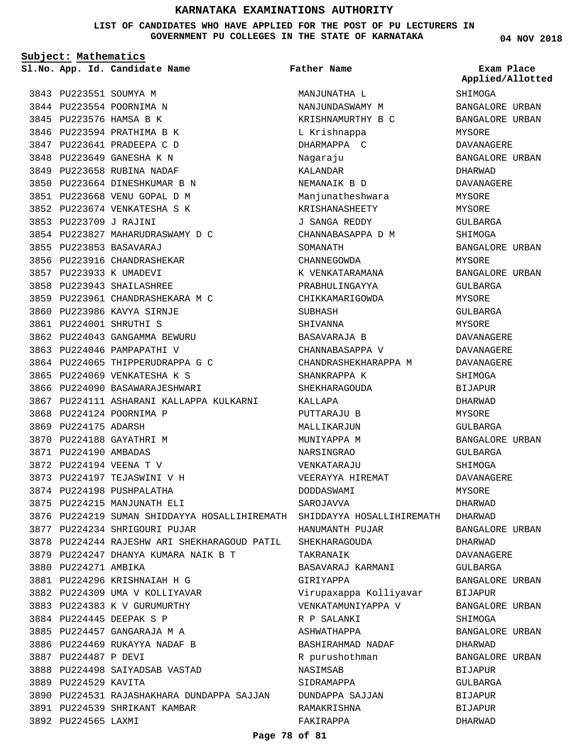# KARNATAKA EXAMINATIONS AUTHORITY

**LIST OF CANDIDATES WHO HAVE APPLIED FOR THE POST OF PU LECTURERS IN GOVERNMENT PU COLLEGES IN THE STATE OF KARNATAKA**

**04 NOV 2018**

**Subject: Mathematics**

| Sl.No. | App. Id. | Candidate Name | Father Name | Exam Place Applied/Allotted |
|---|---|---|---|---|
| 3843 | PU223551 | SOUMYA M | MANJUNATHA L | SHIMOGA |
| 3844 | PU223554 | POORNIMA N | NANJUNDASWAMY M | BANGALORE URBAN |
| 3845 | PU223576 | HAMSA B K | KRISHNAMURTHY B C | BANGALORE URBAN |
| 3846 | PU223594 | PRATHIMA B K | L Krishnappa | MYSORE |
| 3847 | PU223641 | PRADEEPA C D | DHARMAPPA C | DAVANAGERE |
| 3848 | PU223649 | GANESHA K N | Nagaraju | BANGALORE URBAN |
| 3849 | PU223658 | RUBINA NADAF | KALANDAR | DHARWAD |
| 3850 | PU223664 | DINESHKUMAR B N | NEMANAIK B D | DAVANAGERE |
| 3851 | PU223668 | VENU GOPAL D M | Manjunatheshwara | MYSORE |
| 3852 | PU223674 | VENKATESHA S K | KRISHANASHEETY | MYSORE |
| 3853 | PU223709 | J RAJINI | J SANGA REDDY | GULBARGA |
| 3854 | PU223827 | MAHARUDRASWAMY D C | CHANNABASAPPA D M | SHIMOGA |
| 3855 | PU223853 | BASAVARAJ | SOMANATH | BANGALORE URBAN |
| 3856 | PU223916 | CHANDRASHEKAR | CHANNEGOWDA | MYSORE |
| 3857 | PU223933 | K UMADEVI | K VENKATARAMANA | BANGALORE URBAN |
| 3858 | PU223943 | SHAILASHREE | PRABHULINGAYYA | GULBARGA |
| 3859 | PU223961 | CHANDRASHEKARA M C | CHIKKAMARIGOWDA | MYSORE |
| 3860 | PU223986 | KAVYA SIRNJE | SUBHASH | GULBARGA |
| 3861 | PU224001 | SHRUTHI S | SHIVANNA | MYSORE |
| 3862 | PU224043 | GANGAMMA BEWURU | BASAVARAJA B | DAVANAGERE |
| 3863 | PU224046 | PAMPAPATHI V | CHANNABASAPPA V | DAVANAGERE |
| 3864 | PU224065 | THIPPERUDRAPPA G C | CHANDRASHEKHARAPPA M | DAVANAGERE |
| 3865 | PU224069 | VENKATESHA K S | SHANKRAPPA K | SHIMOGA |
| 3866 | PU224090 | BASAWARAJESHWARI | SHEKHARAGOUDA | BIJAPUR |
| 3867 | PU224111 | ASHARANI KALLAPPA KULKARNI | KALLAPA | DHARWAD |
| 3868 | PU224124 | POORNIMA P | PUTTARAJU B | MYSORE |
| 3869 | PU224175 | ADARSH | MALLIKARJUN | GULBARGA |
| 3870 | PU224188 | GAYATHRI M | MUNIYAPPA M | BANGALORE URBAN |
| 3871 | PU224190 | AMBADAS | NARSINGRAO | GULBARGA |
| 3872 | PU224194 | VEENA T V | VENKATARAJU | SHIMOGA |
| 3873 | PU224197 | TEJASWINI V H | VEERAYYA HIREMAT | DAVANAGERE |
| 3874 | PU224198 | PUSHPALATHA | DODDASWAMI | MYSORE |
| 3875 | PU224215 | MANJUNATH ELI | SAROJAVVA | DHARWAD |
| 3876 | PU224219 | SUMAN SHIDDAYYA HOSALLIHIREMATH | SHIDDAYYA HOSALLIHIREMATH | DHARWAD |
| 3877 | PU224234 | SHRIGOURI PUJAR | HANUMANTH PUJAR | BANGALORE URBAN |
| 3878 | PU224244 | RAJESHW ARI SHEKHARAGOUD PATIL | SHEKHARAGOUDA | DHARWAD |
| 3879 | PU224247 | DHANYA KUMARA NAIK B T | TAKRANAIK | DAVANAGERE |
| 3880 | PU224271 | AMBIKA | BASAVARAJ KARMANI | GULBARGA |
| 3881 | PU224296 | KRISHNAIAH H G | GIRIYAPPA | BANGALORE URBAN |
| 3882 | PU224309 | UMA V KOLLIYAVAR | Virupaxappa Kolliyavar | BIJAPUR |
| 3883 | PU224383 | K V GURUMURTHY | VENKATAMUNIYAPPA V | BANGALORE URBAN |
| 3884 | PU224445 | DEEPAK S P | R P SALANKI | SHIMOGA |
| 3885 | PU224457 | GANGARAJA M A | ASHWATHAPPA | BANGALORE URBAN |
| 3886 | PU224469 | RUKAYYA NADAF B | BASHIRAHMAD NADAF | DHARWAD |
| 3887 | PU224487 | P DEVI | R purushothman | BANGALORE URBAN |
| 3888 | PU224498 | SAIYADSAB VASTAD | NASIMSAB | BIJAPUR |
| 3889 | PU224529 | KAVITA | SIDRAMAPPA | GULBARGA |
| 3890 | PU224531 | RAJASHAKHARA DUNDAPPA SAJJAN | DUNDAPPA SAJJAN | BIJAPUR |
| 3891 | PU224539 | SHRIKANT KAMBAR | RAMAKRISHNA | BIJAPUR |
| 3892 | PU224565 | LAXMI | FAKIRAPPA | DHARWAD |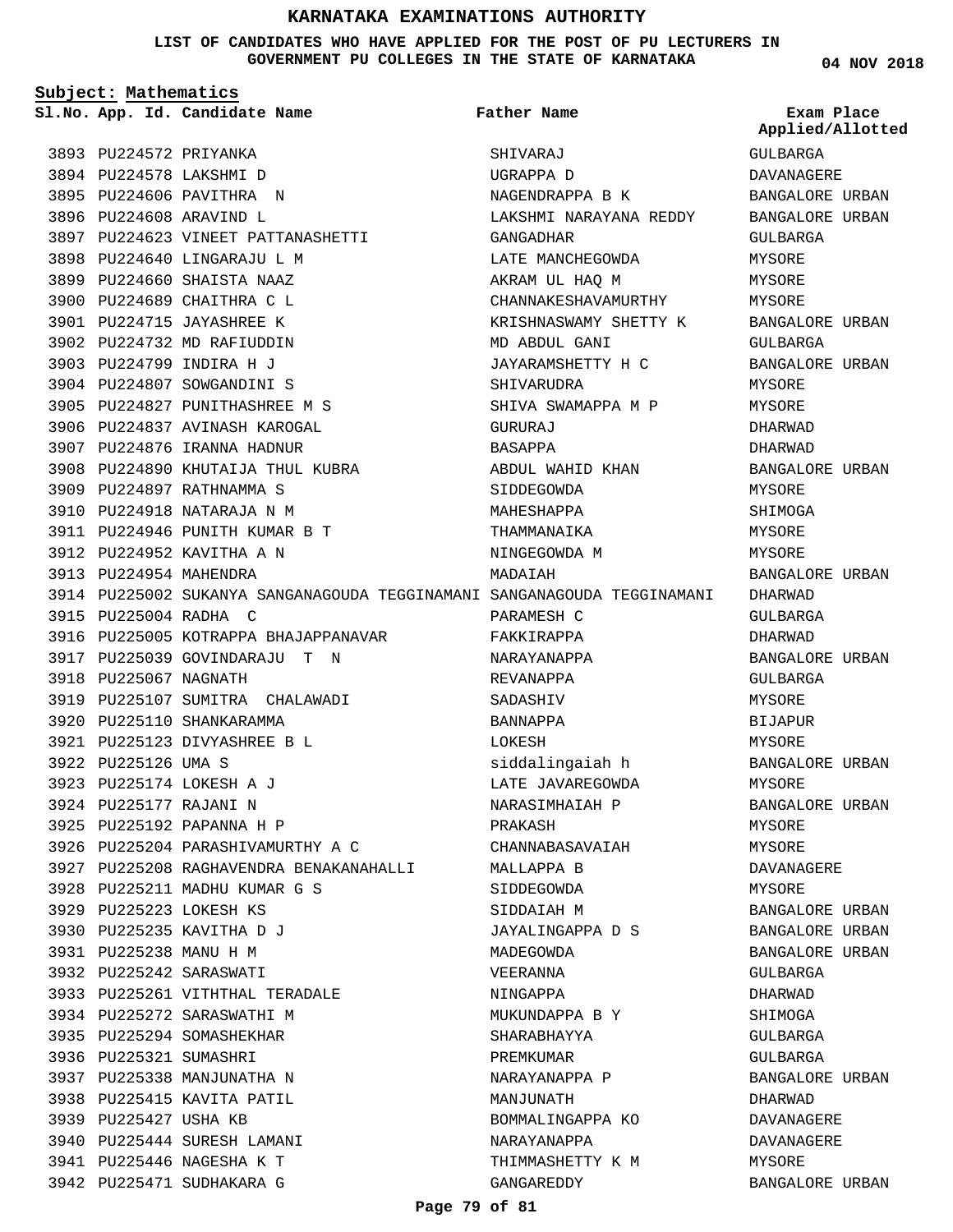# KARNATAKA EXAMINATIONS AUTHORITY

**LIST OF CANDIDATES WHO HAVE APPLIED FOR THE POST OF PU LECTURERS IN GOVERNMENT PU COLLEGES IN THE STATE OF KARNATAKA**

04 NOV 2018

**Subject: Mathematics**

| Sl.No. | App. Id. | Candidate Name | Father Name | Exam Place Applied/Allotted |
|---|---|---|---|---|
| 3893 | PU224572 | PRIYANKA | SHIVARAJ | GULBARGA |
| 3894 | PU224578 | LAKSHMI D | UGRAPPA D | DAVANAGERE |
| 3895 | PU224606 | PAVITHRA N | NAGENDRAPPA B K | BANGALORE URBAN |
| 3896 | PU224608 | ARAVIND L | LAKSHMI NARAYANA REDDY | BANGALORE URBAN |
| 3897 | PU224623 | VINEET PATTANASHETTI | GANGADHAR | GULBARGA |
| 3898 | PU224640 | LINGARAJU L M | LATE MANCHEGOWDA | MYSORE |
| 3899 | PU224660 | SHAISTA NAAZ | AKRAM UL HAQ M | MYSORE |
| 3900 | PU224689 | CHAITHRA C L | CHANNAKESHAVAMURTHY | MYSORE |
| 3901 | PU224715 | JAYASHREE K | KRISHNASWAMY SHETTY K | BANGALORE URBAN |
| 3902 | PU224732 | MD RAFIUDDIN | MD ABDUL GANI | GULBARGA |
| 3903 | PU224799 | INDIRA H J | JAYARAMSHETTY H C | BANGALORE URBAN |
| 3904 | PU224807 | SOWGANDINI S | SHIVARUDRA | MYSORE |
| 3905 | PU224827 | PUNITHASHREE M S | SHIVA SWAMAPPA M P | MYSORE |
| 3906 | PU224837 | AVINASH KAROGAL | GURURAJ | DHARWAD |
| 3907 | PU224876 | IRANNA HADNUR | BASAPPA | DHARWAD |
| 3908 | PU224890 | KHUTAIJA THUL KUBRA | ABDUL WAHID KHAN | BANGALORE URBAN |
| 3909 | PU224897 | RATHNAMMA S | SIDDEGOWDA | MYSORE |
| 3910 | PU224918 | NATARAJA N M | MAHESHAPPA | SHIMOGA |
| 3911 | PU224946 | PUNITH KUMAR B T | THAMMANAIKA | MYSORE |
| 3912 | PU224952 | KAVITHA A N | NINGEGOWDA M | MYSORE |
| 3913 | PU224954 | MAHENDRA | MADAIAH | BANGALORE URBAN |
| 3914 | PU225002 | SUKANYA SANGANAGOUDA TEGGINAMANI | SANGANAGOUDA TEGGINAMANI | DHARWAD |
| 3915 | PU225004 | RADHA C | PARAMESH C | GULBARGA |
| 3916 | PU225005 | KOTRAPPA BHAJAPPANAVAR | FAKKIRAPPA | DHARWAD |
| 3917 | PU225039 | GOVINDARAJU T N | NARAYANAPPA | BANGALORE URBAN |
| 3918 | PU225067 | NAGNATH | REVANAPPA | GULBARGA |
| 3919 | PU225107 | SUMITRA CHALAWADI | SADASHIV | MYSORE |
| 3920 | PU225110 | SHANKARAMMA | BANNAPPA | BIJAPUR |
| 3921 | PU225123 | DIVYASHREE B L | LOKESH | MYSORE |
| 3922 | PU225126 | UMA S | siddalingaiah h | BANGALORE URBAN |
| 3923 | PU225174 | LOKESH A J | LATE JAVAREGOWDA | MYSORE |
| 3924 | PU225177 | RAJANI N | NARASIMHAIAH P | BANGALORE URBAN |
| 3925 | PU225192 | PAPANNA H P | PRAKASH | MYSORE |
| 3926 | PU225204 | PARASHIVAMURTHY A C | CHANNABASAVAIAH | MYSORE |
| 3927 | PU225208 | RAGHAVENDRA BENAKANAHALLI | MALLAPPA B | DAVANAGERE |
| 3928 | PU225211 | MADHU KUMAR G S | SIDDEGOWDA | MYSORE |
| 3929 | PU225223 | LOKESH KS | SIDDAIAH M | BANGALORE URBAN |
| 3930 | PU225235 | KAVITHA D J | JAYALINGAPPA D S | BANGALORE URBAN |
| 3931 | PU225238 | MANU H M | MADEGOWDA | BANGALORE URBAN |
| 3932 | PU225242 | SARASWATI | VEERANNA | GULBARGA |
| 3933 | PU225261 | VITHTHAL TERADALE | NINGAPPA | DHARWAD |
| 3934 | PU225272 | SARASWATHI M | MUKUNDAPPA B Y | SHIMOGA |
| 3935 | PU225294 | SOMASHEKHAR | SHARABHAYYA | GULBARGA |
| 3936 | PU225321 | SUMASHRI | PREMKUMAR | GULBARGA |
| 3937 | PU225338 | MANJUNATHA N | NARAYANAPPA P | BANGALORE URBAN |
| 3938 | PU225415 | KAVITA PATIL | MANJUNATH | DHARWAD |
| 3939 | PU225427 | USHA KB | BOMMALINGAPPA KO | DAVANAGERE |
| 3940 | PU225444 | SURESH LAMANI | NARAYANAPPA | DAVANAGERE |
| 3941 | PU225446 | NAGESHA K T | THIMMASHETTY K M | MYSORE |
| 3942 | PU225471 | SUDHAKARA G | GANGAREDDY | BANGALORE URBAN |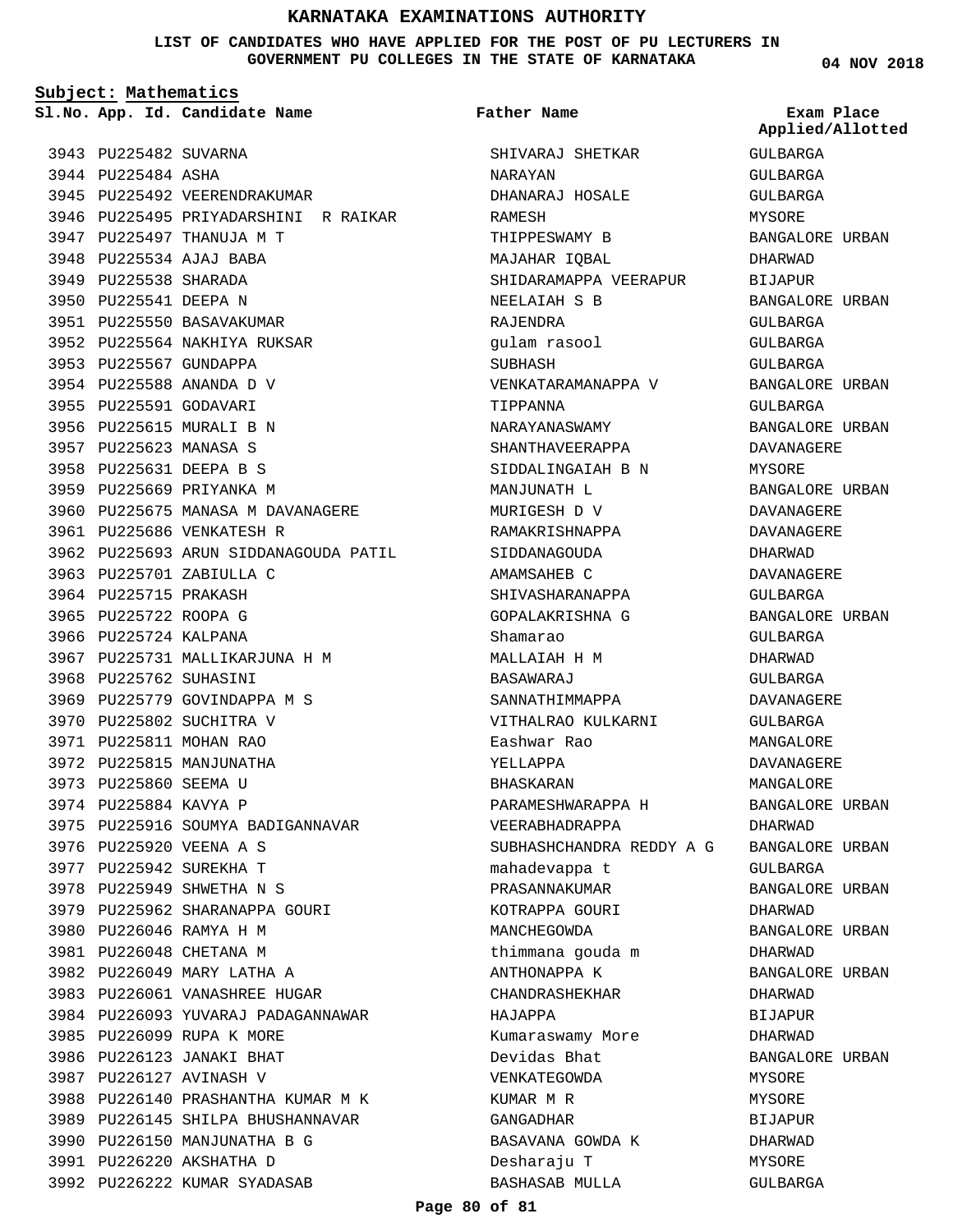# KARNATAKA EXAMINATIONS AUTHORITY

**LIST OF CANDIDATES WHO HAVE APPLIED FOR THE POST OF PU LECTURERS IN GOVERNMENT PU COLLEGES IN THE STATE OF KARNATAKA**

**04 NOV 2018**

**Subject: Mathematics**

| Sl.No. | App. Id. | Candidate Name | Father Name | Exam Place Applied/Allotted |
|---|---|---|---|---|
| 3943 | PU225482 | SUVARNA | SHIVARAJ SHETKAR | GULBARGA |
| 3944 | PU225484 | ASHA | NARAYAN | GULBARGA |
| 3945 | PU225492 | VEERENDRAKUMAR | DHANARAJ HOSALE | GULBARGA |
| 3946 | PU225495 | PRIYADARSHINI R RAIKAR | RAMESH | MYSORE |
| 3947 | PU225497 | THANUJA M T | THIPPESWAMY B | BANGALORE URBAN |
| 3948 | PU225534 | AJAJ BABA | MAJAHAR IQBAL | DHARWAD |
| 3949 | PU225538 | SHARADA | SHIDARAMAPPA VEERAPUR | BIJAPUR |
| 3950 | PU225541 | DEEPA N | NEELAIAH S B | BANGALORE URBAN |
| 3951 | PU225550 | BASAVAKUMAR | RAJENDRA | GULBARGA |
| 3952 | PU225564 | NAKHIYA RUKSAR | gulam rasool | GULBARGA |
| 3953 | PU225567 | GUNDAPPA | SUBHASH | GULBARGA |
| 3954 | PU225588 | ANANDA D V | VENKATARAMANAPPA V | BANGALORE URBAN |
| 3955 | PU225591 | GODAVARI | TIPPANNA | GULBARGA |
| 3956 | PU225615 | MURALI B N | NARAYANASWAMY | BANGALORE URBAN |
| 3957 | PU225623 | MANASA S | SHANTHAVEERAPPA | DAVANAGERE |
| 3958 | PU225631 | DEEPA B S | SIDDALINGAIAH B N | MYSORE |
| 3959 | PU225669 | PRIYANKA M | MANJUNATH L | BANGALORE URBAN |
| 3960 | PU225675 | MANASA M DAVANAGERE | MURIGESH D V | DAVANAGERE |
| 3961 | PU225686 | VENKATESH R | RAMAKRISHNAPPA | DAVANAGERE |
| 3962 | PU225693 | ARUN SIDDANAGOUDA PATIL | SIDDANAGOUDA | DHARWAD |
| 3963 | PU225701 | ZABIULLA C | AMAMSAHEB C | DAVANAGERE |
| 3964 | PU225715 | PRAKASH | SHIVASHARANAPPA | GULBARGA |
| 3965 | PU225722 | ROOPA G | GOPALAKRISHNA G | BANGALORE URBAN |
| 3966 | PU225724 | KALPANA | Shamarao | GULBARGA |
| 3967 | PU225731 | MALLIKARJUNA H M | MALLAIAH H M | DHARWAD |
| 3968 | PU225762 | SUHASINI | BASAWARAJ | GULBARGA |
| 3969 | PU225779 | GOVINDAPPA M S | SANNATHIMMAPPA | DAVANAGERE |
| 3970 | PU225802 | SUCHITRA V | VITHALRAO KULKARNI | GULBARGA |
| 3971 | PU225811 | MOHAN RAO | Eashwar Rao | MANGALORE |
| 3972 | PU225815 | MANJUNATHA | YELLAPPA | DAVANAGERE |
| 3973 | PU225860 | SEEMA U | BHASKARAN | MANGALORE |
| 3974 | PU225884 | KAVYA P | PARAMESHWARAPPA H | BANGALORE URBAN |
| 3975 | PU225916 | SOUMYA BADIGANNAVAR | VEERABHADRAPPA | DHARWAD |
| 3976 | PU225920 | VEENA A S | SUBHASHCHANDRA REDDY A G | BANGALORE URBAN |
| 3977 | PU225942 | SUREKHA T | mahadevappa t | GULBARGA |
| 3978 | PU225949 | SHWETHA N S | PRASANNAKUMAR | BANGALORE URBAN |
| 3979 | PU225962 | SHARANAPPA GOURI | KOTRAPPA GOURI | DHARWAD |
| 3980 | PU226046 | RAMYA H M | MANCHEGOWDA | BANGALORE URBAN |
| 3981 | PU226048 | CHETANA M | thimmana gouda m | DHARWAD |
| 3982 | PU226049 | MARY LATHA A | ANTHONAPPA K | BANGALORE URBAN |
| 3983 | PU226061 | VANASHREE HUGAR | CHANDRASHEKHAR | DHARWAD |
| 3984 | PU226093 | YUVARAJ PADAGANNAWAR | HAJAPPA | BIJAPUR |
| 3985 | PU226099 | RUPA K MORE | Kumaraswamy More | DHARWAD |
| 3986 | PU226123 | JANAKI BHAT | Devidas Bhat | BANGALORE URBAN |
| 3987 | PU226127 | AVINASH V | VENKATEGOWDA | MYSORE |
| 3988 | PU226140 | PRASHANTHA KUMAR M K | KUMAR M R | MYSORE |
| 3989 | PU226145 | SHILPA BHUSHANNAVAR | GANGADHAR | BIJAPUR |
| 3990 | PU226150 | MANJUNATHA B G | BASAVANA GOWDA K | DHARWAD |
| 3991 | PU226220 | AKSHATHA D | Desharaju T | MYSORE |
| 3992 | PU226222 | KUMAR SYADASAB | BASHASAB MULLA | GULBARGA |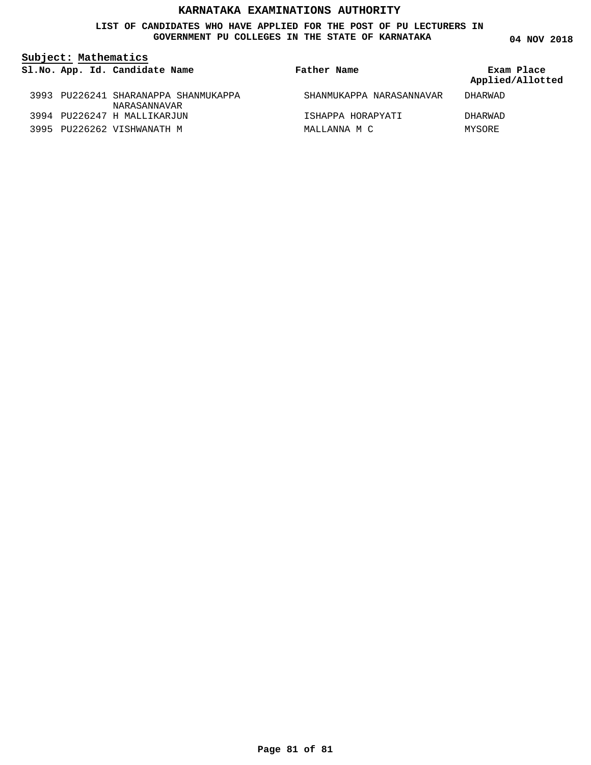# KARNATAKA EXAMINATIONS AUTHORITY

**LIST OF CANDIDATES WHO HAVE APPLIED FOR THE POST OF PU LECTURERS IN GOVERNMENT PU COLLEGES IN THE STATE OF KARNATAKA**

**04 NOV 2018**

**Subject: Mathematics**

| Sl.No. | App. Id. | Candidate Name | Father Name | Exam Place Applied/Allotted |
|---|---|---|---|---|
| 3993 | PU226241 | SHARANAPPA SHANMUKAPPA NARASANNAVAR | SHANMUKAPPA NARASANNAVAR | DHARWAD |
| 3994 | PU226247 | H MALLIKARJUN | ISHAPPA HORAPYATI | DHARWAD |
| 3995 | PU226262 | VISHWANATH M | MALLANNA M C | MYSORE |